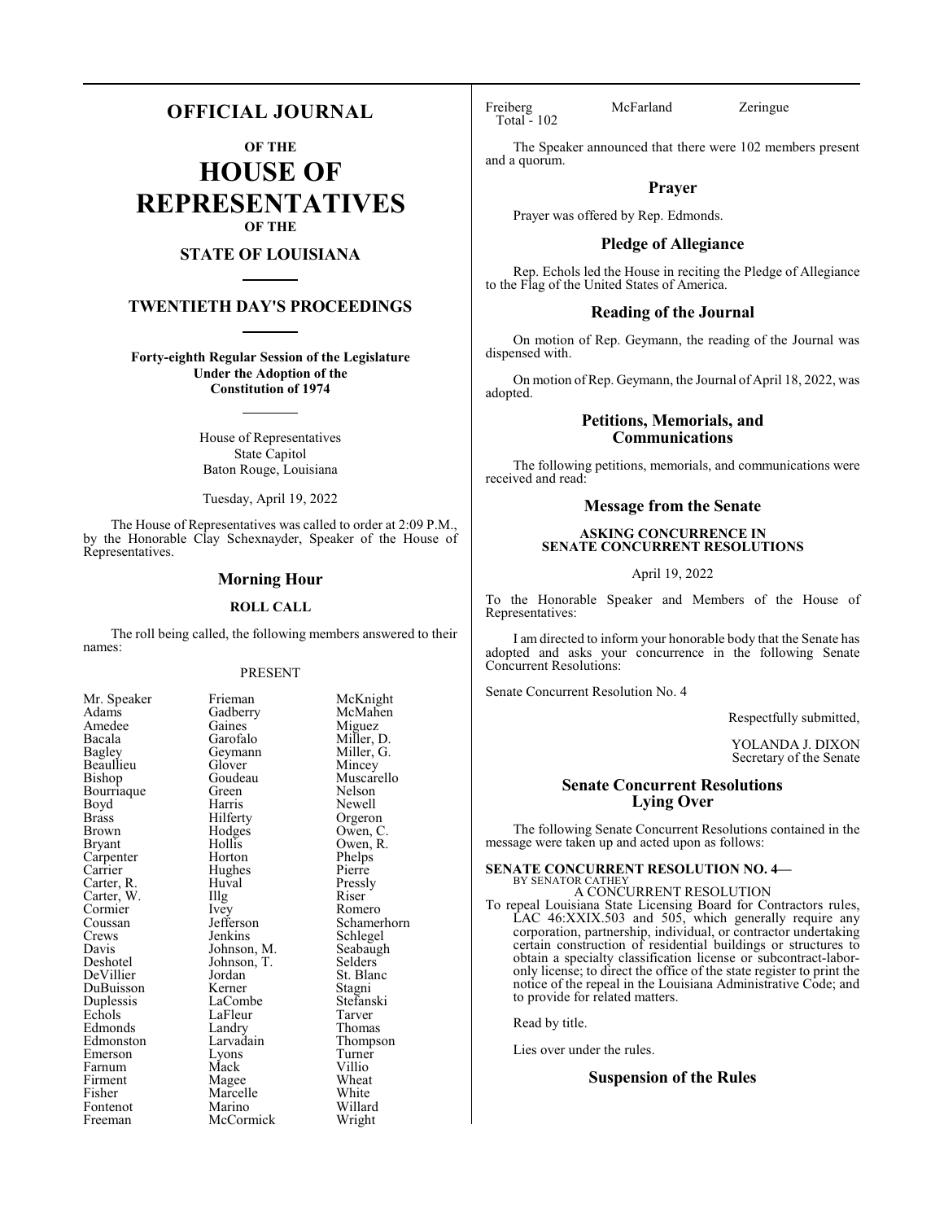# OFFICIAL JOURNAL

## OF THE

# HOUSE OF REPRESENTATIVES

## OF THE

## STATE OF LOUISIANA

## TWENTIETH DAY'S PROCEEDINGS

**Forty-eighth Regular Session of the Legislature**
**Under the Adoption of the**
**Constitution of 1974**

House of Representatives
State Capitol
Baton Rouge, Louisiana

Tuesday, April 19, 2022

The House of Representatives was called to order at 2:09 P.M., by the Honorable Clay Schexnayder, Speaker of the House of Representatives.

## Morning Hour

### ROLL CALL

The roll being called, the following members answered to their names:

PRESENT

| | | |
|---|---|---|
| Mr. Speaker | Frieman | McKnight |
| Adams | Gadberry | McMahen |
| Amedee | Gaines | Miguez |
| Bacala | Garofalo | Miller, D. |
| Bagley | Geymann | Miller, G. |
| Beaullieu | Glover | Mincey |
| Bishop | Goudeau | Muscarello |
| Bourriaque | Green | Nelson |
| Boyd | Harris | Newell |
| Brass | Hilferty | Orgeron |
| Brown | Hodges | Owen, C. |
| Bryant | Hollis | Owen, R. |
| Carpenter | Horton | Phelps |
| Carrier | Hughes | Pierre |
| Carter, R. | Huval | Pressly |
| Carter, W. | Illg | Riser |
| Cormier | Ivey | Romero |
| Coussan | Jefferson | Schamerhorn |
| Crews | Jenkins | Schlegel |
| Davis | Johnson, M. | Seabaugh |
| Deshotel | Johnson, T. | Selders |
| DeVillier | Jordan | St. Blanc |
| DuBuisson | Kerner | Stagni |
| Duplessis | LaCombe | Stefanski |
| Echols | LaFleur | Tarver |
| Edmonds | Landry | Thomas |
| Edmonston | Larvadain | Thompson |
| Emerson | Lyons | Turner |
| Farnum | Mack | Villio |
| Firment | Magee | Wheat |
| Fisher | Marcelle | White |
| Fontenot | Marino | Willard |
| Freeman | McCormick | Wright |
| Freiberg | McFarland | Zeringue |

Total - 102

The Speaker announced that there were 102 members present and a quorum.

## Prayer

Prayer was offered by Rep. Edmonds.

## Pledge of Allegiance

Rep. Echols led the House in reciting the Pledge of Allegiance to the Flag of the United States of America.

## Reading of the Journal

On motion of Rep. Geymann, the reading of the Journal was dispensed with.

On motion of Rep. Geymann, the Journal of April 18, 2022, was adopted.

## Petitions, Memorials, and Communications

The following petitions, memorials, and communications were received and read:

## Message from the Senate

### ASKING CONCURRENCE IN SENATE CONCURRENT RESOLUTIONS

April 19, 2022

To the Honorable Speaker and Members of the House of Representatives:

I am directed to inform your honorable body that the Senate has adopted and asks your concurrence in the following Senate Concurrent Resolutions:

Senate Concurrent Resolution No. 4

Respectfully submitted,

YOLANDA J. DIXON
Secretary of the Senate

## Senate Concurrent Resolutions Lying Over

The following Senate Concurrent Resolutions contained in the message were taken up and acted upon as follows:

**SENATE CONCURRENT RESOLUTION NO. 4—**
BY SENATOR CATHEY
A CONCURRENT RESOLUTION

To repeal Louisiana State Licensing Board for Contractors rules, LAC 46:XXIX.503 and 505, which generally require any corporation, partnership, individual, or contractor undertaking certain construction of residential buildings or structures to obtain a specialty classification license or subcontract-labor-only license; to direct the office of the state register to print the notice of the repeal in the Louisiana Administrative Code; and to provide for related matters.

Read by title.

Lies over under the rules.

## Suspension of the Rules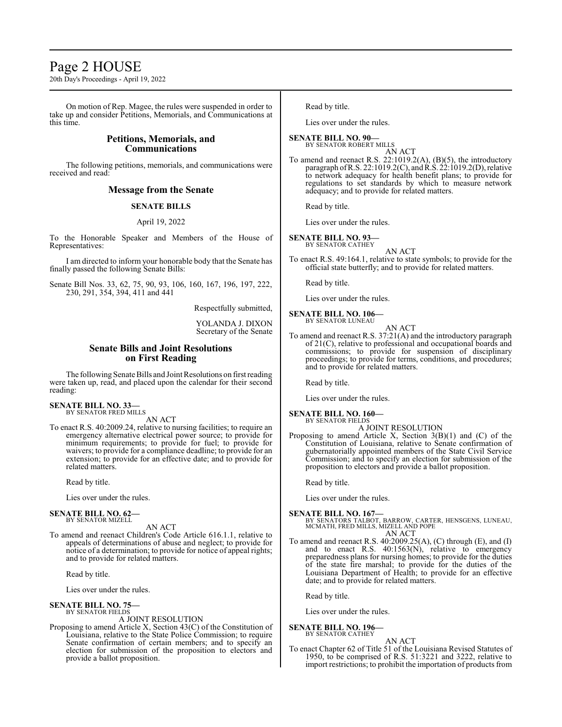On motion of Rep. Magee, the rules were suspended in order to take up and consider Petitions, Memorials, and Communications at this time.

## Petitions, Memorials, and Communications

The following petitions, memorials, and communications were received and read:

## Message from the Senate

### SENATE BILLS

April 19, 2022

To the Honorable Speaker and Members of the House of Representatives:

I am directed to inform your honorable body that the Senate has finally passed the following Senate Bills:

Senate Bill Nos. 33, 62, 75, 90, 93, 106, 160, 167, 196, 197, 222, 230, 291, 354, 394, 411 and 441

Respectfully submitted,

YOLANDA J. DIXON
Secretary of the Senate

## Senate Bills and Joint Resolutions on First Reading

The following Senate Bills and Joint Resolutions on first reading were taken up, read, and placed upon the calendar for their second reading:

**SENATE BILL NO. 33—**
BY SENATOR FRED MILLS

AN ACT

To enact R.S. 40:2009.24, relative to nursing facilities; to require an emergency alternative electrical power source; to provide for minimum requirements; to provide for fuel; to provide for waivers; to provide for a compliance deadline; to provide for an extension; to provide for an effective date; and to provide for related matters.

Read by title.

Lies over under the rules.

**SENATE BILL NO. 62—**
BY SENATOR MIZELL

AN ACT

To amend and reenact Children's Code Article 616.1.1, relative to appeals of determinations of abuse and neglect; to provide for notice of a determination; to provide for notice of appeal rights; and to provide for related matters.

Read by title.

Lies over under the rules.

**SENATE BILL NO. 75—**
BY SENATOR FIELDS

A JOINT RESOLUTION

Proposing to amend Article X, Section 43(C) of the Constitution of Louisiana, relative to the State Police Commission; to require Senate confirmation of certain members; and to specify an election for submission of the proposition to electors and provide a ballot proposition.

Read by title.

Lies over under the rules.

**SENATE BILL NO. 90—**
BY SENATOR ROBERT MILLS

AN ACT

To amend and reenact R.S. 22:1019.2(A), (B)(5), the introductory paragraph of R.S. 22:1019.2(C), and R.S. 22:1019.2(D), relative to network adequacy for health benefit plans; to provide for regulations to set standards by which to measure network adequacy; and to provide for related matters.

Read by title.

Lies over under the rules.

**SENATE BILL NO. 93—**
BY SENATOR CATHEY

AN ACT

To enact R.S. 49:164.1, relative to state symbols; to provide for the official state butterfly; and to provide for related matters.

Read by title.

Lies over under the rules.

**SENATE BILL NO. 106—**
BY SENATOR LUNEAU

AN ACT

To amend and reenact R.S. 37:21(A) and the introductory paragraph of 21(C), relative to professional and occupational boards and commissions; to provide for suspension of disciplinary proceedings; to provide for terms, conditions, and procedures; and to provide for related matters.

Read by title.

Lies over under the rules.

**SENATE BILL NO. 160—**
BY SENATOR FIELDS

A JOINT RESOLUTION

Proposing to amend Article X, Section 3(B)(1) and (C) of the Constitution of Louisiana, relative to Senate confirmation of gubernatorially appointed members of the State Civil Service Commission; and to specify an election for submission of the proposition to electors and provide a ballot proposition.

Read by title.

Lies over under the rules.

**SENATE BILL NO. 167—**
BY SENATORS TALBOT, BARROW, CARTER, HENSGENS, LUNEAU, MCMATH, FRED MILLS, MIZELL AND POPE

AN ACT

To amend and reenact R.S. 40:2009.25(A), (C) through (E), and (I) and to enact R.S. 40:1563(N), relative to emergency preparedness plans for nursing homes; to provide for the duties of the state fire marshal; to provide for the duties of the Louisiana Department of Health; to provide for an effective date; and to provide for related matters.

Read by title.

Lies over under the rules.

**SENATE BILL NO. 196—**
BY SENATOR CATHEY

AN ACT

To enact Chapter 62 of Title 51 of the Louisiana Revised Statutes of 1950, to be comprised of R.S. 51:3221 and 3222, relative to import restrictions; to prohibit the importation of products from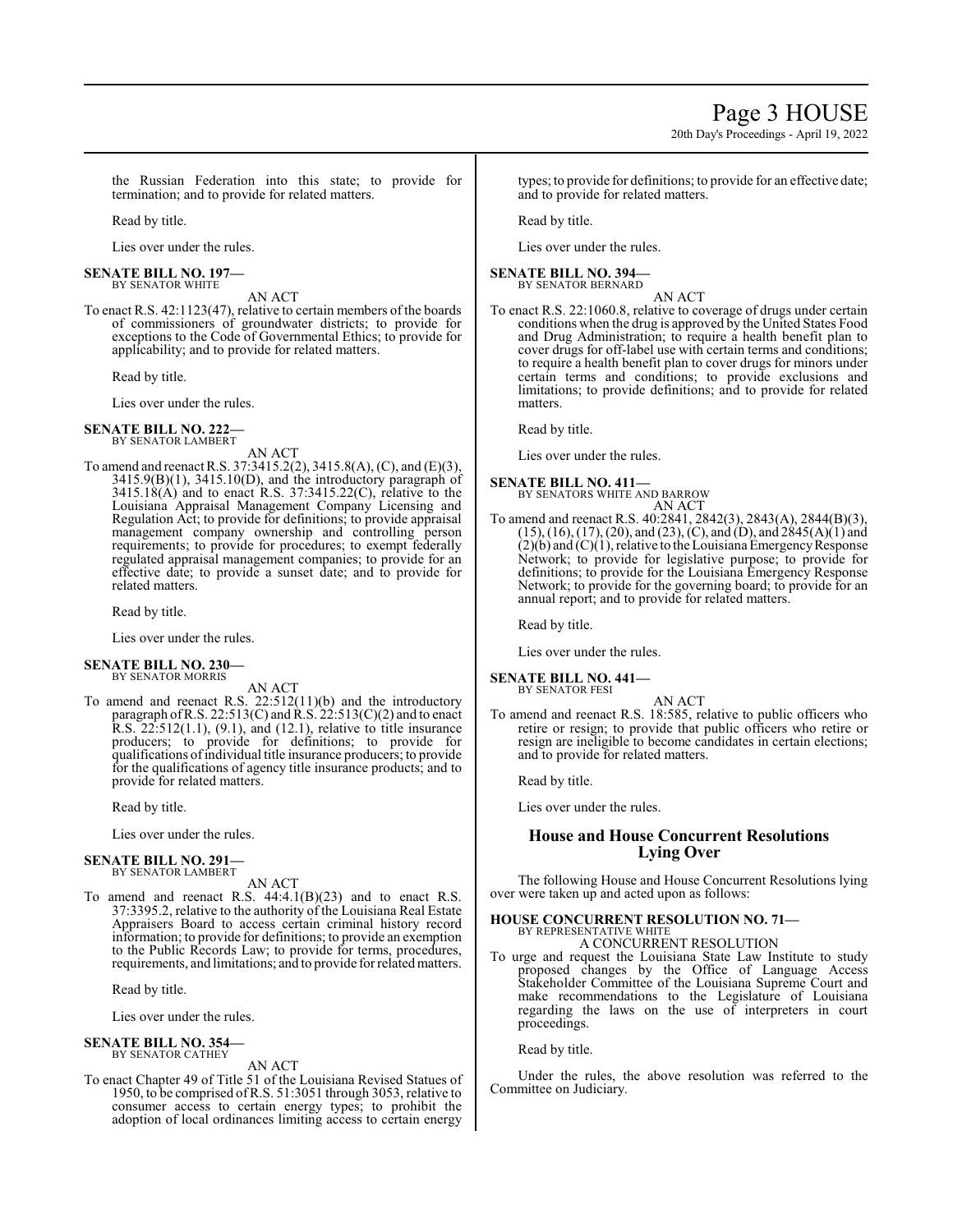the Russian Federation into this state; to provide for termination; and to provide for related matters.

Read by title.

Lies over under the rules.

**SENATE BILL NO. 197—**
BY SENATOR WHITE

AN ACT

To enact R.S. 42:1123(47), relative to certain members of the boards of commissioners of groundwater districts; to provide for exceptions to the Code of Governmental Ethics; to provide for applicability; and to provide for related matters.

Read by title.

Lies over under the rules.

**SENATE BILL NO. 222—**
BY SENATOR LAMBERT

AN ACT

To amend and reenact R.S. 37:3415.2(2), 3415.8(A), (C), and (E)(3), 3415.9(B)(1), 3415.10(D), and the introductory paragraph of 3415.18(A) and to enact R.S. 37:3415.22(C), relative to the Louisiana Appraisal Management Company Licensing and Regulation Act; to provide for definitions; to provide appraisal management company ownership and controlling person requirements; to provide for procedures; to exempt federally regulated appraisal management companies; to provide for an effective date; to provide a sunset date; and to provide for related matters.

Read by title.

Lies over under the rules.

**SENATE BILL NO. 230—**
BY SENATOR MORRIS

AN ACT

To amend and reenact R.S. 22:512(11)(b) and the introductory paragraph of R.S. 22:513(C) and R.S. 22:513(C)(2) and to enact R.S. 22:512(1.1), (9.1), and (12.1), relative to title insurance producers; to provide for definitions; to provide for qualifications of individual title insurance producers; to provide for the qualifications of agency title insurance products; and to provide for related matters.

Read by title.

Lies over under the rules.

**SENATE BILL NO. 291—**
BY SENATOR LAMBERT

AN ACT

To amend and reenact R.S. 44:4.1(B)(23) and to enact R.S. 37:3395.2, relative to the authority of the Louisiana Real Estate Appraisers Board to access certain criminal history record information; to provide for definitions; to provide an exemption to the Public Records Law; to provide for terms, procedures, requirements, and limitations; and to provide for related matters.

Read by title.

Lies over under the rules.

**SENATE BILL NO. 354—**
BY SENATOR CATHEY

AN ACT

To enact Chapter 49 of Title 51 of the Louisiana Revised Statues of 1950, to be comprised of R.S. 51:3051 through 3053, relative to consumer access to certain energy types; to prohibit the adoption of local ordinances limiting access to certain energy types; to provide for definitions; to provide for an effective date; and to provide for related matters.

Read by title.

Lies over under the rules.

**SENATE BILL NO. 394—**
BY SENATOR BERNARD

AN ACT

To enact R.S. 22:1060.8, relative to coverage of drugs under certain conditions when the drug is approved by the United States Food and Drug Administration; to require a health benefit plan to cover drugs for off-label use with certain terms and conditions; to require a health benefit plan to cover drugs for minors under certain terms and conditions; to provide exclusions and limitations; to provide definitions; and to provide for related matters.

Read by title.

Lies over under the rules.

**SENATE BILL NO. 411—**
BY SENATORS WHITE AND BARROW

AN ACT

To amend and reenact R.S. 40:2841, 2842(3), 2843(A), 2844(B)(3), (15), (16), (17), (20), and (23), (C), and (D), and 2845(A)(1) and (2)(b) and (C)(1), relative to the Louisiana Emergency Response Network; to provide for legislative purpose; to provide for definitions; to provide for the Louisiana Emergency Response Network; to provide for the governing board; to provide for an annual report; and to provide for related matters.

Read by title.

Lies over under the rules.

**SENATE BILL NO. 441—**
BY SENATOR FESI

AN ACT

To amend and reenact R.S. 18:585, relative to public officers who retire or resign; to provide that public officers who retire or resign are ineligible to become candidates in certain elections; and to provide for related matters.

Read by title.

Lies over under the rules.

## House and House Concurrent Resolutions Lying Over

The following House and House Concurrent Resolutions lying over were taken up and acted upon as follows:

**HOUSE CONCURRENT RESOLUTION NO. 71—**
BY REPRESENTATIVE WHITE

A CONCURRENT RESOLUTION

To urge and request the Louisiana State Law Institute to study proposed changes by the Office of Language Access Stakeholder Committee of the Louisiana Supreme Court and make recommendations to the Legislature of Louisiana regarding the laws on the use of interpreters in court proceedings.

Read by title.

Under the rules, the above resolution was referred to the Committee on Judiciary.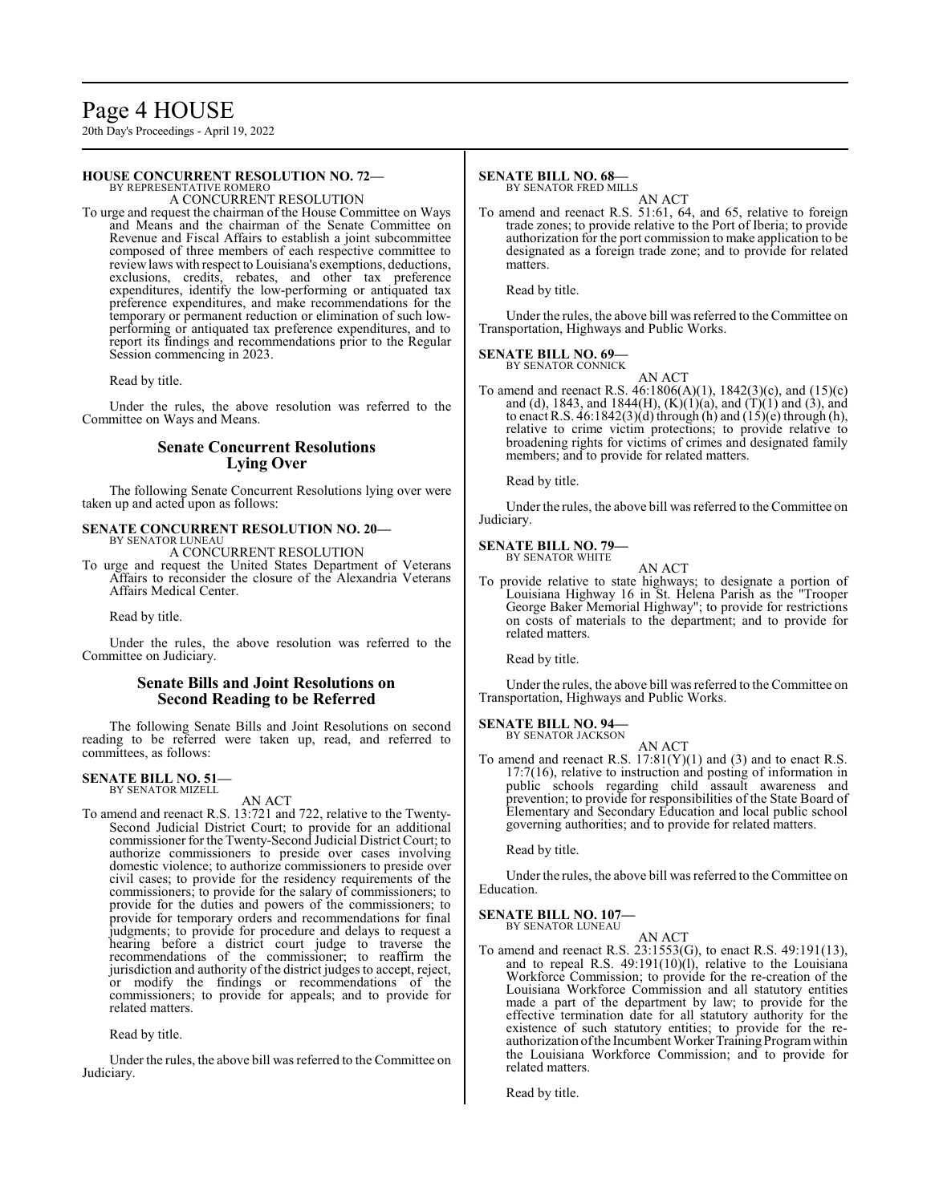**HOUSE CONCURRENT RESOLUTION NO. 72—**
BY REPRESENTATIVE ROMERO
A CONCURRENT RESOLUTION

To urge and request the chairman of the House Committee on Ways and Means and the chairman of the Senate Committee on Revenue and Fiscal Affairs to establish a joint subcommittee composed of three members of each respective committee to review laws with respect to Louisiana's exemptions, deductions, exclusions, credits, rebates, and other tax preference expenditures, identify the low-performing or antiquated tax preference expenditures, and make recommendations for the temporary or permanent reduction or elimination of such low-performing or antiquated tax preference expenditures, and to report its findings and recommendations prior to the Regular Session commencing in 2023.

Read by title.

Under the rules, the above resolution was referred to the Committee on Ways and Means.

## Senate Concurrent Resolutions Lying Over

The following Senate Concurrent Resolutions lying over were taken up and acted upon as follows:

**SENATE CONCURRENT RESOLUTION NO. 20—**
BY SENATOR LUNEAU
A CONCURRENT RESOLUTION

To urge and request the United States Department of Veterans Affairs to reconsider the closure of the Alexandria Veterans Affairs Medical Center.

Read by title.

Under the rules, the above resolution was referred to the Committee on Judiciary.

## Senate Bills and Joint Resolutions on Second Reading to be Referred

The following Senate Bills and Joint Resolutions on second reading to be referred were taken up, read, and referred to committees, as follows:

**SENATE BILL NO. 51—**
BY SENATOR MIZELL
AN ACT

To amend and reenact R.S. 13:721 and 722, relative to the Twenty-Second Judicial District Court; to provide for an additional commissioner for the Twenty-Second Judicial District Court; to authorize commissioners to preside over cases involving domestic violence; to authorize commissioners to preside over civil cases; to provide for the residency requirements of the commissioners; to provide for the salary of commissioners; to provide for the duties and powers of the commissioners; to provide for temporary orders and recommendations for final judgments; to provide for procedure and delays to request a hearing before a district court judge to traverse the recommendations of the commissioner; to reaffirm the jurisdiction and authority of the district judges to accept, reject, or modify the findings or recommendations of the commissioners; to provide for appeals; and to provide for related matters.

Read by title.

Under the rules, the above bill was referred to the Committee on Judiciary.

**SENATE BILL NO. 68—**
BY SENATOR FRED MILLS
AN ACT

To amend and reenact R.S. 51:61, 64, and 65, relative to foreign trade zones; to provide relative to the Port of Iberia; to provide authorization for the port commission to make application to be designated as a foreign trade zone; and to provide for related matters.

Read by title.

Under the rules, the above bill was referred to the Committee on Transportation, Highways and Public Works.

**SENATE BILL NO. 69—**
BY SENATOR CONNICK
AN ACT

To amend and reenact R.S. 46:1806(A)(1), 1842(3)(c), and (15)(c) and (d), 1843, and 1844(H), (K)(1)(a), and (T)(1) and (3), and to enact R.S. 46:1842(3)(d) through (h) and (15)(e) through (h), relative to crime victim protections; to provide relative to broadening rights for victims of crimes and designated family members; and to provide for related matters.

Read by title.

Under the rules, the above bill was referred to the Committee on Judiciary.

**SENATE BILL NO. 79—**
BY SENATOR WHITE
AN ACT

To provide relative to state highways; to designate a portion of Louisiana Highway 16 in St. Helena Parish as the "Trooper George Baker Memorial Highway"; to provide for restrictions on costs of materials to the department; and to provide for related matters.

Read by title.

Under the rules, the above bill was referred to the Committee on Transportation, Highways and Public Works.

**SENATE BILL NO. 94—**
BY SENATOR JACKSON
AN ACT

To amend and reenact R.S. 17:81(Y)(1) and (3) and to enact R.S. 17:7(16), relative to instruction and posting of information in public schools regarding child assault awareness and prevention; to provide for responsibilities of the State Board of Elementary and Secondary Education and local public school governing authorities; and to provide for related matters.

Read by title.

Under the rules, the above bill was referred to the Committee on Education.

**SENATE BILL NO. 107—**
BY SENATOR LUNEAU
AN ACT

To amend and reenact R.S. 23:1553(G), to enact R.S. 49:191(13), and to repeal R.S. 49:191(10)(l), relative to the Louisiana Workforce Commission; to provide for the re-creation of the Louisiana Workforce Commission and all statutory entities made a part of the department by law; to provide for the effective termination date for all statutory authority for the existence of such statutory entities; to provide for the re-authorization of the Incumbent Worker Training Program within the Louisiana Workforce Commission; and to provide for related matters.

Read by title.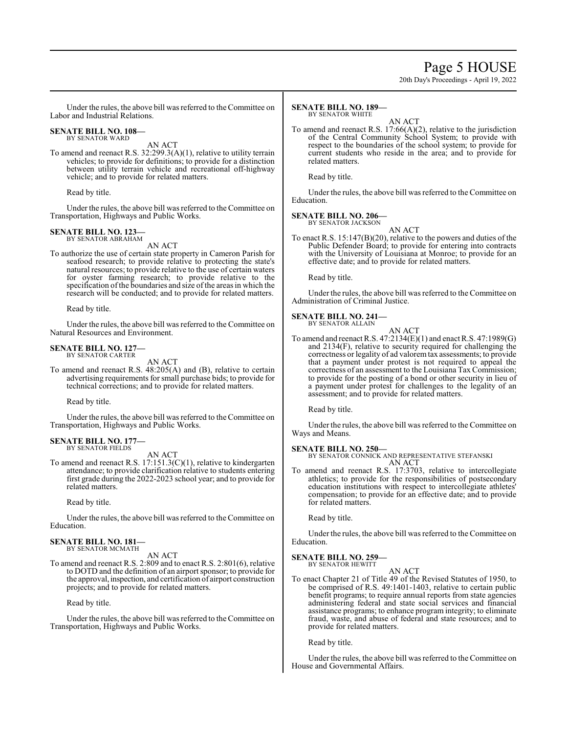Under the rules, the above bill was referred to the Committee on Labor and Industrial Relations.

**SENATE BILL NO. 108—**
BY SENATOR WARD

AN ACT

To amend and reenact R.S. 32:299.3(A)(1), relative to utility terrain vehicles; to provide for definitions; to provide for a distinction between utility terrain vehicle and recreational off-highway vehicle; and to provide for related matters.

Read by title.

Under the rules, the above bill was referred to the Committee on Transportation, Highways and Public Works.

**SENATE BILL NO. 123—**
BY SENATOR ABRAHAM

AN ACT

To authorize the use of certain state property in Cameron Parish for seafood research; to provide relative to protecting the state's natural resources; to provide relative to the use of certain waters for oyster farming research; to provide relative to the specification of the boundaries and size of the areas in which the research will be conducted; and to provide for related matters.

Read by title.

Under the rules, the above bill was referred to the Committee on Natural Resources and Environment.

**SENATE BILL NO. 127—**
BY SENATOR CARTER

AN ACT

To amend and reenact R.S. 48:205(A) and (B), relative to certain advertising requirements for small purchase bids; to provide for technical corrections; and to provide for related matters.

Read by title.

Under the rules, the above bill was referred to the Committee on Transportation, Highways and Public Works.

**SENATE BILL NO. 177—**
BY SENATOR FIELDS

AN ACT

To amend and reenact R.S. 17:151.3(C)(1), relative to kindergarten attendance; to provide clarification relative to students entering first grade during the 2022-2023 school year; and to provide for related matters.

Read by title.

Under the rules, the above bill was referred to the Committee on Education.

**SENATE BILL NO. 181—**
BY SENATOR MCMATH

AN ACT

To amend and reenact R.S. 2:809 and to enact R.S. 2:801(6), relative to DOTD and the definition of an airport sponsor; to provide for the approval, inspection, and certification of airport construction projects; and to provide for related matters.

Read by title.

Under the rules, the above bill was referred to the Committee on Transportation, Highways and Public Works.

**SENATE BILL NO. 189—**
BY SENATOR WHITE

AN ACT

To amend and reenact R.S. 17:66(A)(2), relative to the jurisdiction of the Central Community School System; to provide with respect to the boundaries of the school system; to provide for current students who reside in the area; and to provide for related matters.

Read by title.

Under the rules, the above bill was referred to the Committee on Education.

**SENATE BILL NO. 206—**
BY SENATOR JACKSON

AN ACT

To enact R.S. 15:147(B)(20), relative to the powers and duties of the Public Defender Board; to provide for entering into contracts with the University of Louisiana at Monroe; to provide for an effective date; and to provide for related matters.

Read by title.

Under the rules, the above bill was referred to the Committee on Administration of Criminal Justice.

**SENATE BILL NO. 241—**
BY SENATOR ALLAIN

AN ACT

To amend and reenact R.S. 47:2134(E)(1) and enact R.S. 47:1989(G) and 2134(F), relative to security required for challenging the correctness or legality of ad valorem tax assessments; to provide that a payment under protest is not required to appeal the correctness of an assessment to the Louisiana Tax Commission; to provide for the posting of a bond or other security in lieu of a payment under protest for challenges to the legality of an assessment; and to provide for related matters.

Read by title.

Under the rules, the above bill was referred to the Committee on Ways and Means.

**SENATE BILL NO. 250—**
BY SENATOR CONNICK AND REPRESENTATIVE STEFANSKI

AN ACT

To amend and reenact R.S. 17:3703, relative to intercollegiate athletics; to provide for the responsibilities of postsecondary education institutions with respect to intercollegiate athletes' compensation; to provide for an effective date; and to provide for related matters.

Read by title.

Under the rules, the above bill was referred to the Committee on Education.

**SENATE BILL NO. 259—**
BY SENATOR HEWITT

AN ACT

To enact Chapter 21 of Title 49 of the Revised Statutes of 1950, to be comprised of R.S. 49:1401-1403, relative to certain public benefit programs; to require annual reports from state agencies administering federal and state social services and financial assistance programs; to enhance program integrity; to eliminate fraud, waste, and abuse of federal and state resources; and to provide for related matters.

Read by title.

Under the rules, the above bill was referred to the Committee on House and Governmental Affairs.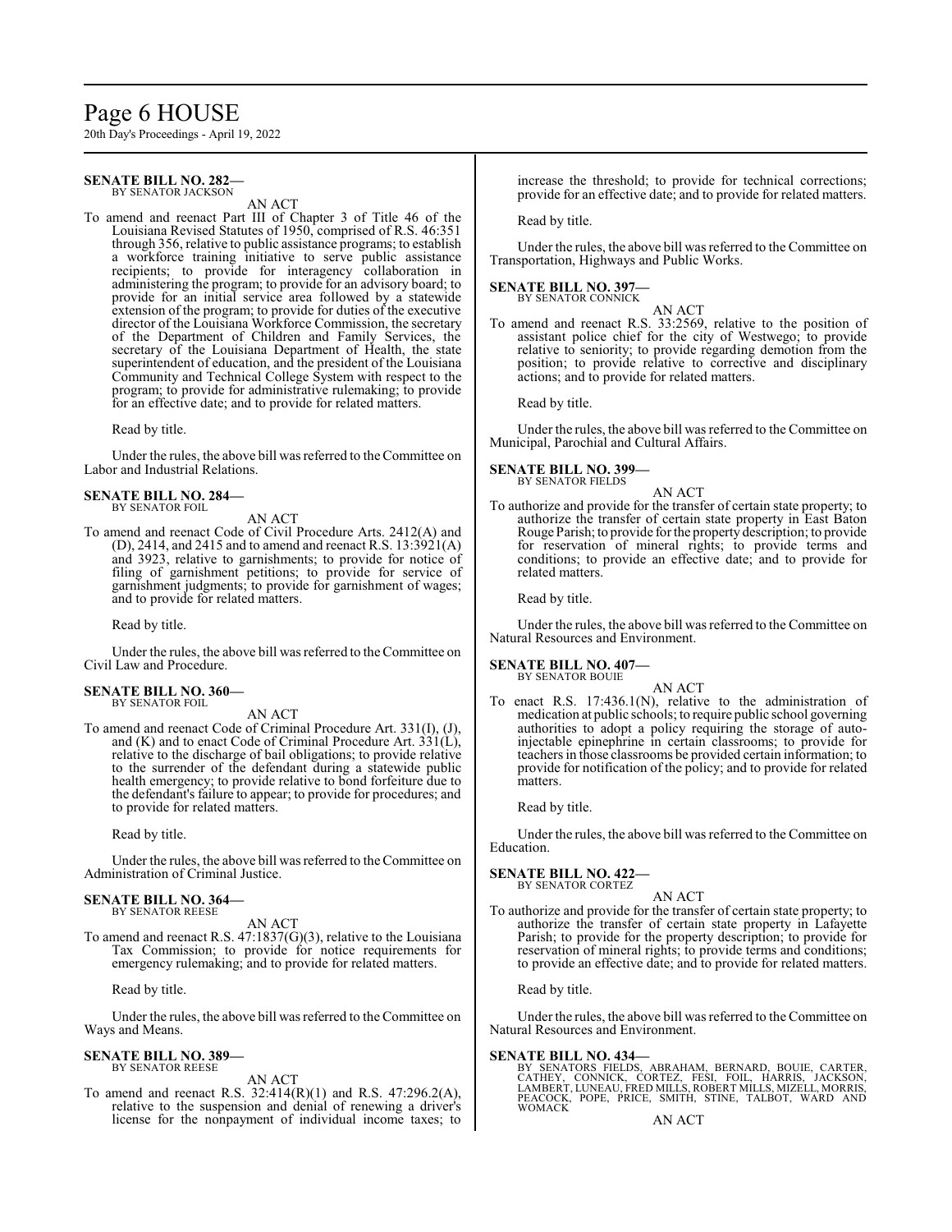**SENATE BILL NO. 282—**
BY SENATOR JACKSON

AN ACT

To amend and reenact Part III of Chapter 3 of Title 46 of the Louisiana Revised Statutes of 1950, comprised of R.S. 46:351 through 356, relative to public assistance programs; to establish a workforce training initiative to serve public assistance recipients; to provide for interagency collaboration in administering the program; to provide for an advisory board; to provide for an initial service area followed by a statewide extension of the program; to provide for duties of the executive director of the Louisiana Workforce Commission, the secretary of the Department of Children and Family Services, the secretary of the Louisiana Department of Health, the state superintendent of education, and the president of the Louisiana Community and Technical College System with respect to the program; to provide for administrative rulemaking; to provide for an effective date; and to provide for related matters.

Read by title.

Under the rules, the above bill was referred to the Committee on Labor and Industrial Relations.

**SENATE BILL NO. 284—**
BY SENATOR FOIL

AN ACT

To amend and reenact Code of Civil Procedure Arts. 2412(A) and (D), 2414, and 2415 and to amend and reenact R.S. 13:3921(A) and 3923, relative to garnishments; to provide for notice of filing of garnishment petitions; to provide for service of garnishment judgments; to provide for garnishment of wages; and to provide for related matters.

Read by title.

Under the rules, the above bill was referred to the Committee on Civil Law and Procedure.

**SENATE BILL NO. 360—**
BY SENATOR FOIL

AN ACT

To amend and reenact Code of Criminal Procedure Art. 331(I), (J), and (K) and to enact Code of Criminal Procedure Art. 331(L), relative to the discharge of bail obligations; to provide relative to the surrender of the defendant during a statewide public health emergency; to provide relative to bond forfeiture due to the defendant's failure to appear; to provide for procedures; and to provide for related matters.

Read by title.

Under the rules, the above bill was referred to the Committee on Administration of Criminal Justice.

**SENATE BILL NO. 364—**
BY SENATOR REESE

AN ACT

To amend and reenact R.S. 47:1837(G)(3), relative to the Louisiana Tax Commission; to provide for notice requirements for emergency rulemaking; and to provide for related matters.

Read by title.

Under the rules, the above bill was referred to the Committee on Ways and Means.

**SENATE BILL NO. 389—**
BY SENATOR REESE

AN ACT

To amend and reenact R.S. 32:414(R)(1) and R.S. 47:296.2(A), relative to the suspension and denial of renewing a driver's license for the nonpayment of individual income taxes; to increase the threshold; to provide for technical corrections; provide for an effective date; and to provide for related matters.

Read by title.

Under the rules, the above bill was referred to the Committee on Transportation, Highways and Public Works.

**SENATE BILL NO. 397—**
BY SENATOR CONNICK

AN ACT

To amend and reenact R.S. 33:2569, relative to the position of assistant police chief for the city of Westwego; to provide relative to seniority; to provide regarding demotion from the position; to provide relative to corrective and disciplinary actions; and to provide for related matters.

Read by title.

Under the rules, the above bill was referred to the Committee on Municipal, Parochial and Cultural Affairs.

**SENATE BILL NO. 399—**
BY SENATOR FIELDS

AN ACT

To authorize and provide for the transfer of certain state property; to authorize the transfer of certain state property in East Baton Rouge Parish; to provide for the property description; to provide for reservation of mineral rights; to provide terms and conditions; to provide an effective date; and to provide for related matters.

Read by title.

Under the rules, the above bill was referred to the Committee on Natural Resources and Environment.

**SENATE BILL NO. 407—**
BY SENATOR BOUIE

AN ACT

To enact R.S. 17:436.1(N), relative to the administration of medication at public schools; to require public school governing authorities to adopt a policy requiring the storage of auto-injectable epinephrine in certain classrooms; to provide for teachers in those classrooms be provided certain information; to provide for notification of the policy; and to provide for related matters.

Read by title.

Under the rules, the above bill was referred to the Committee on Education.

**SENATE BILL NO. 422—**
BY SENATOR CORTEZ

AN ACT

To authorize and provide for the transfer of certain state property; to authorize the transfer of certain state property in Lafayette Parish; to provide for the property description; to provide for reservation of mineral rights; to provide terms and conditions; to provide an effective date; and to provide for related matters.

Read by title.

Under the rules, the above bill was referred to the Committee on Natural Resources and Environment.

**SENATE BILL NO. 434—**
BY SENATORS FIELDS, ABRAHAM, BERNARD, BOUIE, CARTER, CATHEY, CONNICK, CORTEZ, FESI, FOIL, HARRIS, JACKSON, LAMBERT, LUNEAU, FRED MILLS, ROBERT MILLS, MIZELL, MORRIS, PEACOCK, POPE, PRICE, SMITH, STINE, TALBOT, WARD AND WOMACK

AN ACT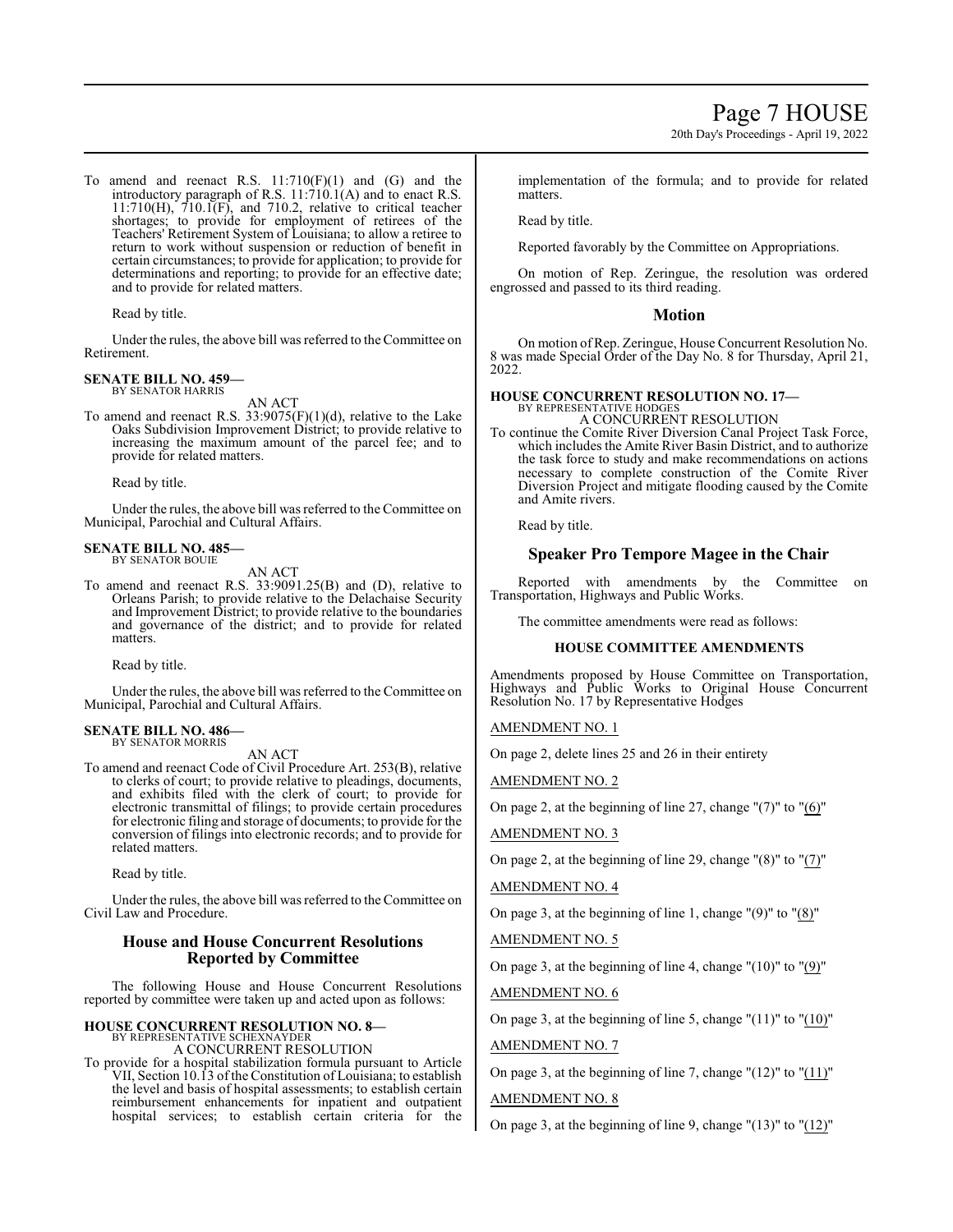To amend and reenact R.S. 11:710(F)(1) and (G) and the introductory paragraph of R.S. 11:710.1(A) and to enact R.S. 11:710(H), 710.1(F), and 710.2, relative to critical teacher shortages; to provide for employment of retirees of the Teachers' Retirement System of Louisiana; to allow a retiree to return to work without suspension or reduction of benefit in certain circumstances; to provide for application; to provide for determinations and reporting; to provide for an effective date; and to provide for related matters.

Read by title.

Under the rules, the above bill was referred to the Committee on Retirement.

**SENATE BILL NO. 459—**
BY SENATOR HARRIS

AN ACT

To amend and reenact R.S. 33:9075(F)(1)(d), relative to the Lake Oaks Subdivision Improvement District; to provide relative to increasing the maximum amount of the parcel fee; and to provide for related matters.

Read by title.

Under the rules, the above bill was referred to the Committee on Municipal, Parochial and Cultural Affairs.

**SENATE BILL NO. 485—**
BY SENATOR BOUIE

AN ACT

To amend and reenact R.S. 33:9091.25(B) and (D), relative to Orleans Parish; to provide relative to the Delachaise Security and Improvement District; to provide relative to the boundaries and governance of the district; and to provide for related matters.

Read by title.

Under the rules, the above bill was referred to the Committee on Municipal, Parochial and Cultural Affairs.

**SENATE BILL NO. 486—**
BY SENATOR MORRIS

AN ACT

To amend and reenact Code of Civil Procedure Art. 253(B), relative to clerks of court; to provide relative to pleadings, documents, and exhibits filed with the clerk of court; to provide for electronic transmittal of filings; to provide certain procedures for electronic filing and storage of documents; to provide for the conversion of filings into electronic records; and to provide for related matters.

Read by title.

Under the rules, the above bill was referred to the Committee on Civil Law and Procedure.

## House and House Concurrent Resolutions Reported by Committee

The following House and House Concurrent Resolutions reported by committee were taken up and acted upon as follows:

**HOUSE CONCURRENT RESOLUTION NO. 8—**
BY REPRESENTATIVE SCHEXNAYDER

A CONCURRENT RESOLUTION

To provide for a hospital stabilization formula pursuant to Article VII, Section 10.13 of the Constitution of Louisiana; to establish the level and basis of hospital assessments; to establish certain reimbursement enhancements for inpatient and outpatient hospital services; to establish certain criteria for the implementation of the formula; and to provide for related matters.

Read by title.

Reported favorably by the Committee on Appropriations.

On motion of Rep. Zeringue, the resolution was ordered engrossed and passed to its third reading.

## Motion

On motion of Rep. Zeringue, House Concurrent Resolution No. 8 was made Special Order of the Day No. 8 for Thursday, April 21, 2022.

**HOUSE CONCURRENT RESOLUTION NO. 17—**
BY REPRESENTATIVE HODGES

A CONCURRENT RESOLUTION

To continue the Comite River Diversion Canal Project Task Force, which includes the Amite River Basin District, and to authorize the task force to study and make recommendations on actions necessary to complete construction of the Comite River Diversion Project and mitigate flooding caused by the Comite and Amite rivers.

Read by title.

## Speaker Pro Tempore Magee in the Chair

Reported with amendments by the Committee on Transportation, Highways and Public Works.

The committee amendments were read as follows:

### HOUSE COMMITTEE AMENDMENTS

Amendments proposed by House Committee on Transportation, Highways and Public Works to Original House Concurrent Resolution No. 17 by Representative Hodges

AMENDMENT NO. 1

On page 2, delete lines 25 and 26 in their entirety

AMENDMENT NO. 2

On page 2, at the beginning of line 27, change "(7)" to "(6)"

AMENDMENT NO. 3

On page 2, at the beginning of line 29, change "(8)" to "(7)"

AMENDMENT NO. 4

On page 3, at the beginning of line 1, change "(9)" to "(8)"

AMENDMENT NO. 5

On page 3, at the beginning of line 4, change "(10)" to "(9)"

AMENDMENT NO. 6

On page 3, at the beginning of line 5, change "(11)" to "(10)"

AMENDMENT NO. 7

On page 3, at the beginning of line 7, change "(12)" to "(11)"

AMENDMENT NO. 8

On page 3, at the beginning of line 9, change "(13)" to "(12)"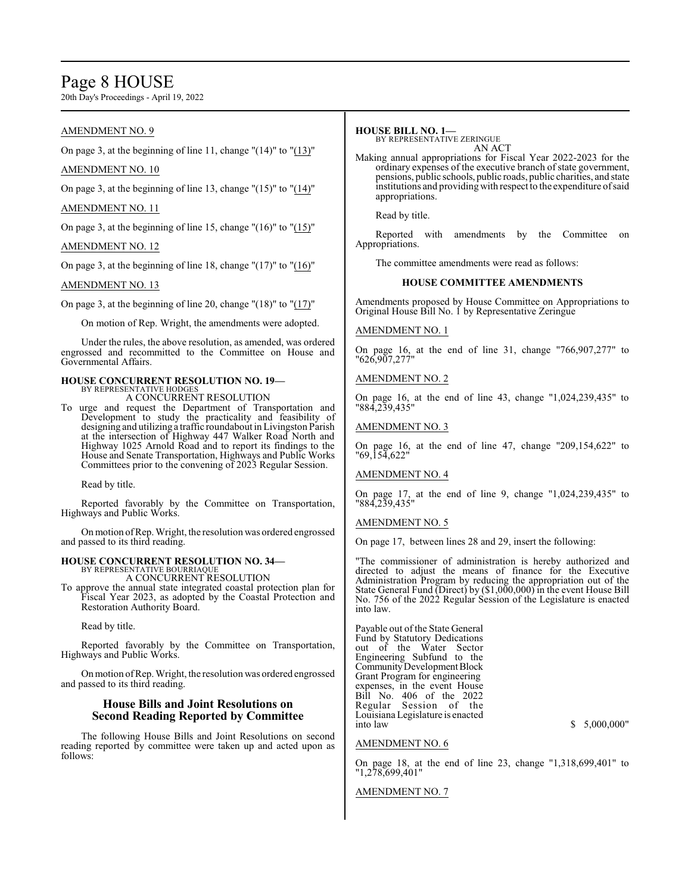AMENDMENT NO. 9

On page 3, at the beginning of line 11, change "(14)" to "(13)"

AMENDMENT NO. 10

On page 3, at the beginning of line 13, change "(15)" to "(14)"

AMENDMENT NO. 11

On page 3, at the beginning of line 15, change "(16)" to "(15)"

AMENDMENT NO. 12

On page 3, at the beginning of line 18, change "(17)" to "(16)"

AMENDMENT NO. 13

On page 3, at the beginning of line 20, change "(18)" to "(17)"

On motion of Rep. Wright, the amendments were adopted.

Under the rules, the above resolution, as amended, was ordered engrossed and recommitted to the Committee on House and Governmental Affairs.

**HOUSE CONCURRENT RESOLUTION NO. 19—**
BY REPRESENTATIVE HODGES
A CONCURRENT RESOLUTION

To urge and request the Department of Transportation and Development to study the practicality and feasibility of designing and utilizing a traffic roundabout in Livingston Parish at the intersection of Highway 447 Walker Road North and Highway 1025 Arnold Road and to report its findings to the House and Senate Transportation, Highways and Public Works Committees prior to the convening of 2023 Regular Session.

Read by title.

Reported favorably by the Committee on Transportation, Highways and Public Works.

On motion of Rep. Wright, the resolution was ordered engrossed and passed to its third reading.

**HOUSE CONCURRENT RESOLUTION NO. 34—**
BY REPRESENTATIVE BOURRIAQUE
A CONCURRENT RESOLUTION

To approve the annual state integrated coastal protection plan for Fiscal Year 2023, as adopted by the Coastal Protection and Restoration Authority Board.

Read by title.

Reported favorably by the Committee on Transportation, Highways and Public Works.

On motion of Rep. Wright, the resolution was ordered engrossed and passed to its third reading.

## House Bills and Joint Resolutions on Second Reading Reported by Committee

The following House Bills and Joint Resolutions on second reading reported by committee were taken up and acted upon as follows:

**HOUSE BILL NO. 1—**
BY REPRESENTATIVE ZERINGUE
AN ACT

Making annual appropriations for Fiscal Year 2022-2023 for the ordinary expenses of the executive branch of state government, pensions, public schools, public roads, public charities, and state institutions and providing with respect to the expenditure of said appropriations.

Read by title.

Reported with amendments by the Committee on Appropriations.

The committee amendments were read as follows:

**HOUSE COMMITTEE AMENDMENTS**

Amendments proposed by House Committee on Appropriations to Original House Bill No. 1 by Representative Zeringue

AMENDMENT NO. 1

On page 16, at the end of line 31, change "766,907,277" to "626,907,277"

AMENDMENT NO. 2

On page 16, at the end of line 43, change "1,024,239,435" to "884,239,435"

AMENDMENT NO. 3

On page 16, at the end of line 47, change "209,154,622" to "69,154,622"

AMENDMENT NO. 4

On page 17, at the end of line 9, change "1,024,239,435" to "884,239,435"

AMENDMENT NO. 5

On page 17, between lines 28 and 29, insert the following:

"The commissioner of administration is hereby authorized and directed to adjust the means of finance for the Executive Administration Program by reducing the appropriation out of the State General Fund (Direct) by ($1,000,000) in the event House Bill No. 756 of the 2022 Regular Session of the Legislature is enacted into law.

Payable out of the State General Fund by Statutory Dedications out of the Water Sector Engineering Subfund to the Community Development Block Grant Program for engineering expenses, in the event House Bill No. 406 of the 2022 Regular Session of the Louisiana Legislature is enacted into law $ 5,000,000"

AMENDMENT NO. 6

On page 18, at the end of line 23, change "1,318,699,401" to "1,278,699,401"

AMENDMENT NO. 7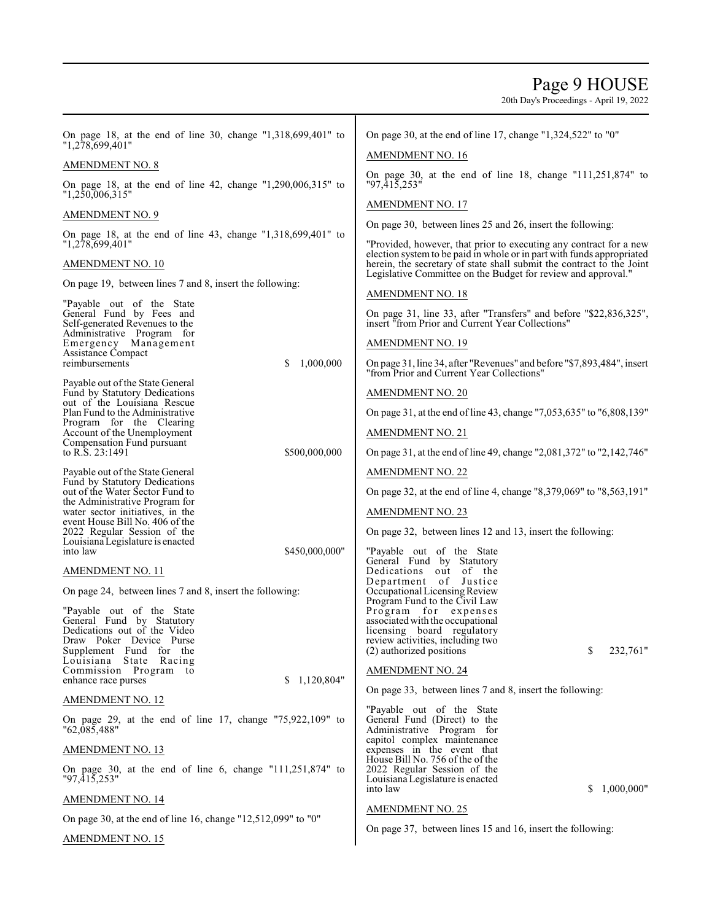On page 18, at the end of line 30, change "1,318,699,401" to "1,278,699,401"

AMENDMENT NO. 8

On page 18, at the end of line 42, change "1,290,006,315" to "1,250,006,315"

AMENDMENT NO. 9

On page 18, at the end of line 43, change "1,318,699,401" to "1,278,699,401"

AMENDMENT NO. 10

On page 19, between lines 7 and 8, insert the following:

"Payable out of the State General Fund by Fees and Self-generated Revenues to the Administrative Program for Emergency Management Assistance Compact reimbursements $ 1,000,000

Payable out of the State General Fund by Statutory Dedications out of the Louisiana Rescue Plan Fund to the Administrative Program for the Clearing Account of the Unemployment Compensation Fund pursuant to R.S. 23:1491 $500,000,000

Payable out of the State General Fund by Statutory Dedications out of the Water Sector Fund to the Administrative Program for water sector initiatives, in the event House Bill No. 406 of the 2022 Regular Session of the Louisiana Legislature is enacted into law $450,000,000"

AMENDMENT NO. 11

On page 24, between lines 7 and 8, insert the following:

"Payable out of the State General Fund by Statutory Dedications out of the Video Draw Poker Device Purse Supplement Fund for the Louisiana State Racing Commission Program to enhance race purses $ 1,120,804"

AMENDMENT NO. 12

On page 29, at the end of line 17, change "75,922,109" to "62,085,488"

AMENDMENT NO. 13

On page 30, at the end of line 6, change "111,251,874" to "97,415,253"

AMENDMENT NO. 14

On page 30, at the end of line 16, change "12,512,099" to "0"

AMENDMENT NO. 15

On page 30, at the end of line 17, change "1,324,522" to "0"

AMENDMENT NO. 16

On page 30, at the end of line 18, change "111,251,874" to "97,415,253"

AMENDMENT NO. 17

On page 30, between lines 25 and 26, insert the following:

"Provided, however, that prior to executing any contract for a new election system to be paid in whole or in part with funds appropriated herein, the secretary of state shall submit the contract to the Joint Legislative Committee on the Budget for review and approval."

AMENDMENT NO. 18

On page 31, line 33, after "Transfers" and before "$22,836,325", insert "from Prior and Current Year Collections"

AMENDMENT NO. 19

On page 31, line 34, after "Revenues" and before "$7,893,484", insert "from Prior and Current Year Collections"

AMENDMENT NO. 20

On page 31, at the end of line 43, change "7,053,635" to "6,808,139"

AMENDMENT NO. 21

On page 31, at the end of line 49, change "2,081,372" to "2,142,746"

AMENDMENT NO. 22

On page 32, at the end of line 4, change "8,379,069" to "8,563,191"

AMENDMENT NO. 23

On page 32, between lines 12 and 13, insert the following:

"Payable out of the State General Fund by Statutory Dedications out of the Department of Justice Occupational Licensing Review Program Fund to the Civil Law Program for expenses associated with the occupational licensing board regulatory review activities, including two (2) authorized positions $ 232,761"

AMENDMENT NO. 24

On page 33, between lines 7 and 8, insert the following:

"Payable out of the State General Fund (Direct) to the Administrative Program for capitol complex maintenance expenses in the event that House Bill No. 756 of the of the 2022 Regular Session of the Louisiana Legislature is enacted into law $ 1,000,000"

AMENDMENT NO. 25

On page 37, between lines 15 and 16, insert the following: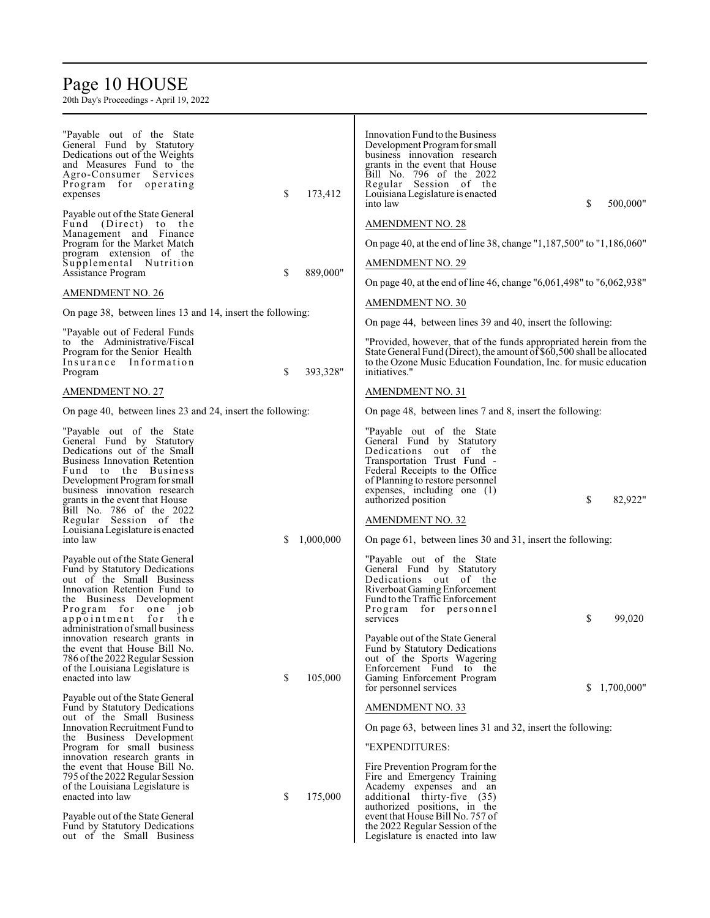"Payable out of the State General Fund by Statutory Dedications out of the Weights and Measures Fund to the Agro-Consumer Services Program for operating expenses $ 173,412

Payable out of the State General Fund (Direct) to the Management and Finance Program for the Market Match program extension of the Supplemental Nutrition Assistance Program $ 889,000"

AMENDMENT NO. 26

On page 38, between lines 13 and 14, insert the following:

"Payable out of Federal Funds to the Administrative/Fiscal Program for the Senior Health Insurance Information Program $ 393,328"

AMENDMENT NO. 27

On page 40, between lines 23 and 24, insert the following:

"Payable out of the State General Fund by Statutory Dedications out of the Small Business Innovation Retention Fund to the Business Development Program for small business innovation research grants in the event that House Bill No. 786 of the 2022 Regular Session of the Louisiana Legislature is enacted into law $ 1,000,000

Payable out of the State General Fund by Statutory Dedications out of the Small Business Innovation Retention Fund to the Business Development Program for one job appointment for the administration of small business innovation research grants in the event that House Bill No. 786 of the 2022 Regular Session of the Louisiana Legislature is enacted into law $ 105,000

Payable out of the State General Fund by Statutory Dedications out of the Small Business Innovation Recruitment Fund to the Business Development Program for small business innovation research grants in the event that House Bill No. 795 of the 2022 Regular Session of the Louisiana Legislature is enacted into law $ 175,000

Payable out of the State General Fund by Statutory Dedications out of the Small Business Innovation Fund to the Business Development Program for small business innovation research grants in the event that House Bill No. 796 of the 2022 Regular Session of the Louisiana Legislature is enacted into law $ 500,000"

AMENDMENT NO. 28

On page 40, at the end of line 38, change "1,187,500" to "1,186,060"

AMENDMENT NO. 29

On page 40, at the end of line 46, change "6,061,498" to "6,062,938"

AMENDMENT NO. 30

On page 44, between lines 39 and 40, insert the following:

"Provided, however, that of the funds appropriated herein from the State General Fund (Direct), the amount of $60,500 shall be allocated to the Ozone Music Education Foundation, Inc. for music education initiatives."

AMENDMENT NO. 31

On page 48, between lines 7 and 8, insert the following:

"Payable out of the State General Fund by Statutory Dedications out of the Transportation Trust Fund - Federal Receipts to the Office of Planning to restore personnel expenses, including one (1) authorized position $ 82,922"

AMENDMENT NO. 32

On page 61, between lines 30 and 31, insert the following:

"Payable out of the State General Fund by Statutory Dedications out of the Riverboat Gaming Enforcement Fund to the Traffic Enforcement Program for personnel services $ 99,020

Payable out of the State General Fund by Statutory Dedications out of the Sports Wagering Enforcement Fund to the Gaming Enforcement Program for personnel services $ 1,700,000"

AMENDMENT NO. 33

On page 63, between lines 31 and 32, insert the following:

"EXPENDITURES:

Fire Prevention Program for the Fire and Emergency Training Academy expenses and an additional thirty-five (35) authorized positions, in the event that House Bill No. 757 of the 2022 Regular Session of the Legislature is enacted into law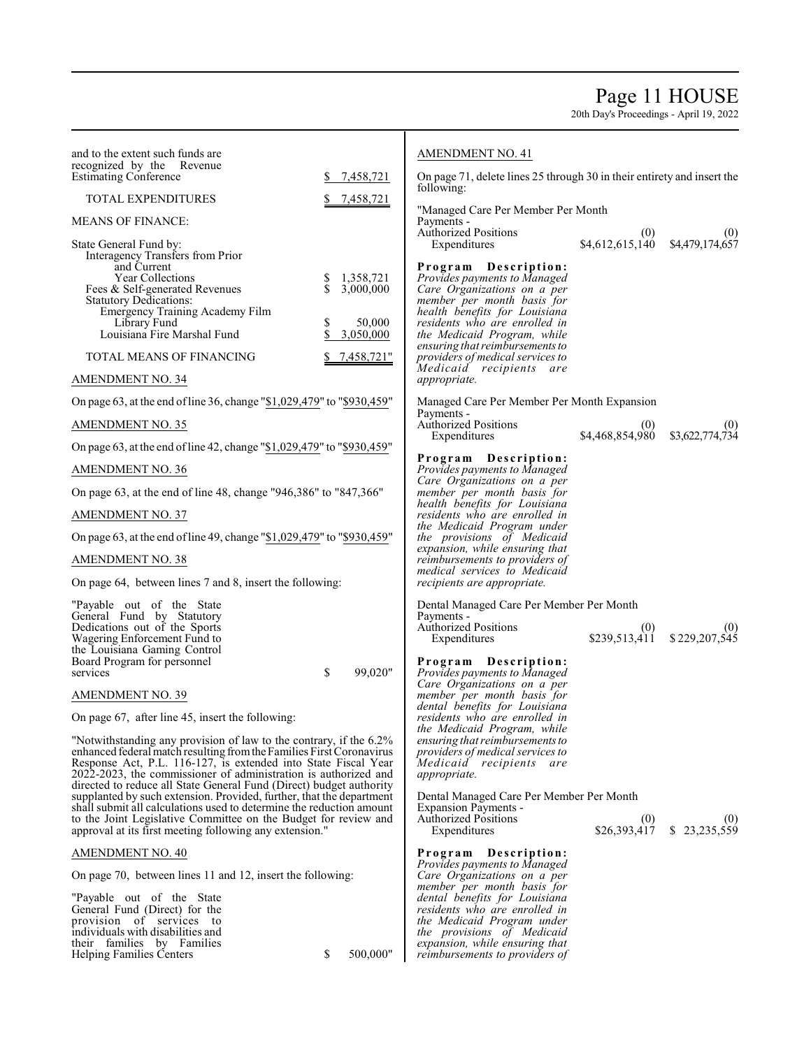and to the extent such funds are recognized by the Revenue Estimating Conference $ 7,458,721

TOTAL EXPENDITURES $ 7,458,721

MEANS OF FINANCE:

State General Fund by:
Interagency Transfers from Prior and Current Year Collections $ 1,358,721
Fees & Self-generated Revenues $ 3,000,000
Statutory Dedications:
Emergency Training Academy Film Library Fund $ 50,000
Louisiana Fire Marshal Fund $ 3,050,000

TOTAL MEANS OF FINANCING $ 7,458,721"

AMENDMENT NO. 34

On page 63, at the end of line 36, change "$1,029,479" to "$930,459"

AMENDMENT NO. 35

On page 63, at the end of line 42, change "$1,029,479" to "$930,459"

AMENDMENT NO. 36

On page 63, at the end of line 48, change "946,386" to "847,366"

AMENDMENT NO. 37

On page 63, at the end of line 49, change "$1,029,479" to "$930,459"

AMENDMENT NO. 38

On page 64, between lines 7 and 8, insert the following:

"Payable out of the State General Fund by Statutory Dedications out of the Sports Wagering Enforcement Fund to the Louisiana Gaming Control Board Program for personnel services $ 99,020"

AMENDMENT NO. 39

On page 67, after line 45, insert the following:

"Notwithstanding any provision of law to the contrary, if the 6.2% enhanced federal match resulting from the Families First Coronavirus Response Act, P.L. 116-127, is extended into State Fiscal Year 2022-2023, the commissioner of administration is authorized and directed to reduce all State General Fund (Direct) budget authority supplanted by such extension. Provided, further, that the department shall submit all calculations used to determine the reduction amount to the Joint Legislative Committee on the Budget for review and approval at its first meeting following any extension."

AMENDMENT NO. 40

On page 70, between lines 11 and 12, insert the following:

"Payable out of the State General Fund (Direct) for the provision of services to individuals with disabilities and their families by Families Helping Families Centers $ 500,000"

AMENDMENT NO. 41

On page 71, delete lines 25 through 30 in their entirety and insert the following:

"Managed Care Per Member Per Month Payments -

| | | |
|---|---|---|
| Authorized Positions | (0) | (0) |
| Expenditures | $4,612,615,140 | $4,479,174,657 |

***Program Description:*** *Provides payments to Managed Care Organizations on a per member per month basis for health benefits for Louisiana residents who are enrolled in the Medicaid Program, while ensuring that reimbursements to providers of medical services to Medicaid recipients are appropriate.*

Managed Care Per Member Per Month Expansion Payments -

| | | |
|---|---|---|
| Authorized Positions | (0) | (0) |
| Expenditures | $4,468,854,980 | $3,622,774,734 |

***Program Description:*** *Provides payments to Managed Care Organizations on a per member per month basis for health benefits for Louisiana residents who are enrolled in the Medicaid Program under the provisions of Medicaid expansion, while ensuring that reimbursements to providers of medical services to Medicaid recipients are appropriate.*

Dental Managed Care Per Member Per Month Payments -

| | | |
|---|---|---|
| Authorized Positions | (0) | (0) |
| Expenditures | $239,513,411 | $ 229,207,545 |

***Program Description:*** *Provides payments to Managed Care Organizations on a per member per month basis for dental benefits for Louisiana residents who are enrolled in the Medicaid Program, while ensuring that reimbursements to providers of medical services to Medicaid recipients are appropriate.*

Dental Managed Care Per Member Per Month Expansion Payments -

| | | |
|---|---|---|
| Authorized Positions | (0) | (0) |
| Expenditures | $26,393,417 | $ 23,235,559 |

***Program Description:*** *Provides payments to Managed Care Organizations on a per member per month basis for dental benefits for Louisiana residents who are enrolled in the Medicaid Program under the provisions of Medicaid expansion, while ensuring that reimbursements to providers of*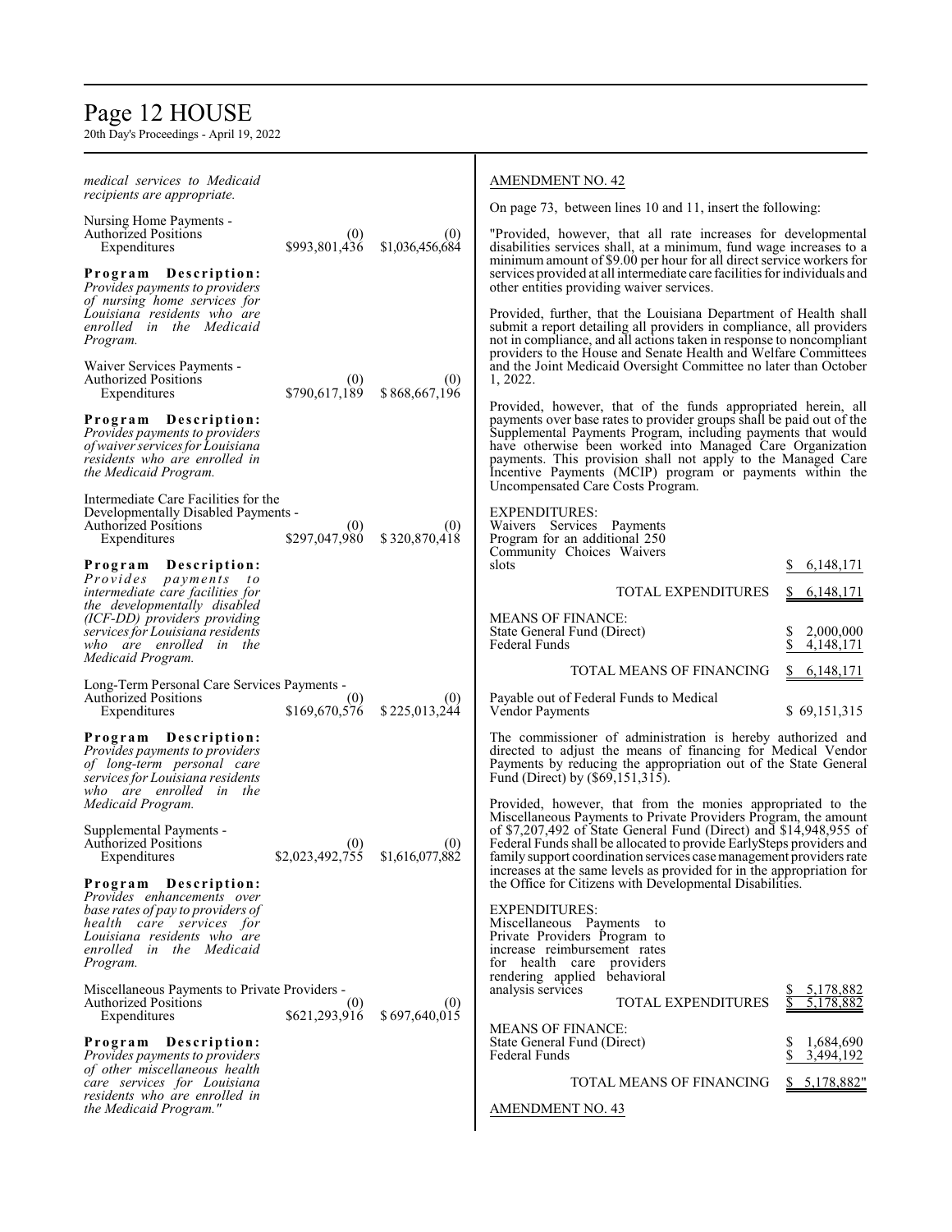*medical services to Medicaid recipients are appropriate.*

| | | |
|---|---|---|
| Nursing Home Payments - | | |
| Authorized Positions | (0) | (0) |
| Expenditures | \$993,801,436 | \$1,036,456,684 |

**Program Description:** *Provides payments to providers of nursing home services for Louisiana residents who are enrolled in the Medicaid Program.*

| | | |
|---|---|---|
| Waiver Services Payments - | | |
| Authorized Positions | (0) | (0) |
| Expenditures | \$790,617,189 | \$868,667,196 |

**Program Description:** *Provides payments to providers of waiver services for Louisiana residents who are enrolled in the Medicaid Program.*

| | | |
|---|---|---|
| Intermediate Care Facilities for the Developmentally Disabled Payments - | | |
| Authorized Positions | (0) | (0) |
| Expenditures | \$297,047,980 | \$320,870,418 |

**Program Description:** *Provides payments to intermediate care facilities for the developmentally disabled (ICF-DD) providers providing services for Louisiana residents who are enrolled in the Medicaid Program.*

| | | |
|---|---|---|
| Long-Term Personal Care Services Payments - | | |
| Authorized Positions | (0) | (0) |
| Expenditures | \$169,670,576 | \$225,013,244 |

**Program Description:** *Provides payments to providers of long-term personal care services for Louisiana residents who are enrolled in the Medicaid Program.*

| | | |
|---|---|---|
| Supplemental Payments - | | |
| Authorized Positions | (0) | (0) |
| Expenditures | \$2,023,492,755 | \$1,616,077,882 |

**Program Description:** *Provides enhancements over base rates of pay to providers of health care services for Louisiana residents who are enrolled in the Medicaid Program.*

| | | |
|---|---|---|
| Miscellaneous Payments to Private Providers - | | |
| Authorized Positions | (0) | (0) |
| Expenditures | \$621,293,916 | \$697,640,015 |

**Program Description:** *Provides payments to providers of other miscellaneous health care services for Louisiana residents who are enrolled in the Medicaid Program."*

AMENDMENT NO. 42

On page 73, between lines 10 and 11, insert the following:

"Provided, however, that all rate increases for developmental disabilities services shall, at a minimum, fund wage increases to a minimum amount of \$9.00 per hour for all direct service workers for services provided at all intermediate care facilities for individuals and other entities providing waiver services.

Provided, further, that the Louisiana Department of Health shall submit a report detailing all providers in compliance, all providers not in compliance, and all actions taken in response to noncompliant providers to the House and Senate Health and Welfare Committees and the Joint Medicaid Oversight Committee no later than October 1, 2022.

Provided, however, that of the funds appropriated herein, all payments over base rates to provider groups shall be paid out of the Supplemental Payments Program, including payments that would have otherwise been worked into Managed Care Organization payments. This provision shall not apply to the Managed Care Incentive Payments (MCIP) program or payments within the Uncompensated Care Costs Program.

| | |
|---|---|
| EXPENDITURES: | |
| Waivers Services Payments Program for an additional 250 Community Choices Waivers slots | \$ 6,148,171 |
| TOTAL EXPENDITURES | \$ 6,148,171 |
| MEANS OF FINANCE: | |
| State General Fund (Direct) | \$ 2,000,000 |
| Federal Funds | \$ 4,148,171 |
| TOTAL MEANS OF FINANCING | \$ 6,148,171 |

| | |
|---|---|
| Payable out of Federal Funds to Medical Vendor Payments | \$ 69,151,315 |

The commissioner of administration is hereby authorized and directed to adjust the means of financing for Medical Vendor Payments by reducing the appropriation out of the State General Fund (Direct) by (\$69,151,315).

Provided, however, that from the monies appropriated to the Miscellaneous Payments to Private Providers Program, the amount of \$7,207,492 of State General Fund (Direct) and \$14,948,955 of Federal Funds shall be allocated to provide EarlySteps providers and family support coordination services case management providers rate increases at the same levels as provided for in the appropriation for the Office for Citizens with Developmental Disabilities.

| | |
|---|---|
| EXPENDITURES: | |
| Miscellaneous Payments to Private Providers Program to increase reimbursement rates for health care providers rendering applied behavioral analysis services | \$ 5,178,882 |
| TOTAL EXPENDITURES | \$ 5,178,882 |
| MEANS OF FINANCE: | |
| State General Fund (Direct) | \$ 1,684,690 |
| Federal Funds | \$ 3,494,192 |
| TOTAL MEANS OF FINANCING | \$ 5,178,882" |

AMENDMENT NO. 43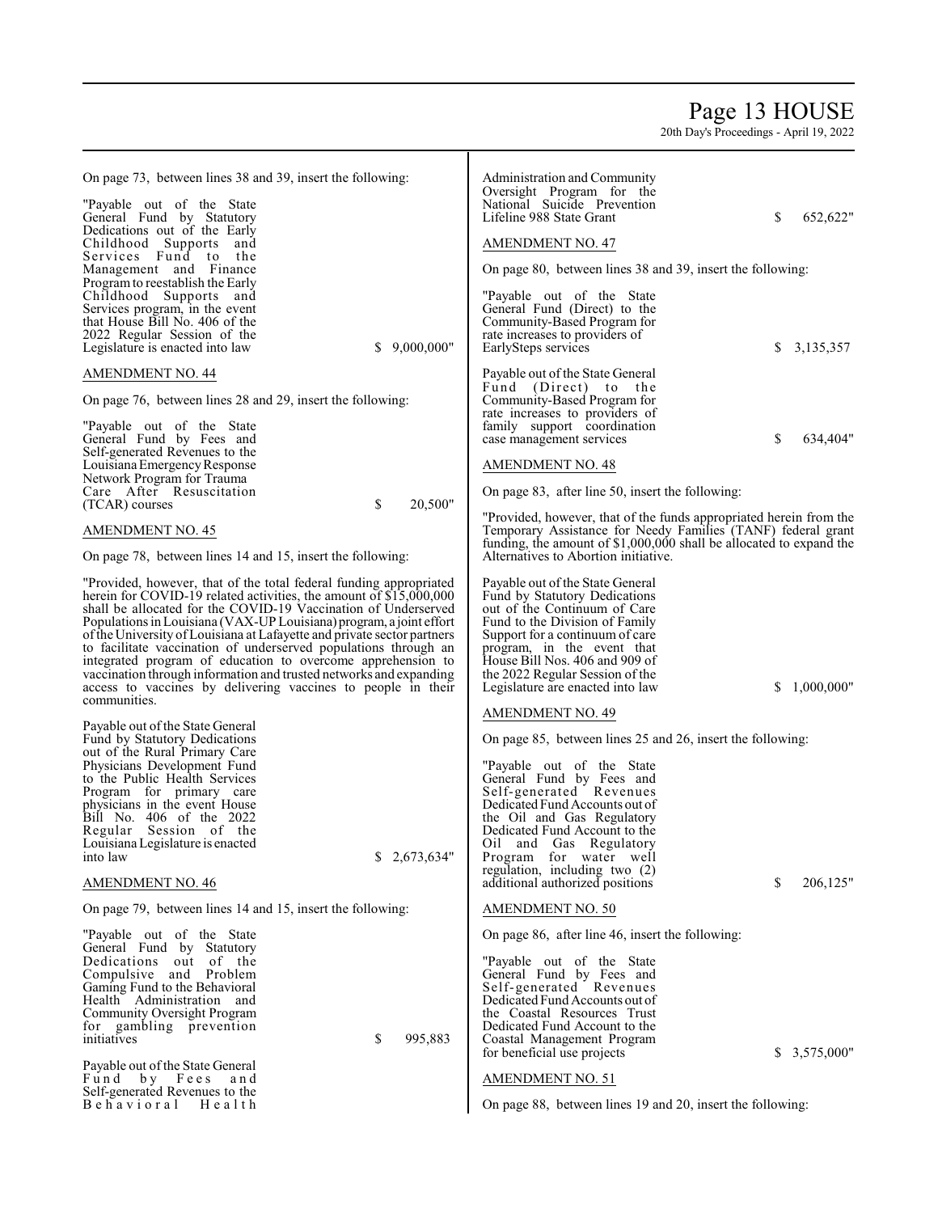On page 73, between lines 38 and 39, insert the following:

"Payable out of the State General Fund by Statutory Dedications out of the Early Childhood Supports and Services Fund to the Management and Finance Program to reestablish the Early Childhood Supports and Services program, in the event that House Bill No. 406 of the 2022 Regular Session of the Legislature is enacted into law $ 9,000,000"

AMENDMENT NO. 44

On page 76, between lines 28 and 29, insert the following:

"Payable out of the State General Fund by Fees and Self-generated Revenues to the Louisiana Emergency Response Network Program for Trauma Care After Resuscitation (TCAR) courses $ 20,500"

AMENDMENT NO. 45

On page 78, between lines 14 and 15, insert the following:

"Provided, however, that of the total federal funding appropriated herein for COVID-19 related activities, the amount of $15,000,000 shall be allocated for the COVID-19 Vaccination of Underserved Populations in Louisiana (VAX-UP Louisiana) program, a joint effort of the University of Louisiana at Lafayette and private sector partners to facilitate vaccination of underserved populations through an integrated program of education to overcome apprehension to vaccination through information and trusted networks and expanding access to vaccines by delivering vaccines to people in their communities.

Payable out of the State General Fund by Statutory Dedications out of the Rural Primary Care Physicians Development Fund to the Public Health Services Program for primary care physicians in the event House Bill No. 406 of the 2022 Regular Session of the Louisiana Legislature is enacted into law $ 2,673,634"

AMENDMENT NO. 46

On page 79, between lines 14 and 15, insert the following:

"Payable out of the State General Fund by Statutory Dedications out of the Compulsive and Problem Gaming Fund to the Behavioral Health Administration and Community Oversight Program for gambling prevention initiatives $ 995,883

Payable out of the State General Fund by Fees and Self-generated Revenues to the Behavioral Health Administration and Community Oversight Program for the National Suicide Prevention Lifeline 988 State Grant $ 652,622"

AMENDMENT NO. 47

On page 80, between lines 38 and 39, insert the following:

"Payable out of the State General Fund (Direct) to the Community-Based Program for rate increases to providers of EarlySteps services $ 3,135,357

Payable out of the State General Fund (Direct) to the Community-Based Program for rate increases to providers of family support coordination case management services $ 634,404"

AMENDMENT NO. 48

On page 83, after line 50, insert the following:

"Provided, however, that of the funds appropriated herein from the Temporary Assistance for Needy Families (TANF) federal grant funding, the amount of $1,000,000 shall be allocated to expand the Alternatives to Abortion initiative.

Payable out of the State General Fund by Statutory Dedications out of the Continuum of Care Fund to the Division of Family Support for a continuum of care program, in the event that House Bill Nos. 406 and 909 of the 2022 Regular Session of the Legislature are enacted into law $ 1,000,000"

AMENDMENT NO. 49

On page 85, between lines 25 and 26, insert the following:

"Payable out of the State General Fund by Fees and Self-generated Revenues Dedicated Fund Accounts out of the Oil and Gas Regulatory Dedicated Fund Account to the Oil and Gas Regulatory Program for water well regulation, including two (2) additional authorized positions $ 206,125"

AMENDMENT NO. 50

On page 86, after line 46, insert the following:

"Payable out of the State General Fund by Fees and Self-generated Revenues Dedicated Fund Accounts out of the Coastal Resources Trust Dedicated Fund Account to the Coastal Management Program for beneficial use projects $ 3,575,000"

AMENDMENT NO. 51

On page 88, between lines 19 and 20, insert the following: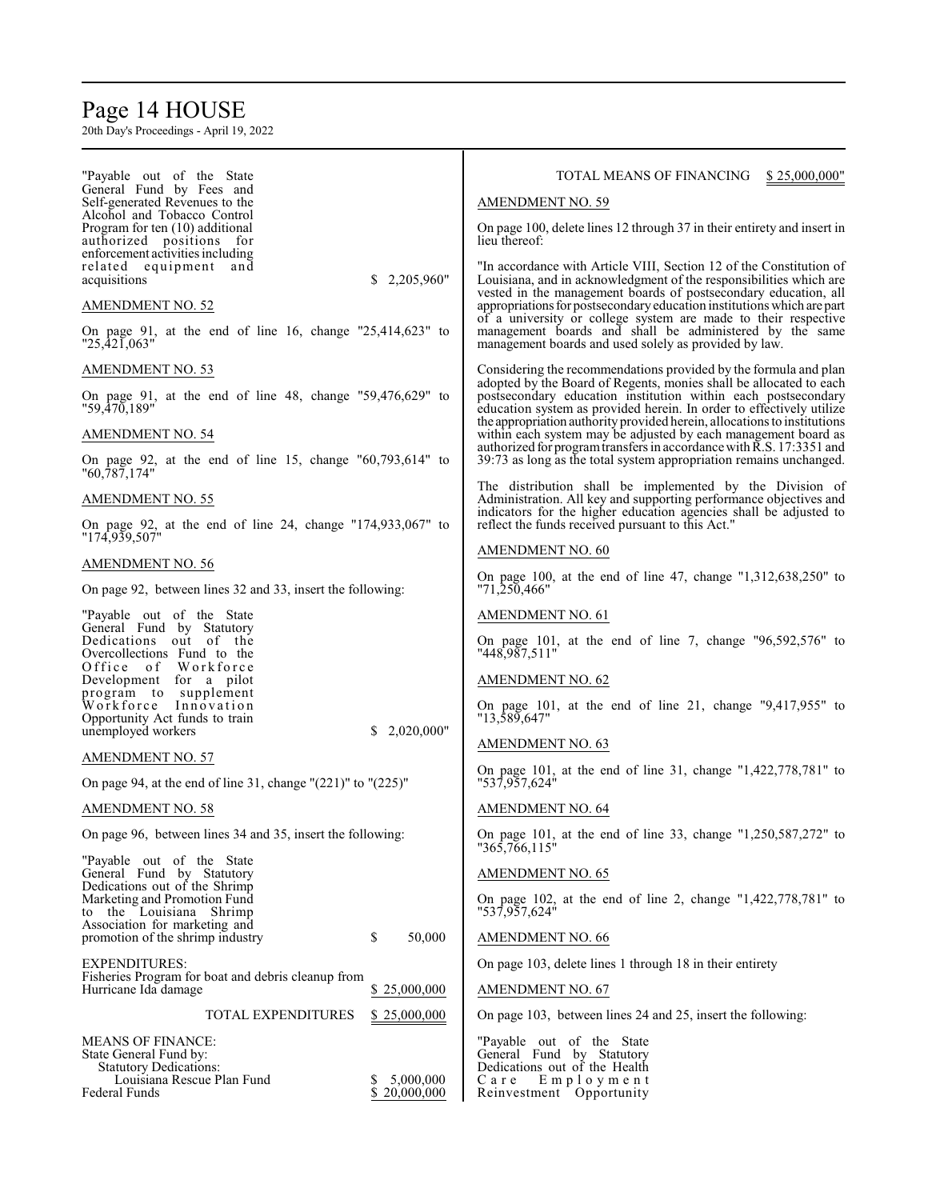"Payable out of the State General Fund by Fees and Self-generated Revenues to the Alcohol and Tobacco Control Program for ten (10) additional authorized positions for enforcement activities including related equipment and acquisitions $ 2,205,960"

AMENDMENT NO. 52

On page 91, at the end of line 16, change "25,414,623" to "25,421,063"

AMENDMENT NO. 53

On page 91, at the end of line 48, change "59,476,629" to "59,470,189"

AMENDMENT NO. 54

On page 92, at the end of line 15, change "60,793,614" to "60,787,174"

AMENDMENT NO. 55

On page 92, at the end of line 24, change "174,933,067" to "174,939,507"

AMENDMENT NO. 56

On page 92, between lines 32 and 33, insert the following:

"Payable out of the State General Fund by Statutory Dedications out of the Overcollections Fund to the Office of Workforce Development for a pilot program to supplement Workforce Innovation Opportunity Act funds to train unemployed workers $ 2,020,000"

AMENDMENT NO. 57

On page 94, at the end of line 31, change "(221)" to "(225)"

AMENDMENT NO. 58

On page 96, between lines 34 and 35, insert the following:

"Payable out of the State General Fund by Statutory Dedications out of the Shrimp Marketing and Promotion Fund to the Louisiana Shrimp Association for marketing and promotion of the shrimp industry $ 50,000

EXPENDITURES:

| | |
|---|---|
| Fisheries Program for boat and debris cleanup from Hurricane Ida damage | $ 25,000,000 |
| TOTAL EXPENDITURES | $ 25,000,000 |

MEANS OF FINANCE:

| | |
|---|---|
| State General Fund by: | |
| Statutory Dedications: | |
| Louisiana Rescue Plan Fund | $ 5,000,000 |
| Federal Funds | $ 20,000,000 |
| TOTAL MEANS OF FINANCING | $ 25,000,000" |

AMENDMENT NO. 59

On page 100, delete lines 12 through 37 in their entirety and insert in lieu thereof:

"In accordance with Article VIII, Section 12 of the Constitution of Louisiana, and in acknowledgment of the responsibilities which are vested in the management boards of postsecondary education, all appropriations for postsecondary education institutions which are part of a university or college system are made to their respective management boards and shall be administered by the same management boards and used solely as provided by law.

Considering the recommendations provided by the formula and plan adopted by the Board of Regents, monies shall be allocated to each postsecondary education institution within each postsecondary education system as provided herein. In order to effectively utilize the appropriation authority provided herein, allocations to institutions within each system may be adjusted by each management board as authorized for program transfers in accordance with R.S. 17:3351 and 39:73 as long as the total system appropriation remains unchanged.

The distribution shall be implemented by the Division of Administration. All key and supporting performance objectives and indicators for the higher education agencies shall be adjusted to reflect the funds received pursuant to this Act."

AMENDMENT NO. 60

On page 100, at the end of line 47, change "1,312,638,250" to "71,250,466"

AMENDMENT NO. 61

On page 101, at the end of line 7, change "96,592,576" to "448,987,511"

AMENDMENT NO. 62

On page 101, at the end of line 21, change "9,417,955" to "13,589,647"

AMENDMENT NO. 63

On page 101, at the end of line 31, change "1,422,778,781" to "537,957,624"

AMENDMENT NO. 64

On page 101, at the end of line 33, change "1,250,587,272" to "365,766,115"

AMENDMENT NO. 65

On page 102, at the end of line 2, change "1,422,778,781" to "537,957,624"

AMENDMENT NO. 66

On page 103, delete lines 1 through 18 in their entirety

AMENDMENT NO. 67

On page 103, between lines 24 and 25, insert the following:

"Payable out of the State General Fund by Statutory Dedications out of the Health Care Employment Reinvestment Opportunity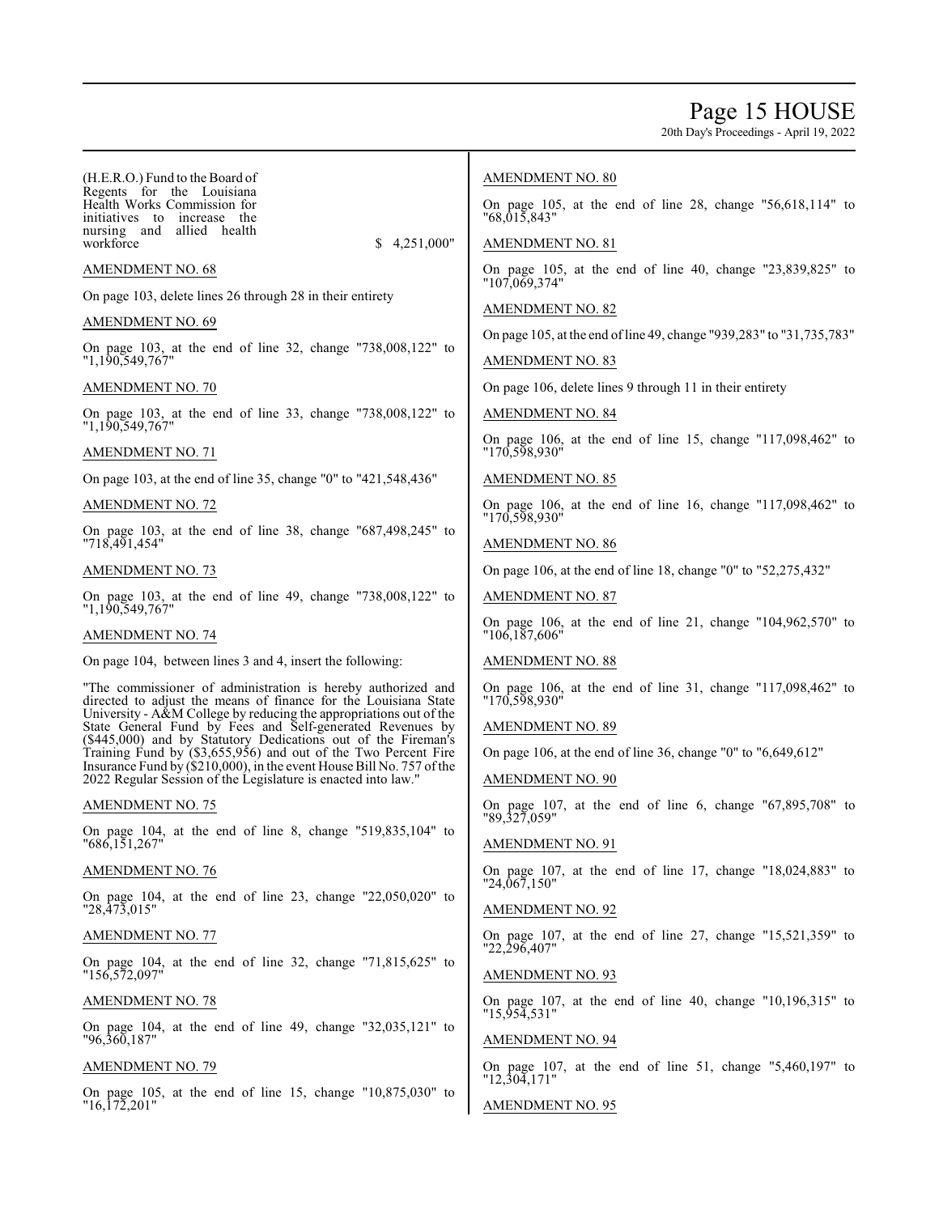(H.E.R.O.) Fund to the Board of Regents for the Louisiana Health Works Commission for initiatives to increase the nursing and allied health workforce $ 4,251,000"

AMENDMENT NO. 68

On page 103, delete lines 26 through 28 in their entirety

AMENDMENT NO. 69

On page 103, at the end of line 32, change "738,008,122" to "1,190,549,767"

AMENDMENT NO. 70

On page 103, at the end of line 33, change "738,008,122" to "1,190,549,767"

AMENDMENT NO. 71

On page 103, at the end of line 35, change "0" to "421,548,436"

AMENDMENT NO. 72

On page 103, at the end of line 38, change "687,498,245" to "718,491,454"

AMENDMENT NO. 73

On page 103, at the end of line 49, change "738,008,122" to "1,190,549,767"

AMENDMENT NO. 74

On page 104, between lines 3 and 4, insert the following:

"The commissioner of administration is hereby authorized and directed to adjust the means of finance for the Louisiana State University - A&M College by reducing the appropriations out of the State General Fund by Fees and Self-generated Revenues by ($445,000) and by Statutory Dedications out of the Fireman's Training Fund by ($3,655,956) and out of the Two Percent Fire Insurance Fund by ($210,000), in the event House Bill No. 757 of the 2022 Regular Session of the Legislature is enacted into law."

AMENDMENT NO. 75

On page 104, at the end of line 8, change "519,835,104" to "686,151,267"

AMENDMENT NO. 76

On page 104, at the end of line 23, change "22,050,020" to "28,473,015"

AMENDMENT NO. 77

On page 104, at the end of line 32, change "71,815,625" to "156,572,097"

AMENDMENT NO. 78

On page 104, at the end of line 49, change "32,035,121" to "96,360,187"

AMENDMENT NO. 79

On page 105, at the end of line 15, change "10,875,030" to "16,172,201"

AMENDMENT NO. 80

On page 105, at the end of line 28, change "56,618,114" to "68,015,843"

AMENDMENT NO. 81

On page 105, at the end of line 40, change "23,839,825" to "107,069,374"

AMENDMENT NO. 82

On page 105, at the end of line 49, change "939,283" to "31,735,783"

AMENDMENT NO. 83

On page 106, delete lines 9 through 11 in their entirety

AMENDMENT NO. 84

On page 106, at the end of line 15, change "117,098,462" to "170,598,930"

AMENDMENT NO. 85

On page 106, at the end of line 16, change "117,098,462" to "170,598,930"

AMENDMENT NO. 86

On page 106, at the end of line 18, change "0" to "52,275,432"

AMENDMENT NO. 87

On page 106, at the end of line 21, change "104,962,570" to "106,187,606"

AMENDMENT NO. 88

On page 106, at the end of line 31, change "117,098,462" to "170,598,930"

AMENDMENT NO. 89

On page 106, at the end of line 36, change "0" to "6,649,612"

AMENDMENT NO. 90

On page 107, at the end of line 6, change "67,895,708" to "89,327,059"

AMENDMENT NO. 91

On page 107, at the end of line 17, change "18,024,883" to "24,067,150"

AMENDMENT NO. 92

On page 107, at the end of line 27, change "15,521,359" to "22,296,407"

AMENDMENT NO. 93

On page 107, at the end of line 40, change "10,196,315" to "15,954,531"

AMENDMENT NO. 94

On page 107, at the end of line 51, change "5,460,197" to "12,304,171"

AMENDMENT NO. 95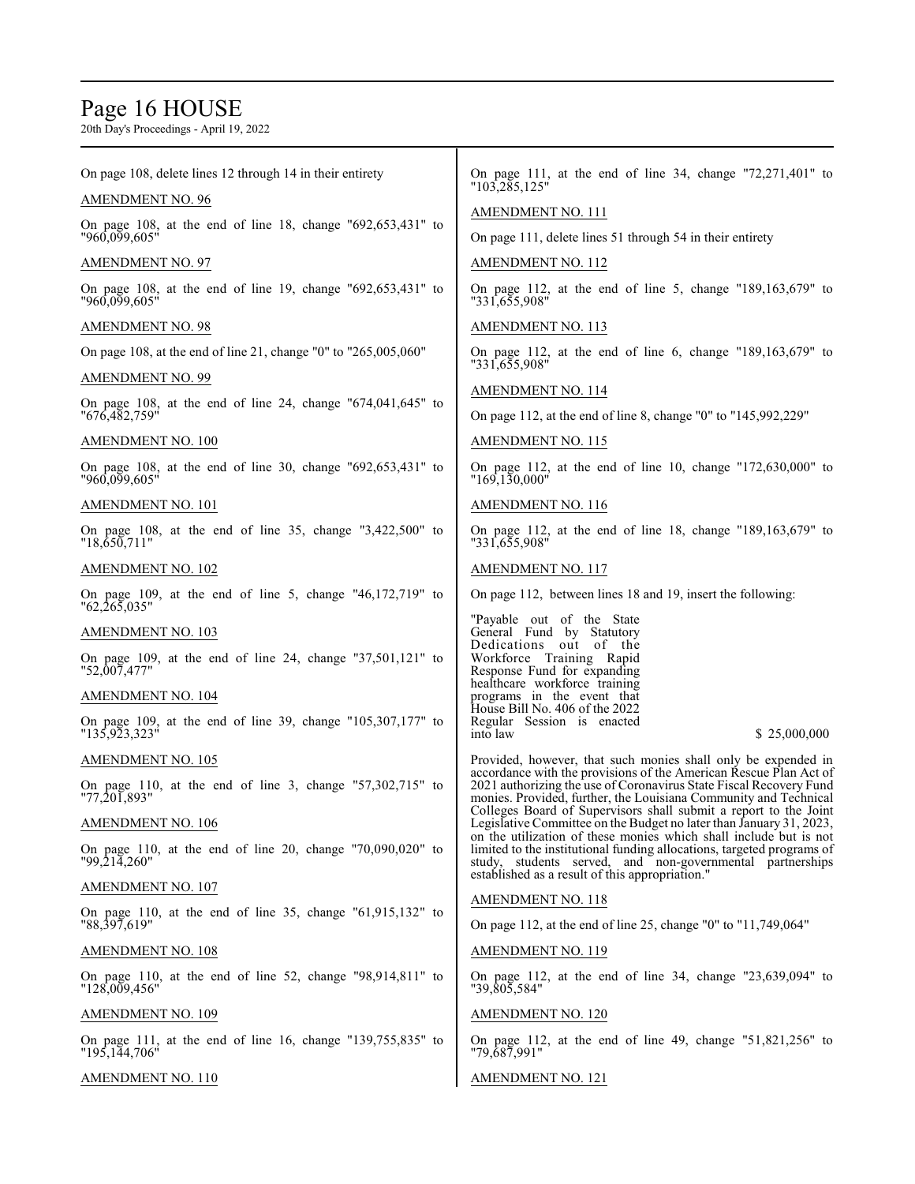On page 108, delete lines 12 through 14 in their entirety

AMENDMENT NO. 96

On page 108, at the end of line 18, change "692,653,431" to "960,099,605"

AMENDMENT NO. 97

On page 108, at the end of line 19, change "692,653,431" to "960,099,605"

AMENDMENT NO. 98

On page 108, at the end of line 21, change "0" to "265,005,060"

AMENDMENT NO. 99

On page 108, at the end of line 24, change "674,041,645" to "676,482,759"

AMENDMENT NO. 100

On page 108, at the end of line 30, change "692,653,431" to "960,099,605"

AMENDMENT NO. 101

On page 108, at the end of line 35, change "3,422,500" to "18,650,711"

AMENDMENT NO. 102

On page 109, at the end of line 5, change "46,172,719" to "62,265,035"

AMENDMENT NO. 103

On page 109, at the end of line 24, change "37,501,121" to "52,007,477"

AMENDMENT NO. 104

On page 109, at the end of line 39, change "105,307,177" to "135,923,323"

AMENDMENT NO. 105

On page 110, at the end of line 3, change "57,302,715" to "77,201,893"

AMENDMENT NO. 106

On page 110, at the end of line 20, change "70,090,020" to "99,214,260"

AMENDMENT NO. 107

On page 110, at the end of line 35, change "61,915,132" to "88,397,619"

AMENDMENT NO. 108

On page 110, at the end of line 52, change "98,914,811" to "128,009,456"

AMENDMENT NO. 109

On page 111, at the end of line 16, change "139,755,835" to "195,144,706"

AMENDMENT NO. 110

On page 111, at the end of line 34, change "72,271,401" to "103,285,125"

AMENDMENT NO. 111

On page 111, delete lines 51 through 54 in their entirety

AMENDMENT NO. 112

On page 112, at the end of line 5, change "189,163,679" to "331,655,908"

AMENDMENT NO. 113

On page 112, at the end of line 6, change "189,163,679" to "331,655,908"

AMENDMENT NO. 114

On page 112, at the end of line 8, change "0" to "145,992,229"

AMENDMENT NO. 115

On page 112, at the end of line 10, change "172,630,000" to "169,130,000"

AMENDMENT NO. 116

On page 112, at the end of line 18, change "189,163,679" to "331,655,908"

AMENDMENT NO. 117

On page 112, between lines 18 and 19, insert the following:

"Payable out of the State General Fund by Statutory Dedications out of the Workforce Training Rapid Response Fund for expanding healthcare workforce training programs in the event that House Bill No. 406 of the 2022 Regular Session is enacted into law $ 25,000,000

Provided, however, that such monies shall only be expended in accordance with the provisions of the American Rescue Plan Act of 2021 authorizing the use of Coronavirus State Fiscal Recovery Fund monies. Provided, further, the Louisiana Community and Technical Colleges Board of Supervisors shall submit a report to the Joint Legislative Committee on the Budget no later than January 31, 2023, on the utilization of these monies which shall include but is not limited to the institutional funding allocations, targeted programs of study, students served, and non-governmental partnerships established as a result of this appropriation."

AMENDMENT NO. 118

On page 112, at the end of line 25, change "0" to "11,749,064"

AMENDMENT NO. 119

On page 112, at the end of line 34, change "23,639,094" to "39,805,584"

AMENDMENT NO. 120

On page 112, at the end of line 49, change "51,821,256" to "79,687,991"

AMENDMENT NO. 121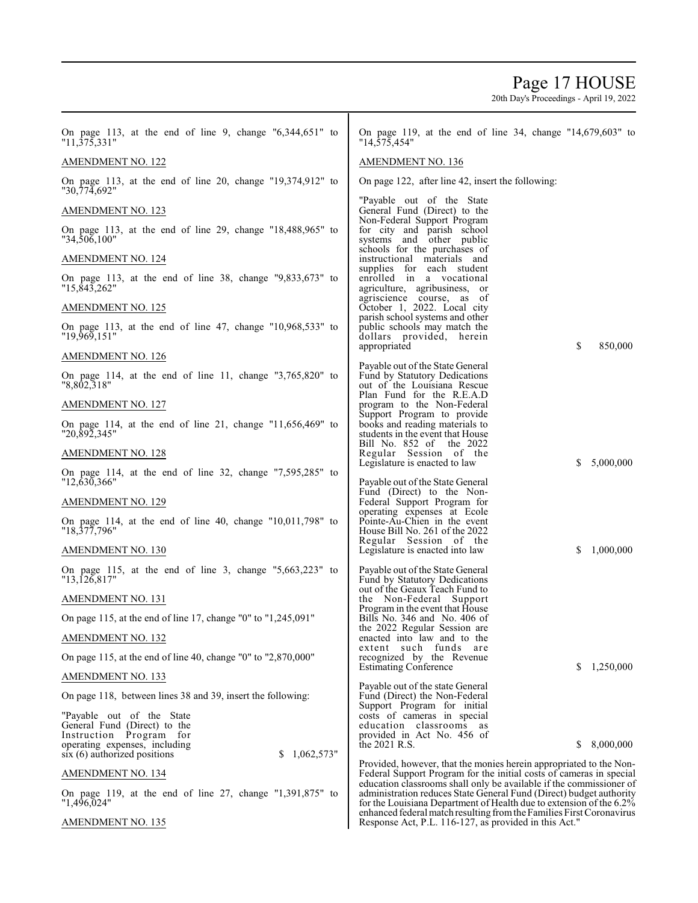On page 113, at the end of line 9, change "6,344,651" to "11,375,331"

AMENDMENT NO. 122

On page 113, at the end of line 20, change "19,374,912" to "30,774,692"

AMENDMENT NO. 123

On page 113, at the end of line 29, change "18,488,965" to "34,506,100"

AMENDMENT NO. 124

On page 113, at the end of line 38, change "9,833,673" to "15,843,262"

AMENDMENT NO. 125

On page 113, at the end of line 47, change "10,968,533" to "19,969,151"

AMENDMENT NO. 126

On page 114, at the end of line 11, change "3,765,820" to "8,802,318"

AMENDMENT NO. 127

On page 114, at the end of line 21, change "11,656,469" to "20,892,345"

AMENDMENT NO. 128

On page 114, at the end of line 32, change "7,595,285" to "12,630,366"

AMENDMENT NO. 129

On page 114, at the end of line 40, change "10,011,798" to "18,377,796"

AMENDMENT NO. 130

On page 115, at the end of line 3, change "5,663,223" to "13,126,817"

AMENDMENT NO. 131

On page 115, at the end of line 17, change "0" to "1,245,091"

AMENDMENT NO. 132

On page 115, at the end of line 40, change "0" to "2,870,000"

AMENDMENT NO. 133

On page 118, between lines 38 and 39, insert the following:

"Payable out of the State General Fund (Direct) to the Instruction Program for operating expenses, including six (6) authorized positions $ 1,062,573"

AMENDMENT NO. 134

On page 119, at the end of line 27, change "1,391,875" to "1,496,024"

AMENDMENT NO. 135

On page 119, at the end of line 34, change "14,679,603" to "14,575,454"

AMENDMENT NO. 136

On page 122, after line 42, insert the following:

"Payable out of the State General Fund (Direct) to the Non-Federal Support Program for city and parish school systems and other public schools for the purchases of instructional materials and supplies for each student enrolled in a vocational agriculture, agribusiness, or agriscience course, as of October 1, 2022. Local city parish school systems and other public schools may match the dollars provided, herein appropriated $ 850,000

Payable out of the State General Fund by Statutory Dedications out of the Louisiana Rescue Plan Fund for the R.E.A.D program to the Non-FEderal Support Program to provide books and reading materials to students in the event that House Bill No. 852 of the 2022 Regular Session of the Legislature is enacted to law $ 5,000,000

Payable out of the State General Fund (Direct) to the Non-Federal Support Program for operating expenses at Ecole Pointe-Au-Chien in the event House Bill No. 261 of the 2022 Regular Session of the Legislature is enacted into law $ 1,000,000

Payable out of the State General Fund by Statutory Dedications out of the Geaux Teach Fund to the Non-Federal Support Program in the event that House Bills No. 346 and No. 406 of the 2022 Regular Session are enacted into law and to the extent such funds are recognized by the Revenue Estimating Conference $ 1,250,000

Payable out of the state General Fund (Direct) the Non-Federal Support Program for initial costs of cameras in special education classrooms as provided in Act No. 456 of the 2021 R.S. $ 8,000,000

Provided, however, that the monies herein appropriated to the Non-Federal Support Program for the initial costs of cameras in special education classrooms shall only be available if the commissioner of administration reduces State General Fund (Direct) budget authority for the Louisiana Department of Health due to extension of the 6.2% enhanced federal match resulting from the Families First Coronavirus Response Act, P.L. 116-127, as provided in this Act."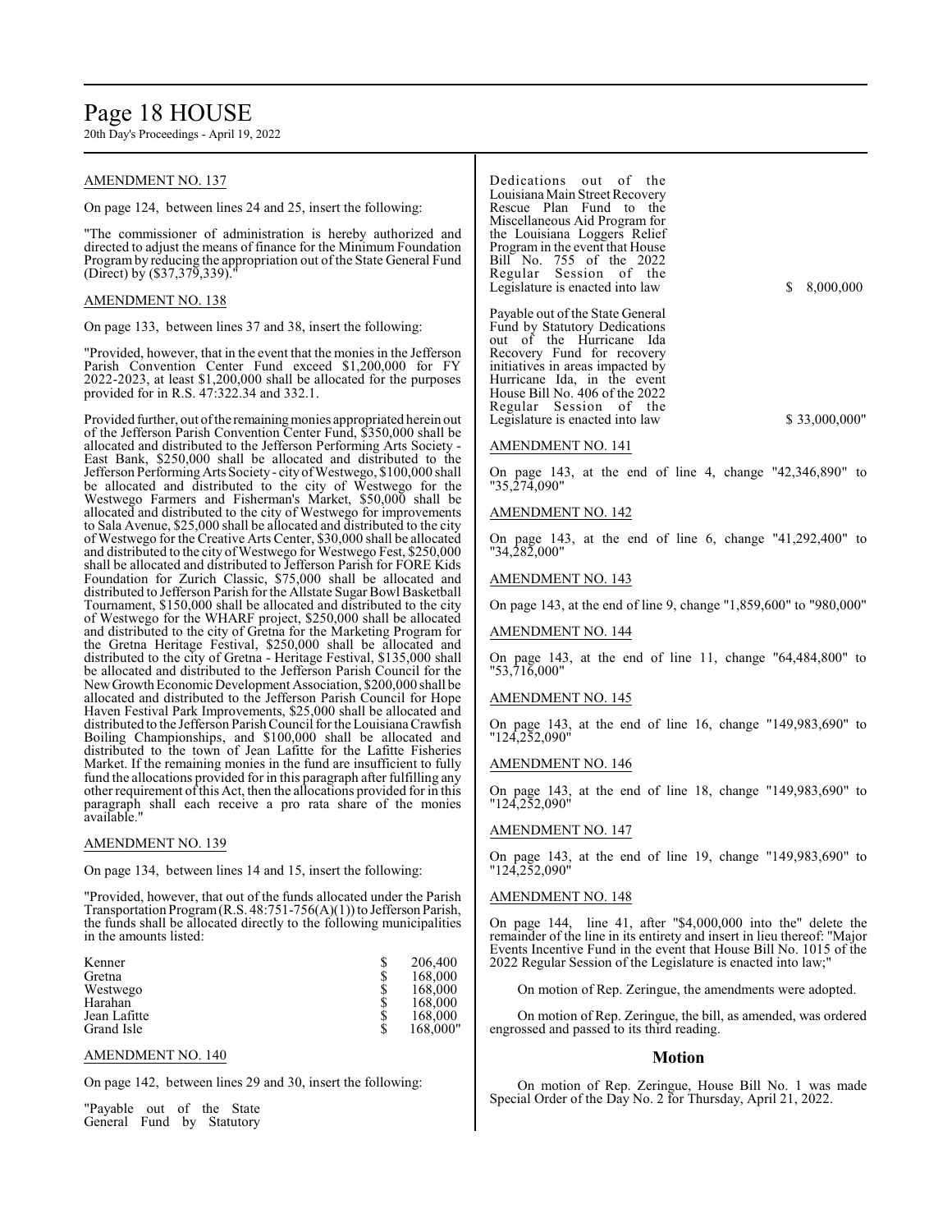AMENDMENT NO. 137

On page 124, between lines 24 and 25, insert the following:

"The commissioner of administration is hereby authorized and directed to adjust the means of finance for the Minimum Foundation Program by reducing the appropriation out of the State General Fund (Direct) by ($37,379,339)."

AMENDMENT NO. 138

On page 133, between lines 37 and 38, insert the following:

"Provided, however, that in the event that the monies in the Jefferson Parish Convention Center Fund exceed $1,200,000 for FY 2022-2023, at least $1,200,000 shall be allocated for the purposes provided for in R.S. 47:322.34 and 332.1.

Provided further, out of the remaining monies appropriated herein out of the Jefferson Parish Convention Center Fund, $350,000 shall be allocated and distributed to the Jefferson Performing Arts Society - East Bank, $250,000 shall be allocated and distributed to the Jefferson Performing Arts Society - city of Westwego, $100,000 shall be allocated and distributed to the city of Westwego for the Westwego Farmers and Fisherman's Market, $50,000 shall be allocated and distributed to the city of Westwego for improvements to Sala Avenue, $25,000 shall be allocated and distributed to the city of Westwego for the Creative Arts Center, $30,000 shall be allocated and distributed to the city of Westwego for Westwego Fest, $250,000 shall be allocated and distributed to Jefferson Parish for FORE Kids Foundation for Zurich Classic, $75,000 shall be allocated and distributed to Jefferson Parish for the Allstate Sugar Bowl Basketball Tournament, $150,000 shall be allocated and distributed to the city of Westwego for the WHARF project, $250,000 shall be allocated and distributed to the city of Gretna for the Marketing Program for the Gretna Heritage Festival, $250,000 shall be allocated and distributed to the city of Gretna - Heritage Festival, $135,000 shall be allocated and distributed to the Jefferson Parish Council for the New Growth Economic Development Association, $200,000 shall be allocated and distributed to the Jefferson Parish Council for Hope Haven Festival Park Improvements, $25,000 shall be allocated and distributed to the Jefferson Parish Council for the Louisiana Crawfish Boiling Championships, and $100,000 shall be allocated and distributed to the town of Jean Lafitte for the Lafitte Fisheries Market. If the remaining monies in the fund are insufficient to fully fund the allocations provided for in this paragraph after fulfilling any other requirement of this Act, then the allocations provided for in this paragraph shall each receive a pro rata share of the monies available."

AMENDMENT NO. 139

On page 134, between lines 14 and 15, insert the following:

"Provided, however, that out of the funds allocated under the Parish Transportation Program (R.S. 48:751-756(A)(1)) to Jefferson Parish, the funds shall be allocated directly to the following municipalities in the amounts listed:

| | | |
|---|---|---|
| Kenner | $ | 206,400 |
| Gretna | $ | 168,000 |
| Westwego | $ | 168,000 |
| Harahan | $ | 168,000 |
| Jean Lafitte | $ | 168,000 |
| Grand Isle | $ | 168,000" |

AMENDMENT NO. 140

On page 142, between lines 29 and 30, insert the following:

"Payable out of the State General Fund by Statutory Dedications out of the Louisiana Main Street Recovery Rescue Plan Fund to the Miscellaneous Aid Program for the Louisiana Loggers Relief Program in the event that House Bill No. 755 of the 2022 Regular Session of the Legislature is enacted into law $ 8,000,000

Payable out of the State General Fund by Statutory Dedications out of the Hurricane Ida Recovery Fund for recovery initiatives in areas impacted by Hurricane Ida, in the event House Bill No. 406 of the 2022 Regular Session of the Legislature is enacted into law $ 33,000,000"

AMENDMENT NO. 141

On page 143, at the end of line 4, change "42,346,890" to "35,274,090"

AMENDMENT NO. 142

On page 143, at the end of line 6, change "41,292,400" to "34,282,000"

AMENDMENT NO. 143

On page 143, at the end of line 9, change "1,859,600" to "980,000"

AMENDMENT NO. 144

On page 143, at the end of line 11, change "64,484,800" to "53,716,000"

AMENDMENT NO. 145

On page 143, at the end of line 16, change "149,983,690" to "124,252,090"

AMENDMENT NO. 146

On page 143, at the end of line 18, change "149,983,690" to "124,252,090"

AMENDMENT NO. 147

On page 143, at the end of line 19, change "149,983,690" to "124,252,090"

AMENDMENT NO. 148

On page 144, line 41, after "$4,000,000 into the" delete the remainder of the line in its entirety and insert in lieu thereof: "Major Events Incentive Fund in the event that House Bill No. 1015 of the 2022 Regular Session of the Legislature is enacted into law;"

On motion of Rep. Zeringue, the amendments were adopted.

On motion of Rep. Zeringue, the bill, as amended, was ordered engrossed and passed to its third reading.

## Motion

On motion of Rep. Zeringue, House Bill No. 1 was made Special Order of the Day No. 2 for Thursday, April 21, 2022.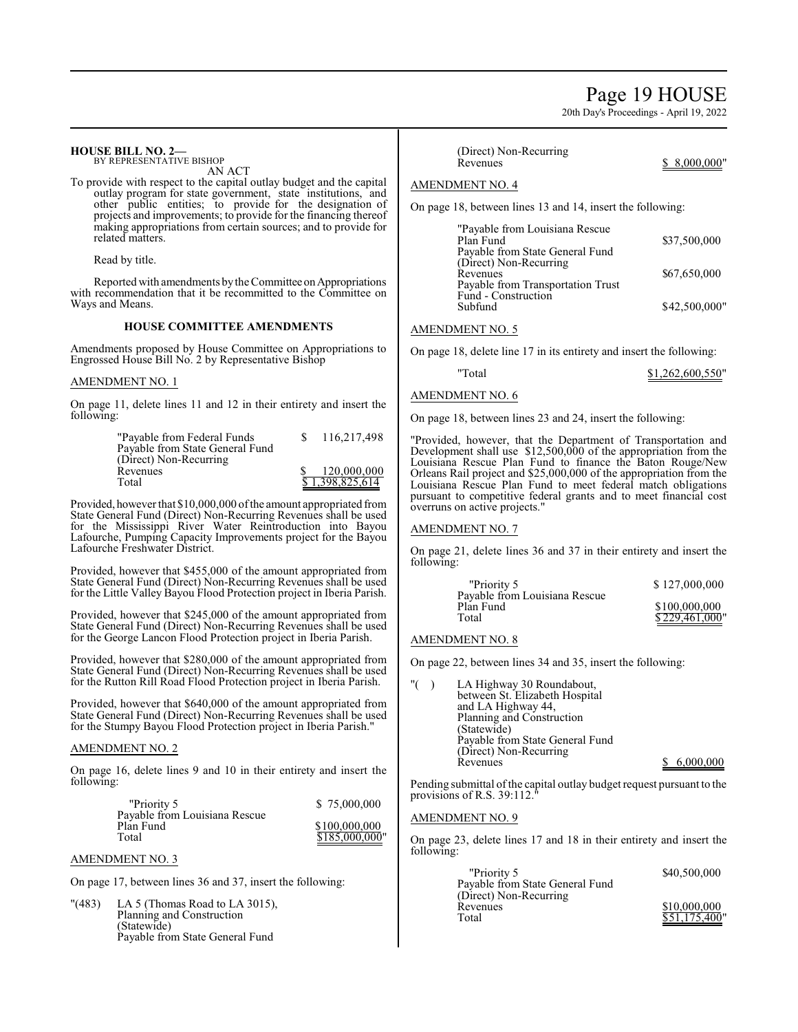**HOUSE BILL NO. 2—**
BY REPRESENTATIVE BISHOP

AN ACT

To provide with respect to the capital outlay budget and the capital outlay program for state government, state institutions, and other public entities; to provide for the designation of projects and improvements; to provide for the financing thereof making appropriations from certain sources; and to provide for related matters.

Read by title.

Reported with amendments by the Committee on Appropriations with recommendation that it be recommitted to the Committee on Ways and Means.

### HOUSE COMMITTEE AMENDMENTS

Amendments proposed by House Committee on Appropriations to Engrossed House Bill No. 2 by Representative Bishop

AMENDMENT NO. 1

On page 11, delete lines 11 and 12 in their entirety and insert the following:

| | |
|---|---|
| "Payable from Federal Funds | $ 116,217,498 |
| Payable from State General Fund (Direct) Non-Recurring Revenues | $ 120,000,000 |
| Total | $ 1,398,825,614 |

Provided, however that $10,000,000 of the amount appropriated from State General Fund (Direct) Non-Recurring Revenues shall be used for the Mississippi River Water Reintroduction into Bayou Lafourche, Pumping Capacity Improvements project for the Bayou Lafourche Freshwater District.

Provided, however that $455,000 of the amount appropriated from State General Fund (Direct) Non-Recurring Revenues shall be used for the Little Valley Bayou Flood Protection project in Iberia Parish.

Provided, however that $245,000 of the amount appropriated from State General Fund (Direct) Non-Recurring Revenues shall be used for the George Lancon Flood Protection project in Iberia Parish.

Provided, however that $280,000 of the amount appropriated from State General Fund (Direct) Non-Recurring Revenues shall be used for the Rutton Rill Road Flood Protection project in Iberia Parish.

Provided, however that $640,000 of the amount appropriated from State General Fund (Direct) Non-Recurring Revenues shall be used for the Stumpy Bayou Flood Protection project in Iberia Parish."

AMENDMENT NO. 2

On page 16, delete lines 9 and 10 in their entirety and insert the following:

| | |
|---|---|
| "Priority 5 | $ 75,000,000 |
| Payable from Louisiana Rescue Plan Fund | $100,000,000 |
| Total | $185,000,000" |

AMENDMENT NO. 3

On page 17, between lines 36 and 37, insert the following:

"(483) LA 5 (Thomas Road to LA 3015), Planning and Construction (Statewide)
Payable from State General Fund (Direct) Non-Recurring Revenues $ 8,000,000"

AMENDMENT NO. 4

On page 18, between lines 13 and 14, insert the following:

| | |
|---|---|
| "Payable from Louisiana Rescue Plan Fund | $37,500,000 |
| Payable from State General Fund (Direct) Non-Recurring Revenues | $67,650,000 |
| Payable from Transportation Trust Fund - Construction Subfund | $42,500,000" |

AMENDMENT NO. 5

On page 18, delete line 17 in its entirety and insert the following:

"Total $1,262,600,550"

AMENDMENT NO. 6

On page 18, between lines 23 and 24, insert the following:

"Provided, however, that the Department of Transportation and Development shall use $12,500,000 of the appropriation from the Louisiana Rescue Plan Fund to finance the Baton Rouge/New Orleans Rail project and $25,000,000 of the appropriation from the Louisiana Rescue Plan Fund to meet federal match obligations pursuant to competitive federal grants and to meet financial cost overruns on active projects."

AMENDMENT NO. 7

On page 21, delete lines 36 and 37 in their entirety and insert the following:

| | |
|---|---|
| "Priority 5 | $ 127,000,000 |
| Payable from Louisiana Rescue Plan Fund | $100,000,000 |
| Total | $ 229,461,000" |

AMENDMENT NO. 8

On page 22, between lines 34 and 35, insert the following:

"( ) LA Highway 30 Roundabout, between St. Elizabeth Hospital and LA Highway 44, Planning and Construction (Statewide)
Payable from State General Fund (Direct) Non-Recurring Revenues $ 6,000,000

Pending submittal of the capital outlay budget request pursuant to the provisions of R.S. 39:112."

AMENDMENT NO. 9

On page 23, delete lines 17 and 18 in their entirety and insert the following:

| | |
|---|---|
| "Priority 5 | $40,500,000 |
| Payable from State General Fund (Direct) Non-Recurring Revenues | $10,000,000 |
| Total | $51,175,400" |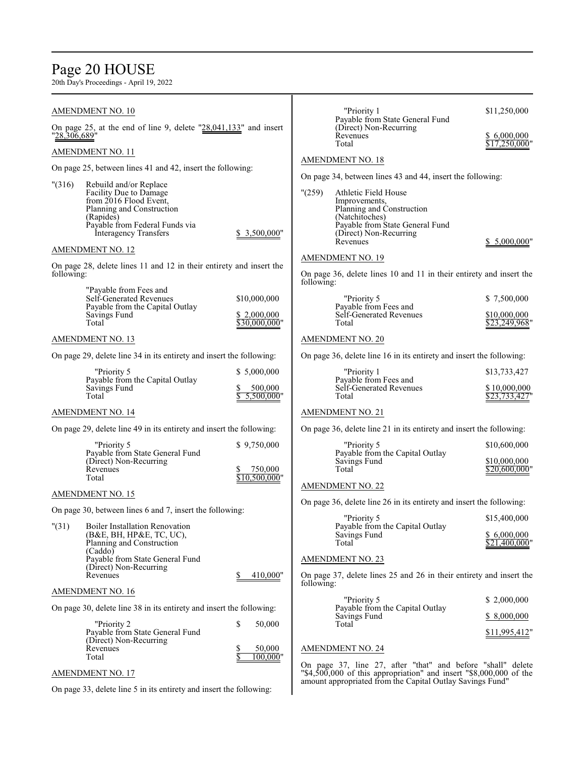AMENDMENT NO. 10

On page 25, at the end of line 9, delete "28,041,133" and insert "28,306,689"

AMENDMENT NO. 11

On page 25, between lines 41 and 42, insert the following:

"(316) Rebuild and/or Replace Facility Due to Damage from 2016 Flood Event, Planning and Construction (Rapides)
Payable from Federal Funds via Interagency Transfers $ 3,500,000"

AMENDMENT NO. 12

On page 28, delete lines 11 and 12 in their entirety and insert the following:

| | |
|---|---|
| "Payable from Fees and Self-Generated Revenues | $10,000,000 |
| Payable from the Capital Outlay Savings Fund | $ 2,000,000 |
| Total | $30,000,000" |

AMENDMENT NO. 13

On page 29, delete line 34 in its entirety and insert the following:

| | |
|---|---|
| "Priority 5 | $ 5,000,000 |
| Payable from the Capital Outlay Savings Fund | $ 500,000 |
| Total | $ 5,500,000" |

AMENDMENT NO. 14

On page 29, delete line 49 in its entirety and insert the following:

| | |
|---|---|
| "Priority 5 | $ 9,750,000 |
| Payable from State General Fund (Direct) Non-Recurring Revenues | $ 750,000 |
| Total | $10,500,000" |

AMENDMENT NO. 15

On page 30, between lines 6 and 7, insert the following:

"(31) Boiler Installation Renovation (B&E, BH, HP&E, TC, UC), Planning and Construction (Caddo)
Payable from State General Fund (Direct) Non-Recurring Revenues $ 410,000"

AMENDMENT NO. 16

On page 30, delete line 38 in its entirety and insert the following:

| | |
|---|---|
| "Priority 2 | $ 50,000 |
| Payable from State General Fund (Direct) Non-Recurring Revenues | $ 50,000 |
| Total | $ 100,000" |

AMENDMENT NO. 17

On page 33, delete line 5 in its entirety and insert the following:

| | |
|---|---|
| "Priority 1 | $11,250,000 |
| Payable from State General Fund (Direct) Non-Recurring Revenues | $ 6,000,000 |
| Total | $17,250,000" |

AMENDMENT NO. 18

On page 34, between lines 43 and 44, insert the following:

"(259) Athletic Field House Improvements, Planning and Construction (Natchitoches)
Payable from State General Fund (Direct) Non-Recurring Revenues $ 5,000,000"

AMENDMENT NO. 19

On page 36, delete lines 10 and 11 in their entirety and insert the following:

| | |
|---|---|
| "Priority 5 | $ 7,500,000 |
| Payable from Fees and Self-Generated Revenues | $10,000,000 |
| Total | $23,249,968" |

AMENDMENT NO. 20

On page 36, delete line 16 in its entirety and insert the following:

| | |
|---|---|
| "Priority 1 | $13,733,427 |
| Payable from Fees and Self-Generated Revenues | $ 10,000,000 |
| Total | $23,733,427" |

AMENDMENT NO. 21

On page 36, delete line 21 in its entirety and insert the following:

| | |
|---|---|
| "Priority 5 | $10,600,000 |
| Payable from the Capital Outlay Savings Fund | $10,000,000 |
| Total | $20,600,000" |

AMENDMENT NO. 22

On page 36, delete line 26 in its entirety and insert the following:

| | |
|---|---|
| "Priority 5 | $15,400,000 |
| Payable from the Capital Outlay Savings Fund | $ 6,000,000 |
| Total | $21,400,000" |

AMENDMENT NO. 23

On page 37, delete lines 25 and 26 in their entirety and insert the following:

| | |
|---|---|
| "Priority 5 | $ 2,000,000 |
| Payable from the Capital Outlay Savings Fund | $ 8,000,000 |
| Total | $11,995,412" |

AMENDMENT NO. 24

On page 37, line 27, after "that" and before "shall" delete "$4,500,000 of this appropriation" and insert "$8,000,000 of the amount appropriated from the Capital Outlay Savings Fund"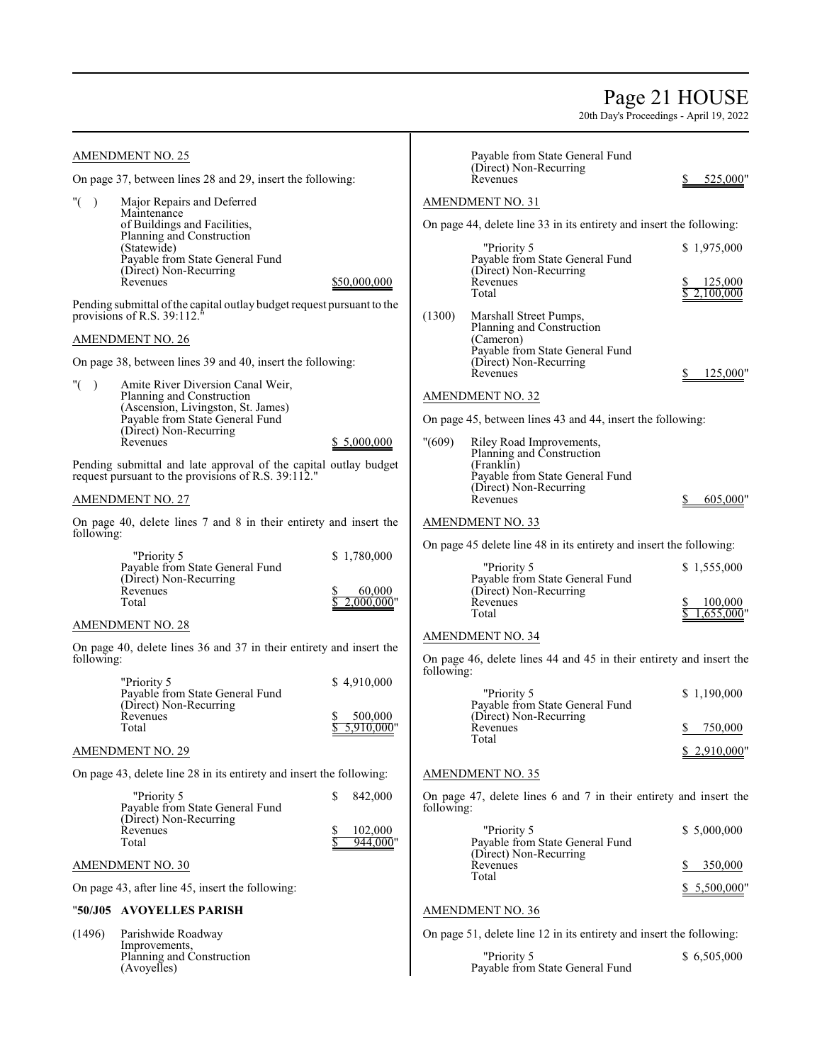AMENDMENT NO. 25

On page 37, between lines 28 and 29, insert the following:

"( ) Major Repairs and Deferred Maintenance of Buildings and Facilities, Planning and Construction (Statewide)
Payable from State General Fund (Direct) Non-Recurring Revenues $50,000,000

Pending submittal of the capital outlay budget request pursuant to the provisions of R.S. 39:112."

AMENDMENT NO. 26

On page 38, between lines 39 and 40, insert the following:

"( ) Amite River Diversion Canal Weir, Planning and Construction (Ascension, Livingston, St. James)
Payable from State General Fund (Direct) Non-Recurring Revenues $ 5,000,000

Pending submittal and late approval of the capital outlay budget request pursuant to the provisions of R.S. 39:112."

AMENDMENT NO. 27

On page 40, delete lines 7 and 8 in their entirety and insert the following:

| | |
|---|---|
| "Priority 5 | $ 1,780,000 |
| Payable from State General Fund (Direct) Non-Recurring Revenues | $ 60,000 |
| Total | $ 2,000,000" |

AMENDMENT NO. 28

On page 40, delete lines 36 and 37 in their entirety and insert the following:

| | |
|---|---|
| "Priority 5 | $ 4,910,000 |
| Payable from State General Fund (Direct) Non-Recurring Revenues | $ 500,000 |
| Total | $ 5,910,000" |

AMENDMENT NO. 29

On page 43, delete line 28 in its entirety and insert the following:

| | |
|---|---|
| "Priority 5 | $ 842,000 |
| Payable from State General Fund (Direct) Non-Recurring Revenues | $ 102,000 |
| Total | $ 944,000" |

AMENDMENT NO. 30

On page 43, after line 45, insert the following:

"**50/J05 AVOYELLES PARISH**

(1496) Parishwide Roadway Improvements, Planning and Construction (Avoyelles)
Payable from State General Fund (Direct) Non-Recurring Revenues $ 525,000"

AMENDMENT NO. 31

On page 44, delete line 33 in its entirety and insert the following:

| | |
|---|---|
| "Priority 5 | $ 1,975,000 |
| Payable from State General Fund (Direct) Non-Recurring Revenues | $ 125,000 |
| Total | $ 2,100,000 |

(1300) Marshall Street Pumps, Planning and Construction (Cameron)
Payable from State General Fund (Direct) Non-Recurring Revenues $ 125,000"

AMENDMENT NO. 32

On page 45, between lines 43 and 44, insert the following:

"(609) Riley Road Improvements, Planning and Construction (Franklin)
Payable from State General Fund (Direct) Non-Recurring Revenues $ 605,000"

AMENDMENT NO. 33

On page 45 delete line 48 in its entirety and insert the following:

| | |
|---|---|
| "Priority 5 | $ 1,555,000 |
| Payable from State General Fund (Direct) Non-Recurring Revenues | $ 100,000 |
| Total | $ 1,655,000" |

AMENDMENT NO. 34

On page 46, delete lines 44 and 45 in their entirety and insert the following:

| | |
|---|---|
| "Priority 5 | $ 1,190,000 |
| Payable from State General Fund (Direct) Non-Recurring Revenues | $ 750,000 |
| Total | $ 2,910,000" |

AMENDMENT NO. 35

On page 47, delete lines 6 and 7 in their entirety and insert the following:

| | |
|---|---|
| "Priority 5 | $ 5,000,000 |
| Payable from State General Fund (Direct) Non-Recurring Revenues | $ 350,000 |
| Total | $ 5,500,000" |

AMENDMENT NO. 36

On page 51, delete line 12 in its entirety and insert the following:

"Priority 5 $ 6,505,000
Payable from State General Fund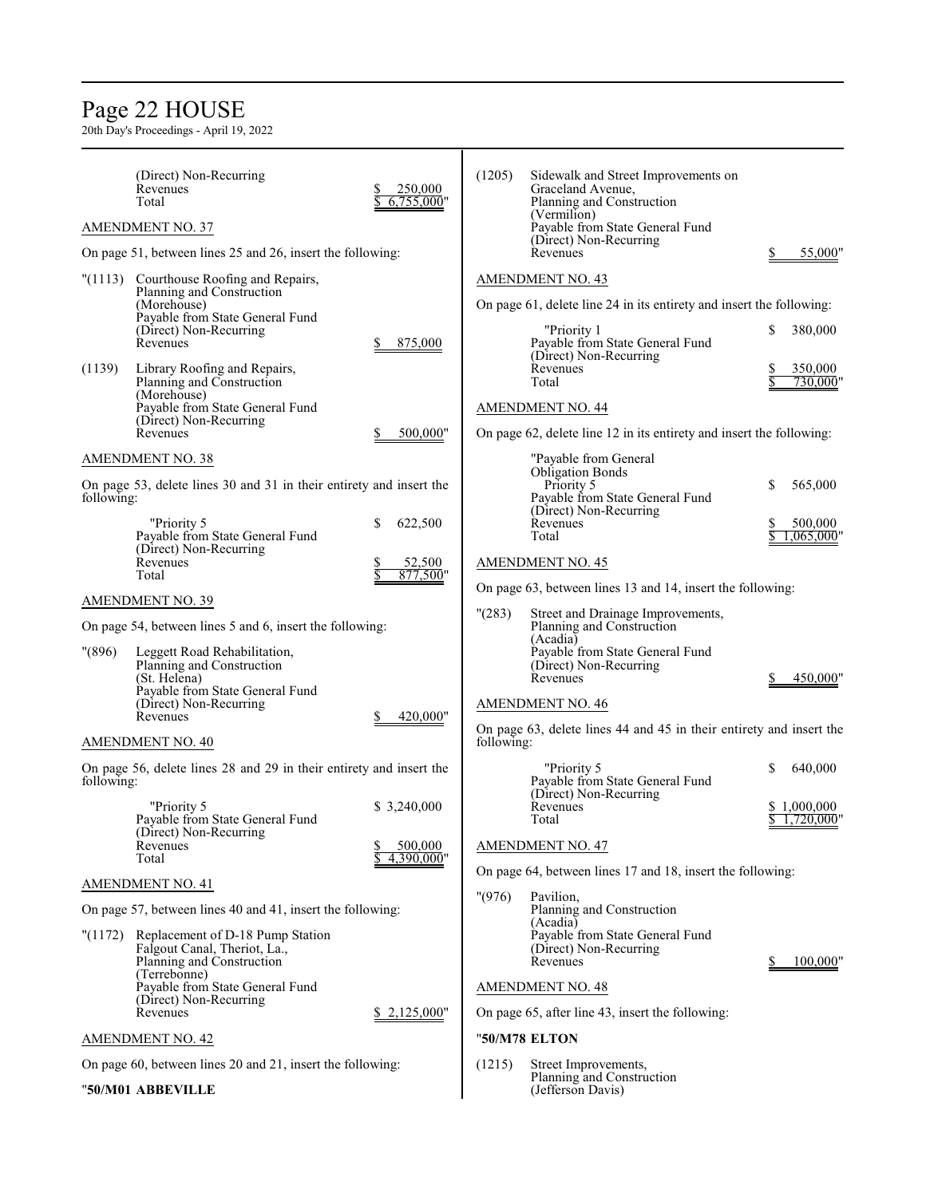(Direct) Non-Recurring
Revenues $ 250,000
Total $ 6,755,000"

AMENDMENT NO. 37

On page 51, between lines 25 and 26, insert the following:

"(1113) Courthouse Roofing and Repairs,
Planning and Construction
(Morehouse)
Payable from State General Fund
(Direct) Non-Recurring
Revenues $ 875,000

(1139) Library Roofing and Repairs,
Planning and Construction
(Morehouse)
Payable from State General Fund
(Direct) Non-Recurring
Revenues $ 500,000"

AMENDMENT NO. 38

On page 53, delete lines 30 and 31 in their entirety and insert the following:

"Priority 5 $ 622,500
Payable from State General Fund
(Direct) Non-Recurring
Revenues $ 52,500
Total $ 877,500"

AMENDMENT NO. 39

On page 54, between lines 5 and 6, insert the following:

"(896) Leggett Road Rehabilitation,
Planning and Construction
(St. Helena)
Payable from State General Fund
(Direct) Non-Recurring
Revenues $ 420,000"

AMENDMENT NO. 40

On page 56, delete lines 28 and 29 in their entirety and insert the following:

"Priority 5 $ 3,240,000
Payable from State General Fund
(Direct) Non-Recurring
Revenues $ 500,000
Total $ 4,390,000"

AMENDMENT NO. 41

On page 57, between lines 40 and 41, insert the following:

"(1172) Replacement of D-18 Pump Station
Falgout Canal, Theriot, La.,
Planning and Construction
(Terrebonne)
Payable from State General Fund
(Direct) Non-Recurring
Revenues $ 2,125,000"

AMENDMENT NO. 42

On page 60, between lines 20 and 21, insert the following:

"**50/M01 ABBEVILLE**

(1205) Sidewalk and Street Improvements on
Graceland Avenue,
Planning and Construction
(Vermilion)
Payable from State General Fund
(Direct) Non-Recurring
Revenues $ 55,000"

AMENDMENT NO. 43

On page 61, delete line 24 in its entirety and insert the following:

"Priority 1 $ 380,000
Payable from State General Fund
(Direct) Non-Recurring
Revenues $ 350,000
Total $ 730,000"

AMENDMENT NO. 44

On page 62, delete line 12 in its entirety and insert the following:

"Payable from General
Obligation Bonds
Priority 5 $ 565,000
Payable from State General Fund
(Direct) Non-Recurring
Revenues $ 500,000
Total $ 1,065,000"

AMENDMENT NO. 45

On page 63, between lines 13 and 14, insert the following:

"(283) Street and Drainage Improvements,
Planning and Construction
(Acadia)
Payable from State General Fund
(Direct) Non-Recurring
Revenues $ 450,000"

AMENDMENT NO. 46

On page 63, delete lines 44 and 45 in their entirety and insert the following:

"Priority 5 $ 640,000
Payable from State General Fund
(Direct) Non-Recurring
Revenues $ 1,000,000
Total $ 1,720,000"

AMENDMENT NO. 47

On page 64, between lines 17 and 18, insert the following:

"(976) Pavilion,
Planning and Construction
(Acadia)
Payable from State General Fund
(Direct) Non-Recurring
Revenues $ 100,000"

AMENDMENT NO. 48

On page 65, after line 43, insert the following:

"**50/M78 ELTON**

(1215) Street Improvements,
Planning and Construction
(Jefferson Davis)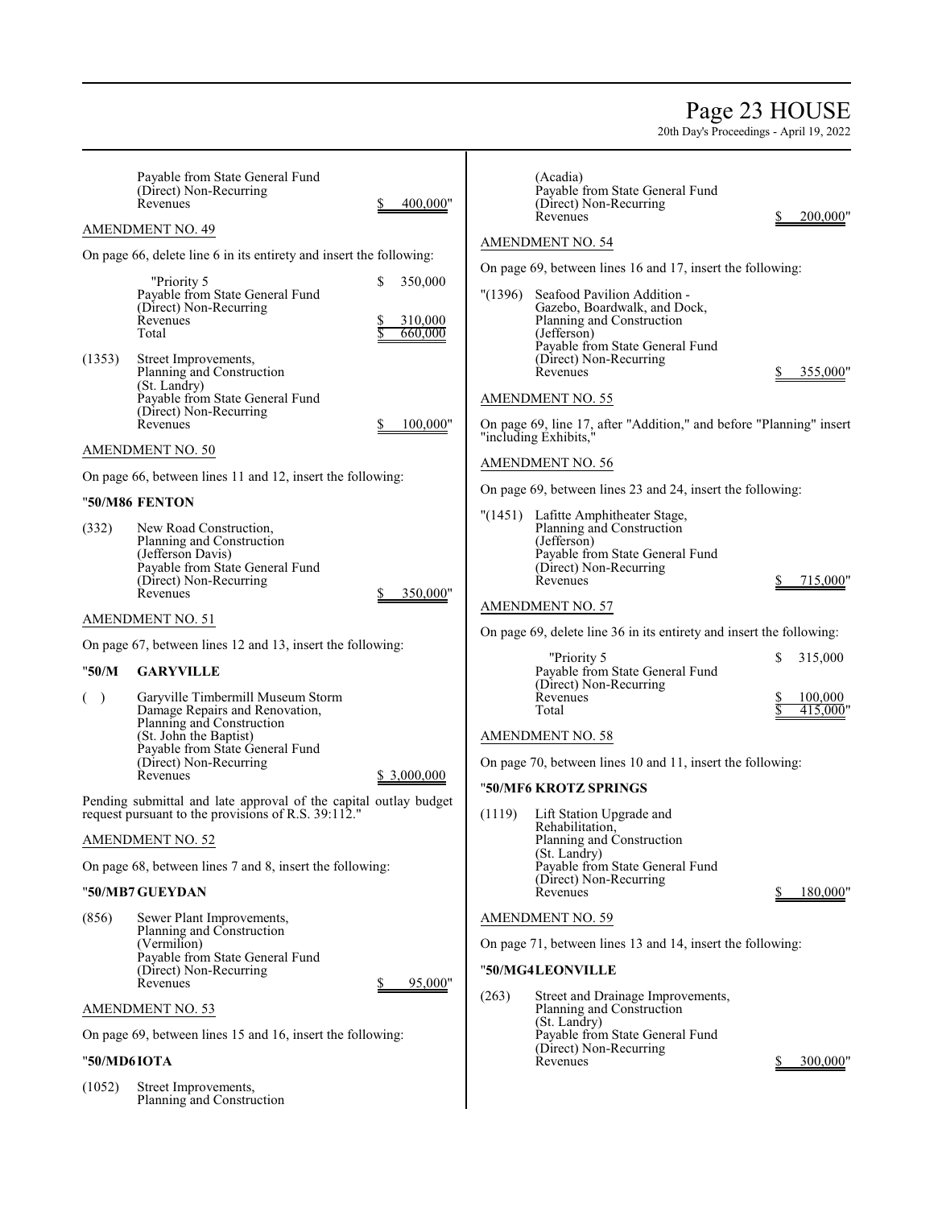Payable from State General Fund
(Direct) Non-Recurring
Revenues $ 400,000"

AMENDMENT NO. 49

On page 66, delete line 6 in its entirety and insert the following:

"Priority 5 $ 350,000
Payable from State General Fund
(Direct) Non-Recurring
Revenues $ 310,000
Total $ 660,000

(1353) Street Improvements,
Planning and Construction
(St. Landry)
Payable from State General Fund
(Direct) Non-Recurring
Revenues $ 100,000"

AMENDMENT NO. 50

On page 66, between lines 11 and 12, insert the following:

**"50/M86 FENTON**

(332) New Road Construction,
Planning and Construction
(Jefferson Davis)
Payable from State General Fund
(Direct) Non-Recurring
Revenues $ 350,000"

AMENDMENT NO. 51

On page 67, between lines 12 and 13, insert the following:

**"50/M GARYVILLE**

( ) Garyville Timbermill Museum Storm
Damage Repairs and Renovation,
Planning and Construction
(St. John the Baptist)
Payable from State General Fund
(Direct) Non-Recurring
Revenues $ 3,000,000

Pending submittal and late approval of the capital outlay budget request pursuant to the provisions of R.S. 39:112."

AMENDMENT NO. 52

On page 68, between lines 7 and 8, insert the following:

**"50/MB7 GUEYDAN**

(856) Sewer Plant Improvements,
Planning and Construction
(Vermilion)
Payable from State General Fund
(Direct) Non-Recurring
Revenues $ 95,000"

AMENDMENT NO. 53

On page 69, between lines 15 and 16, insert the following:

**"50/MD6 IOTA**

(1052) Street Improvements,
Planning and Construction
(Acadia)
Payable from State General Fund
(Direct) Non-Recurring
Revenues $ 200,000"

AMENDMENT NO. 54

On page 69, between lines 16 and 17, insert the following:

"(1396) Seafood Pavilion Addition -
Gazebo, Boardwalk, and Dock,
Planning and Construction
(Jefferson)
Payable from State General Fund
(Direct) Non-Recurring
Revenues $ 355,000"

AMENDMENT NO. 55

On page 69, line 17, after "Addition," and before "Planning" insert "including Exhibits,"

AMENDMENT NO. 56

On page 69, between lines 23 and 24, insert the following:

"(1451) Lafitte Amphitheater Stage,
Planning and Construction
(Jefferson)
Payable from State General Fund
(Direct) Non-Recurring
Revenues $ 715,000"

AMENDMENT NO. 57

On page 69, delete line 36 in its entirety and insert the following:

"Priority 5 $ 315,000
Payable from State General Fund
(Direct) Non-Recurring
Revenues $ 100,000
Total $ 415,000"

AMENDMENT NO. 58

On page 70, between lines 10 and 11, insert the following:

**"50/MF6 KROTZ SPRINGS**

(1119) Lift Station Upgrade and
Rehabilitation,
Planning and Construction
(St. Landry)
Payable from State General Fund
(Direct) Non-Recurring
Revenues $ 180,000"

AMENDMENT NO. 59

On page 71, between lines 13 and 14, insert the following:

**"50/MG4 LEONVILLE**

(263) Street and Drainage Improvements,
Planning and Construction
(St. Landry)
Payable from State General Fund
(Direct) Non-Recurring
Revenues $ 300,000"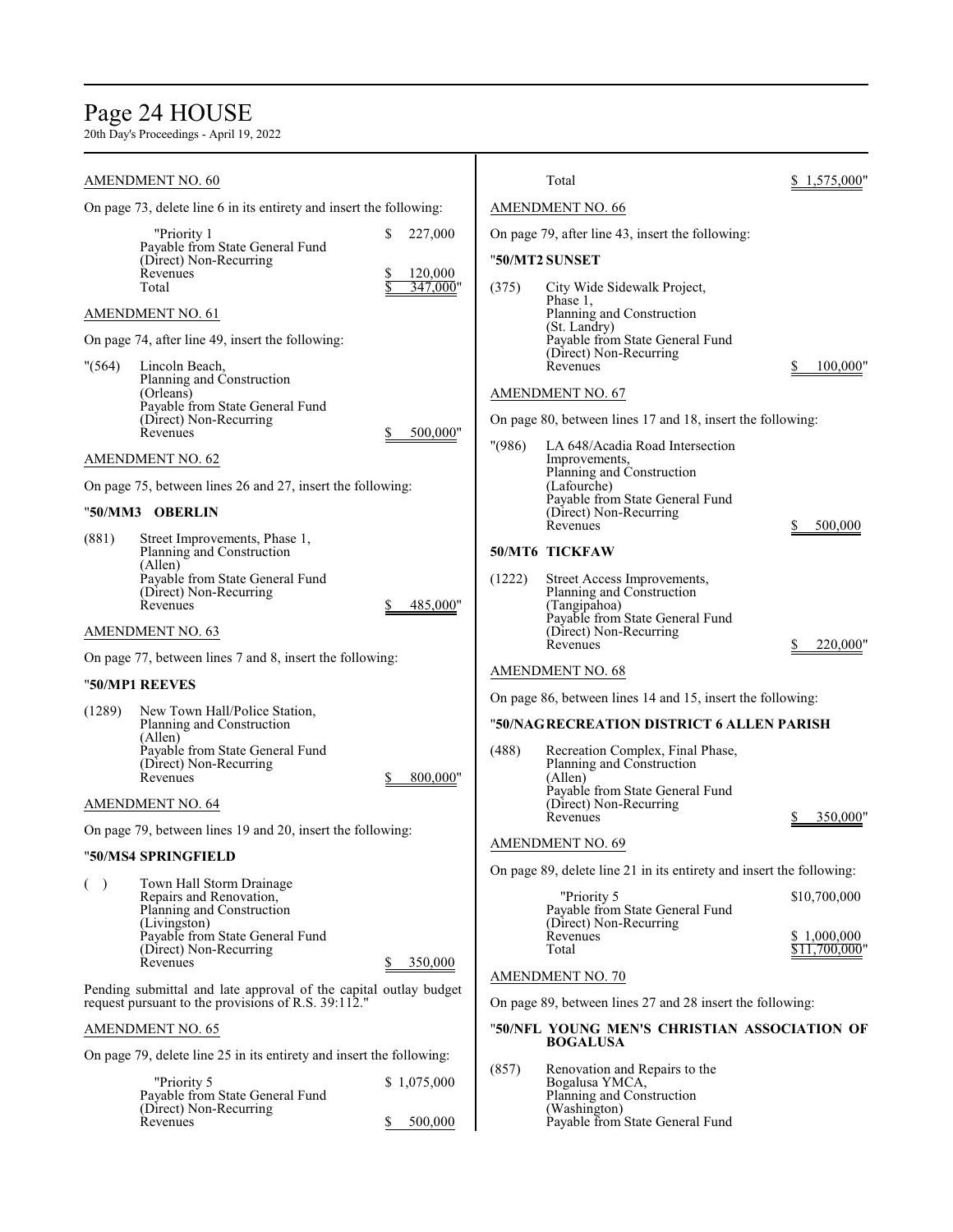AMENDMENT NO. 60

On page 73, delete line 6 in its entirety and insert the following:

"Priority 1 $ 227,000
Payable from State General Fund
(Direct) Non-Recurring
Revenues $ 120,000
Total $ 347,000"

AMENDMENT NO. 61

On page 74, after line 49, insert the following:

"(564) Lincoln Beach,
Planning and Construction
(Orleans)
Payable from State General Fund
(Direct) Non-Recurring
Revenues $ 500,000"

AMENDMENT NO. 62

On page 75, between lines 26 and 27, insert the following:

"**50/MM3 OBERLIN**

(881) Street Improvements, Phase 1,
Planning and Construction
(Allen)
Payable from State General Fund
(Direct) Non-Recurring
Revenues $ 485,000"

AMENDMENT NO. 63

On page 77, between lines 7 and 8, insert the following:

"**50/MP1 REEVES**

(1289) New Town Hall/Police Station,
Planning and Construction
(Allen)
Payable from State General Fund
(Direct) Non-Recurring
Revenues $ 800,000"

AMENDMENT NO. 64

On page 79, between lines 19 and 20, insert the following:

"**50/MS4 SPRINGFIELD**

( ) Town Hall Storm Drainage
Repairs and Renovation,
Planning and Construction
(Livingston)
Payable from State General Fund
(Direct) Non-Recurring
Revenues $ 350,000

Pending submittal and late approval of the capital outlay budget request pursuant to the provisions of R.S. 39:112."

AMENDMENT NO. 65

On page 79, delete line 25 in its entirety and insert the following:

"Priority 5 $ 1,075,000
Payable from State General Fund
(Direct) Non-Recurring
Revenues $ 500,000
Total $ 1,575,000"

AMENDMENT NO. 66

On page 79, after line 43, insert the following:

"**50/MT2 SUNSET**

(375) City Wide Sidewalk Project,
Phase 1,
Planning and Construction
(St. Landry)
Payable from State General Fund
(Direct) Non-Recurring
Revenues $ 100,000"

AMENDMENT NO. 67

On page 80, between lines 17 and 18, insert the following:

"(986) LA 648/Acadia Road Intersection
Improvements,
Planning and Construction
(Lafourche)
Payable from State General Fund
(Direct) Non-Recurring
Revenues $ 500,000

**50/MT6 TICKFAW**

(1222) Street Access Improvements,
Planning and Construction
(Tangipahoa)
Payable from State General Fund
(Direct) Non-Recurring
Revenues $ 220,000"

AMENDMENT NO. 68

On page 86, between lines 14 and 15, insert the following:

"**50/NAG RECREATION DISTRICT 6 ALLEN PARISH**

(488) Recreation Complex, Final Phase,
Planning and Construction
(Allen)
Payable from State General Fund
(Direct) Non-Recurring
Revenues $ 350,000"

AMENDMENT NO. 69

On page 89, delete line 21 in its entirety and insert the following:

"Priority 5 $10,700,000
Payable from State General Fund
(Direct) Non-Recurring
Revenues $ 1,000,000
Total $11,700,000"

AMENDMENT NO. 70

On page 89, between lines 27 and 28 insert the following:

"**50/NFL YOUNG MEN'S CHRISTIAN ASSOCIATION OF BOGALUSA**

(857) Renovation and Repairs to the
Bogalusa YMCA,
Planning and Construction
(Washington)
Payable from State General Fund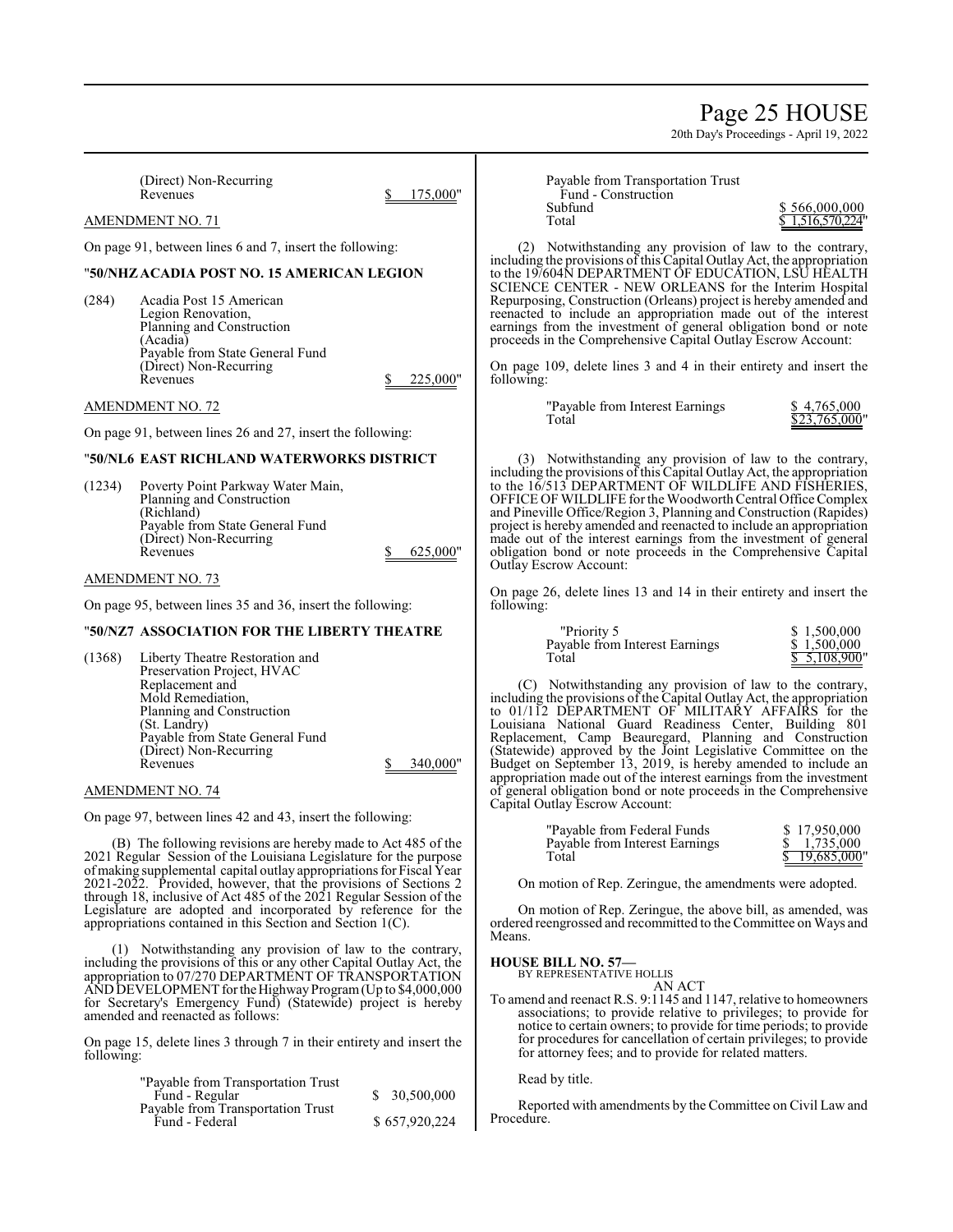(Direct) Non-Recurring
Revenues $ 175,000"

AMENDMENT NO. 71

On page 91, between lines 6 and 7, insert the following:

"**50/NHZ ACADIA POST NO. 15 AMERICAN LEGION**

(284) Acadia Post 15 American Legion Renovation, Planning and Construction (Acadia)
Payable from State General Fund (Direct) Non-Recurring Revenues $ 225,000"

AMENDMENT NO. 72

On page 91, between lines 26 and 27, insert the following:

"**50/NL6 EAST RICHLAND WATERWORKS DISTRICT**

(1234) Poverty Point Parkway Water Main, Planning and Construction (Richland)
Payable from State General Fund (Direct) Non-Recurring Revenues $ 625,000"

AMENDMENT NO. 73

On page 95, between lines 35 and 36, insert the following:

"**50/NZ7 ASSOCIATION FOR THE LIBERTY THEATRE**

(1368) Liberty Theatre Restoration and Preservation Project, HVAC Replacement and Mold Remediation, Planning and Construction (St. Landry)
Payable from State General Fund (Direct) Non-Recurring Revenues $ 340,000"

AMENDMENT NO. 74

On page 97, between lines 42 and 43, insert the following:

(B) The following revisions are hereby made to Act 485 of the 2021 Regular Session of the Louisiana Legislature for the purpose of making supplemental capital outlay appropriations for Fiscal Year 2021-2022. Provided, however, that the provisions of Sections 2 through 18, inclusive of Act 485 of the 2021 Regular Session of the Legislature are adopted and incorporated by reference for the appropriations contained in this Section and Section 1(C).

(1) Notwithstanding any provision of law to the contrary, including the provisions of this or any other Capital Outlay Act, the appropriation to 07/270 DEPARTMENT OF TRANSPORTATION AND DEVELOPMENT for the Highway Program (Up to $4,000,000 for Secretary's Emergency Fund) (Statewide) project is hereby amended and reenacted as follows:

On page 15, delete lines 3 through 7 in their entirety and insert the following:

| | |
|---|---|
| "Payable from Transportation Trust Fund - Regular | $ 30,500,000 |
| Payable from Transportation Trust Fund - Federal | $ 657,920,224 |
| Payable from Transportation Trust Fund - Construction Subfund | $ 566,000,000 |
| Total | $ 1,516,570,224" |

(2) Notwithstanding any provision of law to the contrary, including the provisions of this Capital Outlay Act, the appropriation to the 19/604N DEPARTMENT OF EDUCATION, LSU HEALTH SCIENCE CENTER - NEW ORLEANS for the Interim Hospital Repurposing, Construction (Orleans) project is hereby amended and reenacted to include an appropriation made out of the interest earnings from the investment of general obligation bond or note proceeds in the Comprehensive Capital Outlay Escrow Account:

On page 109, delete lines 3 and 4 in their entirety and insert the following:

| | |
|---|---|
| "Payable from Interest Earnings | $ 4,765,000 |
| Total | $23,765,000" |

(3) Notwithstanding any provision of law to the contrary, including the provisions of this Capital Outlay Act, the appropriation to the 16/513 DEPARTMENT OF WILDLIFE AND FISHERIES, OFFICE OF WILDLIFE for the Woodworth Central Office Complex and Pineville Office/Region 3, Planning and Construction (Rapides) project is hereby amended and reenacted to include an appropriation made out of the interest earnings from the investment of general obligation bond or note proceeds in the Comprehensive Capital Outlay Escrow Account:

On page 26, delete lines 13 and 14 in their entirety and insert the following:

| | |
|---|---|
| "Priority 5 | $ 1,500,000 |
| Payable from Interest Earnings | $ 1,500,000 |
| Total | $ 5,108,900" |

(C) Notwithstanding any provision of law to the contrary, including the provisions of the Capital Outlay Act, the appropriation to 01/112 DEPARTMENT OF MILITARY AFFAIRS for the Louisiana National Guard Readiness Center, Building 801 Replacement, Camp Beauregard, Planning and Construction (Statewide) approved by the Joint Legislative Committee on the Budget on September 13, 2019, is hereby amended to include an appropriation made out of the interest earnings from the investment of general obligation bond or note proceeds in the Comprehensive Capital Outlay Escrow Account:

| | |
|---|---|
| "Payable from Federal Funds | $ 17,950,000 |
| Payable from Interest Earnings | $ 1,735,000 |
| Total | $ 19,685,000" |

On motion of Rep. Zeringue, the amendments were adopted.

On motion of Rep. Zeringue, the above bill, as amended, was ordered reengrossed and recommitted to the Committee on Ways and Means.

**HOUSE BILL NO. 57—**
BY REPRESENTATIVE HOLLIS

AN ACT

To amend and reenact R.S. 9:1145 and 1147, relative to homeowners associations; to provide relative to privileges; to provide for notice to certain owners; to provide for time periods; to provide for procedures for cancellation of certain privileges; to provide for attorney fees; and to provide for related matters.

Read by title.

Reported with amendments by the Committee on Civil Law and Procedure.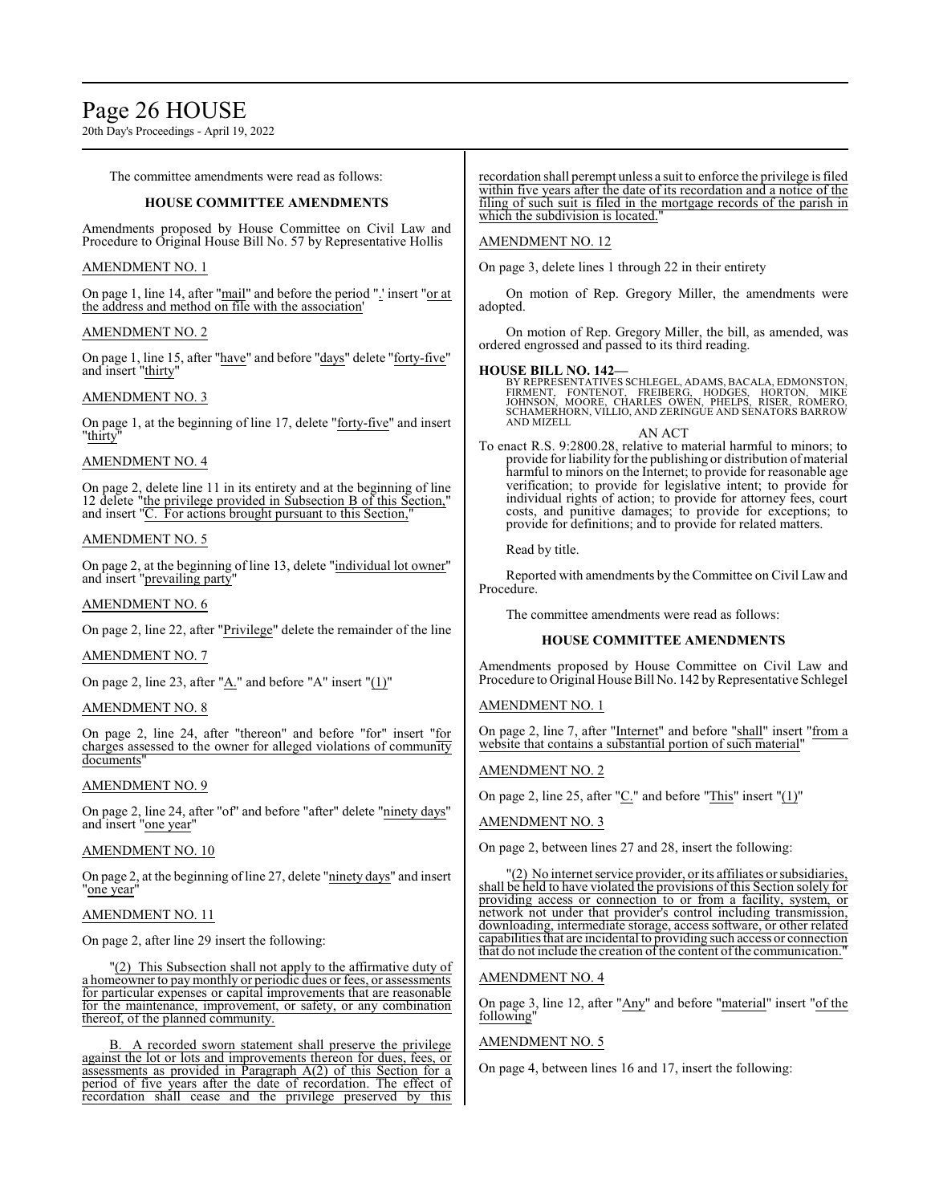The committee amendments were read as follows:

### HOUSE COMMITTEE AMENDMENTS

Amendments proposed by House Committee on Civil Law and Procedure to Original House Bill No. 57 by Representative Hollis

AMENDMENT NO. 1

On page 1, line 14, after "mail" and before the period "." insert "or at the address and method on file with the association'

AMENDMENT NO. 2

On page 1, line 15, after "have" and before "days" delete "forty-five" and insert "thirty"

AMENDMENT NO. 3

On page 1, at the beginning of line 17, delete "forty-five" and insert "thirty"

AMENDMENT NO. 4

On page 2, delete line 11 in its entirety and at the beginning of line 12 delete "the privilege provided in Subsection B of this Section," and insert "C. For actions brought pursuant to this Section,"

AMENDMENT NO. 5

On page 2, at the beginning of line 13, delete "individual lot owner" and insert "prevailing party"

AMENDMENT NO. 6

On page 2, line 22, after "Privilege" delete the remainder of the line

AMENDMENT NO. 7

On page 2, line 23, after "A." and before "A" insert "(1)"

AMENDMENT NO. 8

On page 2, line 24, after "thereon" and before "for" insert "for charges assessed to the owner for alleged violations of community documents"

AMENDMENT NO. 9

On page 2, line 24, after "of" and before "after" delete "ninety days" and insert "one year"

AMENDMENT NO. 10

On page 2, at the beginning of line 27, delete "ninety days" and insert "one year"

AMENDMENT NO. 11

On page 2, after line 29 insert the following:

"(2) This Subsection shall not apply to the affirmative duty of a homeowner to pay monthly or periodic dues or fees, or assessments for particular expenses or capital improvements that are reasonable for the maintenance, improvement, or safety, or any combination thereof, of the planned community.

B. A recorded sworn statement shall preserve the privilege against the lot or lots and improvements thereon for dues, fees, or assessments as provided in Paragraph A(2) of this Section for a period of five years after the date of recordation. The effect of recordation shall cease and the privilege preserved by this recordation shall perempt unless a suit to enforce the privilege is filed within five years after the date of its recordation and a notice of the filing of such suit is filed in the mortgage records of the parish in which the subdivision is located."

AMENDMENT NO. 12

On page 3, delete lines 1 through 22 in their entirety

On motion of Rep. Gregory Miller, the amendments were adopted.

On motion of Rep. Gregory Miller, the bill, as amended, was ordered engrossed and passed to its third reading.

**HOUSE BILL NO. 142—**
BY REPRESENTATIVES SCHLEGEL, ADAMS, BACALA, EDMONSTON, FIRMENT, FONTENOT, FREIBERG, HODGES, HORTON, MIKE JOHNSON, MOORE, CHARLES OWEN, PHELPS, RISER, ROMERO, SCHAMERHORN, VILLIO, AND ZERINGUE AND SENATORS BARROW AND MIZELL

AN ACT

To enact R.S. 9:2800.28, relative to material harmful to minors; to provide for liability for the publishing or distribution of material harmful to minors on the Internet; to provide for reasonable age verification; to provide for legislative intent; to provide for individual rights of action; to provide for attorney fees, court costs, and punitive damages; to provide for exceptions; to provide for definitions; and to provide for related matters.

Read by title.

Reported with amendments by the Committee on Civil Law and Procedure.

The committee amendments were read as follows:

### HOUSE COMMITTEE AMENDMENTS

Amendments proposed by House Committee on Civil Law and Procedure to Original House Bill No. 142 by Representative Schlegel

AMENDMENT NO. 1

On page 2, line 7, after "Internet" and before "shall" insert "from a website that contains a substantial portion of such material"

AMENDMENT NO. 2

On page 2, line 25, after "C." and before "This" insert "(1)"

AMENDMENT NO. 3

On page 2, between lines 27 and 28, insert the following:

"(2) No internet service provider, or its affiliates or subsidiaries, shall be held to have violated the provisions of this Section solely for providing access or connection to or from a facility, system, or network not under that provider's control including transmission, downloading, intermediate storage, access software, or other related capabilities that are incidental to providing such access or connection that do not include the creation of the content of the communication."

AMENDMENT NO. 4

On page 3, line 12, after "Any" and before "material" insert "of the following"

AMENDMENT NO. 5

On page 4, between lines 16 and 17, insert the following: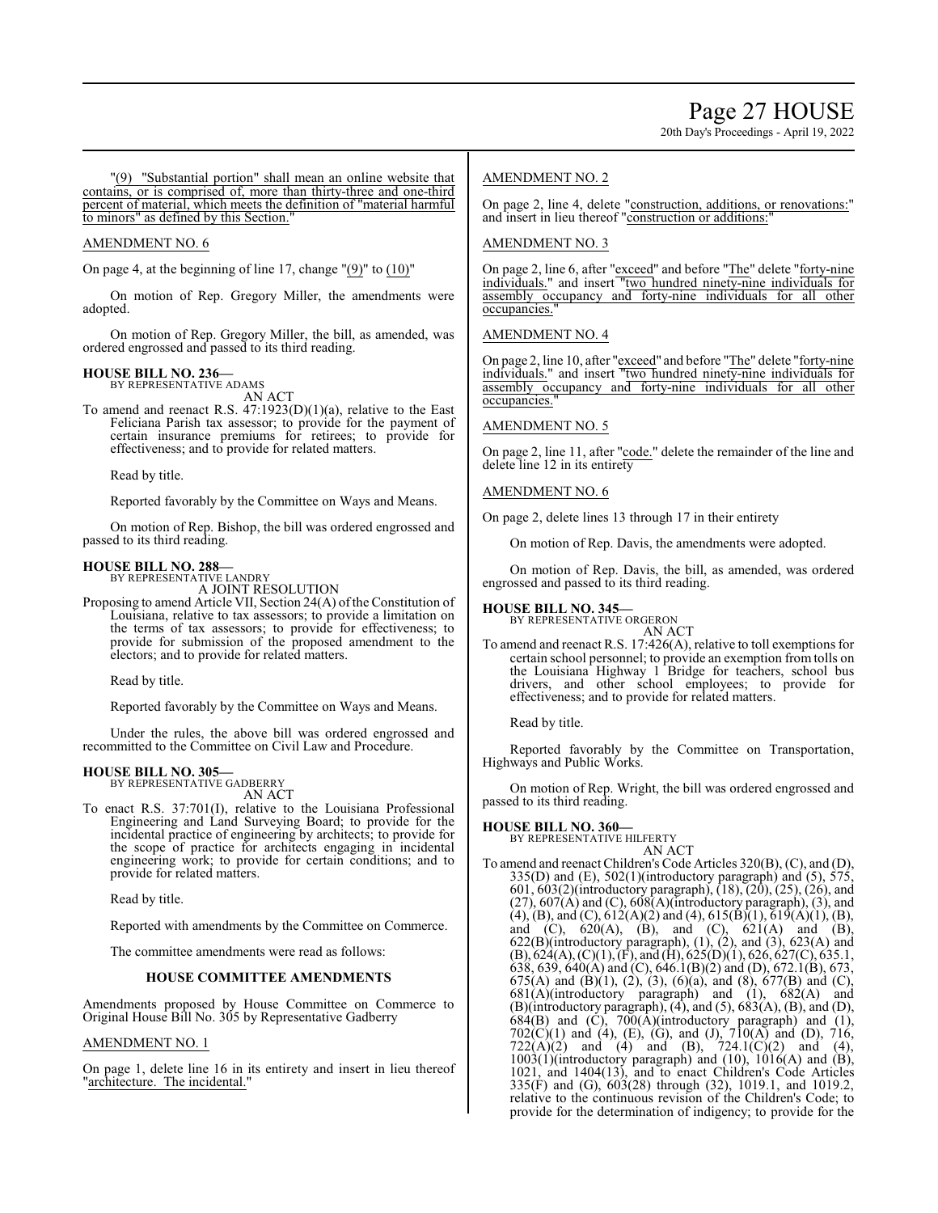"(9) "Substantial portion" shall mean an online website that contains, or is comprised of, more than thirty-three and one-third percent of material, which meets the definition of "material harmful to minors" as defined by this Section."

AMENDMENT NO. 6

On page 4, at the beginning of line 17, change "(9)" to (10)"

On motion of Rep. Gregory Miller, the amendments were adopted.

On motion of Rep. Gregory Miller, the bill, as amended, was ordered engrossed and passed to its third reading.

**HOUSE BILL NO. 236—**
BY REPRESENTATIVE ADAMS
AN ACT

To amend and reenact R.S. 47:1923(D)(1)(a), relative to the East Feliciana Parish tax assessor; to provide for the payment of certain insurance premiums for retirees; to provide for effectiveness; and to provide for related matters.

Read by title.

Reported favorably by the Committee on Ways and Means.

On motion of Rep. Bishop, the bill was ordered engrossed and passed to its third reading.

**HOUSE BILL NO. 288—**
BY REPRESENTATIVE LANDRY
A JOINT RESOLUTION

Proposing to amend Article VII, Section 24(A) of the Constitution of Louisiana, relative to tax assessors; to provide a limitation on the terms of tax assessors; to provide for effectiveness; to provide for submission of the proposed amendment to the electors; and to provide for related matters.

Read by title.

Reported favorably by the Committee on Ways and Means.

Under the rules, the above bill was ordered engrossed and recommitted to the Committee on Civil Law and Procedure.

**HOUSE BILL NO. 305—**
BY REPRESENTATIVE GADBERRY
AN ACT

To enact R.S. 37:701(I), relative to the Louisiana Professional Engineering and Land Surveying Board; to provide for the incidental practice of engineering by architects; to provide for the scope of practice for architects engaging in incidental engineering work; to provide for certain conditions; and to provide for related matters.

Read by title.

Reported with amendments by the Committee on Commerce.

The committee amendments were read as follows:

**HOUSE COMMITTEE AMENDMENTS**

Amendments proposed by House Committee on Commerce to Original House Bill No. 305 by Representative Gadberry

AMENDMENT NO. 1

On page 1, delete line 16 in its entirety and insert in lieu thereof "architecture. The incidental."

AMENDMENT NO. 2

On page 2, line 4, delete "construction, additions, or renovations:" and insert in lieu thereof "construction or additions:"

AMENDMENT NO. 3

On page 2, line 6, after "exceed" and before "The" delete "forty-nine individuals." and insert "two hundred ninety-nine individuals for assembly occupancy and forty-nine individuals for all other occupancies."

AMENDMENT NO. 4

On page 2, line 10, after "exceed" and before "The" delete "forty-nine individuals." and insert "two hundred ninety-nine individuals for assembly occupancy and forty-nine individuals for all other occupancies."

AMENDMENT NO. 5

On page 2, line 11, after "code." delete the remainder of the line and delete line 12 in its entirety

AMENDMENT NO. 6

On page 2, delete lines 13 through 17 in their entirety

On motion of Rep. Davis, the amendments were adopted.

On motion of Rep. Davis, the bill, as amended, was ordered engrossed and passed to its third reading.

**HOUSE BILL NO. 345—**
BY REPRESENTATIVE ORGERON
AN ACT

To amend and reenact R.S. 17:426(A), relative to toll exemptions for certain school personnel; to provide an exemption from tolls on the Louisiana Highway 1 Bridge for teachers, school bus drivers, and other school employees; to provide for effectiveness; and to provide for related matters.

Read by title.

Reported favorably by the Committee on Transportation, Highways and Public Works.

On motion of Rep. Wright, the bill was ordered engrossed and passed to its third reading.

**HOUSE BILL NO. 360—**
BY REPRESENTATIVE HILFERTY
AN ACT

To amend and reenact Children's Code Articles 320(B), (C), and (D), 335(D) and (E), 502(1)(introductory paragraph) and (5), 575, 601, 603(2)(introductory paragraph), (18), (20), (25), (26), and (27), 607(A) and (C), 608(A)(introductory paragraph), (3), and (4), (B), and (C), 612(A)(2) and (4), 615(B)(1), 619(A)(1), (B), and (C), 620(A), (B), and (C), 621(A) and (B), 622(B)(introductory paragraph), (1), (2), and (3), 623(A) and (B), 624(A), (C)(1), (F), and (H), 625(D)(1), 626, 627(C), 635.1, 638, 639, 640(A) and (C), 646.1(B)(2) and (D), 672.1(B), 673, 675(A) and (B)(1), (2), (3), (6)(a), and (8), 677(B) and (C), 681(A)(introductory paragraph) and (1), 682(A) and (B)(introductory paragraph), (4), and (5), 683(A), (B), and (D), 684(B) and (C), 700(A)(introductory paragraph) and (1), 702(C)(1) and (4), (E), (G), and (J), 710(A) and (D), 716, 722(A)(2) and (4) and (B), 724.1(C)(2) and (4), 1003(1)(introductory paragraph) and (10), 1016(A) and (B), 1021, and 1404(13), and to enact Children's Code Articles 335(F) and (G), 603(28) through (32), 1019.1, and 1019.2, relative to the continuous revision of the Children's Code; to provide for the determination of indigency; to provide for the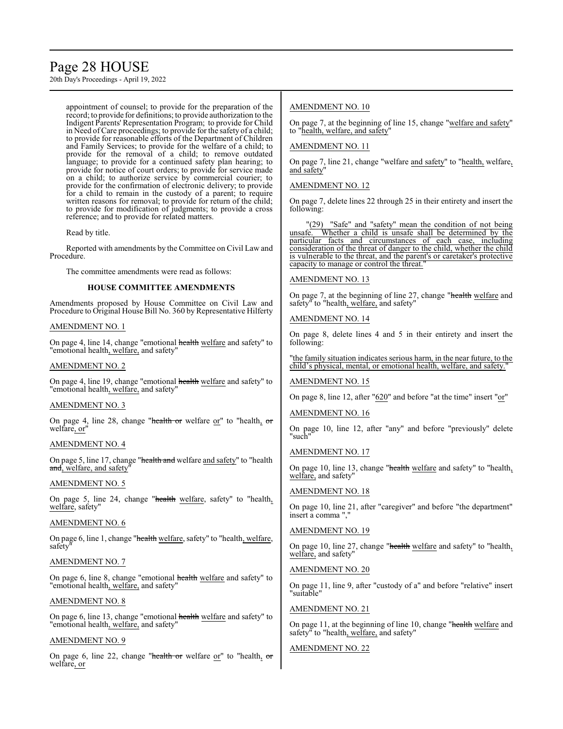appointment of counsel; to provide for the preparation of the record; to provide for definitions; to provide authorization to the Indigent Parents' Representation Program; to provide for Child in Need of Care proceedings; to provide for the safety of a child; to provide for reasonable efforts of the Department of Children and Family Services; to provide for the welfare of a child; to provide for the removal of a child; to remove outdated language; to provide for a continued safety plan hearing; to provide for notice of court orders; to provide for service made on a child; to authorize service by commercial courier; to provide for the confirmation of electronic delivery; to provide for a child to remain in the custody of a parent; to require written reasons for removal; to provide for return of the child; to provide for modification of judgments; to provide a cross reference; and to provide for related matters.

Read by title.

Reported with amendments by the Committee on Civil Law and Procedure.

The committee amendments were read as follows:

### HOUSE COMMITTEE AMENDMENTS

Amendments proposed by House Committee on Civil Law and Procedure to Original House Bill No. 360 by Representative Hilferty

<u>AMENDMENT NO. 1</u>

On page 4, line 14, change "emotional ~~health~~ <u>welfare</u> and safety" to "emotional health<u>, welfare,</u> and safety"

<u>AMENDMENT NO. 2</u>

On page 4, line 19, change "emotional ~~health~~ <u>welfare</u> and safety" to "emotional health<u>, welfare,</u> and safety"

<u>AMENDMENT NO. 3</u>

On page 4, line 28, change "~~health or~~ welfare <u>or</u>" to "health<u>,</u> ~~or~~ welfare<u>, or</u>"

<u>AMENDMENT NO. 4</u>

On page 5, line 17, change "~~health and~~ welfare <u>and safety</u>" to "health ~~and~~<u>, welfare, and safety</u>"

<u>AMENDMENT NO. 5</u>

On page 5, line 24, change "~~health~~ <u>welfare</u>, safety" to "health<u>, welfare</u>, safety"

<u>AMENDMENT NO. 6</u>

On page 6, line 1, change "~~health~~ <u>welfare</u>, safety" to "health<u>, welfare</u>, safety"

<u>AMENDMENT NO. 7</u>

On page 6, line 8, change "emotional ~~health~~ <u>welfare</u> and safety" to "emotional health<u>, welfare,</u> and safety"

<u>AMENDMENT NO. 8</u>

On page 6, line 13, change "emotional ~~health~~ <u>welfare</u> and safety" to "emotional health<u>, welfare,</u> and safety"

<u>AMENDMENT NO. 9</u>

On page 6, line 22, change "~~health or~~ welfare <u>or</u>" to "health<u>,</u> ~~or~~ welfare<u>, or</u>"

<u>AMENDMENT NO. 10</u>

On page 7, at the beginning of line 15, change "<u>welfare and safety</u>" to "<u>health, welfare, and safety</u>"

<u>AMENDMENT NO. 11</u>

On page 7, line 21, change "welfare <u>and safety</u>" to "<u>health,</u> welfare<u>, and safety</u>"

<u>AMENDMENT NO. 12</u>

On page 7, delete lines 22 through 25 in their entirety and insert the following:

"<u>(29) "Safe" and "safety" mean the condition of not being unsafe. Whether a child is unsafe shall be determined by the particular facts and circumstances of each case, including consideration of the threat of danger to the child, whether the child is vulnerable to the threat, and the parent's or caretaker's protective capacity to manage or control the threat.</u>"

<u>AMENDMENT NO. 13</u>

On page 7, at the beginning of line 27, change "~~health~~ <u>welfare</u> and safety" to "health<u>, welfare,</u> and safety"

<u>AMENDMENT NO. 14</u>

On page 8, delete lines 4 and 5 in their entirety and insert the following:

"<u>the family situation indicates serious harm, in the near future, to the child's physical, mental, or emotional health, welfare, and safety.</u>"

<u>AMENDMENT NO. 15</u>

On page 8, line 12, after "<u>620</u>" and before "at the time" insert "<u>or</u>"

<u>AMENDMENT NO. 16</u>

On page 10, line 12, after "any" and before "previously" delete "such"

<u>AMENDMENT NO. 17</u>

On page 10, line 13, change "~~health~~ <u>welfare</u> and safety" to "health<u>, welfare,</u> and safety"

<u>AMENDMENT NO. 18</u>

On page 10, line 21, after "caregiver" and before "the department" insert a comma ","

<u>AMENDMENT NO. 19</u>

On page 10, line 27, change "~~health~~ <u>welfare</u> and safety" to "health<u>, welfare,</u> and safety"

<u>AMENDMENT NO. 20</u>

On page 11, line 9, after "custody of a" and before "relative" insert "suitable"

<u>AMENDMENT NO. 21</u>

On page 11, at the beginning of line 10, change "~~health~~ <u>welfare</u> and safety" to "health<u>, welfare,</u> and safety"

<u>AMENDMENT NO. 22</u>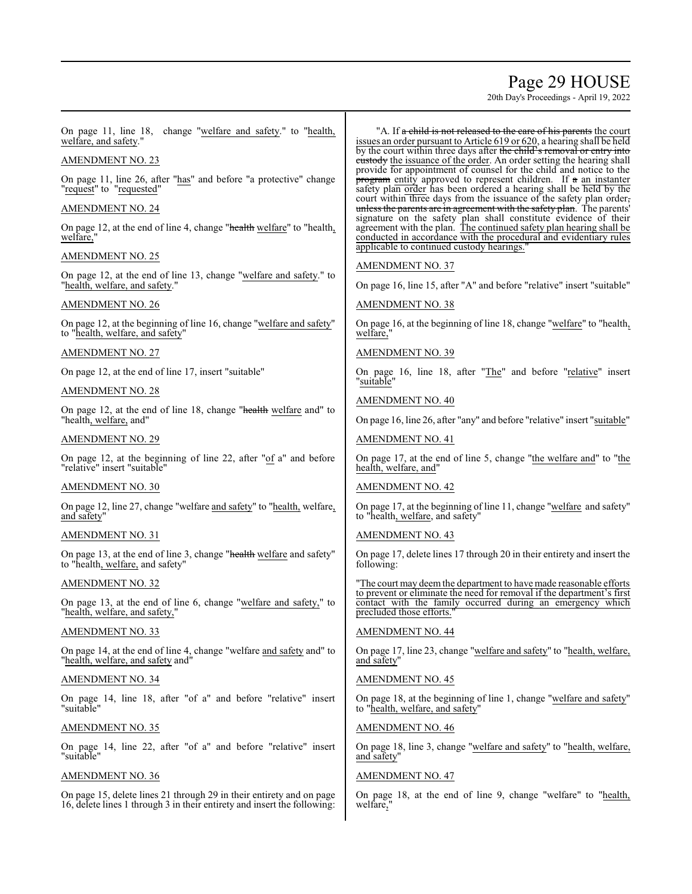On page 11, line 18, change "welfare and safety." to "health, welfare, and safety."

AMENDMENT NO. 23

On page 11, line 26, after "has" and before "a protective" change "request" to "requested"

AMENDMENT NO. 24

On page 12, at the end of line 4, change "health welfare" to "health, welfare,"

AMENDMENT NO. 25

On page 12, at the end of line 13, change "welfare and safety." to "health, welfare, and safety."

AMENDMENT NO. 26

On page 12, at the beginning of line 16, change "welfare and safety" to "health, welfare, and safety"

AMENDMENT NO. 27

On page 12, at the end of line 17, insert "suitable"

AMENDMENT NO. 28

On page 12, at the end of line 18, change "health welfare and" to "health, welfare, and"

AMENDMENT NO. 29

On page 12, at the beginning of line 22, after "of a" and before "relative" insert "suitable"

AMENDMENT NO. 30

On page 12, line 27, change "welfare and safety" to "health, welfare, and safety"

AMENDMENT NO. 31

On page 13, at the end of line 3, change "health welfare and safety" to "health, welfare, and safety"

AMENDMENT NO. 32

On page 13, at the end of line 6, change "welfare and safety," to "health, welfare, and safety,"

AMENDMENT NO. 33

On page 14, at the end of line 4, change "welfare and safety and" to "health, welfare, and safety and"

AMENDMENT NO. 34

On page 14, line 18, after "of a" and before "relative" insert "suitable"

AMENDMENT NO. 35

On page 14, line 22, after "of a" and before "relative" insert "suitable"

AMENDMENT NO. 36

On page 15, delete lines 21 through 29 in their entirety and on page 16, delete lines 1 through 3 in their entirety and insert the following:

"A. If ~~a child is not released to the care of his parents~~ the court issues an order pursuant to Article 619 or 620, a hearing shall be held by the court within three days after ~~the child's removal or entry into custody~~ the issuance of the order. An order setting the hearing shall provide for appointment of counsel for the child and notice to the ~~program~~ entity approved to represent children. If ~~a~~ an instanter safety plan order has been ordered a hearing shall be held by the court within three days from the issuance of the safety plan order~~, unless the parents are in agreement with the safety plan~~. The parents' signature on the safety plan shall constitute evidence of their agreement with the plan. The continued safety plan hearing shall be conducted in accordance with the procedural and evidentiary rules applicable to continued custody hearings."

AMENDMENT NO. 37

On page 16, line 15, after "A" and before "relative" insert "suitable"

AMENDMENT NO. 38

On page 16, at the beginning of line 18, change "welfare" to "health, welfare,"

AMENDMENT NO. 39

On page 16, line 18, after "The" and before "relative" insert "suitable"

AMENDMENT NO. 40

On page 16, line 26, after "any" and before "relative" insert "suitable"

AMENDMENT NO. 41

On page 17, at the end of line 5, change "the welfare and" to "the health, welfare, and"

AMENDMENT NO. 42

On page 17, at the beginning of line 11, change "welfare and safety" to "health, welfare, and safety"

AMENDMENT NO. 43

On page 17, delete lines 17 through 20 in their entirety and insert the following:

"The court may deem the department to have made reasonable efforts to prevent or eliminate the need for removal if the department's first contact with the family occurred during an emergency which precluded those efforts."

AMENDMENT NO. 44

On page 17, line 23, change "welfare and safety" to "health, welfare, and safety"

AMENDMENT NO. 45

On page 18, at the beginning of line 1, change "welfare and safety" to "health, welfare, and safety"

AMENDMENT NO. 46

On page 18, line 3, change "welfare and safety" to "health, welfare, and safety"

AMENDMENT NO. 47

On page 18, at the end of line 9, change "welfare" to "health, welfare,"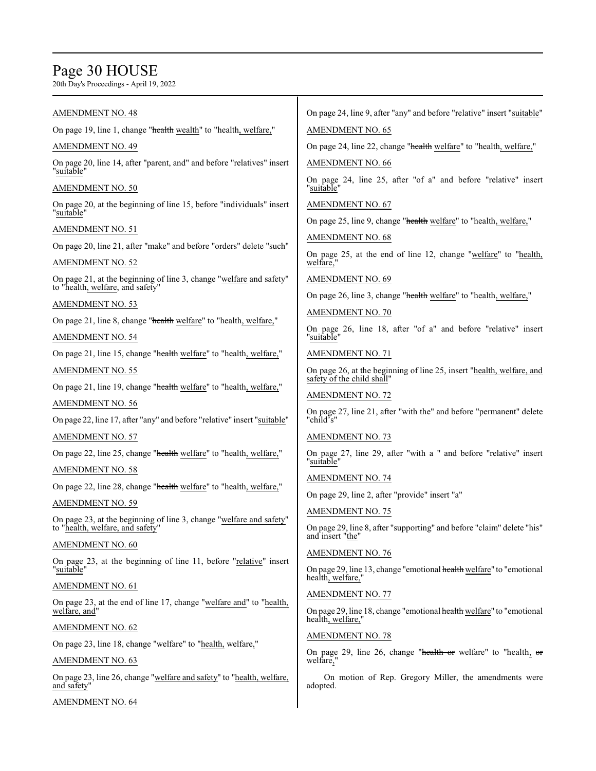AMENDMENT NO. 48

On page 19, line 1, change "~~health~~ wealth" to "health, welfare,"

AMENDMENT NO. 49

On page 20, line 14, after "parent, and" and before "relatives" insert "suitable"

AMENDMENT NO. 50

On page 20, at the beginning of line 15, before "individuals" insert "suitable"

AMENDMENT NO. 51

On page 20, line 21, after "make" and before "orders" delete "such"

AMENDMENT NO. 52

On page 21, at the beginning of line 3, change "welfare and safety" to "health, welfare, and safety"

AMENDMENT NO. 53

On page 21, line 8, change "~~health~~ welfare" to "health, welfare,"

AMENDMENT NO. 54

On page 21, line 15, change "~~health~~ welfare" to "health, welfare,"

AMENDMENT NO. 55

On page 21, line 19, change "~~health~~ welfare" to "health, welfare,"

AMENDMENT NO. 56

On page 22, line 17, after "any" and before "relative" insert "suitable"

AMENDMENT NO. 57

On page 22, line 25, change "~~health~~ welfare" to "health, welfare,"

AMENDMENT NO. 58

On page 22, line 28, change "~~health~~ welfare" to "health, welfare,"

AMENDMENT NO. 59

On page 23, at the beginning of line 3, change "welfare and safety" to "health, welfare, and safety"

AMENDMENT NO. 60

On page 23, at the beginning of line 11, before "relative" insert "suitable"

AMENDMENT NO. 61

On page 23, at the end of line 17, change "welfare and" to "health, welfare, and"

AMENDMENT NO. 62

On page 23, line 18, change "welfare" to "health, welfare,"

AMENDMENT NO. 63

On page 23, line 26, change "welfare and safety" to "health, welfare, and safety"

AMENDMENT NO. 64

On page 24, line 9, after "any" and before "relative" insert "suitable"

AMENDMENT NO. 65

On page 24, line 22, change "~~health~~ welfare" to "health, welfare,"

AMENDMENT NO. 66

On page 24, line 25, after "of a" and before "relative" insert "suitable"

AMENDMENT NO. 67

On page 25, line 9, change "~~health~~ welfare" to "health, welfare,"

AMENDMENT NO. 68

On page 25, at the end of line 12, change "welfare" to "health, welfare,"

AMENDMENT NO. 69

On page 26, line 3, change "~~health~~ welfare" to "health, welfare,"

AMENDMENT NO. 70

On page 26, line 18, after "of a" and before "relative" insert "suitable"

AMENDMENT NO. 71

On page 26, at the beginning of line 25, insert "health, welfare, and safety of the child shall"

AMENDMENT NO. 72

On page 27, line 21, after "with the" and before "permanent" delete "child's"

AMENDMENT NO. 73

On page 27, line 29, after "with a " and before "relative" insert "suitable"

AMENDMENT NO. 74

On page 29, line 2, after "provide" insert "a"

AMENDMENT NO. 75

On page 29, line 8, after "supporting" and before "claim" delete "his" and insert "the"

AMENDMENT NO. 76

On page 29, line 13, change "emotional ~~health~~ welfare" to "emotional health, welfare,"

AMENDMENT NO. 77

On page 29, line 18, change "emotional ~~health~~ welfare" to "emotional health, welfare,"

AMENDMENT NO. 78

On page 29, line 26, change "~~health or~~ welfare" to "health, ~~or~~ welfare,"

On motion of Rep. Gregory Miller, the amendments were adopted.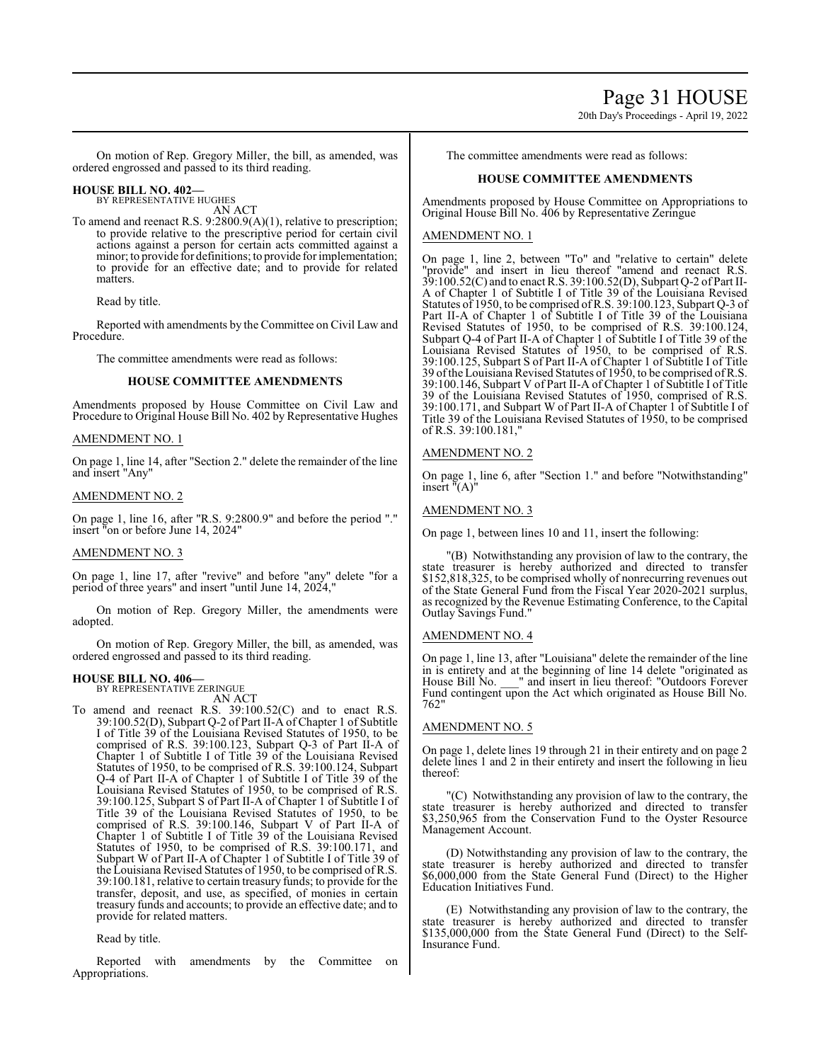On motion of Rep. Gregory Miller, the bill, as amended, was ordered engrossed and passed to its third reading.

**HOUSE BILL NO. 402—**
BY REPRESENTATIVE HUGHES

AN ACT

To amend and reenact R.S. 9:2800.9(A)(1), relative to prescription; to provide relative to the prescriptive period for certain civil actions against a person for certain acts committed against a minor; to provide for definitions; to provide for implementation; to provide for an effective date; and to provide for related matters.

Read by title.

Reported with amendments by the Committee on Civil Law and Procedure.

The committee amendments were read as follows:

**HOUSE COMMITTEE AMENDMENTS**

Amendments proposed by House Committee on Civil Law and Procedure to Original House Bill No. 402 by Representative Hughes

AMENDMENT NO. 1

On page 1, line 14, after "Section 2." delete the remainder of the line and insert "Any"

AMENDMENT NO. 2

On page 1, line 16, after "R.S. 9:2800.9" and before the period "." insert "on or before June 14, 2024"

AMENDMENT NO. 3

On page 1, line 17, after "revive" and before "any" delete "for a period of three years" and insert "until June 14, 2024,"

On motion of Rep. Gregory Miller, the amendments were adopted.

On motion of Rep. Gregory Miller, the bill, as amended, was ordered engrossed and passed to its third reading.

**HOUSE BILL NO. 406—**
BY REPRESENTATIVE ZERINGUE

AN ACT

To amend and reenact R.S. 39:100.52(C) and to enact R.S. 39:100.52(D), Subpart Q-2 of Part II-A of Chapter 1 of Subtitle I of Title 39 of the Louisiana Revised Statutes of 1950, to be comprised of R.S. 39:100.123, Subpart Q-3 of Part II-A of Chapter 1 of Subtitle I of Title 39 of the Louisiana Revised Statutes of 1950, to be comprised of R.S. 39:100.124, Subpart Q-4 of Part II-A of Chapter 1 of Subtitle I of Title 39 of the Louisiana Revised Statutes of 1950, to be comprised of R.S. 39:100.125, Subpart S of Part II-A of Chapter 1 of Subtitle I of Title 39 of the Louisiana Revised Statutes of 1950, to be comprised of R.S. 39:100.146, Subpart V of Part II-A of Chapter 1 of Subtitle I of Title 39 of the Louisiana Revised Statutes of 1950, to be comprised of R.S. 39:100.171, and Subpart W of Part II-A of Chapter 1 of Subtitle I of Title 39 of the Louisiana Revised Statutes of 1950, to be comprised of R.S. 39:100.181, relative to certain treasury funds; to provide for the transfer, deposit, and use, as specified, of monies in certain treasury funds and accounts; to provide an effective date; and to provide for related matters.

Read by title.

Reported with amendments by the Committee on Appropriations.

The committee amendments were read as follows:

**HOUSE COMMITTEE AMENDMENTS**

Amendments proposed by House Committee on Appropriations to Original House Bill No. 406 by Representative Zeringue

AMENDMENT NO. 1

On page 1, line 2, between "To" and "relative to certain" delete "provide" and insert in lieu thereof "amend and reenact R.S. 39:100.52(C) and to enact R.S. 39:100.52(D), Subpart Q-2 of Part II-A of Chapter 1 of Subtitle I of Title 39 of the Louisiana Revised Statutes of 1950, to be comprised of R.S. 39:100.123, Subpart Q-3 of Part II-A of Chapter 1 of Subtitle I of Title 39 of the Louisiana Revised Statutes of 1950, to be comprised of R.S. 39:100.124, Subpart Q-4 of Part II-A of Chapter 1 of Subtitle I of Title 39 of the Louisiana Revised Statutes of 1950, to be comprised of R.S. 39:100.125, Subpart S of Part II-A of Chapter 1 of Subtitle I of Title 39 of the Louisiana Revised Statutes of 1950, to be comprised of R.S. 39:100.146, Subpart V of Part II-A of Chapter 1 of Subtitle I of Title 39 of the Louisiana Revised Statutes of 1950, comprised of R.S. 39:100.171, and Subpart W of Part II-A of Chapter 1 of Subtitle I of Title 39 of the Louisiana Revised Statutes of 1950, to be comprised of R.S. 39:100.181,"

AMENDMENT NO. 2

On page 1, line 6, after "Section 1." and before "Notwithstanding" insert "(A)"

AMENDMENT NO. 3

On page 1, between lines 10 and 11, insert the following:

"(B) Notwithstanding any provision of law to the contrary, the state treasurer is hereby authorized and directed to transfer $152,818,325, to be comprised wholly of nonrecurring revenues out of the State General Fund from the Fiscal Year 2020-2021 surplus, as recognized by the Revenue Estimating Conference, to the Capital Outlay Savings Fund."

AMENDMENT NO. 4

On page 1, line 13, after "Louisiana" delete the remainder of the line in is entirety and at the beginning of line 14 delete "originated as House Bill No. ___" and insert in lieu thereof: "Outdoors Forever Fund contingent upon the Act which originated as House Bill No. 762"

AMENDMENT NO. 5

On page 1, delete lines 19 through 21 in their entirety and on page 2 delete lines 1 and 2 in their entirety and insert the following in lieu thereof:

"(C) Notwithstanding any provision of law to the contrary, the state treasurer is hereby authorized and directed to transfer $3,250,965 from the Conservation Fund to the Oyster Resource Management Account.

(D) Notwithstanding any provision of law to the contrary, the state treasurer is hereby authorized and directed to transfer $6,000,000 from the State General Fund (Direct) to the Higher Education Initiatives Fund.

(E) Notwithstanding any provision of law to the contrary, the state treasurer is hereby authorized and directed to transfer $135,000,000 from the State General Fund (Direct) to the Self-Insurance Fund.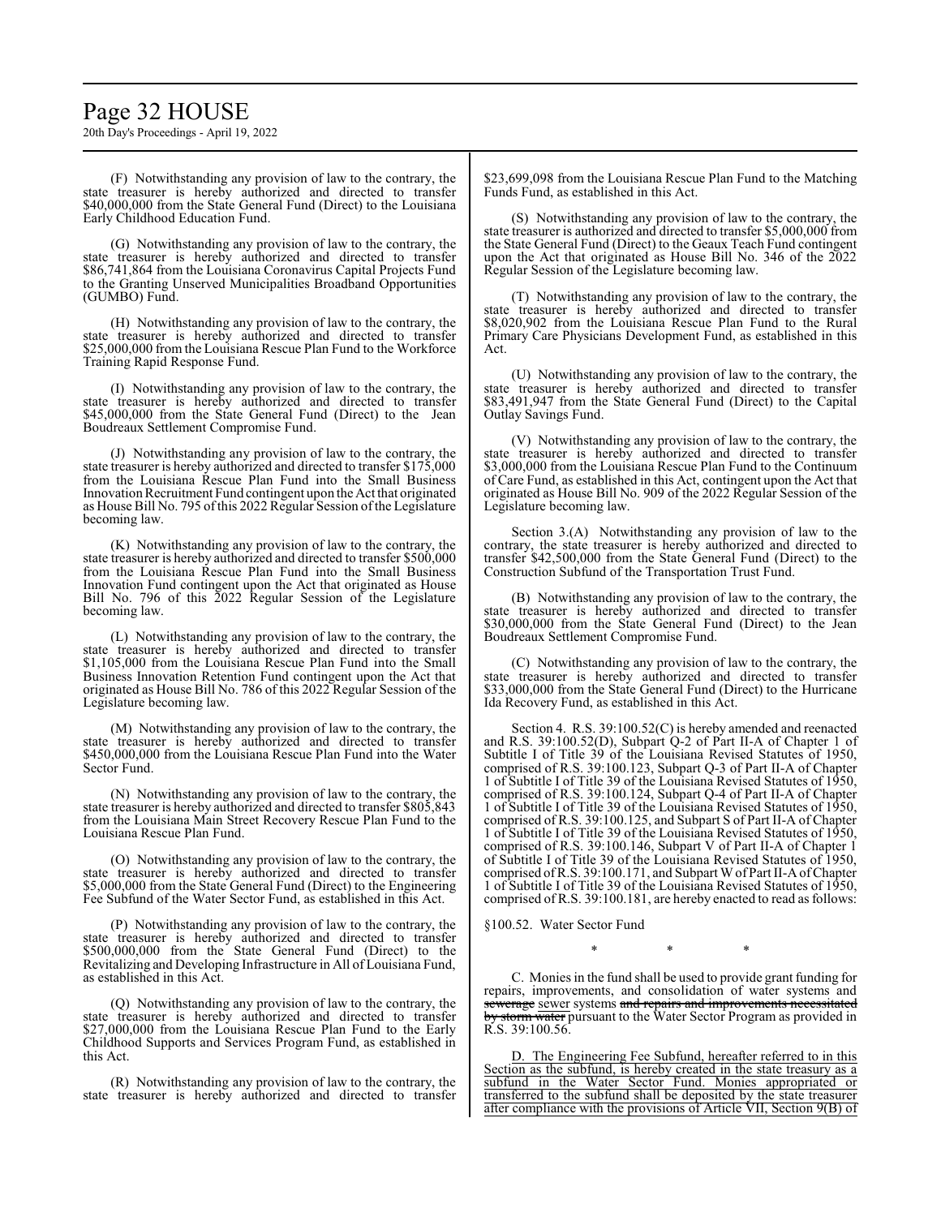(F) Notwithstanding any provision of law to the contrary, the state treasurer is hereby authorized and directed to transfer $40,000,000 from the State General Fund (Direct) to the Louisiana Early Childhood Education Fund.

(G) Notwithstanding any provision of law to the contrary, the state treasurer is hereby authorized and directed to transfer $86,741,864 from the Louisiana Coronavirus Capital Projects Fund to the Granting Unserved Municipalities Broadband Opportunities (GUMBO) Fund.

(H) Notwithstanding any provision of law to the contrary, the state treasurer is hereby authorized and directed to transfer $25,000,000 from the Louisiana Rescue Plan Fund to the Workforce Training Rapid Response Fund.

(I) Notwithstanding any provision of law to the contrary, the state treasurer is hereby authorized and directed to transfer $45,000,000 from the State General Fund (Direct) to the Jean Boudreaux Settlement Compromise Fund.

(J) Notwithstanding any provision of law to the contrary, the state treasurer is hereby authorized and directed to transfer $175,000 from the Louisiana Rescue Plan Fund into the Small Business Innovation Recruitment Fund contingent upon the Act that originated as House Bill No. 795 of this 2022 Regular Session of the Legislature becoming law.

(K) Notwithstanding any provision of law to the contrary, the state treasurer is hereby authorized and directed to transfer $500,000 from the Louisiana Rescue Plan Fund into the Small Business Innovation Fund contingent upon the Act that originated as House Bill No. 796 of this 2022 Regular Session of the Legislature becoming law.

(L) Notwithstanding any provision of law to the contrary, the state treasurer is hereby authorized and directed to transfer $1,105,000 from the Louisiana Rescue Plan Fund into the Small Business Innovation Retention Fund contingent upon the Act that originated as House Bill No. 786 of this 2022 Regular Session of the Legislature becoming law.

(M) Notwithstanding any provision of law to the contrary, the state treasurer is hereby authorized and directed to transfer $450,000,000 from the Louisiana Rescue Plan Fund into the Water Sector Fund.

(N) Notwithstanding any provision of law to the contrary, the state treasurer is hereby authorized and directed to transfer $805,843 from the Louisiana Main Street Recovery Rescue Plan Fund to the Louisiana Rescue Plan Fund.

(O) Notwithstanding any provision of law to the contrary, the state treasurer is hereby authorized and directed to transfer $5,000,000 from the State General Fund (Direct) to the Engineering Fee Subfund of the Water Sector Fund, as established in this Act.

(P) Notwithstanding any provision of law to the contrary, the state treasurer is hereby authorized and directed to transfer $500,000,000 from the State General Fund (Direct) to the Revitalizing and Developing Infrastructure in All of Louisiana Fund, as established in this Act.

(Q) Notwithstanding any provision of law to the contrary, the state treasurer is hereby authorized and directed to transfer $27,000,000 from the Louisiana Rescue Plan Fund to the Early Childhood Supports and Services Program Fund, as established in this Act.

(R) Notwithstanding any provision of law to the contrary, the state treasurer is hereby authorized and directed to transfer $23,699,098 from the Louisiana Rescue Plan Fund to the Matching Funds Fund, as established in this Act.

(S) Notwithstanding any provision of law to the contrary, the state treasurer is authorized and directed to transfer $5,000,000 from the State General Fund (Direct) to the Geaux Teach Fund contingent upon the Act that originated as House Bill No. 346 of the 2022 Regular Session of the Legislature becoming law.

(T) Notwithstanding any provision of law to the contrary, the state treasurer is hereby authorized and directed to transfer $8,020,902 from the Louisiana Rescue Plan Fund to the Rural Primary Care Physicians Development Fund, as established in this Act.

(U) Notwithstanding any provision of law to the contrary, the state treasurer is hereby authorized and directed to transfer $83,491,947 from the State General Fund (Direct) to the Capital Outlay Savings Fund.

(V) Notwithstanding any provision of law to the contrary, the state treasurer is hereby authorized and directed to transfer $3,000,000 from the Louisiana Rescue Plan Fund to the Continuum of Care Fund, as established in this Act, contingent upon the Act that originated as House Bill No. 909 of the 2022 Regular Session of the Legislature becoming law.

Section 3.(A) Notwithstanding any provision of law to the contrary, the state treasurer is hereby authorized and directed to transfer $42,500,000 from the State General Fund (Direct) to the Construction Subfund of the Transportation Trust Fund.

(B) Notwithstanding any provision of law to the contrary, the state treasurer is hereby authorized and directed to transfer $30,000,000 from the State General Fund (Direct) to the Jean Boudreaux Settlement Compromise Fund.

(C) Notwithstanding any provision of law to the contrary, the state treasurer is hereby authorized and directed to transfer $33,000,000 from the State General Fund (Direct) to the Hurricane Ida Recovery Fund, as established in this Act.

Section 4. R.S. 39:100.52(C) is hereby amended and reenacted and R.S. 39:100.52(D), Subpart Q-2 of Part II-A of Chapter 1 of Subtitle I of Title 39 of the Louisiana Revised Statutes of 1950, comprised of R.S. 39:100.123, Subpart Q-3 of Part II-A of Chapter 1 of Subtitle I of Title 39 of the Louisiana Revised Statutes of 1950, comprised of R.S. 39:100.124, Subpart Q-4 of Part II-A of Chapter 1 of Subtitle I of Title 39 of the Louisiana Revised Statutes of 1950, comprised of R.S. 39:100.125, and Subpart S of Part II-A of Chapter 1 of Subtitle I of Title 39 of the Louisiana Revised Statutes of 1950, comprised of R.S. 39:100.146, Subpart V of Part II-A of Chapter 1 of Subtitle I of Title 39 of the Louisiana Revised Statutes of 1950, comprised of R.S. 39:100.171, and Subpart W of Part II-A of Chapter 1 of Subtitle I of Title 39 of the Louisiana Revised Statutes of 1950, comprised of R.S. 39:100.181, are hereby enacted to read as follows:

§100.52. Water Sector Fund

\* \* \*

C. Monies in the fund shall be used to provide grant funding for repairs, improvements, and consolidation of water systems and ~~sewerage~~ sewer systems ~~and repairs and improvements necessitated by storm water~~ pursuant to the Water Sector Program as provided in R.S. 39:100.56.

D. The Engineering Fee Subfund, hereafter referred to in this Section as the subfund, is hereby created in the state treasury as a subfund in the Water Sector Fund. Monies appropriated or transferred to the subfund shall be deposited by the state treasurer after compliance with the provisions of Article VII, Section 9(B) of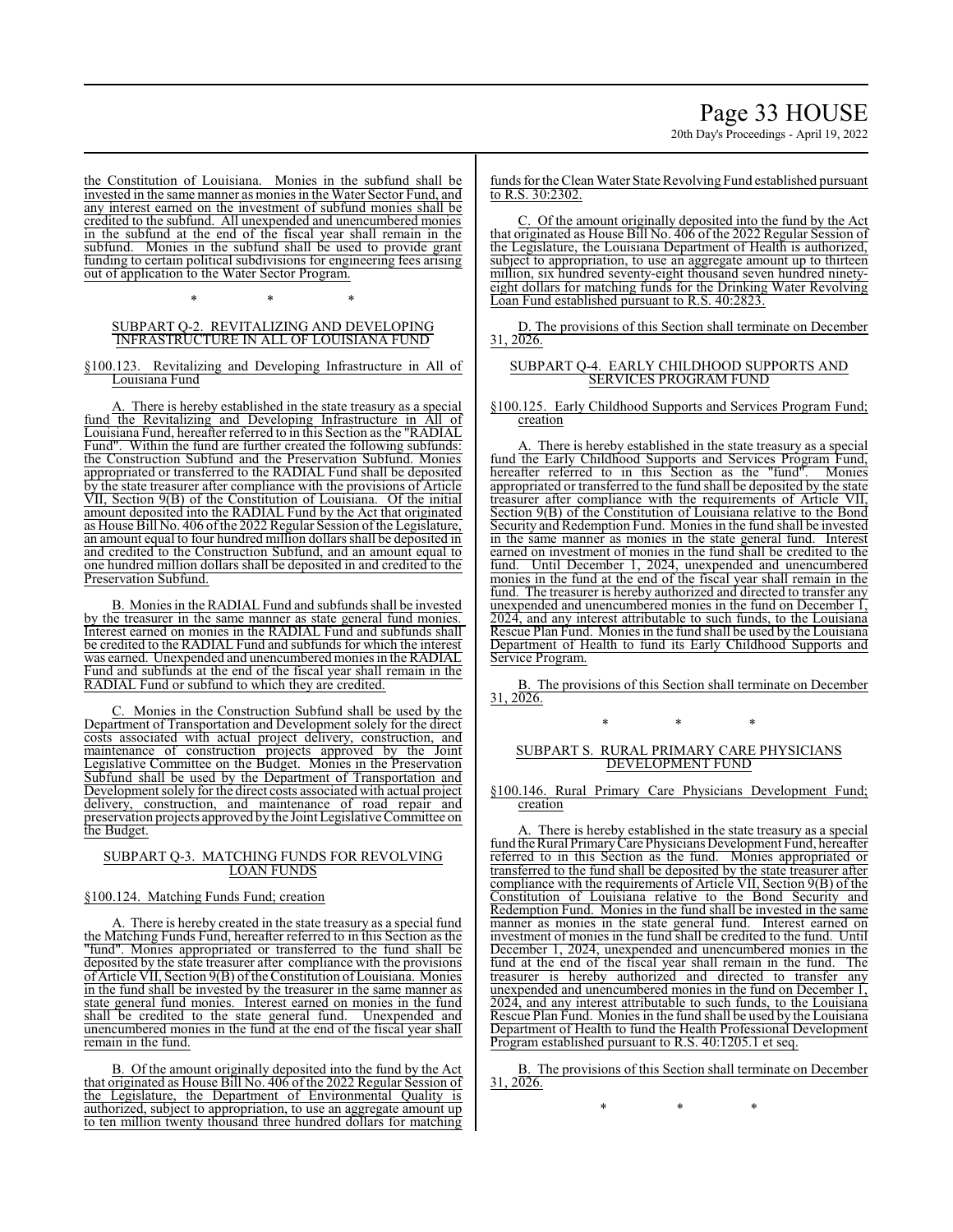the Constitution of Louisiana. Monies in the subfund shall be invested in the same manner as monies in the Water Sector Fund, and any interest earned on the investment of subfund monies shall be credited to the subfund. All unexpended and unencumbered monies in the subfund at the end of the fiscal year shall remain in the subfund. Monies in the subfund shall be used to provide grant funding to certain political subdivisions for engineering fees arising out of application to the Water Sector Program.

\* \* \*

SUBPART Q-2. REVITALIZING AND DEVELOPING INFRASTRUCTURE IN ALL OF LOUISIANA FUND

§100.123. Revitalizing and Developing Infrastructure in All of Louisiana Fund

A. There is hereby established in the state treasury as a special fund the Revitalizing and Developing Infrastructure in All of Louisiana Fund, hereafter referred to in this Section as the "RADIAL Fund". Within the fund are further created the following subfunds: the Construction Subfund and the Preservation Subfund. Monies appropriated or transferred to the RADIAL Fund shall be deposited by the state treasurer after compliance with the provisions of Article VII, Section 9(B) of the Constitution of Louisiana. Of the initial amount deposited into the RADIAL Fund by the Act that originated as House Bill No. 406 of the 2022 Regular Session of the Legislature, an amount equal to four hundred million dollars shall be deposited in and credited to the Construction Subfund, and an amount equal to one hundred million dollars shall be deposited in and credited to the Preservation Subfund.

B. Monies in the RADIAL Fund and subfunds shall be invested by the treasurer in the same manner as state general fund monies. Interest earned on monies in the RADIAL Fund and subfunds shall be credited to the RADIAL Fund and subfunds for which the interest was earned. Unexpended and unencumbered monies in the RADIAL Fund and subfunds at the end of the fiscal year shall remain in the RADIAL Fund or subfund to which they are credited.

C. Monies in the Construction Subfund shall be used by the Department of Transportation and Development solely for the direct costs associated with actual project delivery, construction, and maintenance of construction projects approved by the Joint Legislative Committee on the Budget. Monies in the Preservation Subfund shall be used by the Department of Transportation and Development solely for the direct costs associated with actual project delivery, construction, and maintenance of road repair and preservation projects approved by the Joint Legislative Committee on the Budget.

SUBPART Q-3. MATCHING FUNDS FOR REVOLVING LOAN FUNDS

§100.124. Matching Funds Fund; creation

A. There is hereby created in the state treasury as a special fund the Matching Funds Fund, hereafter referred to in this Section as the "fund". Monies appropriated or transferred to the fund shall be deposited by the state treasurer after compliance with the provisions of Article VII, Section 9(B) of the Constitution of Louisiana. Monies in the fund shall be invested by the treasurer in the same manner as state general fund monies. Interest earned on monies in the fund shall be credited to the state general fund. Unexpended and unencumbered monies in the fund at the end of the fiscal year shall remain in the fund.

B. Of the amount originally deposited into the fund by the Act that originated as House Bill No. 406 of the 2022 Regular Session of the Legislature, the Department of Environmental Quality is authorized, subject to appropriation, to use an aggregate amount up to ten million twenty thousand three hundred dollars for matching funds for the Clean Water State Revolving Fund established pursuant to R.S. 30:2302.

C. Of the amount originally deposited into the fund by the Act that originated as House Bill No. 406 of the 2022 Regular Session of the Legislature, the Louisiana Department of Health is authorized, subject to appropriation, to use an aggregate amount up to thirteen million, six hundred seventy-eight thousand seven hundred ninety-eight dollars for matching funds for the Drinking Water Revolving Loan Fund established pursuant to R.S. 40:2823.

D. The provisions of this Section shall terminate on December 31, 2026.

SUBPART Q-4. EARLY CHILDHOOD SUPPORTS AND SERVICES PROGRAM FUND

§100.125. Early Childhood Supports and Services Program Fund; creation

A. There is hereby established in the state treasury as a special fund the Early Childhood Supports and Services Program Fund, hereafter referred to in this Section as the "fund". Monies appropriated or transferred to the fund shall be deposited by the state treasurer after compliance with the requirements of Article VII, Section 9(B) of the Constitution of Louisiana relative to the Bond Security and Redemption Fund. Monies in the fund shall be invested in the same manner as monies in the state general fund. Interest earned on investment of monies in the fund shall be credited to the fund. Until December 1, 2024, unexpended and unencumbered monies in the fund at the end of the fiscal year shall remain in the fund. The treasurer is hereby authorized and directed to transfer any unexpended and unencumbered monies in the fund on December 1, 2024, and any interest attributable to such funds, to the Louisiana Rescue Plan Fund. Monies in the fund shall be used by the Louisiana Department of Health to fund its Early Childhood Supports and Service Program.

B. The provisions of this Section shall terminate on December 31, 2026.

\* \* \*

SUBPART S. RURAL PRIMARY CARE PHYSICIANS DEVELOPMENT FUND

§100.146. Rural Primary Care Physicians Development Fund; creation

A. There is hereby established in the state treasury as a special fund the Rural Primary Care Physicians Development Fund, hereafter referred to in this Section as the fund. Monies appropriated or transferred to the fund shall be deposited by the state treasurer after compliance with the requirements of Article VII, Section 9(B) of the Constitution of Louisiana relative to the Bond Security and Redemption Fund. Monies in the fund shall be invested in the same manner as monies in the state general fund. Interest earned on investment of monies in the fund shall be credited to the fund. Until December 1, 2024, unexpended and unencumbered monies in the fund at the end of the fiscal year shall remain in the fund. The treasurer is hereby authorized and directed to transfer any unexpended and unencumbered monies in the fund on December 1, 2024, and any interest attributable to such funds, to the Louisiana Rescue Plan Fund. Monies in the fund shall be used by the Louisiana Department of Health to fund the Health Professional Development Program established pursuant to R.S. 40:1205.1 et seq.

B. The provisions of this Section shall terminate on December 31, 2026.

\* \* \*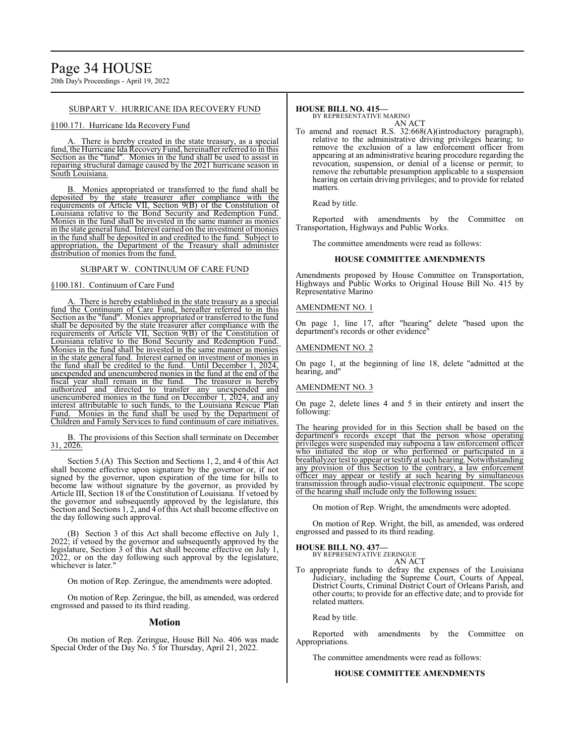SUBPART V. HURRICANE IDA RECOVERY FUND

§100.171. Hurricane Ida Recovery Fund

A. There is hereby created in the state treasury, as a special fund, the Hurricane Ida Recovery Fund, hereinafter referred to in this Section as the "fund". Monies in the fund shall be used to assist in repairing structural damage caused by the 2021 hurricane season in South Louisiana.

B. Monies appropriated or transferred to the fund shall be deposited by the state treasurer after compliance with the requirements of Article VII, Section 9(B) of the Constitution of Louisiana relative to the Bond Security and Redemption Fund. Monies in the fund shall be invested in the same manner as monies in the state general fund. Interest earned on the investment of monies in the fund shall be deposited in and credited to the fund. Subject to appropriation, the Department of the Treasury shall administer distribution of monies from the fund.

SUBPART W. CONTINUUM OF CARE FUND

§100.181. Continuum of Care Fund

A. There is hereby established in the state treasury as a special fund the Continuum of Care Fund, hereafter referred to in this Section as the "fund". Monies appropriated or transferred to the fund shall be deposited by the state treasurer after compliance with the requirements of Article VII, Section 9(B) of the Constitution of Louisiana relative to the Bond Security and Redemption Fund. Monies in the fund shall be invested in the same manner as monies in the state general fund. Interest earned on investment of monies in the fund shall be credited to the fund. Until December 1, 2024, unexpended and unencumbered monies in the fund at the end of the fiscal year shall remain in the fund. The treasurer is hereby authorized and directed to transfer any unexpended and unencumbered monies in the fund on December 1, 2024, and any interest attributable to such funds, to the Louisiana Rescue Plan Fund. Monies in the fund shall be used by the Department of Children and Family Services to fund continuum of care initiatives.

B. The provisions of this Section shall terminate on December 31, 2026.

Section 5.(A) This Section and Sections 1, 2, and 4 of this Act shall become effective upon signature by the governor or, if not signed by the governor, upon expiration of the time for bills to become law without signature by the governor, as provided by Article III, Section 18 of the Constitution of Louisiana. If vetoed by the governor and subsequently approved by the legislature, this Section and Sections 1, 2, and 4 of this Act shall become effective on the day following such approval.

(B) Section 3 of this Act shall become effective on July 1, 2022; if vetoed by the governor and subsequently approved by the legislature, Section 3 of this Act shall become effective on July 1, 2022, or on the day following such approval by the legislature, whichever is later."

On motion of Rep. Zeringue, the amendments were adopted.

On motion of Rep. Zeringue, the bill, as amended, was ordered engrossed and passed to its third reading.

## Motion

On motion of Rep. Zeringue, House Bill No. 406 was made Special Order of the Day No. 5 for Thursday, April 21, 2022.

**HOUSE BILL NO. 415—**
BY REPRESENTATIVE MARINO
AN ACT

To amend and reenact R.S. 32:668(A)(introductory paragraph), relative to the administrative driving privileges hearing; to remove the exclusion of a law enforcement officer from appearing at an administrative hearing procedure regarding the revocation, suspension, or denial of a license or permit; to remove the rebuttable presumption applicable to a suspension hearing on certain driving privileges; and to provide for related matters.

Read by title.

Reported with amendments by the Committee on Transportation, Highways and Public Works.

The committee amendments were read as follows:

**HOUSE COMMITTEE AMENDMENTS**

Amendments proposed by House Committee on Transportation, Highways and Public Works to Original House Bill No. 415 by Representative Marino

AMENDMENT NO. 1

On page 1, line 17, after "hearing" delete "based upon the department's records or other evidence"

AMENDMENT NO. 2

On page 1, at the beginning of line 18, delete "admitted at the hearing, and"

AMENDMENT NO. 3

On page 2, delete lines 4 and 5 in their entirety and insert the following:

The hearing provided for in this Section shall be based on the department's records except that the person whose operating privileges were suspended may subpoena a law enforcement officer who initiated the stop or who performed or participated in a breathalyzer test to appear or testify at such hearing. Notwithstanding any provision of this Section to the contrary, a law enforcement officer may appear or testify at such hearing by simultaneous transmission through audio-visual electronic equipment. The scope of the hearing shall include only the following issues:

On motion of Rep. Wright, the amendments were adopted.

On motion of Rep. Wright, the bill, as amended, was ordered engrossed and passed to its third reading.

**HOUSE BILL NO. 437—**
BY REPRESENTATIVE ZERINGUE
AN ACT

To appropriate funds to defray the expenses of the Louisiana Judiciary, including the Supreme Court, Courts of Appeal, District Courts, Criminal District Court of Orleans Parish, and other courts; to provide for an effective date; and to provide for related matters.

Read by title.

Reported with amendments by the Committee on Appropriations.

The committee amendments were read as follows:

**HOUSE COMMITTEE AMENDMENTS**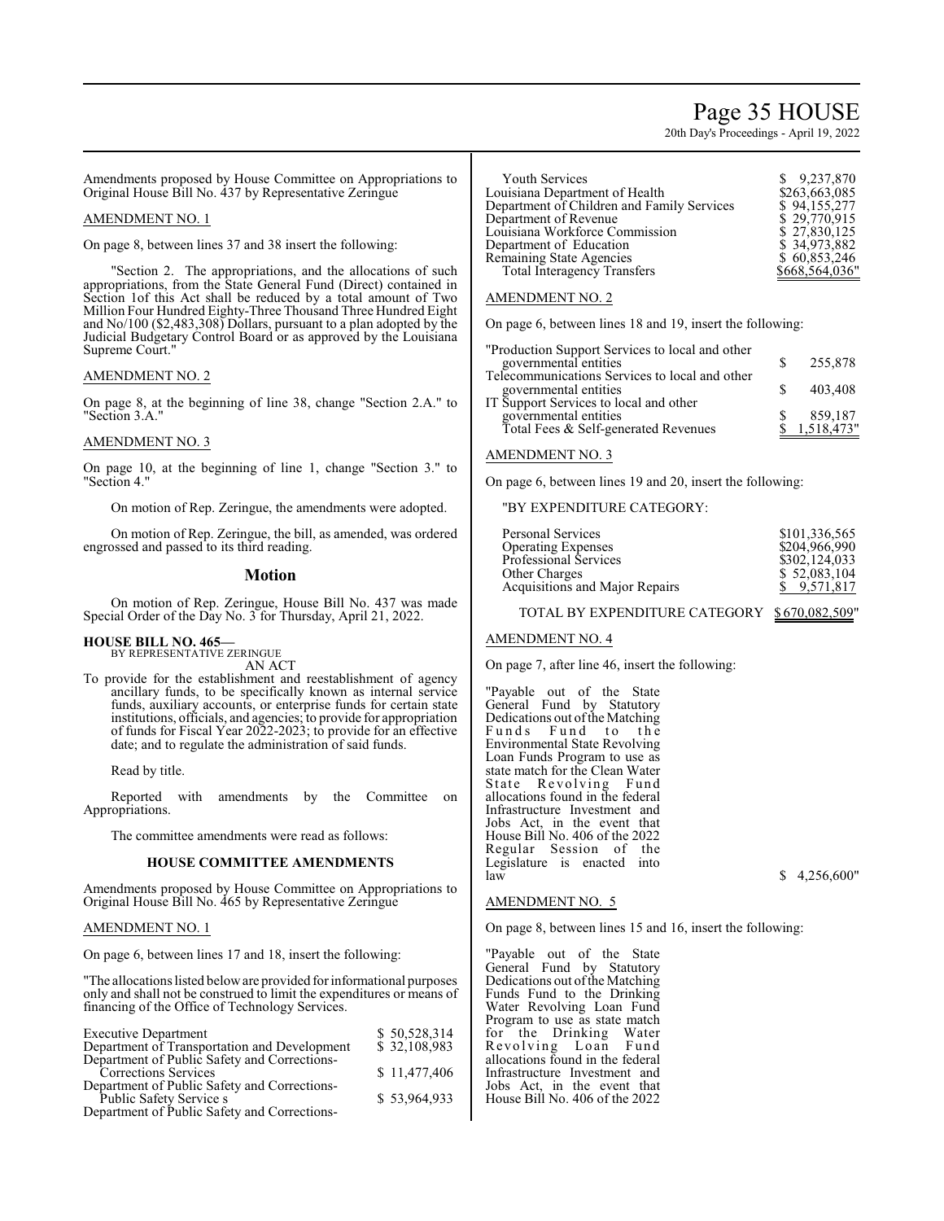Amendments proposed by House Committee on Appropriations to Original House Bill No. 437 by Representative Zeringue

AMENDMENT NO. 1

On page 8, between lines 37 and 38 insert the following:

"Section 2. The appropriations, and the allocations of such appropriations, from the State General Fund (Direct) contained in Section 1of this Act shall be reduced by a total amount of Two Million Four Hundred Eighty-Three Thousand Three Hundred Eight and No/100 ($2,483,308) Dollars, pursuant to a plan adopted by the Judicial Budgetary Control Board or as approved by the Louisiana Supreme Court."

AMENDMENT NO. 2

On page 8, at the beginning of line 38, change "Section 2.A." to "Section 3.A."

AMENDMENT NO. 3

On page 10, at the beginning of line 1, change "Section 3." to "Section 4."

On motion of Rep. Zeringue, the amendments were adopted.

On motion of Rep. Zeringue, the bill, as amended, was ordered engrossed and passed to its third reading.

## Motion

On motion of Rep. Zeringue, House Bill No. 437 was made Special Order of the Day No. 3 for Thursday, April 21, 2022.

**HOUSE BILL NO. 465—**
BY REPRESENTATIVE ZERINGUE
AN ACT

To provide for the establishment and reestablishment of agency ancillary funds, to be specifically known as internal service funds, auxiliary accounts, or enterprise funds for certain state institutions, officials, and agencies; to provide for appropriation of funds for Fiscal Year 2022-2023; to provide for an effective date; and to regulate the administration of said funds.

Read by title.

Reported with amendments by the Committee on Appropriations.

The committee amendments were read as follows:

### HOUSE COMMITTEE AMENDMENTS

Amendments proposed by House Committee on Appropriations to Original House Bill No. 465 by Representative Zeringue

AMENDMENT NO. 1

On page 6, between lines 17 and 18, insert the following:

"The allocations listed below are provided for informational purposes only and shall not be construed to limit the expenditures or means of financing of the Office of Technology Services.

| | |
|---|---|
| Executive Department | $ 50,528,314 |
| Department of Transportation and Development | $ 32,108,983 |
| Department of Public Safety and Corrections- Corrections Services | $ 11,477,406 |
| Department of Public Safety and Corrections- Public Safety Service s | $ 53,964,933 |
| Department of Public Safety and Corrections- Youth Services | $ 9,237,870 |
| Louisiana Department of Health | $263,663,085 |
| Department of Children and Family Services | $ 94,155,277 |
| Department of Revenue | $ 29,770,915 |
| Louisiana Workforce Commission | $ 27,830,125 |
| Department of Education | $ 34,973,882 |
| Remaining State Agencies | $ 60,853,246 |
| Total Interagency Transfers | $668,564,036" |

AMENDMENT NO. 2

On page 6, between lines 18 and 19, insert the following:

| | |
|---|---|
| "Production Support Services to local and other governmental entities | $ 255,878 |
| Telecommunications Services to local and other governmental entities | $ 403,408 |
| IT Support Services to local and other governmental entities | $ 859,187 |
| Total Fees & Self-generated Revenues | $ 1,518,473" |

AMENDMENT NO. 3

On page 6, between lines 19 and 20, insert the following:

"BY EXPENDITURE CATEGORY:

| | |
|---|---|
| Personal Services | $101,336,565 |
| Operating Expenses | $204,966,990 |
| Professional Services | $302,124,033 |
| Other Charges | $ 52,083,104 |
| Acquisitions and Major Repairs | $ 9,571,817 |
| TOTAL BY EXPENDITURE CATEGORY | $670,082,509" |

AMENDMENT NO. 4

On page 7, after line 46, insert the following:

| | |
|---|---|
| "Payable out of the State General Fund by Statutory Dedications out of the Matching Funds Fund to the Environmental State Revolving Loan Funds Program to use as state match for the Clean Water State Revolving Fund allocations found in the federal Infrastructure Investment and Jobs Act, in the event that House Bill No. 406 of the 2022 Regular Session of the Legislature is enacted into law | $ 4,256,600" |

AMENDMENT NO. 5

On page 8, between lines 15 and 16, insert the following:

"Payable out of the State General Fund by Statutory Dedications out of the Matching Funds Fund to the Drinking Water Revolving Loan Fund Program to use as state match for the Drinking Water Revolving Loan Fund allocations found in the federal Infrastructure Investment and Jobs Act, in the event that House Bill No. 406 of the 2022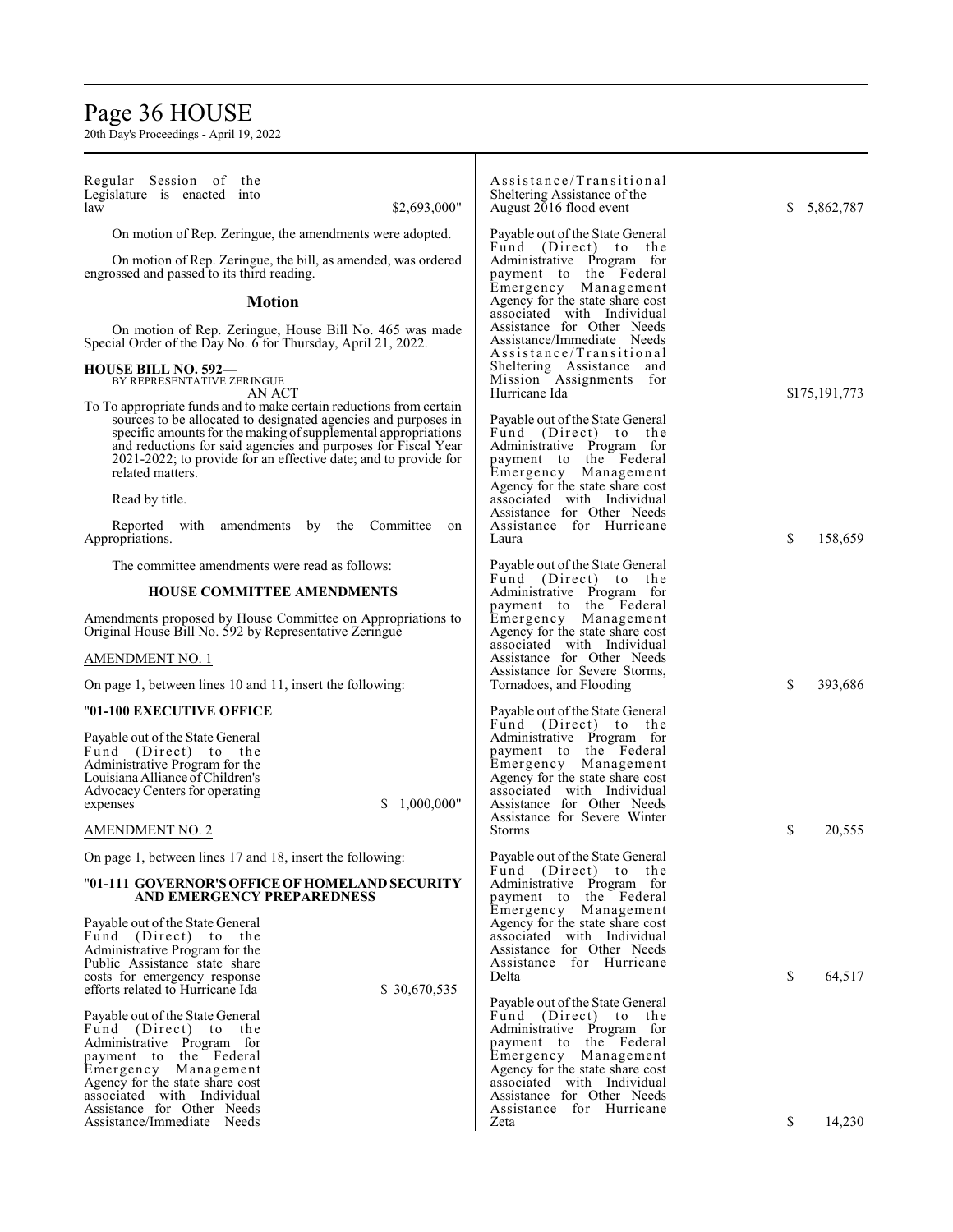Regular Session of the Legislature is enacted into law $2,693,000"

On motion of Rep. Zeringue, the amendments were adopted.

On motion of Rep. Zeringue, the bill, as amended, was ordered engrossed and passed to its third reading.

## Motion

On motion of Rep. Zeringue, House Bill No. 465 was made Special Order of the Day No. 6 for Thursday, April 21, 2022.

**HOUSE BILL NO. 592—**
BY REPRESENTATIVE ZERINGUE
AN ACT

To To appropriate funds and to make certain reductions from certain sources to be allocated to designated agencies and purposes in specific amounts for the making of supplemental appropriations and reductions for said agencies and purposes for Fiscal Year 2021-2022; to provide for an effective date; and to provide for related matters.

Read by title.

Reported with amendments by the Committee on Appropriations.

The committee amendments were read as follows:

### HOUSE COMMITTEE AMENDMENTS

Amendments proposed by House Committee on Appropriations to Original House Bill No. 592 by Representative Zeringue

AMENDMENT NO. 1

On page 1, between lines 10 and 11, insert the following:

"**01-100 EXECUTIVE OFFICE**

Payable out of the State General Fund (Direct) to the Administrative Program for the Louisiana Alliance of Children's Advocacy Centers for operating expenses $ 1,000,000"

AMENDMENT NO. 2

On page 1, between lines 17 and 18, insert the following:

"**01-111 GOVERNOR'S OFFICE OF HOMELAND SECURITY AND EMERGENCY PREPAREDNESS**

Payable out of the State General Fund (Direct) to the Administrative Program for the Public Assistance state share costs for emergency response efforts related to Hurricane Ida $ 30,670,535

Payable out of the State General Fund (Direct) to the Administrative Program for payment to the Federal Emergency Management Agency for the state share cost associated with Individual Assistance for Other Needs Assistance/Immediate Needs Assistance/Transitional Sheltering Assistance of the August 2016 flood event $ 5,862,787

Payable out of the State General Fund (Direct) to the Administrative Program for payment to the Federal Emergency Management Agency for the state share cost associated with Individual Assistance for Other Needs Assistance/Immediate Needs Assistance/Transitional Sheltering Assistance and Mission Assignments for Hurricane Ida $175,191,773

Payable out of the State General Fund (Direct) to the Administrative Program for payment to the Federal Emergency Management Agency for the state share cost associated with Individual Assistance for Other Needs Assistance for Hurricane Laura $ 158,659

Payable out of the State General Fund (Direct) to the Administrative Program for payment to the Federal Emergency Management Agency for the state share cost associated with Individual Assistance for Other Needs Assistance for Severe Storms, Tornadoes, and Flooding $ 393,686

Payable out of the State General Fund (Direct) to the Administrative Program for payment to the Federal Emergency Management Agency for the state share cost associated with Individual Assistance for Other Needs Assistance for Severe Winter Storms $ 20,555

Payable out of the State General Fund (Direct) to the Administrative Program for payment to the Federal Emergency Management Agency for the state share cost associated with Individual Assistance for Other Needs Assistance for Hurricane Delta $ 64,517

Payable out of the State General Fund (Direct) to the Administrative Program for payment to the Federal Emergency Management Agency for the state share cost associated with Individual Assistance for Other Needs Assistance for Hurricane Zeta $ 14,230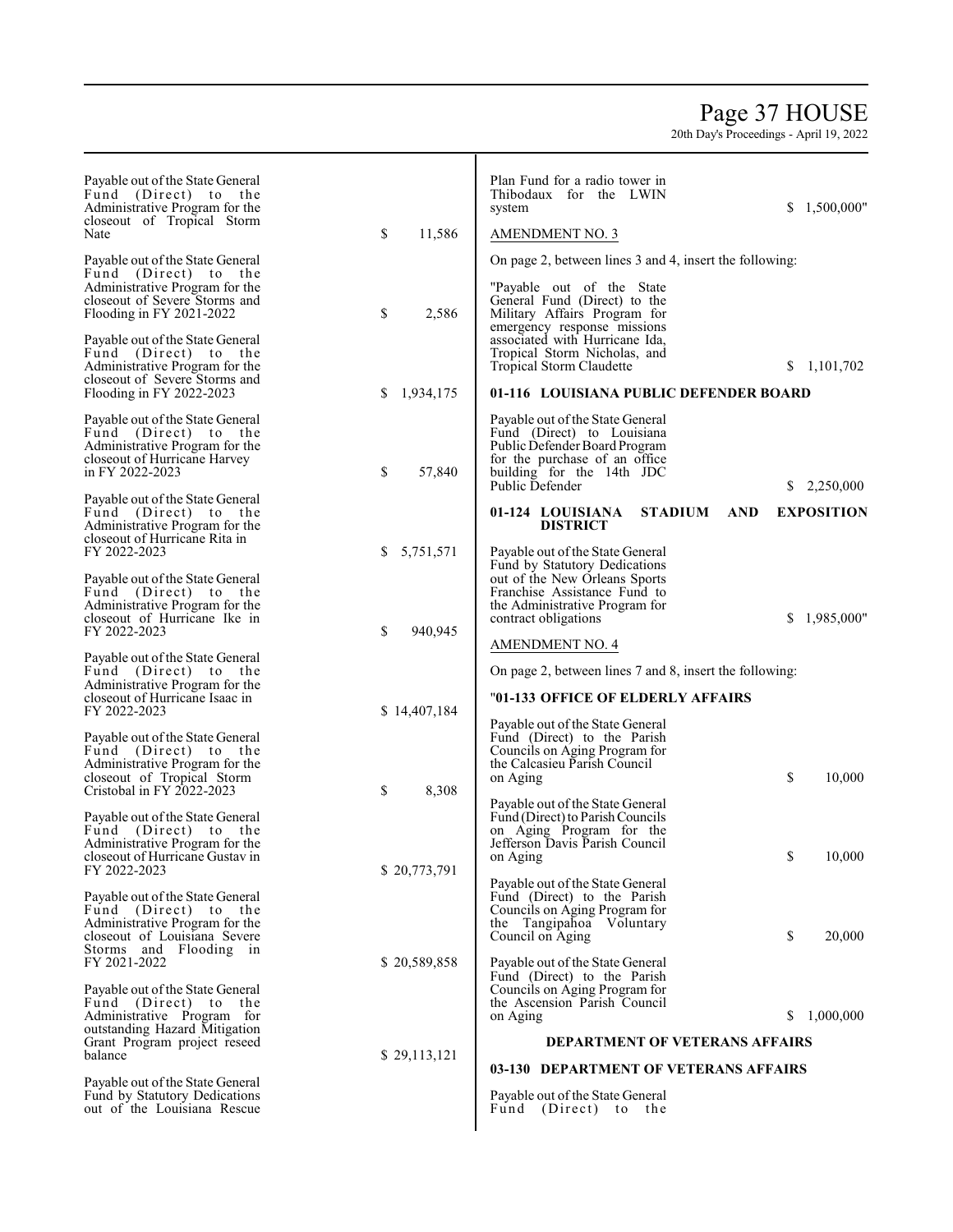Payable out of the State General Fund (Direct) to the Administrative Program for the closeout of Tropical Storm Nate $ 11,586

Payable out of the State General Fund (Direct) to the Administrative Program for the closeout of Severe Storms and Flooding in FY 2021-2022 $ 2,586

Payable out of the State General Fund (Direct) to the Administrative Program for the closeout of Severe Storms and Flooding in FY 2022-2023 $ 1,934,175

Payable out of the State General Fund (Direct) to the Administrative Program for the closeout of Hurricane Harvey in FY 2022-2023 $ 57,840

Payable out of the State General Fund (Direct) to the Administrative Program for the closeout of Hurricane Rita in FY 2022-2023 $ 5,751,571

Payable out of the State General Fund (Direct) to the Administrative Program for the closeout of Hurricane Ike in FY 2022-2023 $ 940,945

Payable out of the State General Fund (Direct) to the Administrative Program for the closeout of Hurricane Isaac in FY 2022-2023 $ 14,407,184

Payable out of the State General Fund (Direct) to the Administrative Program for the closeout of Tropical Storm Cristobal in FY 2022-2023 $ 8,308

Payable out of the State General Fund (Direct) to the Administrative Program for the closeout of Hurricane Gustav in FY 2022-2023 $ 20,773,791

Payable out of the State General Fund (Direct) to the Administrative Program for the closeout of Louisiana Severe Storms and Flooding in FY 2021-2022 $ 20,589,858

Payable out of the State General Fund (Direct) to the Administrative Program for outstanding Hazard Mitigation Grant Program project reseed balance $ 29,113,121

Payable out of the State General Fund by Statutory Dedications out of the Louisiana Rescue Plan Fund for a radio tower in Thibodaux for the LWIN system $ 1,500,000"

AMENDMENT NO. 3

On page 2, between lines 3 and 4, insert the following:

"Payable out of the State General Fund (Direct) to the Military Affairs Program for emergency response missions associated with Hurricane Ida, Tropical Storm Nicholas, and Tropical Storm Claudette $ 1,101,702

**01-116 LOUISIANA PUBLIC DEFENDER BOARD**

Payable out of the State General Fund (Direct) to Louisiana Public Defender Board Program for the purchase of an office building for the 14th JDC Public Defender $ 2,250,000

**01-124 LOUISIANA STADIUM AND EXPOSITION DISTRICT**

Payable out of the State General Fund by Statutory Dedications out of the New Orleans Sports Franchise Assistance Fund to the Administrative Program for contract obligations $ 1,985,000"

AMENDMENT NO. 4

On page 2, between lines 7 and 8, insert the following:

"**01-133 OFFICE OF ELDERLY AFFAIRS**

Payable out of the State General Fund (Direct) to the Parish Councils on Aging Program for the Calcasieu Parish Council on Aging $ 10,000

Payable out of the State General Fund (Direct) to Parish Councils on Aging Program for the Jefferson Davis Parish Council on Aging $ 10,000

Payable out of the State General Fund (Direct) to the Parish Councils on Aging Program for the Tangipahoa Voluntary Council on Aging $ 20,000

Payable out of the State General Fund (Direct) to the Parish Councils on Aging Program for the Ascension Parish Council on Aging $ 1,000,000

**DEPARTMENT OF VETERANS AFFAIRS**

**03-130 DEPARTMENT OF VETERANS AFFAIRS**

Payable out of the State General Fund (Direct) to the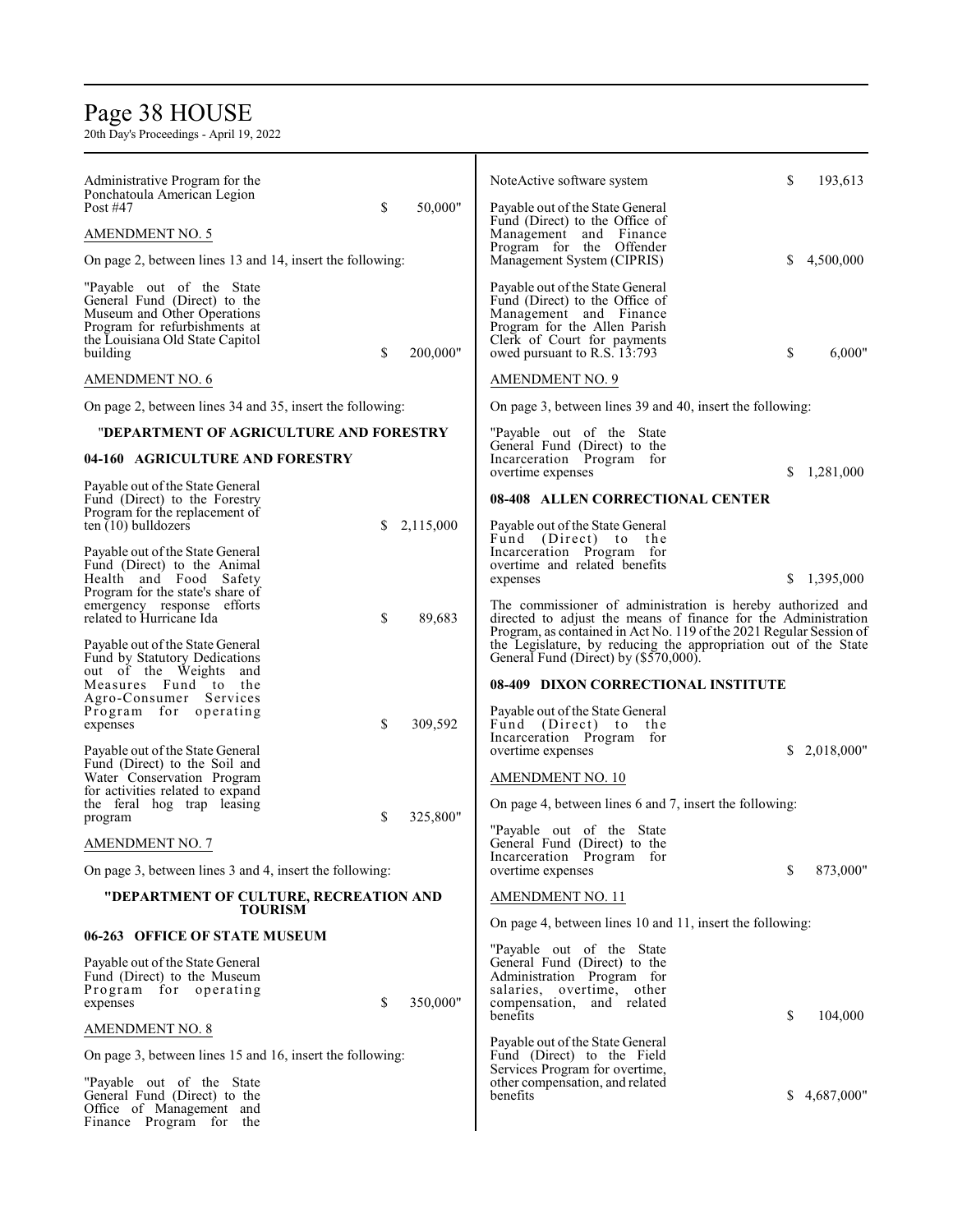Administrative Program for the Ponchatoula American Legion Post #47 $ 50,000"

AMENDMENT NO. 5

On page 2, between lines 13 and 14, insert the following:

"Payable out of the State General Fund (Direct) to the Museum and Other Operations Program for refurbishments at the Louisiana Old State Capitol building $ 200,000"

AMENDMENT NO. 6

On page 2, between lines 34 and 35, insert the following:

**"DEPARTMENT OF AGRICULTURE AND FORESTRY**

**04-160 AGRICULTURE AND FORESTRY**

Payable out of the State General Fund (Direct) to the Forestry Program for the replacement of ten (10) bulldozers $ 2,115,000

Payable out of the State General Fund (Direct) to the Animal Health and Food Safety Program for the state's share of emergency response efforts related to Hurricane Ida $ 89,683

Payable out of the State General Fund by Statutory Dedications out of the Weights and Measures Fund to the Agro-Consumer Services Program for operating expenses $ 309,592

Payable out of the State General Fund (Direct) to the Soil and Water Conservation Program for activities related to expand the feral hog trap leasing program $ 325,800"

AMENDMENT NO. 7

On page 3, between lines 3 and 4, insert the following:

**"DEPARTMENT OF CULTURE, RECREATION AND TOURISM**

**06-263 OFFICE OF STATE MUSEUM**

Payable out of the State General Fund (Direct) to the Museum Program for operating expenses $ 350,000"

AMENDMENT NO. 8

On page 3, between lines 15 and 16, insert the following:

"Payable out of the State General Fund (Direct) to the Office of Management and Finance Program for the NoteActive software system $ 193,613

Payable out of the State General Fund (Direct) to the Office of Management and Finance Program for the Offender Management System (CIPRIS) $ 4,500,000

Payable out of the State General Fund (Direct) to the Office of Management and Finance Program for the Allen Parish Clerk of Court for payments owed pursuant to R.S. 13:793 $ 6,000"

AMENDMENT NO. 9

On page 3, between lines 39 and 40, insert the following:

"Payable out of the State General Fund (Direct) to the Incarceration Program for overtime expenses $ 1,281,000

**08-408 ALLEN CORRECTIONAL CENTER**

Payable out of the State General Fund (Direct) to the Incarceration Program for overtime and related benefits expenses $ 1,395,000

The commissioner of administration is hereby authorized and directed to adjust the means of finance for the Administration Program, as contained in Act No. 119 of the 2021 Regular Session of the Legislature, by reducing the appropriation out of the State General Fund (Direct) by ($570,000).

**08-409 DIXON CORRECTIONAL INSTITUTE**

Payable out of the State General Fund (Direct) to the Incarceration Program for overtime expenses $ 2,018,000"

AMENDMENT NO. 10

On page 4, between lines 6 and 7, insert the following:

"Payable out of the State General Fund (Direct) to the Incarceration Program for overtime expenses $ 873,000"

AMENDMENT NO. 11

On page 4, between lines 10 and 11, insert the following:

"Payable out of the State General Fund (Direct) to the Administration Program for salaries, overtime, other compensation, and related benefits $ 104,000

Payable out of the State General Fund (Direct) to the Field Services Program for overtime, other compensation, and related benefits $ 4,687,000"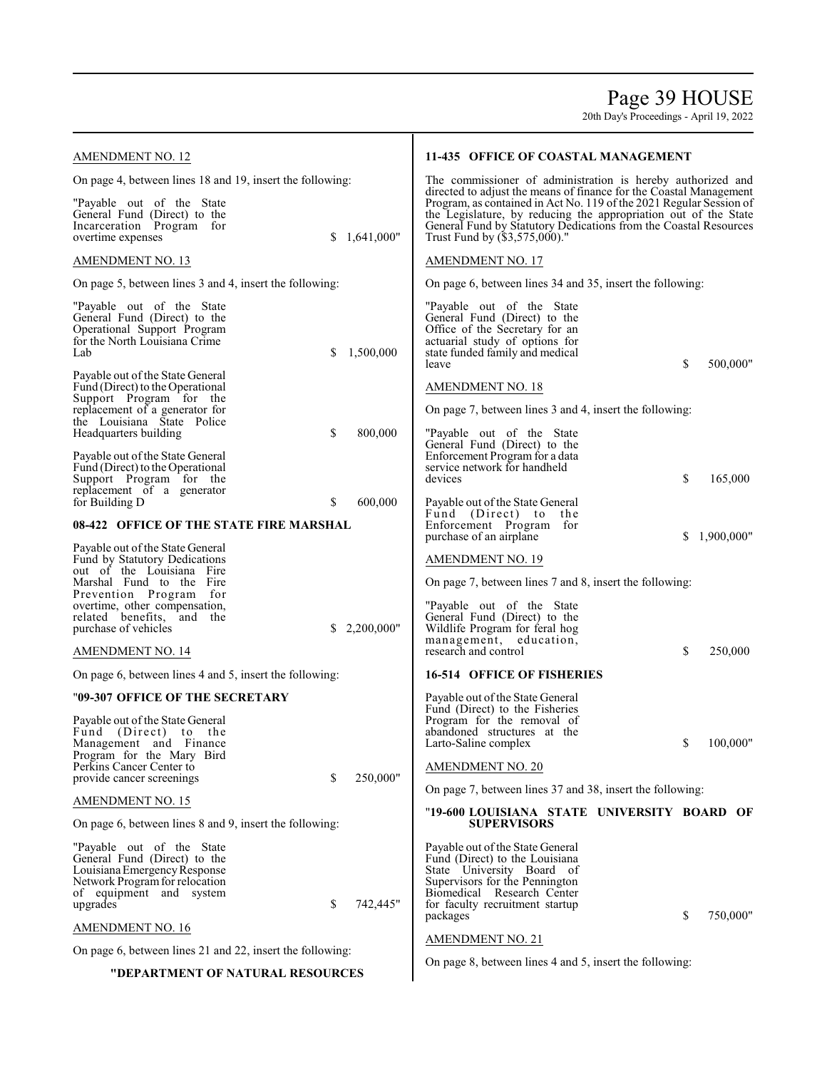AMENDMENT NO. 12

On page 4, between lines 18 and 19, insert the following:

"Payable out of the State General Fund (Direct) to the Incarceration Program for overtime expenses $ 1,641,000"

AMENDMENT NO. 13

On page 5, between lines 3 and 4, insert the following:

"Payable out of the State General Fund (Direct) to the Operational Support Program for the North Louisiana Crime Lab $ 1,500,000

Payable out of the State General Fund (Direct) to the Operational Support Program for the replacement of a generator for the Louisiana State Police Headquarters building $ 800,000

Payable out of the State General Fund (Direct) to the Operational Support Program for the replacement of a generator for Building D $ 600,000

**08-422 OFFICE OF THE STATE FIRE MARSHAL**

Payable out of the State General Fund by Statutory Dedications out of the Louisiana Fire Marshal Fund to the Fire Prevention Program for overtime, other compensation, related benefits, and the purchase of vehicles $ 2,200,000"

AMENDMENT NO. 14

On page 6, between lines 4 and 5, insert the following:

"**09-307 OFFICE OF THE SECRETARY**

Payable out of the State General Fund (Direct) to the Management and Finance Program for the Mary Bird Perkins Cancer Center to provide cancer screenings $ 250,000"

AMENDMENT NO. 15

On page 6, between lines 8 and 9, insert the following:

"Payable out of the State General Fund (Direct) to the Louisiana Emergency Response Network Program for relocation of equipment and system upgrades $ 742,445"

AMENDMENT NO. 16

On page 6, between lines 21 and 22, insert the following:

"**DEPARTMENT OF NATURAL RESOURCES**

**11-435 OFFICE OF COASTAL MANAGEMENT**

The commissioner of administration is hereby authorized and directed to adjust the means of finance for the Coastal Management Program, as contained in Act No. 119 of the 2021 Regular Session of the Legislature, by reducing the appropriation out of the State General Fund by Statutory Dedications from the Coastal Resources Trust Fund by ($3,575,000)."

AMENDMENT NO. 17

On page 6, between lines 34 and 35, insert the following:

"Payable out of the State General Fund (Direct) to the Office of the Secretary for an actuarial study of options for state funded family and medical leave $ 500,000"

AMENDMENT NO. 18

On page 7, between lines 3 and 4, insert the following:

"Payable out of the State General Fund (Direct) to the Enforcement Program for a data service network for handheld devices $ 165,000

Payable out of the State General Fund (Direct) to the Enforcement Program for purchase of an airplane $ 1,900,000"

AMENDMENT NO. 19

On page 7, between lines 7 and 8, insert the following:

"Payable out of the State General Fund (Direct) to the Wildlife Program for feral hog management, education, research and control $ 250,000

**16-514 OFFICE OF FISHERIES**

Payable out of the State General Fund (Direct) to the Fisheries Program for the removal of abandoned structures at the Larto-Saline complex $ 100,000"

AMENDMENT NO. 20

On page 7, between lines 37 and 38, insert the following:

"**19-600 LOUISIANA STATE UNIVERSITY BOARD OF SUPERVISORS**

Payable out of the State General Fund (Direct) to the Louisiana State University Board of Supervisors for the Pennington Biomedical Research Center for faculty recruitment startup packages $ 750,000"

AMENDMENT NO. 21

On page 8, between lines 4 and 5, insert the following: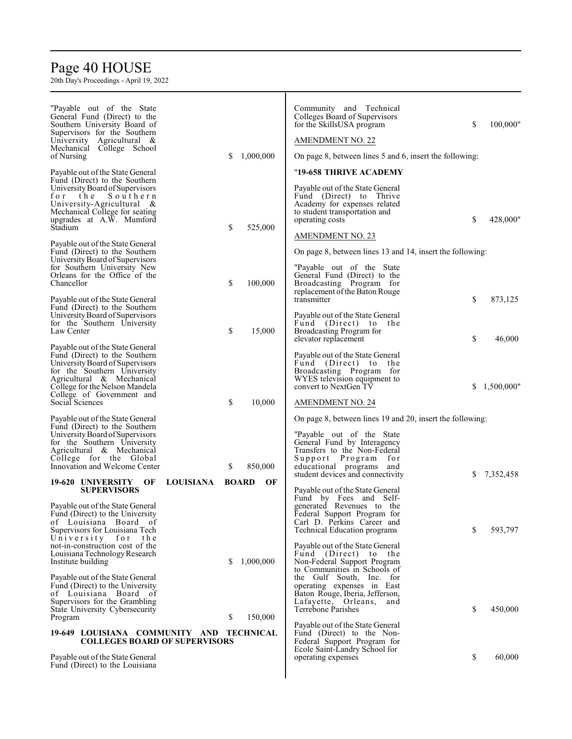"Payable out of the State General Fund (Direct) to the Southern University Board of Supervisors for the Southern University Agricultural & Mechanical College School of Nursing $ 1,000,000

Payable out of the State General Fund (Direct) to the Southern University Board of Supervisors for the Southern University-Agricultural & Mechanical College for seating upgrades at A.W. Mumford Stadium $ 525,000

Payable out of the State General Fund (Direct) to the Southern University Board of Supervisors for Southern University New Orleans for the Office of the Chancellor $ 100,000

Payable out of the State General Fund (Direct) to the Southern University Board of Supervisors for the Southern University Law Center $ 15,000

Payable out of the State General Fund (Direct) to the Southern University Board of Supervisors for the Southern University Agricultural & Mechanical College for the Nelson Mandela College of Government and Social Sciences $ 10,000

Payable out of the State General Fund (Direct) to the Southern University Board of Supervisors for the Southern University Agricultural & Mechanical College for the Global Innovation and Welcome Center $ 850,000

**19-620 UNIVERSITY OF LOUISIANA BOARD OF SUPERVISORS**

Payable out of the State General Fund (Direct) to the University of Louisiana Board of Supervisors for Louisiana Tech University for the not-in-construction cost of the Louisiana Technology Research Institute building $ 1,000,000

Payable out of the State General Fund (Direct) to the University of Louisiana Board of Supervisors for the Grambling State University Cybersecurity Program $ 150,000

**19-649 LOUISIANA COMMUNITY AND TECHNICAL COLLEGES BOARD OF SUPERVISORS**

Payable out of the State General Fund (Direct) to the Louisiana Community and Technical Colleges Board of Supervisors for the SkillsUSA program $ 100,000"

AMENDMENT NO. 22

On page 8, between lines 5 and 6, insert the following:

"**19-658 THRIVE ACADEMY**

Payable out of the State General Fund (Direct) to Thrive Academy for expenses related to student transportation and operating costs $ 428,000"

AMENDMENT NO. 23

On page 8, between lines 13 and 14, insert the following:

"Payable out of the State General Fund (Direct) to the Broadcasting Program for replacement of the Baton Rouge transmitter $ 873,125

Payable out of the State General Fund (Direct) to the Broadcasting Program for elevator replacement $ 46,000

Payable out of the State General Fund (Direct) to the Broadcasting Program for WYES television equipment to convert to NextGen TV $ 1,500,000"

AMENDMENT NO. 24

On page 8, between lines 19 and 20, insert the following:

"Payable out of the State General Fund by Interagency Transfers to the Non-Federal Support Program for educational programs and student devices and connectivity $ 7,352,458

Payable out of the State General Fund by Fees and Self-generated Revenues to the Federal Support Program for Carl D. Perkins Career and Technical Education programs $ 593,797

Payable out of the State General Fund (Direct) to the Non-Federal Support Program to Communities in Schools of the Gulf South, Inc. for operating expenses in East Baton Rouge, Iberia, Jefferson, Lafayette, Orleans, and Terrebone Parishes $ 450,000

Payable out of the State General Fund (Direct) to the Non-Federal Support Program for Ecole Saint-Landry School for operating expenses $ 60,000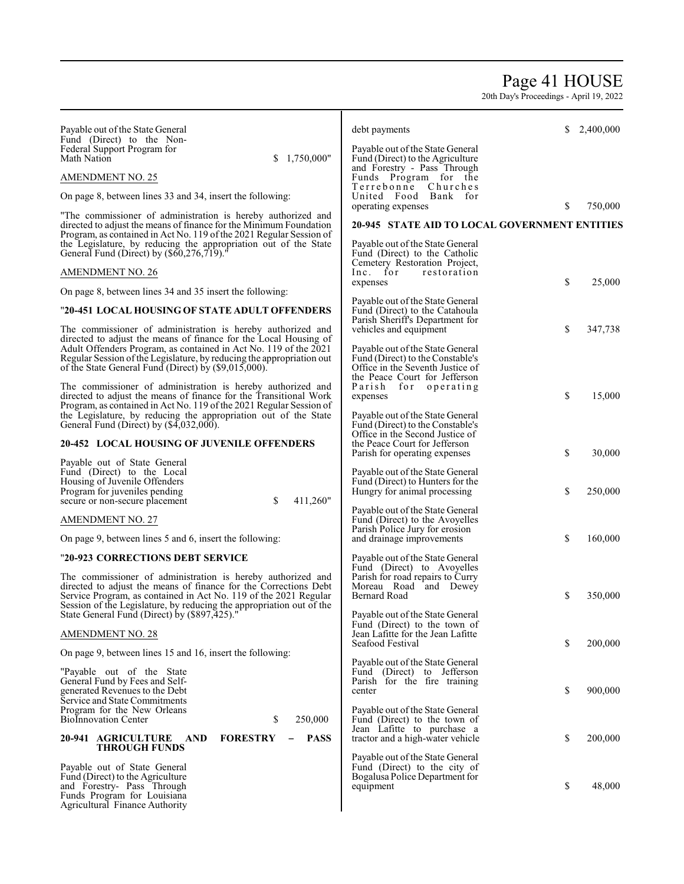Payable out of the State General Fund (Direct) to the Non-Federal Support Program for Math Nation $ 1,750,000"

AMENDMENT NO. 25

On page 8, between lines 33 and 34, insert the following:

"The commissioner of administration is hereby authorized and directed to adjust the means of finance for the Minimum Foundation Program, as contained in Act No. 119 of the 2021 Regular Session of the Legislature, by reducing the appropriation out of the State General Fund (Direct) by ($60,276,719)."

AMENDMENT NO. 26

On page 8, between lines 34 and 35 insert the following:

"**20-451 LOCAL HOUSING OF STATE ADULT OFFENDERS**

The commissioner of administration is hereby authorized and directed to adjust the means of finance for the Local Housing of Adult Offenders Program, as contained in Act No. 119 of the 2021 Regular Session of the Legislature, by reducing the appropriation out of the State General Fund (Direct) by ($9,015,000).

The commissioner of administration is hereby authorized and directed to adjust the means of finance for the Transitional Work Program, as contained in Act No. 119 of the 2021 Regular Session of the Legislature, by reducing the appropriation out of the State General Fund (Direct) by ($4,032,000).

**20-452 LOCAL HOUSING OF JUVENILE OFFENDERS**

Payable out of State General Fund (Direct) to the Local Housing of Juvenile Offenders Program for juveniles pending secure or non-secure placement $ 411,260"

AMENDMENT NO. 27

On page 9, between lines 5 and 6, insert the following:

"**20-923 CORRECTIONS DEBT SERVICE**

The commissioner of administration is hereby authorized and directed to adjust the means of finance for the Corrections Debt Service Program, as contained in Act No. 119 of the 2021 Regular Session of the Legislature, by reducing the appropriation out of the State General Fund (Direct) by ($897,425)."

AMENDMENT NO. 28

On page 9, between lines 15 and 16, insert the following:

"Payable out of the State General Fund by Fees and Self-generated Revenues to the Debt Service and State Commitments Program for the New Orleans BioInnovation Center $ 250,000

**20-941 AGRICULTURE AND FORESTRY – PASS THROUGH FUNDS**

Payable out of State General Fund (Direct) to the Agriculture and Forestry- Pass Through Funds Program for Louisiana Agricultural Finance Authority debt payments $ 2,400,000

Payable out of the State General Fund (Direct) to the Agriculture and Forestry - Pass Through Funds Program for the Terrebonne Churches United Food Bank for operating expenses $ 750,000

**20-945 STATE AID TO LOCAL GOVERNMENT ENTITIES**

Payable out of the State General Fund (Direct) to the Catholic Cemetery Restoration Project, Inc. for restoration expenses $ 25,000

Payable out of the State General Fund (Direct) to the Catahoula Parish Sheriff's Department for vehicles and equipment $ 347,738

Payable out of the State General Fund (Direct) to the Constable's Office in the Seventh Justice of the Peace Court for Jefferson Parish for operating expenses $ 15,000

Payable out of the State General Fund (Direct) to the Constable's Office in the Second Justice of the Peace Court for Jefferson Parish for operating expenses $ 30,000

Payable out of the State General Fund (Direct) to Hunters for the Hungry for animal processing $ 250,000

Payable out of the State General Fund (Direct) to the Avoyelles Parish Police Jury for erosion and drainage improvements $ 160,000

Payable out of the State General Fund (Direct) to Avoyelles Parish for road repairs to Curry Moreau Road and Dewey Bernard Road $ 350,000

Payable out of the State General Fund (Direct) to the town of Jean Lafitte for the Jean Lafitte Seafood Festival $ 200,000

Payable out of the State General Fund (Direct) to Jefferson Parish for the fire training center $ 900,000

Payable out of the State General Fund (Direct) to the town of Jean Lafitte to purchase a tractor and a high-water vehicle $ 200,000

Payable out of the State General Fund (Direct) to the city of Bogalusa Police Department for equipment $ 48,000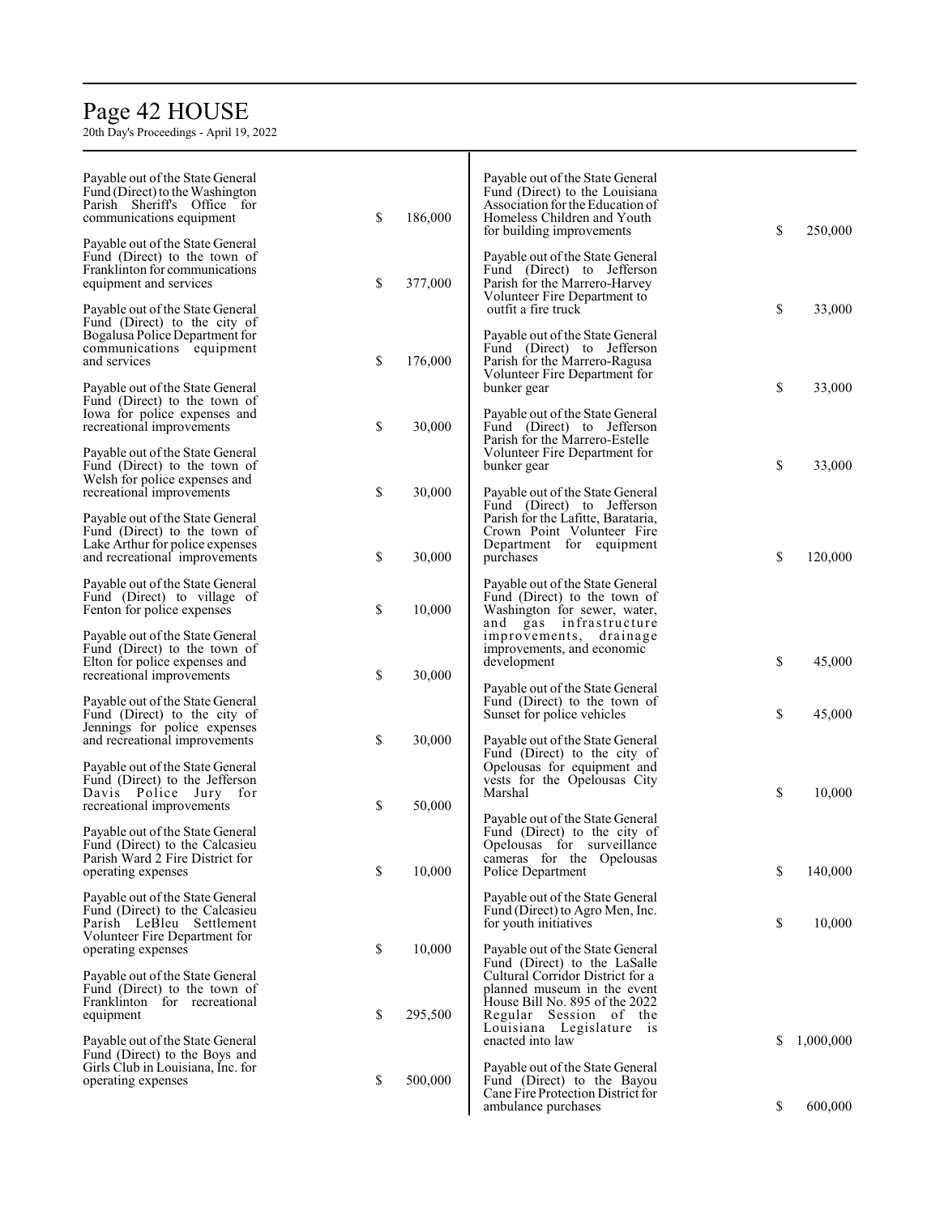Payable out of the State General Fund (Direct) to the Washington Parish Sheriff's Office for communications equipment $ 186,000

Payable out of the State General Fund (Direct) to the town of Franklinton for communications equipment and services $ 377,000

Payable out of the State General Fund (Direct) to the city of Bogalusa Police Department for communications equipment and services $ 176,000

Payable out of the State General Fund (Direct) to the town of Iowa for police expenses and recreational improvements $ 30,000

Payable out of the State General Fund (Direct) to the town of Welsh for police expenses and recreational improvements $ 30,000

Payable out of the State General Fund (Direct) to the town of Lake Arthur for police expenses and recreational improvements $ 30,000

Payable out of the State General Fund (Direct) to village of Fenton for police expenses $ 10,000

Payable out of the State General Fund (Direct) to the town of Elton for police expenses and recreational improvements $ 30,000

Payable out of the State General Fund (Direct) to the city of Jennings for police expenses and recreational improvements $ 30,000

Payable out of the State General Fund (Direct) to the Jefferson Davis Police Jury for recreational improvements $ 50,000

Payable out of the State General Fund (Direct) to the Calcasieu Parish Ward 2 Fire District for operating expenses $ 10,000

Payable out of the State General Fund (Direct) to the Calcasieu Parish LeBleu Settlement Volunteer Fire Department for operating expenses $ 10,000

Payable out of the State General Fund (Direct) to the town of Franklinton for recreational equipment $ 295,500

Payable out of the State General Fund (Direct) to the Boys and Girls Club in Louisiana, Inc. for operating expenses $ 500,000

Payable out of the State General Fund (Direct) to the Louisiana Association for the Education of Homeless Children and Youth for building improvements $ 250,000

Payable out of the State General Fund (Direct) to Jefferson Parish for the Marrero-Harvey Volunteer Fire Department to outfit a fire truck $ 33,000

Payable out of the State General Fund (Direct) to Jefferson Parish for the Marrero-Ragusa Volunteer Fire Department for bunker gear $ 33,000

Payable out of the State General Fund (Direct) to Jefferson Parish for the Marrero-Estelle Volunteer Fire Department for bunker gear $ 33,000

Payable out of the State General Fund (Direct) to Jefferson Parish for the Lafitte, Barataria, Crown Point Volunteer Fire Department for equipment purchases $ 120,000

Payable out of the State General Fund (Direct) to the town of Washington for sewer, water, and gas infrastructure improvements, drainage improvements, and economic development $ 45,000

Payable out of the State General Fund (Direct) to the town of Sunset for police vehicles $ 45,000

Payable out of the State General Fund (Direct) to the city of Opelousas for equipment and vests for the Opelousas City Marshal $ 10,000

Payable out of the State General Fund (Direct) to the city of Opelousas for surveillance cameras for the Opelousas Police Department $ 140,000

Payable out of the State General Fund (Direct) to Agro Men, Inc. for youth initiatives $ 10,000

Payable out of the State General Fund (Direct) to the LaSalle Cultural Corridor District for a planned museum in the event House Bill No. 895 of the 2022 Regular Session of the Louisiana Legislature is enacted into law $ 1,000,000

Payable out of the State General Fund (Direct) to the Bayou Cane Fire Protection District for ambulance purchases $ 600,000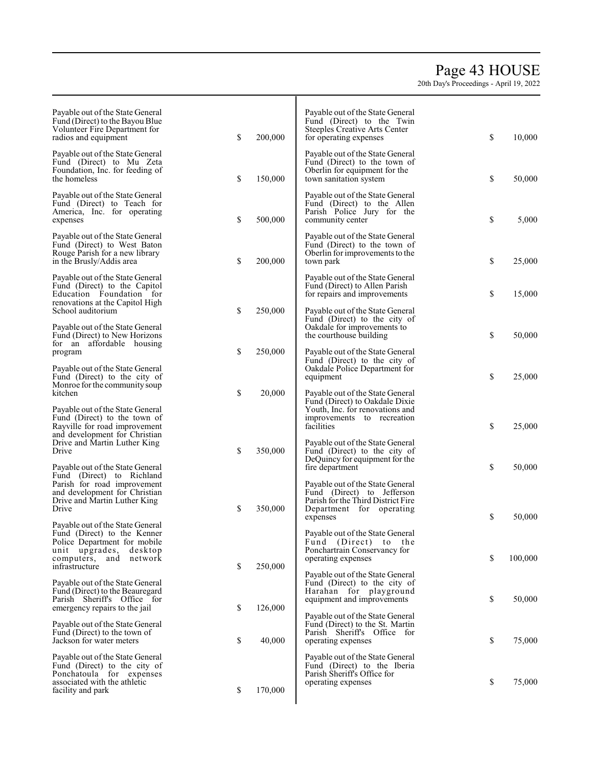Payable out of the State General Fund (Direct) to the Bayou Blue Volunteer Fire Department for radios and equipment $ 200,000

Payable out of the State General Fund (Direct) to Mu Zeta Foundation, Inc. for feeding of the homeless $ 150,000

Payable out of the State General Fund (Direct) to Teach for America, Inc. for operating expenses $ 500,000

Payable out of the State General Fund (Direct) to West Baton Rouge Parish for a new library in the Brusly/Addis area $ 200,000

Payable out of the State General Fund (Direct) to the Capitol Education Foundation for renovations at the Capitol High School auditorium $ 250,000

Payable out of the State General Fund (Direct) to New Horizons for an affordable housing program $ 250,000

Payable out of the State General Fund (Direct) to the city of Monroe for the community soup kitchen $ 20,000

Payable out of the State General Fund (Direct) to the town of Rayville for road improvement and development for Christian Drive and Martin Luther King Drive $ 350,000

Payable out of the State General Fund (Direct) to Richland Parish for road improvement and development for Christian Drive and Martin Luther King Drive $ 350,000

Payable out of the State General Fund (Direct) to the Kenner Police Department for mobile unit upgrades, desktop computers, and network infrastructure $ 250,000

Payable out of the State General Fund (Direct) to the Beauregard Parish Sheriff's Office for emergency repairs to the jail $ 126,000

Payable out of the State General Fund (Direct) to the town of Jackson for water meters $ 40,000

Payable out of the State General Fund (Direct) to the city of Ponchatoula for expenses associated with the athletic facility and park $ 170,000

Payable out of the State General Fund (Direct) to the Twin Steeples Creative Arts Center for operating expenses $ 10,000

Payable out of the State General Fund (Direct) to the town of Oberlin for equipment for the town sanitation system $ 50,000

Payable out of the State General Fund (Direct) to the Allen Parish Police Jury for the community center $ 5,000

Payable out of the State General Fund (Direct) to the town of Oberlin for improvements to the town park $ 25,000

Payable out of the State General Fund (Direct) to Allen Parish for repairs and improvements $ 15,000

Payable out of the State General Fund (Direct) to the city of Oakdale for improvements to the courthouse building $ 50,000

Payable out of the State General Fund (Direct) to the city of Oakdale Police Department for equipment $ 25,000

Payable out of the State General Fund (Direct) to Oakdale Dixie Youth, Inc. for renovations and improvements to recreation facilities $ 25,000

Payable out of the State General Fund (Direct) to the city of DeQuincy for equipment for the fire department $ 50,000

Payable out of the State General Fund (Direct) to Jefferson Parish for the Third District Fire Department for operating expenses $ 50,000

Payable out of the State General Fund (Direct) to the Ponchartrain Conservancy for operating expenses $ 100,000

Payable out of the State General Fund (Direct) to the city of Harahan for playground equipment and improvements $ 50,000

Payable out of the State General Fund (Direct) to the St. Martin Parish Sheriff's Office for operating expenses $ 75,000

Payable out of the State General Fund (Direct) to the Iberia Parish Sheriff's Office for operating expenses $ 75,000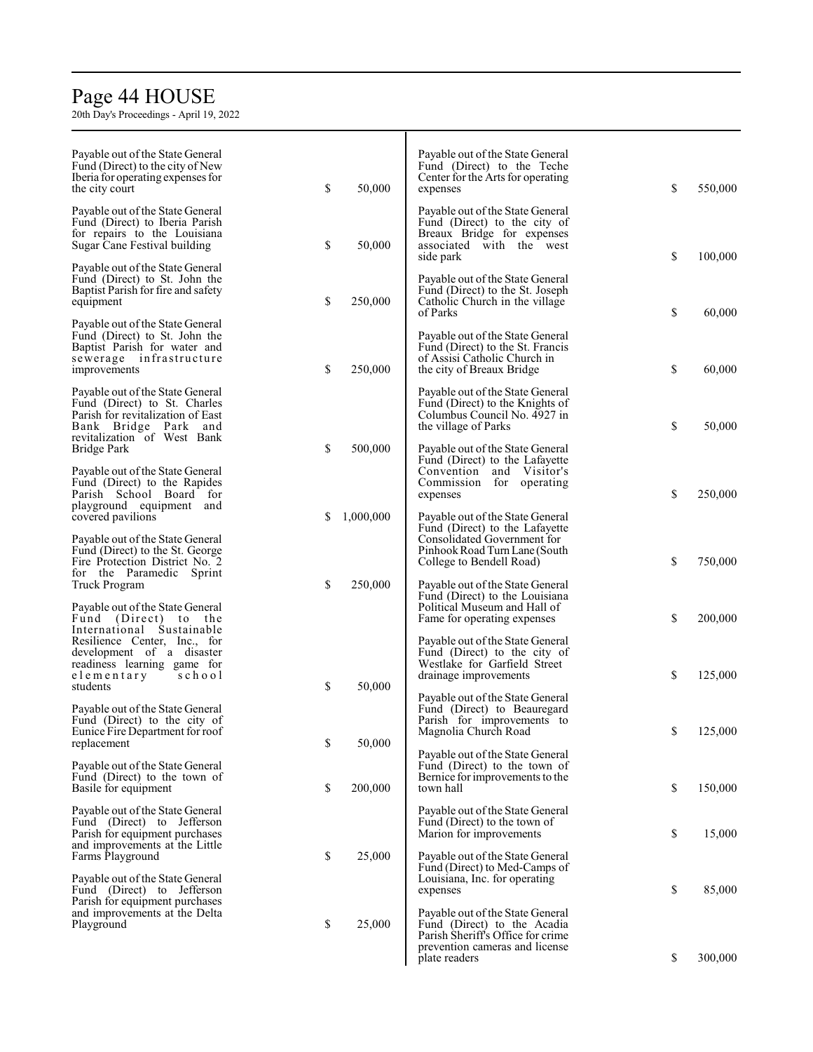Payable out of the State General Fund (Direct) to the city of New Iberia for operating expenses for the city court $ 50,000

Payable out of the State General Fund (Direct) to Iberia Parish for repairs to the Louisiana Sugar Cane Festival building $ 50,000

Payable out of the State General Fund (Direct) to St. John the Baptist Parish for fire and safety equipment $ 250,000

Payable out of the State General Fund (Direct) to St. John the Baptist Parish for water and sewerage infrastructure improvements $ 250,000

Payable out of the State General Fund (Direct) to St. Charles Parish for revitalization of East Bank Bridge Park and revitalization of West Bank Bridge Park $ 500,000

Payable out of the State General Fund (Direct) to the Rapides Parish School Board for playground equipment and covered pavilions $ 1,000,000

Payable out of the State General Fund (Direct) to the St. George Fire Protection District No. 2 for the Paramedic Sprint Truck Program $ 250,000

Payable out of the State General Fund (Direct) to the International Sustainable Resilience Center, Inc., for development of a disaster readiness learning game for elementary school students $ 50,000

Payable out of the State General Fund (Direct) to the city of Eunice Fire Department for roof replacement $ 50,000

Payable out of the State General Fund (Direct) to the town of Basile for equipment $ 200,000

Payable out of the State General Fund (Direct) to Jefferson Parish for equipment purchases and improvements at the Little Farms Playground $ 25,000

Payable out of the State General Fund (Direct) to Jefferson Parish for equipment purchases and improvements at the Delta Playground $ 25,000

Payable out of the State General Fund (Direct) to the Teche Center for the Arts for operating expenses $ 550,000

Payable out of the State General Fund (Direct) to the city of Breaux Bridge for expenses associated with the west side park $ 100,000

Payable out of the State General Fund (Direct) to the St. Joseph Catholic Church in the village of Parks $ 60,000

Payable out of the State General Fund (Direct) to the St. Francis of Assisi Catholic Church in the city of Breaux Bridge $ 60,000

Payable out of the State General Fund (Direct) to the Knights of Columbus Council No. 4927 in the village of Parks $ 50,000

Payable out of the State General Fund (Direct) to the Lafayette Convention and Visitor's Commission for operating expenses $ 250,000

Payable out of the State General Fund (Direct) to the Lafayette Consolidated Government for Pinhook Road Turn Lane (South College to Bendell Road) $ 750,000

Payable out of the State General Fund (Direct) to the Louisiana Political Museum and Hall of Fame for operating expenses $ 200,000

Payable out of the State General Fund (Direct) to the city of Westlake for Garfield Street drainage improvements $ 125,000

Payable out of the State General Fund (Direct) to Beauregard Parish for improvements to Magnolia Church Road $ 125,000

Payable out of the State General Fund (Direct) to the town of Bernice for improvements to the town hall $ 150,000

Payable out of the State General Fund (Direct) to the town of Marion for improvements $ 15,000

Payable out of the State General Fund (Direct) to Med-Camps of Louisiana, Inc. for operating expenses $ 85,000

Payable out of the State General Fund (Direct) to the Acadia Parish Sheriff's Office for crime prevention cameras and license plate readers $ 300,000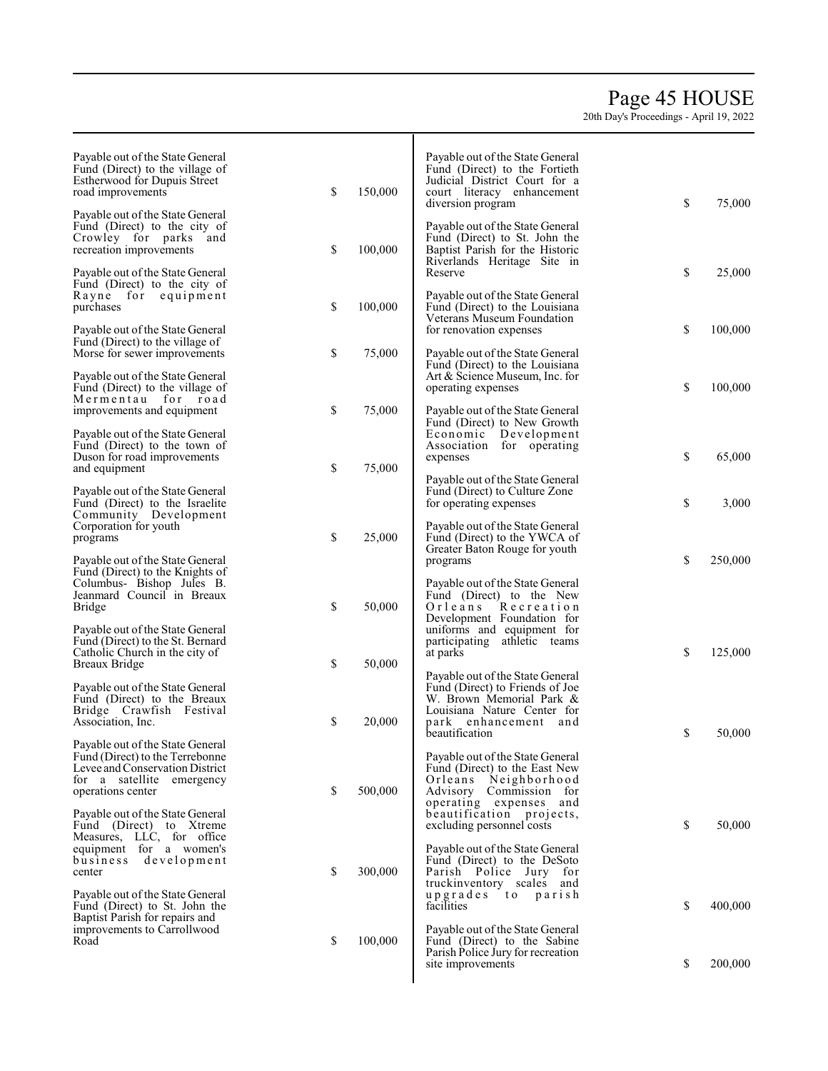Payable out of the State General Fund (Direct) to the village of Estherwood for Dupuis Street road improvements $ 150,000

Payable out of the State General Fund (Direct) to the city of Crowley for parks and recreation improvements $ 100,000

Payable out of the State General Fund (Direct) to the city of Rayne for equipment purchases $ 100,000

Payable out of the State General Fund (Direct) to the village of Morse for sewer improvements $ 75,000

Payable out of the State General Fund (Direct) to the village of Mermentau for road improvements and equipment $ 75,000

Payable out of the State General Fund (Direct) to the town of Duson for road improvements and equipment $ 75,000

Payable out of the State General Fund (Direct) to the Israelite Community Development Corporation for youth programs $ 25,000

Payable out of the State General Fund (Direct) to the Knights of Columbus- Bishop Jules B. Jeanmard Council in Breaux Bridge $ 50,000

Payable out of the State General Fund (Direct) to the St. Bernard Catholic Church in the city of Breaux Bridge $ 50,000

Payable out of the State General Fund (Direct) to the Breaux Bridge Crawfish Festival Association, Inc. $ 20,000

Payable out of the State General Fund (Direct) to the Terrebonne Levee and Conservation District for a satellite emergency operations center $ 500,000

Payable out of the State General Fund (Direct) to Xtreme Measures, LLC, for office equipment for a women's business development center $ 300,000

Payable out of the State General Fund (Direct) to St. John the Baptist Parish for repairs and improvements to Carrollwood Road $ 100,000

Payable out of the State General Fund (Direct) to the Fortieth Judicial District Court for a court literacy enhancement diversion program $ 75,000

Payable out of the State General Fund (Direct) to St. John the Baptist Parish for the Historic Riverlands Heritage Site in Reserve $ 25,000

Payable out of the State General Fund (Direct) to the Louisiana Veterans Museum Foundation for renovation expenses $ 100,000

Payable out of the State General Fund (Direct) to the Louisiana Art & Science Museum, Inc. for operating expenses $ 100,000

Payable out of the State General Fund (Direct) to New Growth Economic Development Association for operating expenses $ 65,000

Payable out of the State General Fund (Direct) to Culture Zone for operating expenses $ 3,000

Payable out of the State General Fund (Direct) to the YWCA of Greater Baton Rouge for youth programs $ 250,000

Payable out of the State General Fund (Direct) to the New Orleans Recreation Development Foundation for uniforms and equipment for participating athletic teams at parks $ 125,000

Payable out of the State General Fund (Direct) to Friends of Joe W. Brown Memorial Park & Louisiana Nature Center for park enhancement and beautification $ 50,000

Payable out of the State General Fund (Direct) to the East New Orleans Neighborhood Advisory Commission for operating expenses and beautification projects, excluding personnel costs $ 50,000

Payable out of the State General Fund (Direct) to the DeSoto Parish Police Jury for truckinventory scales and upgrades to parish facilities $ 400,000

Payable out of the State General Fund (Direct) to the Sabine Parish Police Jury for recreation site improvements $ 200,000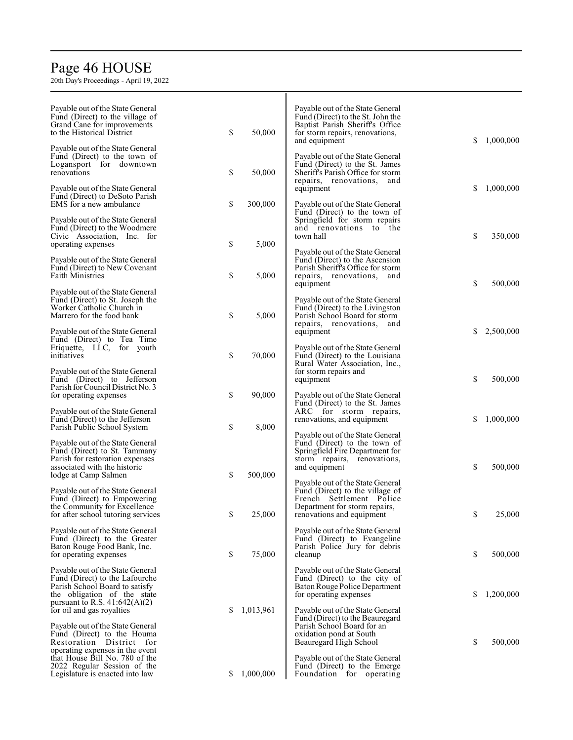Payable out of the State General Fund (Direct) to the village of Grand Cane for improvements to the Historical District $ 50,000

Payable out of the State General Fund (Direct) to the town of Logansport for downtown renovations $ 50,000

Payable out of the State General Fund (Direct) to DeSoto Parish EMS for a new ambulance $ 300,000

Payable out of the State General Fund (Direct) to the Woodmere Civic Association, Inc. for operating expenses $ 5,000

Payable out of the State General Fund (Direct) to New Covenant Faith Ministries $ 5,000

Payable out of the State General Fund (Direct) to St. Joseph the Worker Catholic Church in Marrero for the food bank $ 5,000

Payable out of the State General Fund (Direct) to Tea Time Etiquette, LLC, for youth initiatives $ 70,000

Payable out of the State General Fund (Direct) to Jefferson Parish for Council District No. 3 for operating expenses $ 90,000

Payable out of the State General Fund (Direct) to the Jefferson Parish Public School System $ 8,000

Payable out of the State General Fund (Direct) to St. Tammany Parish for restoration expenses associated with the historic lodge at Camp Salmen $ 500,000

Payable out of the State General Fund (Direct) to Empowering the Community for Excellence for after school tutoring services $ 25,000

Payable out of the State General Fund (Direct) to the Greater Baton Rouge Food Bank, Inc. for operating expenses $ 75,000

Payable out of the State General Fund (Direct) to the Lafourche Parish School Board to satisfy the obligation of the state pursuant to R.S. 41:642(A)(2) for oil and gas royalties $ 1,013,961

Payable out of the State General Fund (Direct) to the Houma Restoration District for operating expenses in the event that House Bill No. 780 of the 2022 Regular Session of the Legislature is enacted into law $ 1,000,000

Payable out of the State General Fund (Direct) to the St. John the Baptist Parish Sheriff's Office for storm repairs, renovations, and equipment $ 1,000,000

Payable out of the State General Fund (Direct) to the St. James Sheriff's Parish Office for storm repairs, renovations, and equipment $ 1,000,000

Payable out of the State General Fund (Direct) to the town of Springfield for storm repairs and renovations to the town hall $ 350,000

Payable out of the State General Fund (Direct) to the Ascension Parish Sheriff's Office for storm repairs, renovations, and equipment $ 500,000

Payable out of the State General Fund (Direct) to the Livingston Parish School Board for storm repairs, renovations, and equipment $ 2,500,000

Payable out of the State General Fund (Direct) to the Louisiana Rural Water Association, Inc., for storm repairs and equipment $ 500,000

Payable out of the State General Fund (Direct) to the St. James ARC for storm repairs, renovations, and equipment $ 1,000,000

Payable out of the State General Fund (Direct) to the town of Springfield Fire Department for storm repairs, renovations, and equipment $ 500,000

Payable out of the State General Fund (Direct) to the village of French Settlement Police Department for storm repairs, renovations and equipment $ 25,000

Payable out of the State General Fund (Direct) to Evangeline Parish Police Jury for debris cleanup $ 500,000

Payable out of the State General Fund (Direct) to the city of Baton Rouge Police Department for operating expenses $ 1,200,000

Payable out of the State General Fund (Direct) to the Beauregard Parish School Board for an oxidation pond at South Beauregard High School $ 500,000

Payable out of the State General Fund (Direct) to the Emerge Foundation for operating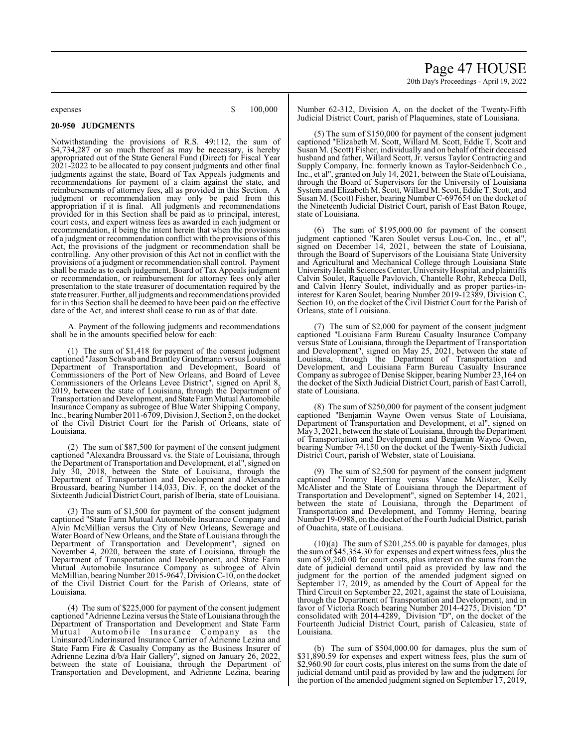expenses $ 100,000

**20-950 JUDGMENTS**

Notwithstanding the provisions of R.S. 49:112, the sum of $4,734,287 or so much thereof as may be necessary, is hereby appropriated out of the State General Fund (Direct) for Fiscal Year 2021-2022 to be allocated to pay consent judgments and other final judgments against the state, Board of Tax Appeals judgments and recommendations for payment of a claim against the state, and reimbursements of attorney fees, all as provided in this Section. A judgment or recommendation may only be paid from this appropriation if it is final. All judgments and recommendations provided for in this Section shall be paid as to principal, interest, court costs, and expert witness fees as awarded in each judgment or recommendation, it being the intent herein that when the provisions of a judgment or recommendation conflict with the provisions of this Act, the provisions of the judgment or recommendation shall be controlling. Any other provision of this Act not in conflict with the provisions of a judgment or recommendation shall control. Payment shall be made as to each judgement, Board of Tax Appeals judgment or recommendation, or reimbursement for attorney fees only after presentation to the state treasurer of documentation required by the state treasurer. Further, all judgments and recommendations provided for in this Section shall be deemed to have been paid on the effective date of the Act, and interest shall cease to run as of that date.

A. Payment of the following judgments and recommendations shall be in the amounts specified below for each:

(1) The sum of $1,418 for payment of the consent judgment captioned "Jason Schwab and Brantley Grundmann versus Louisiana Department of Transportation and Development, Board of Commissioners of the Port of New Orleans, and Board of Levee Commissioners of the Orleans Levee District", signed on April 8, 2019, between the state of Louisiana, through the Department of Transportation and Development, and State Farm Mutual Automobile Insurance Company as subrogee of Blue Water Shipping Company, Inc., bearing Number 2011-6709, Division J, Section 5, on the docket of the Civil District Court for the Parish of Orleans, state of Louisiana.

(2) The sum of $87,500 for payment of the consent judgment captioned "Alexandra Broussard vs. the State of Louisiana, through the Department of Transportation and Development, et al", signed on July 30, 2018, between the State of Louisiana, through the Department of Transportation and Development and Alexandra Broussard, bearing Number 114,033, Div. F, on the docket of the Sixteenth Judicial District Court, parish of Iberia, state of Louisiana.

(3) The sum of $1,500 for payment of the consent judgment captioned "State Farm Mutual Automobile Insurance Company and Alvin McMillian versus the City of New Orleans, Sewerage and Water Board of New Orleans, and the State of Louisiana through the Department of Transportation and Development", signed on November 4, 2020, between the state of Louisiana, through the Department of Transportation and Development, and State Farm Mutual Automobile Insurance Company as subrogee of Alvin McMillian, bearing Number 2015-9647, Division C-10, on the docket of the Civil District Court for the Parish of Orleans, state of Louisiana.

(4) The sum of $225,000 for payment of the consent judgment captioned "Adrienne Lezina versus the State of Louisiana through the Department of Transportation and Development and State Farm Mutual Automobile Insurance Company as the Uninsured/Underinsured Insurance Carrier of Adrienne Lezina and State Farm Fire & Casualty Company as the Business Insurer of Adrienne Lezina d/b/a Hair Gallery", signed on January 26, 2022, between the state of Louisiana, through the Department of Transportation and Development, and Adrienne Lezina, bearing Number 62-312, Division A, on the docket of the Twenty-Fifth Judicial District Court, parish of Plaquemines, state of Louisiana.

(5) The sum of $150,000 for payment of the consent judgment captioned "Elizabeth M. Scott, Willard M. Scott, Eddie T. Scott and Susan M. (Scott) Fisher, individually and on behalf of their deceased husband and father, Willard Scott, Jr. versus Taylor Contracting and Supply Company, Inc. formerly known as Taylor-Seidenbach Co., Inc., et al", granted on July 14, 2021, between the State of Louisiana, through the Board of Supervisors for the University of Louisiana System and Elizabeth M. Scott, Willard M. Scott, Eddie T. Scott, and Susan M. (Scott) Fisher, bearing Number C-697654 on the docket of the Nineteenth Judicial District Court, parish of East Baton Rouge, state of Louisiana.

(6) The sum of $195,000.00 for payment of the consent judgment captioned "Karen Soulet versus Lou-Con, Inc., et al", signed on December 14, 2021, between the state of Louisiana, through the Board of Supervisors of the Louisiana State University and Agricultural and Mechanical College through Louisiana State University Health Sciences Center, University Hospital, and plaintiffs Calvin Soulet, Raquelle Pavlovich, Chantelle Rohr, Rebecca Doll, and Calvin Henry Soulet, individually and as proper parties-in-interest for Karen Soulet, bearing Number 2019-12389, Division C, Section 10, on the docket of the Civil District Court for the Parish of Orleans, state of Louisiana.

(7) The sum of $2,000 for payment of the consent judgment captioned "Louisiana Farm Bureau Casualty Insurance Company versus State of Louisiana, through the Department of Transportation and Development", signed on May 25, 2021, between the state of Louisiana, through the Department of Transportation and Development, and Louisiana Farm Bureau Casualty Insurance Company as subrogee of Denise Skipper, bearing Number 23,164 on the docket of the Sixth Judicial District Court, parish of East Carroll, state of Louisiana.

(8) The sum of $250,000 for payment of the consent judgment captioned "Benjamin Wayne Owen versus State of Louisiana, Department of Transportation and Development, et al", signed on May 3, 2021, between the state of Louisiana, through the Department of Transportation and Development and Benjamin Wayne Owen, bearing Number 74,150 on the docket of the Twenty-Sixth Judicial District Court, parish of Webster, state of Louisiana.

(9) The sum of $2,500 for payment of the consent judgment captioned "Tommy Herring versus Vance McAlister, Kelly McAlister and the State of Louisiana through the Department of Transportation and Development", signed on September 14, 2021, between the state of Louisiana, through the Department of Transportation and Development, and Tommy Herring, bearing Number 19-0988, on the docket of the Fourth Judicial District, parish of Ouachita, state of Louisiana.

(10)(a) The sum of $201,255.00 is payable for damages, plus the sum of $45,354.30 for expenses and expert witness fees, plus the sum of $9,260.00 for court costs, plus interest on the sums from the date of judicial demand until paid as provided by law and the judgment for the portion of the amended judgment signed on September 17, 2019, as amended by the Court of Appeal for the Third Circuit on September 22, 2021, against the state of Louisiana, through the Department of Transportation and Development, and in favor of Victoria Roach bearing Number 2014-4275, Division "D" consolidated with 2014-4289, Division "D", on the docket of the Fourteenth Judicial District Court, parish of Calcasieu, state of Louisiana.

(b) The sum of $504,000.00 for damages, plus the sum of $31,890.59 for expenses and expert witness fees, plus the sum of $2,960.90 for court costs, plus interest on the sums from the date of judicial demand until paid as provided by law and the judgment for the portion of the amended judgment signed on September 17, 2019,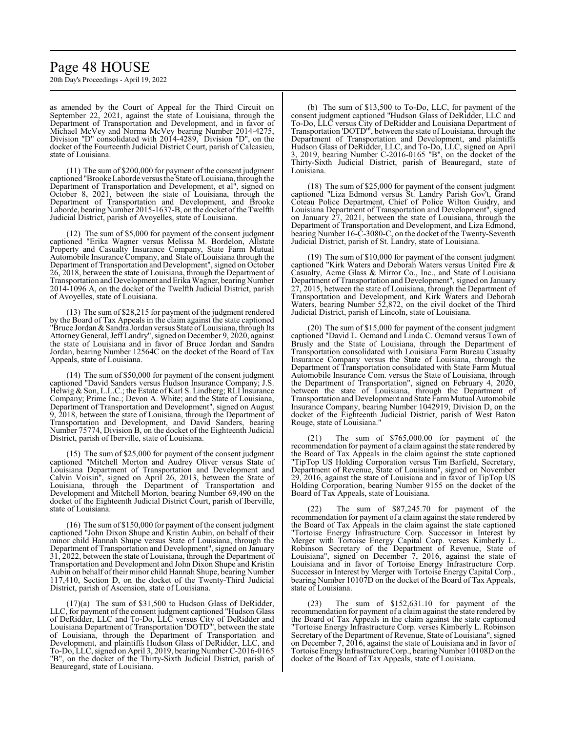as amended by the Court of Appeal for the Third Circuit on September 22, 2021, against the state of Louisiana, through the Department of Transportation and Development, and in favor of Michael McVey and Norma McVey bearing Number 2014-4275, Division "D" consolidated with 2014-4289, Division "D", on the docket of the Fourteenth Judicial District Court, parish of Calcasieu, state of Louisiana.

(11) The sum of $200,000 for payment of the consent judgment captioned "Brooke Laborde versus the State of Louisiana, through the Department of Transportation and Development, et al", signed on October 8, 2021, between the state of Louisiana, through the Department of Transportation and Development, and Brooke Laborde, bearing Number 2015-1637-B, on the docket of the Twelfth Judicial District, parish of Avoyelles, state of Louisiana.

(12) The sum of $5,000 for payment of the consent judgment captioned "Erika Wagner versus Melissa M. Bordelon, Allstate Property and Casualty Insurance Company, State Farm Mutual Automobile Insurance Company, and State of Louisiana through the Department of Transportation and Development", signed on October 26, 2018, between the state of Louisiana, through the Department of Transportation and Development and Erika Wagner, bearing Number 2014-1096 A, on the docket of the Twelfth Judicial District, parish of Avoyelles, state of Louisiana.

(13) The sum of $28,215 for payment of the judgment rendered by the Board of Tax Appeals in the claim against the state captioned "Bruce Jordan & Sandra Jordan versus State of Louisiana, through Its Attorney General, Jeff Landry", signed on December 9, 2020, against the state of Louisiana and in favor of Bruce Jordan and Sandra Jordan, bearing Number 12564C on the docket of the Board of Tax Appeals, state of Louisiana.

(14) The sum of $50,000 for payment of the consent judgment captioned "David Sanders versus Hudson Insurance Company; J.S. Helwig & Son, L.L.C.; the Estate of Karl S. Lindberg; RLI Insurance Company; Prime Inc.; Devon A. White; and the State of Louisiana, Department of Transportation and Development", signed on August 9, 2018, between the state of Louisiana, through the Department of Transportation and Development, and David Sanders, bearing Number 75774, Division B, on the docket of the Eighteenth Judicial District, parish of Iberville, state of Louisiana.

(15) The sum of $25,000 for payment of the consent judgment captioned "Mitchell Morton and Audrey Oliver versus State of Louisiana Department of Transportation and Development and Calvin Voisin", signed on April 26, 2013, between the State of Louisiana, through the Department of Transportation and Development and Mitchell Morton, bearing Number 69,490 on the docket of the Eighteenth Judicial District Court, parish of Iberville, state of Louisiana.

(16) The sum of $150,000 for payment of the consent judgment captioned "John Dixon Shupe and Kristin Aubin, on behalf of their minor child Hannah Shupe versus State of Louisiana, through the Department of Transportation and Development", signed on January 31, 2022, between the state of Louisiana, through the Department of Transportation and Development and John Dixon Shupe and Kristin Aubin on behalf of their minor child Hannah Shupe, bearing Number 117,410, Section D, on the docket of the Twenty-Third Judicial District, parish of Ascension, state of Louisiana.

(17)(a) The sum of $31,500 to Hudson Glass of DeRidder, LLC, for payment of the consent judgment captioned "Hudson Glass of DeRidder, LLC and To-Do, LLC versus City of DeRidder and Louisiana Department of Transportation 'DOTD'", between the state of Louisiana, through the Department of Transportation and Development, and plaintiffs Hudson Glass of DeRidder, LLC, and To-Do, LLC, signed on April 3, 2019, bearing Number C-2016-0165 "B", on the docket of the Thirty-Sixth Judicial District, parish of Beauregard, state of Louisiana.

(b) The sum of $13,500 to To-Do, LLC, for payment of the consent judgment captioned "Hudson Glass of DeRidder, LLC and To-Do, LLC versus City of DeRidder and Louisiana Department of Transportation 'DOTD'", between the state of Louisiana, through the Department of Transportation and Development, and plaintiffs Hudson Glass of DeRidder, LLC, and To-Do, LLC, signed on April 3, 2019, bearing Number C-2016-0165 "B", on the docket of the Thirty-Sixth Judicial District, parish of Beauregard, state of Louisiana.

(18) The sum of $25,000 for payment of the consent judgment captioned "Liza Edmond versus St. Landry Parish Gov't, Grand Coteau Police Department, Chief of Police Wilton Guidry, and Louisiana Department of Transportation and Development", signed on January 27, 2021, between the state of Louisiana, through the Department of Transportation and Development, and Liza Edmond, bearing Number 16-C-3080-C, on the docket of the Twenty-Seventh Judicial District, parish of St. Landry, state of Louisiana.

(19) The sum of $10,000 for payment of the consent judgment captioned "Kirk Waters and Deborah Waters versus United Fire & Casualty, Acme Glass & Mirror Co., Inc., and State of Louisiana Department of Transportation and Development", signed on January 27, 2015, between the state of Louisiana, through the Department of Transportation and Development, and Kirk Waters and Deborah Waters, bearing Number 52,872, on the civil docket of the Third Judicial District, parish of Lincoln, state of Louisiana.

(20) The sum of $15,000 for payment of the consent judgment captioned "David L. Ocmand and Linda C. Ocmand versus Town of Brusly and the State of Louisiana, through the Department of Transportation consolidated with Louisiana Farm Bureau Casualty Insurance Company versus the State of Louisiana, through the Department of Transportation consolidated with State Farm Mutual Automobile Insurance Com. versus the State of Louisiana, through the Department of Transportation", signed on February 4, 2020, between the state of Louisiana, through the Department of Transportation and Development and State Farm Mutual Automobile Insurance Company, bearing Number 1042919, Division D, on the docket of the Eighteenth Judicial District, parish of West Baton Rouge, state of Louisiana."

(21) The sum of $765,000.00 for payment of the recommendation for payment of a claim against the state rendered by the Board of Tax Appeals in the claim against the state captioned "TipTop US Holding Corporation versus Tim Barfield, Secretary, Department of Revenue, State of Louisiana", signed on November 29, 2016, against the state of Louisiana and in favor of TipTop US Holding Corporation, bearing Number 9155 on the docket of the Board of Tax Appeals, state of Louisiana.

(22) The sum of $87,245.70 for payment of the recommendation for payment of a claim against the state rendered by the Board of Tax Appeals in the claim against the state captioned "Tortoise Energy Infrastructure Corp. Successor in Interest by Merger with Tortoise Energy Capital Corp. verses Kimberly L. Robinson Secretary of the Department of Revenue, State of Louisiana", signed on December 7, 2016, against the state of Louisiana and in favor of Tortoise Energy Infrastructure Corp. Successor in Interest by Merger with Tortoise Energy Capital Corp., bearing Number 10107D on the docket of the Board of Tax Appeals, state of Louisiana.

(23) The sum of $152,631.10 for payment of the recommendation for payment of a claim against the state rendered by the Board of Tax Appeals in the claim against the state captioned "Tortoise Energy Infrastructure Corp. verses Kimberly L. Robinson Secretary of the Department of Revenue, State of Louisiana", signed on December 7, 2016, against the state of Louisiana and in favor of Tortoise Energy Infrastructure Corp., bearing Number 10108D on the docket of the Board of Tax Appeals, state of Louisiana.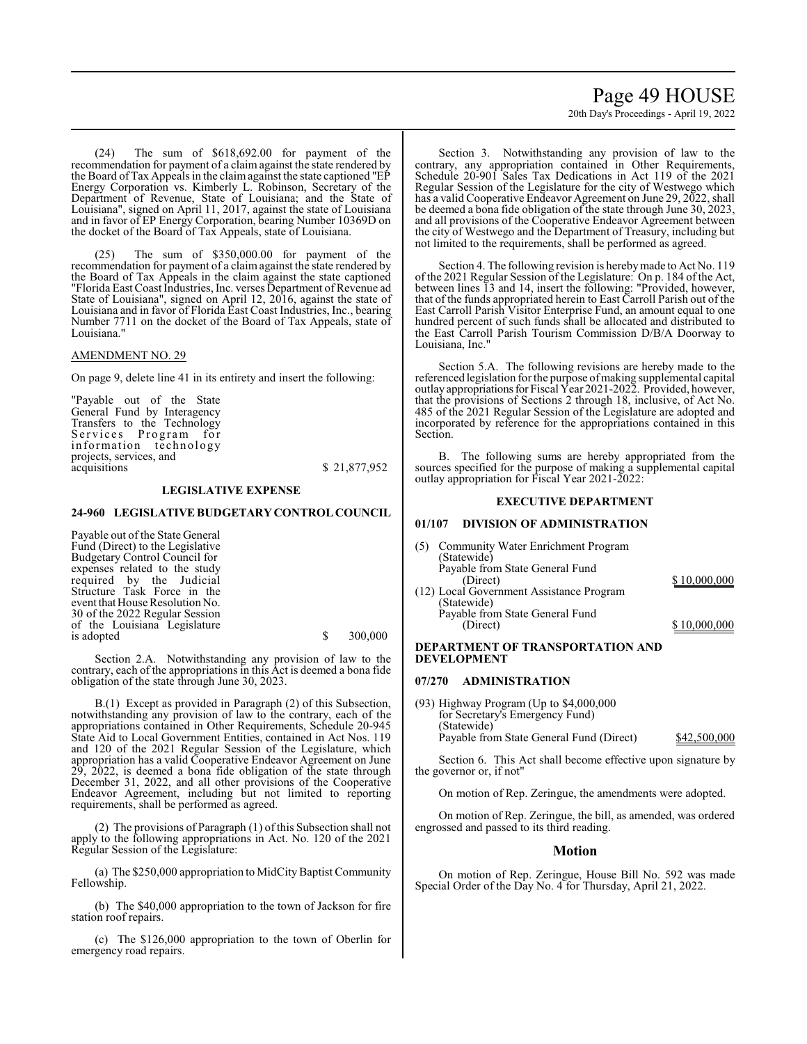(24) The sum of $618,692.00 for payment of the recommendation for payment of a claim against the state rendered by the Board of Tax Appeals in the claim against the state captioned "EP Energy Corporation vs. Kimberly L. Robinson, Secretary of the Department of Revenue, State of Louisiana; and the State of Louisiana", signed on April 11, 2017, against the state of Louisiana and in favor of EP Energy Corporation, bearing Number 10369D on the docket of the Board of Tax Appeals, state of Louisiana.

(25) The sum of $350,000.00 for payment of the recommendation for payment of a claim against the state rendered by the Board of Tax Appeals in the claim against the state captioned "Florida East Coast Industries, Inc. verses Department of Revenue ad State of Louisiana", signed on April 12, 2016, against the state of Louisiana and in favor of Florida East Coast Industries, Inc., bearing Number 7711 on the docket of the Board of Tax Appeals, state of Louisiana."

AMENDMENT NO. 29

On page 9, delete line 41 in its entirety and insert the following:

"Payable out of the State General Fund by Interagency Transfers to the Technology Services Program for information technology projects, services, and acquisitions $ 21,877,952

**LEGISLATIVE EXPENSE**

**24-960 LEGISLATIVE BUDGETARY CONTROL COUNCIL**

Payable out of the State General Fund (Direct) to the Legislative Budgetary Control Council for expenses related to the study required by the Judicial Structure Task Force in the event that House Resolution No. 30 of the 2022 Regular Session of the Louisiana Legislature is adopted $ 300,000

Section 2.A. Notwithstanding any provision of law to the contrary, each of the appropriations in this Act is deemed a bona fide obligation of the state through June 30, 2023.

B.(1) Except as provided in Paragraph (2) of this Subsection, notwithstanding any provision of law to the contrary, each of the appropriations contained in Other Requirements, Schedule 20-945 State Aid to Local Government Entities, contained in Act Nos. 119 and 120 of the 2021 Regular Session of the Legislature, which appropriation has a valid Cooperative Endeavor Agreement on June 29, 2022, is deemed a bona fide obligation of the state through December 31, 2022, and all other provisions of the Cooperative Endeavor Agreement, including but not limited to reporting requirements, shall be performed as agreed.

(2) The provisions of Paragraph (1) of this Subsection shall not apply to the following appropriations in Act. No. 120 of the 2021 Regular Session of the Legislature:

(a) The $250,000 appropriation to MidCity Baptist Community Fellowship.

(b) The $40,000 appropriation to the town of Jackson for fire station roof repairs.

(c) The $126,000 appropriation to the town of Oberlin for emergency road repairs.

Section 3. Notwithstanding any provision of law to the contrary, any appropriation contained in Other Requirements, Schedule 20-901 Sales Tax Dedications in Act 119 of the 2021 Regular Session of the Legislature for the city of Westwego which has a valid Cooperative Endeavor Agreement on June 29, 2022, shall be deemed a bona fide obligation of the state through June 30, 2023, and all provisions of the Cooperative Endeavor Agreement between the city of Westwego and the Department of Treasury, including but not limited to the requirements, shall be performed as agreed.

Section 4. The following revision is hereby made to Act No. 119 of the 2021 Regular Session of the Legislature: On p. 184 of the Act, between lines 13 and 14, insert the following: "Provided, however, that of the funds appropriated herein to East Carroll Parish out of the East Carroll Parish Visitor Enterprise Fund, an amount equal to one hundred percent of such funds shall be allocated and distributed to the East Carroll Parish Tourism Commission D/B/A Doorway to Louisiana, Inc."

Section 5.A. The following revisions are hereby made to the referenced legislation for the purpose of making supplemental capital outlay appropriations for Fiscal Year 2021-2022. Provided, however, that the provisions of Sections 2 through 18, inclusive, of Act No. 485 of the 2021 Regular Session of the Legislature are adopted and incorporated by reference for the appropriations contained in this Section.

B. The following sums are hereby appropriated from the sources specified for the purpose of making a supplemental capital outlay appropriation for Fiscal Year 2021-2022:

**EXECUTIVE DEPARTMENT**

**01/107 DIVISION OF ADMINISTRATION**

(5) Community Water Enrichment Program (Statewide)
Payable from State General Fund (Direct) $10,000,000

(12) Local Government Assistance Program (Statewide)
Payable from State General Fund (Direct) $10,000,000

**DEPARTMENT OF TRANSPORTATION AND DEVELOPMENT**

**07/270 ADMINISTRATION**

(93) Highway Program (Up to $4,000,000 for Secretary's Emergency Fund) (Statewide)
Payable from State General Fund (Direct) $42,500,000

Section 6. This Act shall become effective upon signature by the governor or, if not"

On motion of Rep. Zeringue, the amendments were adopted.

On motion of Rep. Zeringue, the bill, as amended, was ordered engrossed and passed to its third reading.

## Motion

On motion of Rep. Zeringue, House Bill No. 592 was made Special Order of the Day No. 4 for Thursday, April 21, 2022.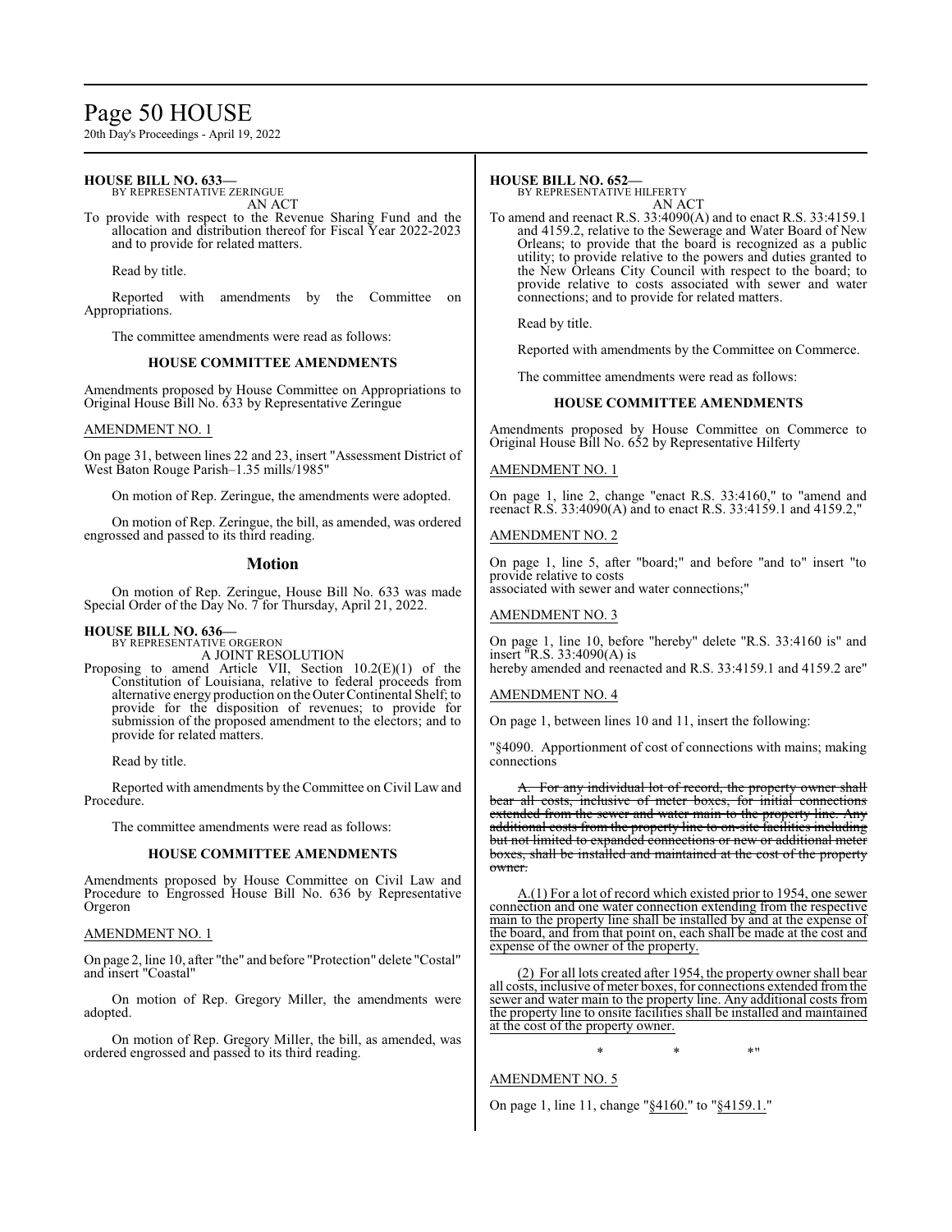**HOUSE BILL NO. 633—**
BY REPRESENTATIVE ZERINGUE
AN ACT

To provide with respect to the Revenue Sharing Fund and the allocation and distribution thereof for Fiscal Year 2022-2023 and to provide for related matters.

Read by title.

Reported with amendments by the Committee on Appropriations.

The committee amendments were read as follows:

**HOUSE COMMITTEE AMENDMENTS**

Amendments proposed by House Committee on Appropriations to Original House Bill No. 633 by Representative Zeringue

AMENDMENT NO. 1

On page 31, between lines 22 and 23, insert "Assessment District of West Baton Rouge Parish–1.35 mills/1985"

On motion of Rep. Zeringue, the amendments were adopted.

On motion of Rep. Zeringue, the bill, as amended, was ordered engrossed and passed to its third reading.

## Motion

On motion of Rep. Zeringue, House Bill No. 633 was made Special Order of the Day No. 7 for Thursday, April 21, 2022.

**HOUSE BILL NO. 636—**
BY REPRESENTATIVE ORGERON
A JOINT RESOLUTION

Proposing to amend Article VII, Section 10.2(E)(1) of the Constitution of Louisiana, relative to federal proceeds from alternative energy production on the Outer Continental Shelf; to provide for the disposition of revenues; to provide for submission of the proposed amendment to the electors; and to provide for related matters.

Read by title.

Reported with amendments by the Committee on Civil Law and Procedure.

The committee amendments were read as follows:

**HOUSE COMMITTEE AMENDMENTS**

Amendments proposed by House Committee on Civil Law and Procedure to Engrossed House Bill No. 636 by Representative Orgeron

AMENDMENT NO. 1

On page 2, line 10, after "the" and before "Protection" delete "Costal" and insert "Coastal"

On motion of Rep. Gregory Miller, the amendments were adopted.

On motion of Rep. Gregory Miller, the bill, as amended, was ordered engrossed and passed to its third reading.

**HOUSE BILL NO. 652—**
BY REPRESENTATIVE HILFERTY
AN ACT

To amend and reenact R.S. 33:4090(A) and to enact R.S. 33:4159.1 and 4159.2, relative to the Sewerage and Water Board of New Orleans; to provide that the board is recognized as a public utility; to provide relative to the powers and duties granted to the New Orleans City Council with respect to the board; to provide relative to costs associated with sewer and water connections; and to provide for related matters.

Read by title.

Reported with amendments by the Committee on Commerce.

The committee amendments were read as follows:

**HOUSE COMMITTEE AMENDMENTS**

Amendments proposed by House Committee on Commerce to Original House Bill No. 652 by Representative Hilferty

AMENDMENT NO. 1

On page 1, line 2, change "enact R.S. 33:4160," to "amend and reenact R.S. 33:4090(A) and to enact R.S. 33:4159.1 and 4159.2,"

AMENDMENT NO. 2

On page 1, line 5, after "board;" and before "and to" insert "to provide relative to costs
associated with sewer and water connections;"

AMENDMENT NO. 3

On page 1, line 10, before "hereby" delete "R.S. 33:4160 is" and insert "R.S. 33:4090(A) is
hereby amended and reenacted and R.S. 33:4159.1 and 4159.2 are"

AMENDMENT NO. 4

On page 1, between lines 10 and 11, insert the following:

"§4090. Apportionment of cost of connections with mains; making connections

~~A. For any individual lot of record, the property owner shall bear all costs, inclusive of meter boxes, for initial connections extended from the sewer and water main to the property line. Any additional costs from the property line to on-site facilities including but not limited to expanded connections or new or additional meter boxes, shall be installed and maintained at the cost of the property owner.~~

A.(1) For a lot of record which existed prior to 1954, one sewer connection and one water connection extending from the respective main to the property line shall be installed by and at the expense of the board, and from that point on, each shall be made at the cost and expense of the owner of the property.

(2) For all lots created after 1954, the property owner shall bear all costs, inclusive of meter boxes, for connections extended from the sewer and water main to the property line. Any additional costs from the property line to onsite facilities shall be installed and maintained at the cost of the property owner.

\* \* \*"

AMENDMENT NO. 5

On page 1, line 11, change "§4160." to "§4159.1."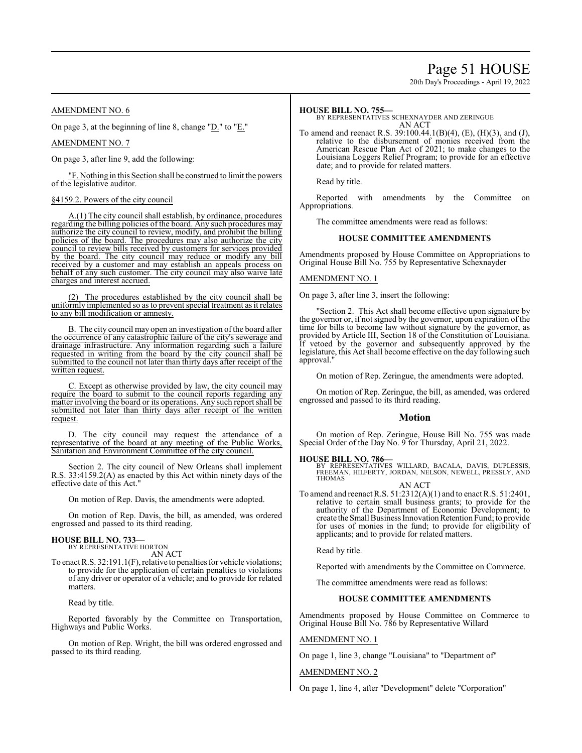AMENDMENT NO. 6

On page 3, at the beginning of line 8, change "D." to "E."

AMENDMENT NO. 7

On page 3, after line 9, add the following:

"F. Nothing in this Section shall be construed to limit the powers of the legislative auditor.

§4159.2. Powers of the city council

A.(1) The city council shall establish, by ordinance, procedures regarding the billing policies of the board. Any such procedures may authorize the city council to review, modify, and prohibit the billing policies of the board. The procedures may also authorize the city council to review bills received by customers for services provided by the board. The city council may reduce or modify any bill received by a customer and may establish an appeals process on behalf of any such customer. The city council may also waive late charges and interest accrued.

(2) The procedures established by the city council shall be uniformly implemented so as to prevent special treatment as it relates to any bill modification or amnesty.

B. The city council may open an investigation of the board after the occurrence of any catastrophic failure of the city's sewerage and drainage infrastructure. Any information regarding such a failure requested in writing from the board by the city council shall be submitted to the council not later than thirty days after receipt of the written request.

C. Except as otherwise provided by law, the city council may require the board to submit to the council reports regarding any matter involving the board or its operations. Any such report shall be submitted not later than thirty days after receipt of the written request.

D. The city council may request the attendance of a representative of the board at any meeting of the Public Works, Sanitation and Environment Committee of the city council.

Section 2. The city council of New Orleans shall implement R.S. 33:4159.2(A) as enacted by this Act within ninety days of the effective date of this Act."

On motion of Rep. Davis, the amendments were adopted.

On motion of Rep. Davis, the bill, as amended, was ordered engrossed and passed to its third reading.

**HOUSE BILL NO. 733—**
BY REPRESENTATIVE HORTON
AN ACT

To enact R.S. 32:191.1(F), relative to penalties for vehicle violations; to provide for the application of certain penalties to violations of any driver or operator of a vehicle; and to provide for related matters.

Read by title.

Reported favorably by the Committee on Transportation, Highways and Public Works.

On motion of Rep. Wright, the bill was ordered engrossed and passed to its third reading.

**HOUSE BILL NO. 755—**
BY REPRESENTATIVES SCHEXNAYDER AND ZERINGUE
AN ACT

To amend and reenact R.S. 39:100.44.1(B)(4), (E), (H)(3), and (J), relative to the disbursement of monies received from the American Rescue Plan Act of 2021; to make changes to the Louisiana Loggers Relief Program; to provide for an effective date; and to provide for related matters.

Read by title.

Reported with amendments by the Committee on Appropriations.

The committee amendments were read as follows:

**HOUSE COMMITTEE AMENDMENTS**

Amendments proposed by House Committee on Appropriations to Original House Bill No. 755 by Representative Schexnayder

AMENDMENT NO. 1

On page 3, after line 3, insert the following:

"Section 2. This Act shall become effective upon signature by the governor or, if not signed by the governor, upon expiration of the time for bills to become law without signature by the governor, as provided by Article III, Section 18 of the Constitution of Louisiana. If vetoed by the governor and subsequently approved by the legislature, this Act shall become effective on the day following such approval."

On motion of Rep. Zeringue, the amendments were adopted.

On motion of Rep. Zeringue, the bill, as amended, was ordered engrossed and passed to its third reading.

## Motion

On motion of Rep. Zeringue, House Bill No. 755 was made Special Order of the Day No. 9 for Thursday, April 21, 2022.

**HOUSE BILL NO. 786—**
BY REPRESENTATIVES WILLARD, BACALA, DAVIS, DUPLESSIS, FREEMAN, HILFERTY, JORDAN, NELSON, NEWELL, PRESSLY, AND THOMAS
AN ACT

To amend and reenact R.S. 51:2312(A)(1) and to enact R.S. 51:2401, relative to certain small business grants; to provide for the authority of the Department of Economic Development; to create the Small Business Innovation Retention Fund; to provide for uses of monies in the fund; to provide for eligibility of applicants; and to provide for related matters.

Read by title.

Reported with amendments by the Committee on Commerce.

The committee amendments were read as follows:

**HOUSE COMMITTEE AMENDMENTS**

Amendments proposed by House Committee on Commerce to Original House Bill No. 786 by Representative Willard

AMENDMENT NO. 1

On page 1, line 3, change "Louisiana" to "Department of"

AMENDMENT NO. 2

On page 1, line 4, after "Development" delete "Corporation"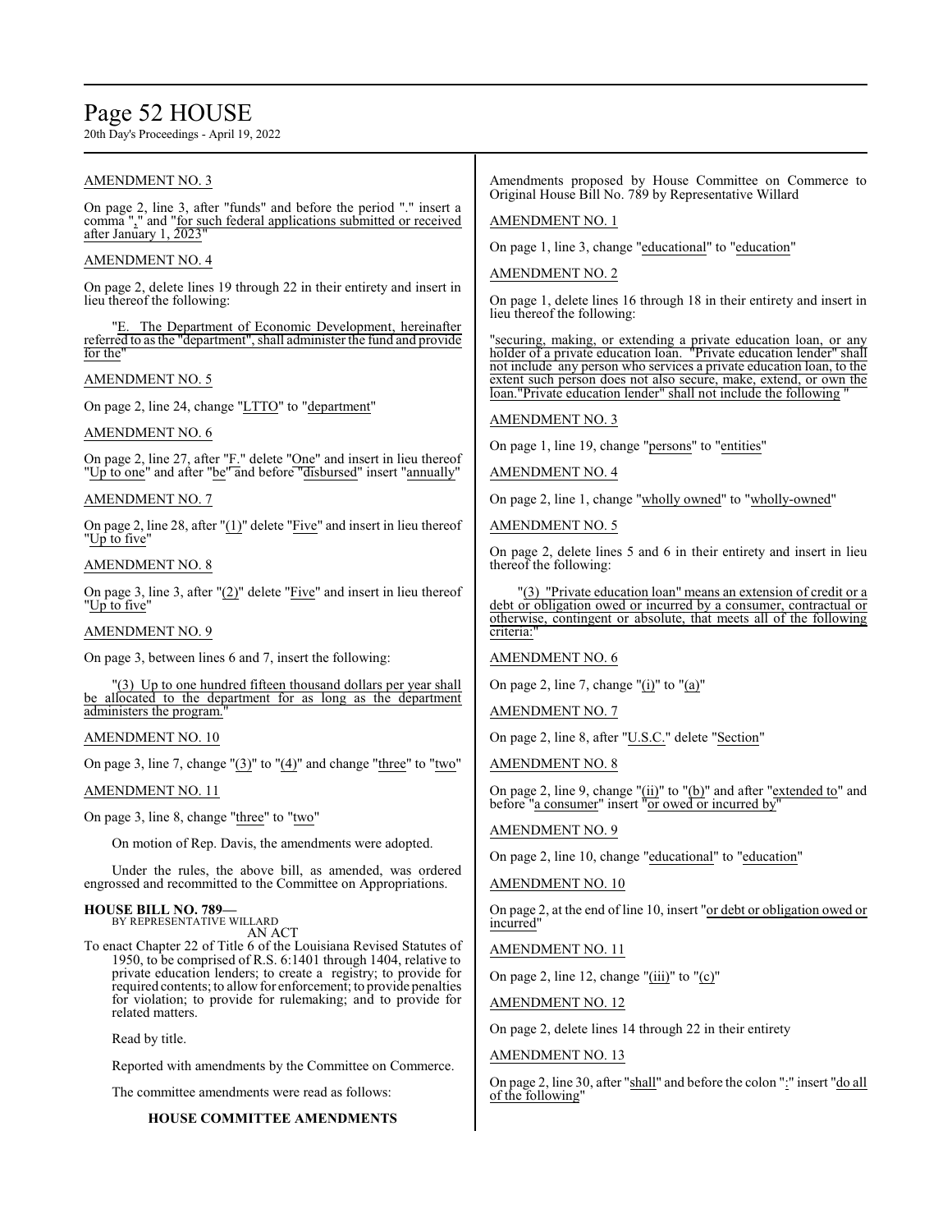AMENDMENT NO. 3

On page 2, line 3, after "funds" and before the period "." insert a comma "," and "for such federal applications submitted or received after January 1, 2023"

AMENDMENT NO. 4

On page 2, delete lines 19 through 22 in their entirety and insert in lieu thereof the following:

"E. The Department of Economic Development, hereinafter referred to as the "department", shall administer the fund and provide for the"

AMENDMENT NO. 5

On page 2, line 24, change "LTTO" to "department"

AMENDMENT NO. 6

On page 2, line 27, after "F." delete "One" and insert in lieu thereof "Up to one" and after "be" and before "disbursed" insert "annually"

AMENDMENT NO. 7

On page 2, line 28, after "(1)" delete "Five" and insert in lieu thereof "Up to five"

AMENDMENT NO. 8

On page 3, line 3, after "(2)" delete "Five" and insert in lieu thereof "Up to five"

AMENDMENT NO. 9

On page 3, between lines 6 and 7, insert the following:

"(3) Up to one hundred fifteen thousand dollars per year shall be allocated to the department for as long as the department administers the program."

AMENDMENT NO. 10

On page 3, line 7, change "(3)" to "(4)" and change "three" to "two"

AMENDMENT NO. 11

On page 3, line 8, change "three" to "two"

On motion of Rep. Davis, the amendments were adopted.

Under the rules, the above bill, as amended, was ordered engrossed and recommitted to the Committee on Appropriations.

**HOUSE BILL NO. 789—**
BY REPRESENTATIVE WILLARD
AN ACT

To enact Chapter 22 of Title 6 of the Louisiana Revised Statutes of 1950, to be comprised of R.S. 6:1401 through 1404, relative to private education lenders; to create a registry; to provide for required contents; to allow for enforcement; to provide penalties for violation; to provide for rulemaking; and to provide for related matters.

Read by title.

Reported with amendments by the Committee on Commerce.

The committee amendments were read as follows:

**HOUSE COMMITTEE AMENDMENTS**

Amendments proposed by House Committee on Commerce to Original House Bill No. 789 by Representative Willard

AMENDMENT NO. 1

On page 1, line 3, change "educational" to "education"

AMENDMENT NO. 2

On page 1, delete lines 16 through 18 in their entirety and insert in lieu thereof the following:

"securing, making, or extending a private education loan, or any holder of a private education loan. "Private education lender" shall not include any person who services a private education loan, to the extent such person does not also secure, make, extend, or own the loan."Private education lender" shall not include the following "

AMENDMENT NO. 3

On page 1, line 19, change "persons" to "entities"

AMENDMENT NO. 4

On page 2, line 1, change "wholly owned" to "wholly-owned"

AMENDMENT NO. 5

On page 2, delete lines 5 and 6 in their entirety and insert in lieu thereof the following:

"(3) "Private education loan" means an extension of credit or a debt or obligation owed or incurred by a consumer, contractual or otherwise, contingent or absolute, that meets all of the following criteria:"

AMENDMENT NO. 6

On page 2, line 7, change "(i)" to "(a)"

AMENDMENT NO. 7

On page 2, line 8, after "U.S.C." delete "Section"

AMENDMENT NO. 8

On page 2, line 9, change "(ii)" to "(b)" and after "extended to" and before "a consumer" insert "or owed or incurred by"

AMENDMENT NO. 9

On page 2, line 10, change "educational" to "education"

AMENDMENT NO. 10

On page 2, at the end of line 10, insert "or debt or obligation owed or incurred"

AMENDMENT NO. 11

On page 2, line 12, change "(iii)" to "(c)"

AMENDMENT NO. 12

On page 2, delete lines 14 through 22 in their entirety

AMENDMENT NO. 13

On page 2, line 30, after "shall" and before the colon ":" insert "do all of the following"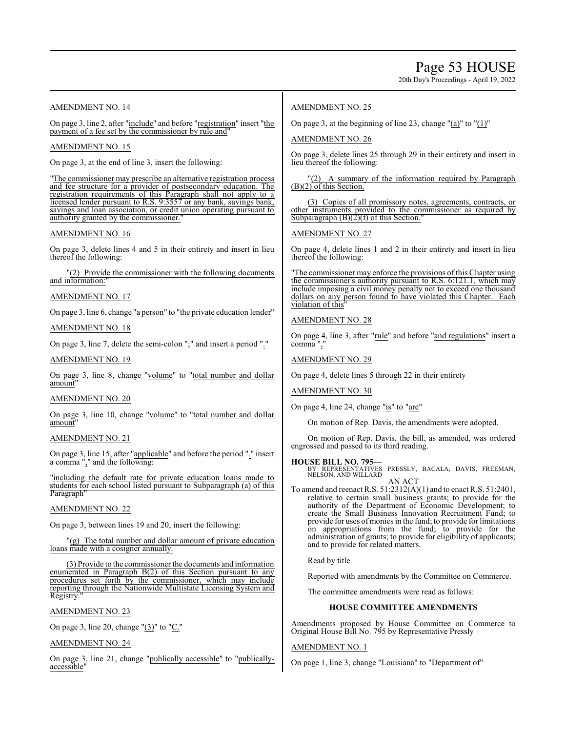AMENDMENT NO. 14

On page 3, line 2, after "include" and before "registration" insert "the payment of a fee set by the commissioner by rule and"

AMENDMENT NO. 15

On page 3, at the end of line 3, insert the following:

"The commissioner may prescribe an alternative registration process and fee structure for a provider of postsecondary education. The registration requirements of this Paragraph shall not apply to a licensed lender pursuant to R.S. 9:3557 or any bank, savings bank, savings and loan association, or credit union operating pursuant to authority granted by the commissioner."

AMENDMENT NO. 16

On page 3, delete lines 4 and 5 in their entirety and insert in lieu thereof the following:

"(2) Provide the commissioner with the following documents and information:"

AMENDMENT NO. 17

On page 3, line 6, change "a person" to "the private education lender"

AMENDMENT NO. 18

On page 3, line 7, delete the semi-colon ";" and insert a period "."

AMENDMENT NO. 19

On page 3, line 8, change "volume" to "total number and dollar amount"

AMENDMENT NO. 20

On page 3, line 10, change "volume" to "total number and dollar amount"

AMENDMENT NO. 21

On page 3, line 15, after "applicable" and before the period "." insert a comma "," and the following:

"including the default rate for private education loans made to students for each school listed pursuant to Subparagraph (a) of this Paragraph"

AMENDMENT NO. 22

On page 3, between lines 19 and 20, insert the following:

"(g) The total number and dollar amount of private education loans made with a cosigner annually.

(3) Provide to the commissioner the documents and information enumerated in Paragraph B(2) of this Section pursuant to any procedures set forth by the commissioner, which may include reporting through the Nationwide Multistate Licensing System and Registry."

AMENDMENT NO. 23

On page 3, line 20, change "(3)" to "C."

AMENDMENT NO. 24

On page 3, line 21, change "publically accessible" to "publically-accessible"

AMENDMENT NO. 25

On page 3, at the beginning of line 23, change "(a)" to "(1)"

AMENDMENT NO. 26

On page 3, delete lines 25 through 29 in their entirety and insert in lieu thereof the following:

"(2) A summary of the information required by Paragraph (B)(2) of this Section.

(3) Copies of all promissory notes, agreements, contracts, or other instruments provided to the commissioner as required by Subparagraph (B)(2)(f) of this Section."

AMENDMENT NO. 27

On page 4, delete lines 1 and 2 in their entirety and insert in lieu thereof the following:

"The commissioner may enforce the provisions of this Chapter using the commissioner's authority pursuant to R.S. 6:121.1, which may include imposing a civil money penalty not to exceed one thousand dollars on any person found to have violated this Chapter. Each violation of this"

AMENDMENT NO. 28

On page 4, line 3, after "rule" and before "and regulations" insert a comma ","

AMENDMENT NO. 29

On page 4, delete lines 5 through 22 in their entirety

AMENDMENT NO. 30

On page 4, line 24, change "is" to "are"

On motion of Rep. Davis, the amendments were adopted.

On motion of Rep. Davis, the bill, as amended, was ordered engrossed and passed to its third reading.

**HOUSE BILL NO. 795—**
BY REPRESENTATIVES PRESSLY, BACALA, DAVIS, FREEMAN, NELSON, AND WILLARD

AN ACT

To amend and reenact R.S. 51:2312(A)(1) and to enact R.S. 51:2401, relative to certain small business grants; to provide for the authority of the Department of Economic Development; to create the Small Business Innovation Recruitment Fund; to provide for uses of monies in the fund; to provide for limitations on appropriations from the fund; to provide for the administration of grants; to provide for eligibility of applicants; and to provide for related matters.

Read by title.

Reported with amendments by the Committee on Commerce.

The committee amendments were read as follows:

**HOUSE COMMITTEE AMENDMENTS**

Amendments proposed by House Committee on Commerce to Original House Bill No. 795 by Representative Pressly

AMENDMENT NO. 1

On page 1, line 3, change "Louisiana" to "Department of"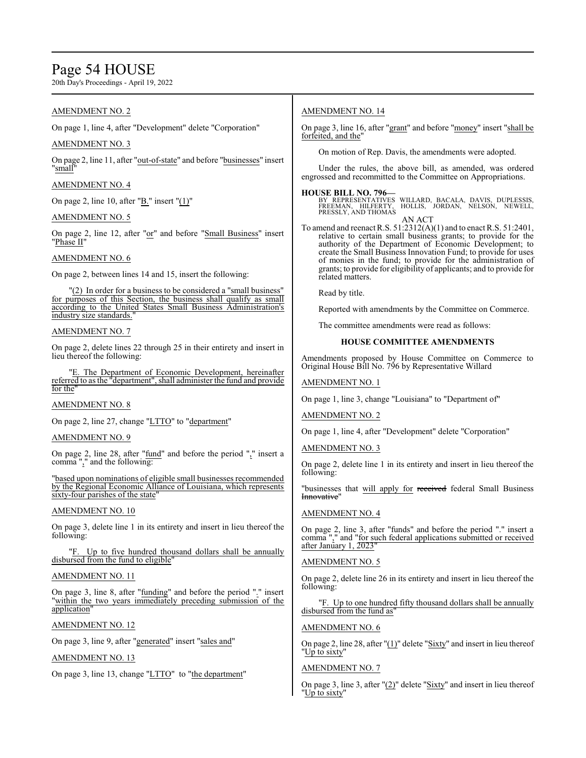AMENDMENT NO. 2

On page 1, line 4, after "Development" delete "Corporation"

AMENDMENT NO. 3

On page 2, line 11, after "out-of-state" and before "businesses" insert "small"

AMENDMENT NO. 4

On page 2, line 10, after "B." insert "(1)"

AMENDMENT NO. 5

On page 2, line 12, after "or" and before "Small Business" insert "Phase II"

AMENDMENT NO. 6

On page 2, between lines 14 and 15, insert the following:

"(2) In order for a business to be considered a "small business" for purposes of this Section, the business shall qualify as small according to the United States Small Business Administration's industry size standards."

AMENDMENT NO. 7

On page 2, delete lines 22 through 25 in their entirety and insert in lieu thereof the following:

"E. The Department of Economic Development, hereinafter referred to as the "department", shall administer the fund and provide for the"

AMENDMENT NO. 8

On page 2, line 27, change "LTTO" to "department"

AMENDMENT NO. 9

On page 2, line 28, after "fund" and before the period "." insert a comma "," and the following:

"based upon nominations of eligible small businesses recommended by the Regional Economic Alliance of Louisiana, which represents sixty-four parishes of the state"

AMENDMENT NO. 10

On page 3, delete line 1 in its entirety and insert in lieu thereof the following:

"F. Up to five hundred thousand dollars shall be annually disbursed from the fund to eligible"

AMENDMENT NO. 11

On page 3, line 8, after "funding" and before the period "." insert "within the two years immediately preceding submission of the application"

AMENDMENT NO. 12

On page 3, line 9, after "generated" insert "sales and"

AMENDMENT NO. 13

On page 3, line 13, change "LTTO" to "the department"

AMENDMENT NO. 14

On page 3, line 16, after "grant" and before "money" insert "shall be forfeited, and the"

On motion of Rep. Davis, the amendments were adopted.

Under the rules, the above bill, as amended, was ordered engrossed and recommitted to the Committee on Appropriations.

**HOUSE BILL NO. 796—**
BY REPRESENTATIVES WILLARD, BACALA, DAVIS, DUPLESSIS, FREEMAN, HILFERTY, HOLLIS, JORDAN, NELSON, NEWELL, PRESSLY, AND THOMAS

AN ACT

To amend and reenact R.S. 51:2312(A)(1) and to enact R.S. 51:2401, relative to certain small business grants; to provide for the authority of the Department of Economic Development; to create the Small Business Innovation Fund; to provide for uses of monies in the fund; to provide for the administration of grants; to provide for eligibility of applicants; and to provide for related matters.

Read by title.

Reported with amendments by the Committee on Commerce.

The committee amendments were read as follows:

### HOUSE COMMITTEE AMENDMENTS

Amendments proposed by House Committee on Commerce to Original House Bill No. 796 by Representative Willard

AMENDMENT NO. 1

On page 1, line 3, change "Louisiana" to "Department of"

AMENDMENT NO. 2

On page 1, line 4, after "Development" delete "Corporation"

AMENDMENT NO. 3

On page 2, delete line 1 in its entirety and insert in lieu thereof the following:

"businesses that will apply for ~~received~~ federal Small Business ~~Innovative~~"

AMENDMENT NO. 4

On page 2, line 3, after "funds" and before the period "." insert a comma "," and "for such federal applications submitted or received after January 1, 2023"

AMENDMENT NO. 5

On page 2, delete line 26 in its entirety and insert in lieu thereof the following:

"F. Up to one hundred fifty thousand dollars shall be annually disbursed from the fund as"

AMENDMENT NO. 6

On page 2, line 28, after "(1)" delete "Sixty" and insert in lieu thereof "Up to sixty"

AMENDMENT NO. 7

On page 3, line 3, after "(2)" delete "Sixty" and insert in lieu thereof "Up to sixty"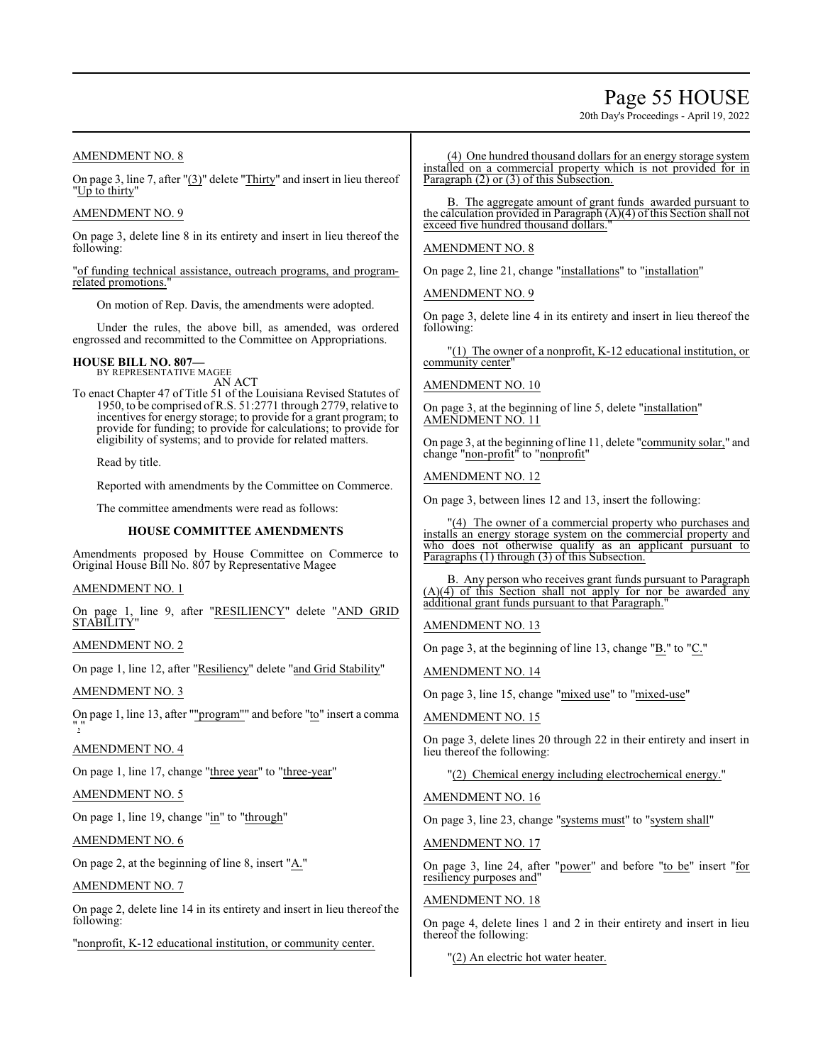AMENDMENT NO. 8

On page 3, line 7, after "(3)" delete "Thirty" and insert in lieu thereof "Up to thirty"

AMENDMENT NO. 9

On page 3, delete line 8 in its entirety and insert in lieu thereof the following:

"of funding technical assistance, outreach programs, and program-related promotions."

On motion of Rep. Davis, the amendments were adopted.

Under the rules, the above bill, as amended, was ordered engrossed and recommitted to the Committee on Appropriations.

**HOUSE BILL NO. 807—**
BY REPRESENTATIVE MAGEE
AN ACT

To enact Chapter 47 of Title 51 of the Louisiana Revised Statutes of 1950, to be comprised of R.S. 51:2771 through 2779, relative to incentives for energy storage; to provide for a grant program; to provide for funding; to provide for calculations; to provide for eligibility of systems; and to provide for related matters.

Read by title.

Reported with amendments by the Committee on Commerce.

The committee amendments were read as follows:

**HOUSE COMMITTEE AMENDMENTS**

Amendments proposed by House Committee on Commerce to Original House Bill No. 807 by Representative Magee

AMENDMENT NO. 1

On page 1, line 9, after "RESILIENCY" delete "AND GRID STABILITY"

AMENDMENT NO. 2

On page 1, line 12, after "Resiliency" delete "and Grid Stability"

AMENDMENT NO. 3

On page 1, line 13, after ""program"" and before "to" insert a comma ","

AMENDMENT NO. 4

On page 1, line 17, change "three year" to "three-year"

AMENDMENT NO. 5

On page 1, line 19, change "in" to "through"

AMENDMENT NO. 6

On page 2, at the beginning of line 8, insert "A."

AMENDMENT NO. 7

On page 2, delete line 14 in its entirety and insert in lieu thereof the following:

"nonprofit, K-12 educational institution, or community center.

(4) One hundred thousand dollars for an energy storage system installed on a commercial property which is not provided for in Paragraph (2) or (3) of this Subsection.

B. The aggregate amount of grant funds awarded pursuant to the calculation provided in Paragraph (A)(4) of this Section shall not exceed five hundred thousand dollars."

AMENDMENT NO. 8

On page 2, line 21, change "installations" to "installation"

AMENDMENT NO. 9

On page 3, delete line 4 in its entirety and insert in lieu thereof the following:

"(1) The owner of a nonprofit, K-12 educational institution, or community center"

AMENDMENT NO. 10

On page 3, at the beginning of line 5, delete "installation"

AMENDMENT NO. 11

On page 3, at the beginning of line 11, delete "community solar," and change "non-profit" to "nonprofit"

AMENDMENT NO. 12

On page 3, between lines 12 and 13, insert the following:

"(4) The owner of a commercial property who purchases and installs an energy storage system on the commercial property and who does not otherwise qualify as an applicant pursuant to Paragraphs (1) through (3) of this Subsection.

B. Any person who receives grant funds pursuant to Paragraph (A)(4) of this Section shall not apply for nor be awarded any additional grant funds pursuant to that Paragraph."

AMENDMENT NO. 13

On page 3, at the beginning of line 13, change "B." to "C."

AMENDMENT NO. 14

On page 3, line 15, change "mixed use" to "mixed-use"

AMENDMENT NO. 15

On page 3, delete lines 20 through 22 in their entirety and insert in lieu thereof the following:

"(2) Chemical energy including electrochemical energy."

AMENDMENT NO. 16

On page 3, line 23, change "systems must" to "system shall"

AMENDMENT NO. 17

On page 3, line 24, after "power" and before "to be" insert "for resiliency purposes and"

AMENDMENT NO. 18

On page 4, delete lines 1 and 2 in their entirety and insert in lieu thereof the following:

"(2) An electric hot water heater.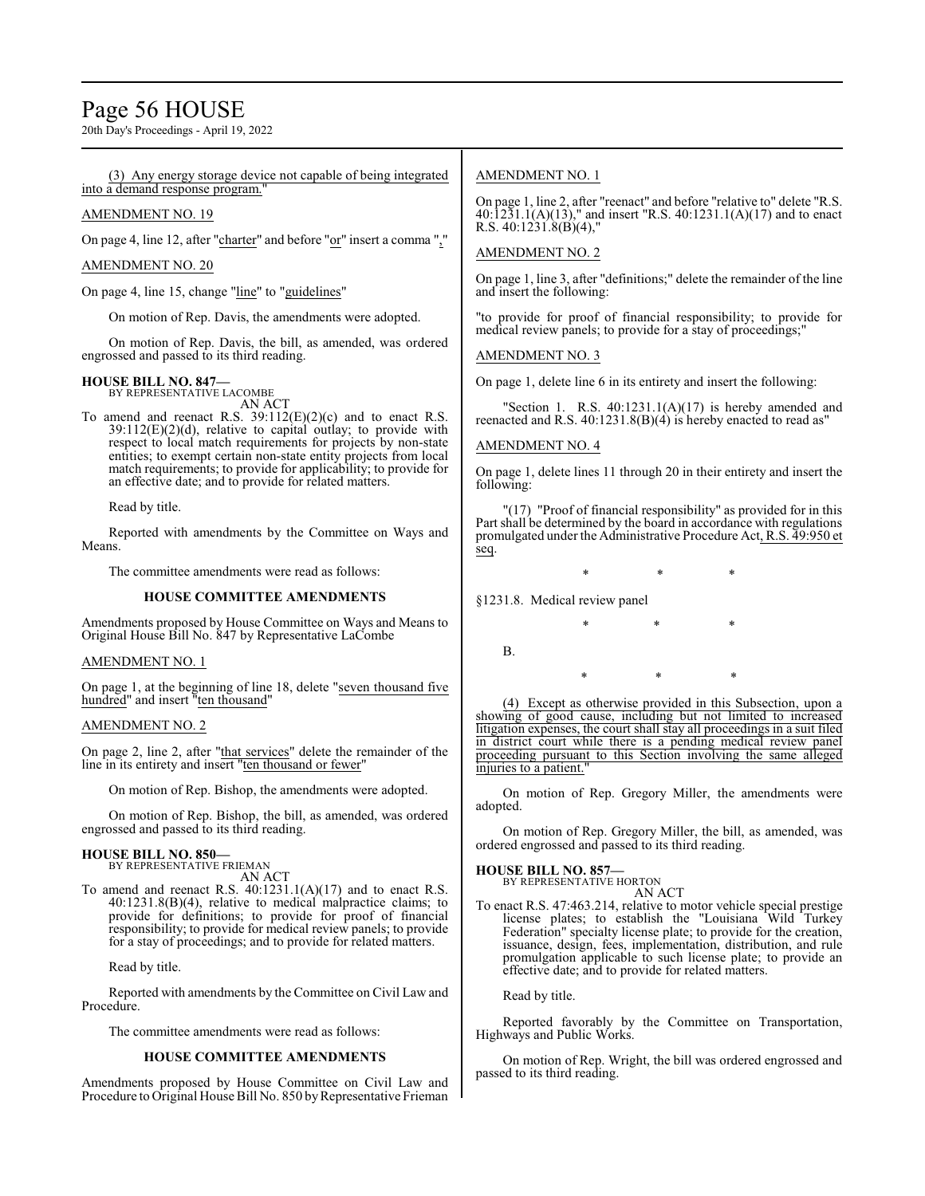(3) Any energy storage device not capable of being integrated into a demand response program."

AMENDMENT NO. 19

On page 4, line 12, after "charter" and before "or" insert a comma ","

AMENDMENT NO. 20

On page 4, line 15, change "line" to "guidelines"

On motion of Rep. Davis, the amendments were adopted.

On motion of Rep. Davis, the bill, as amended, was ordered engrossed and passed to its third reading.

**HOUSE BILL NO. 847—**
BY REPRESENTATIVE LACOMBE
AN ACT

To amend and reenact R.S. 39:112(E)(2)(c) and to enact R.S. 39:112(E)(2)(d), relative to capital outlay; to provide with respect to local match requirements for projects by non-state entities; to exempt certain non-state entity projects from local match requirements; to provide for applicability; to provide for an effective date; and to provide for related matters.

Read by title.

Reported with amendments by the Committee on Ways and Means.

The committee amendments were read as follows:

**HOUSE COMMITTEE AMENDMENTS**

Amendments proposed by House Committee on Ways and Means to Original House Bill No. 847 by Representative LaCombe

AMENDMENT NO. 1

On page 1, at the beginning of line 18, delete "seven thousand five hundred" and insert "ten thousand"

AMENDMENT NO. 2

On page 2, line 2, after "that services" delete the remainder of the line in its entirety and insert "ten thousand or fewer"

On motion of Rep. Bishop, the amendments were adopted.

On motion of Rep. Bishop, the bill, as amended, was ordered engrossed and passed to its third reading.

**HOUSE BILL NO. 850—**
BY REPRESENTATIVE FRIEMAN
AN ACT

To amend and reenact R.S. 40:1231.1(A)(17) and to enact R.S. 40:1231.8(B)(4), relative to medical malpractice claims; to provide for definitions; to provide for proof of financial responsibility; to provide for medical review panels; to provide for a stay of proceedings; and to provide for related matters.

Read by title.

Reported with amendments by the Committee on Civil Law and Procedure.

The committee amendments were read as follows:

**HOUSE COMMITTEE AMENDMENTS**

Amendments proposed by House Committee on Civil Law and Procedure to Original House Bill No. 850 by Representative Frieman

AMENDMENT NO. 1

On page 1, line 2, after "reenact" and before "relative to" delete "R.S. 40:1231.1(A)(13)," and insert "R.S. 40:1231.1(A)(17) and to enact R.S. 40:1231.8(B)(4),"

AMENDMENT NO. 2

On page 1, line 3, after "definitions;" delete the remainder of the line and insert the following:

"to provide for proof of financial responsibility; to provide for medical review panels; to provide for a stay of proceedings;"

AMENDMENT NO. 3

On page 1, delete line 6 in its entirety and insert the following:

"Section 1. R.S. 40:1231.1(A)(17) is hereby amended and reenacted and R.S. 40:1231.8(B)(4) is hereby enacted to read as"

AMENDMENT NO. 4

On page 1, delete lines 11 through 20 in their entirety and insert the following:

"(17) "Proof of financial responsibility" as provided for in this Part shall be determined by the board in accordance with regulations promulgated under the Administrative Procedure Act, R.S. 49:950 et seq.

\* \* \*

§1231.8. Medical review panel

\* \* \*

B.

\* \* \*

(4) Except as otherwise provided in this Subsection, upon a showing of good cause, including but not limited to increased litigation expenses, the court shall stay all proceedings in a suit filed in district court while there is a pending medical review panel proceeding pursuant to this Section involving the same alleged injuries to a patient."

On motion of Rep. Gregory Miller, the amendments were adopted.

On motion of Rep. Gregory Miller, the bill, as amended, was ordered engrossed and passed to its third reading.

**HOUSE BILL NO. 857—**
BY REPRESENTATIVE HORTON
AN ACT

To enact R.S. 47:463.214, relative to motor vehicle special prestige license plates; to establish the "Louisiana Wild Turkey Federation" specialty license plate; to provide for the creation, issuance, design, fees, implementation, distribution, and rule promulgation applicable to such license plate; to provide an effective date; and to provide for related matters.

Read by title.

Reported favorably by the Committee on Transportation, Highways and Public Works.

On motion of Rep. Wright, the bill was ordered engrossed and passed to its third reading.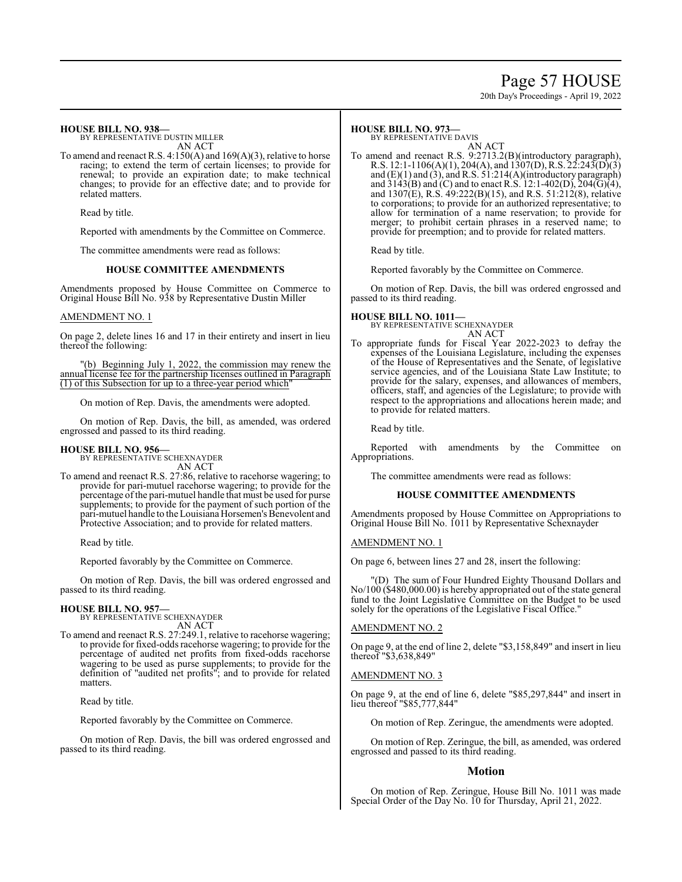**HOUSE BILL NO. 938—**
BY REPRESENTATIVE DUSTIN MILLER
AN ACT

To amend and reenact R.S. 4:150(A) and 169(A)(3), relative to horse racing; to extend the term of certain licenses; to provide for renewal; to provide an expiration date; to make technical changes; to provide for an effective date; and to provide for related matters.

Read by title.

Reported with amendments by the Committee on Commerce.

The committee amendments were read as follows:

**HOUSE COMMITTEE AMENDMENTS**

Amendments proposed by House Committee on Commerce to Original House Bill No. 938 by Representative Dustin Miller

AMENDMENT NO. 1

On page 2, delete lines 16 and 17 in their entirety and insert in lieu thereof the following:

"(b) Beginning July 1, 2022, the commission may renew the annual license fee for the partnership licenses outlined in Paragraph (1) of this Subsection for up to a three-year period which"

On motion of Rep. Davis, the amendments were adopted.

On motion of Rep. Davis, the bill, as amended, was ordered engrossed and passed to its third reading.

**HOUSE BILL NO. 956—**
BY REPRESENTATIVE SCHEXNAYDER
AN ACT

To amend and reenact R.S. 27:86, relative to racehorse wagering; to provide for pari-mutuel racehorse wagering; to provide for the percentage of the pari-mutuel handle that must be used for purse supplements; to provide for the payment of such portion of the pari-mutuel handle to the Louisiana Horsemen's Benevolent and Protective Association; and to provide for related matters.

Read by title.

Reported favorably by the Committee on Commerce.

On motion of Rep. Davis, the bill was ordered engrossed and passed to its third reading.

**HOUSE BILL NO. 957—**
BY REPRESENTATIVE SCHEXNAYDER
AN ACT

To amend and reenact R.S. 27:249.1, relative to racehorse wagering; to provide for fixed-odds racehorse wagering; to provide for the percentage of audited net profits from fixed-odds racehorse wagering to be used as purse supplements; to provide for the definition of "audited net profits"; and to provide for related matters.

Read by title.

Reported favorably by the Committee on Commerce.

On motion of Rep. Davis, the bill was ordered engrossed and passed to its third reading.

**HOUSE BILL NO. 973—**
BY REPRESENTATIVE DAVIS
AN ACT

To amend and reenact R.S. 9:2713.2(B)(introductory paragraph), R.S. 12:1-1106(A)(1), 204(A), and 1307(D), R.S. 22:243(D)(3) and (E)(1) and (3), and R.S. 51:214(A)(introductory paragraph) and 3143(B) and (C) and to enact R.S. 12:1-402(D), 204(G)(4), and 1307(E), R.S. 49:222(B)(15), and R.S. 51:212(8), relative to corporations; to provide for an authorized representative; to allow for termination of a name reservation; to provide for merger; to prohibit certain phrases in a reserved name; to provide for preemption; and to provide for related matters.

Read by title.

Reported favorably by the Committee on Commerce.

On motion of Rep. Davis, the bill was ordered engrossed and passed to its third reading.

**HOUSE BILL NO. 1011—**
BY REPRESENTATIVE SCHEXNAYDER
AN ACT

To appropriate funds for Fiscal Year 2022-2023 to defray the expenses of the Louisiana Legislature, including the expenses of the House of Representatives and the Senate, of legislative service agencies, and of the Louisiana State Law Institute; to provide for the salary, expenses, and allowances of members, officers, staff, and agencies of the Legislature; to provide with respect to the appropriations and allocations herein made; and to provide for related matters.

Read by title.

Reported with amendments by the Committee on Appropriations.

The committee amendments were read as follows:

**HOUSE COMMITTEE AMENDMENTS**

Amendments proposed by House Committee on Appropriations to Original House Bill No. 1011 by Representative Schexnayder

AMENDMENT NO. 1

On page 6, between lines 27 and 28, insert the following:

"(D) The sum of Four Hundred Eighty Thousand Dollars and No/100 ($480,000.00) is hereby appropriated out of the state general fund to the Joint Legislative Committee on the Budget to be used solely for the operations of the Legislative Fiscal Office."

AMENDMENT NO. 2

On page 9, at the end of line 2, delete "$3,158,849" and insert in lieu thereof "$3,638,849"

AMENDMENT NO. 3

On page 9, at the end of line 6, delete "$85,297,844" and insert in lieu thereof "$85,777,844"

On motion of Rep. Zeringue, the amendments were adopted.

On motion of Rep. Zeringue, the bill, as amended, was ordered engrossed and passed to its third reading.

## Motion

On motion of Rep. Zeringue, House Bill No. 1011 was made Special Order of the Day No. 10 for Thursday, April 21, 2022.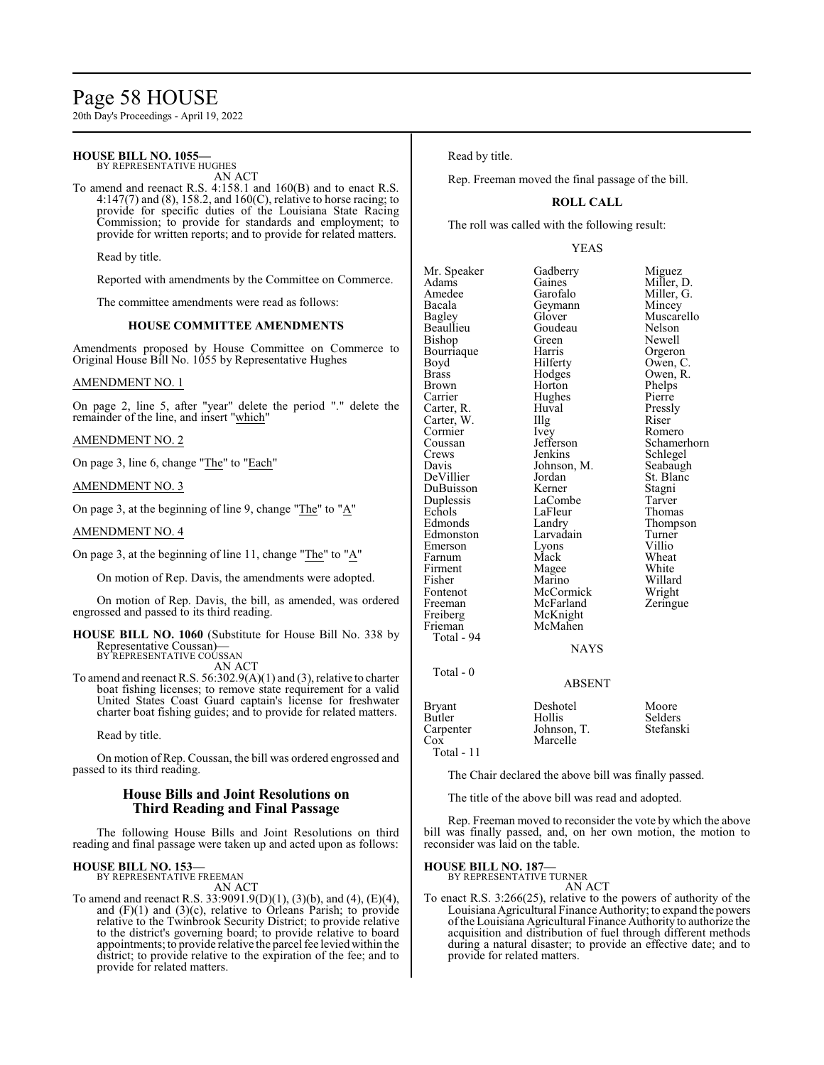**HOUSE BILL NO. 1055—**
BY REPRESENTATIVE HUGHES
AN ACT

To amend and reenact R.S. 4:158.1 and 160(B) and to enact R.S. 4:147(7) and (8), 158.2, and 160(C), relative to horse racing; to provide for specific duties of the Louisiana State Racing Commission; to provide for standards and employment; to provide for written reports; and to provide for related matters.

Read by title.

Reported with amendments by the Committee on Commerce.

The committee amendments were read as follows:

### HOUSE COMMITTEE AMENDMENTS

Amendments proposed by House Committee on Commerce to Original House Bill No. 1055 by Representative Hughes

AMENDMENT NO. 1

On page 2, line 5, after "year" delete the period "." delete the remainder of the line, and insert "which"

AMENDMENT NO. 2

On page 3, line 6, change "The" to "Each"

AMENDMENT NO. 3

On page 3, at the beginning of line 9, change "The" to "A"

AMENDMENT NO. 4

On page 3, at the beginning of line 11, change "The" to "A"

On motion of Rep. Davis, the amendments were adopted.

On motion of Rep. Davis, the bill, as amended, was ordered engrossed and passed to its third reading.

**HOUSE BILL NO. 1060** (Substitute for House Bill No. 338 by Representative Coussan)—
BY REPRESENTATIVE COUSSAN
AN ACT

To amend and reenact R.S. 56:302.9(A)(1) and (3), relative to charter boat fishing licenses; to remove state requirement for a valid United States Coast Guard captain's license for freshwater charter boat fishing guides; and to provide for related matters.

Read by title.

On motion of Rep. Coussan, the bill was ordered engrossed and passed to its third reading.

## House Bills and Joint Resolutions on Third Reading and Final Passage

The following House Bills and Joint Resolutions on third reading and final passage were taken up and acted upon as follows:

**HOUSE BILL NO. 153—**
BY REPRESENTATIVE FREEMAN
AN ACT

To amend and reenact R.S. 33:9091.9(D)(1), (3)(b), and (4), (E)(4), and (F)(1) and (3)(c), relative to Orleans Parish; to provide relative to the Twinbrook Security District; to provide relative to the district's governing board; to provide relative to board appointments; to provide relative the parcel fee levied within the district; to provide relative to the expiration of the fee; and to provide for related matters.

Read by title.

Rep. Freeman moved the final passage of the bill.

### ROLL CALL

The roll was called with the following result:

YEAS

| | | |
|---|---|---|
| Mr. Speaker | Gadberry | Miguez |
| Adams | Gaines | Miller, D. |
| Amedee | Garofalo | Miller, G. |
| Bacala | Geymann | Mincey |
| Bagley | Glover | Muscarello |
| Beaullieu | Goudeau | Nelson |
| Bishop | Green | Newell |
| Bourriaque | Harris | Orgeron |
| Boyd | Hilferty | Owen, C. |
| Brass | Hodges | Owen, R. |
| Brown | Horton | Phelps |
| Carrier | Hughes | Pierre |
| Carter, R. | Huval | Pressly |
| Carter, W. | Illg | Riser |
| Cormier | Ivey | Romero |
| Coussan | Jefferson | Schamerhorn |
| Crews | Jenkins | Schlegel |
| Davis | Johnson, M. | Seabaugh |
| DeVillier | Jordan | St. Blanc |
| DuBuisson | Kerner | Stagni |
| Duplessis | LaCombe | Tarver |
| Echols | LaFleur | Thomas |
| Edmonds | Landry | Thompson |
| Edmonston | Larvadain | Turner |
| Emerson | Lyons | Villio |
| Farnum | Mack | Wheat |
| Firment | Magee | White |
| Fisher | Marino | Willard |
| Fontenot | McCormick | Wright |
| Freeman | McFarland | Zeringue |
| Freiberg | McKnight | |
| Frieman | McMahen | |

Total - 94

NAYS

Total - 0

ABSENT

| | | |
|---|---|---|
| Bryant | Deshotel | Moore |
| Butler | Hollis | Selders |
| Carpenter | Johnson, T. | Stefanski |
| Cox | Marcelle | |

Total - 11

The Chair declared the above bill was finally passed.

The title of the above bill was read and adopted.

Rep. Freeman moved to reconsider the vote by which the above bill was finally passed, and, on her own motion, the motion to reconsider was laid on the table.

**HOUSE BILL NO. 187—**
BY REPRESENTATIVE TURNER
AN ACT

To enact R.S. 3:266(25), relative to the powers of authority of the Louisiana Agricultural Finance Authority; to expand the powers of the Louisiana Agricultural Finance Authority to authorize the acquisition and distribution of fuel through different methods during a natural disaster; to provide an effective date; and to provide for related matters.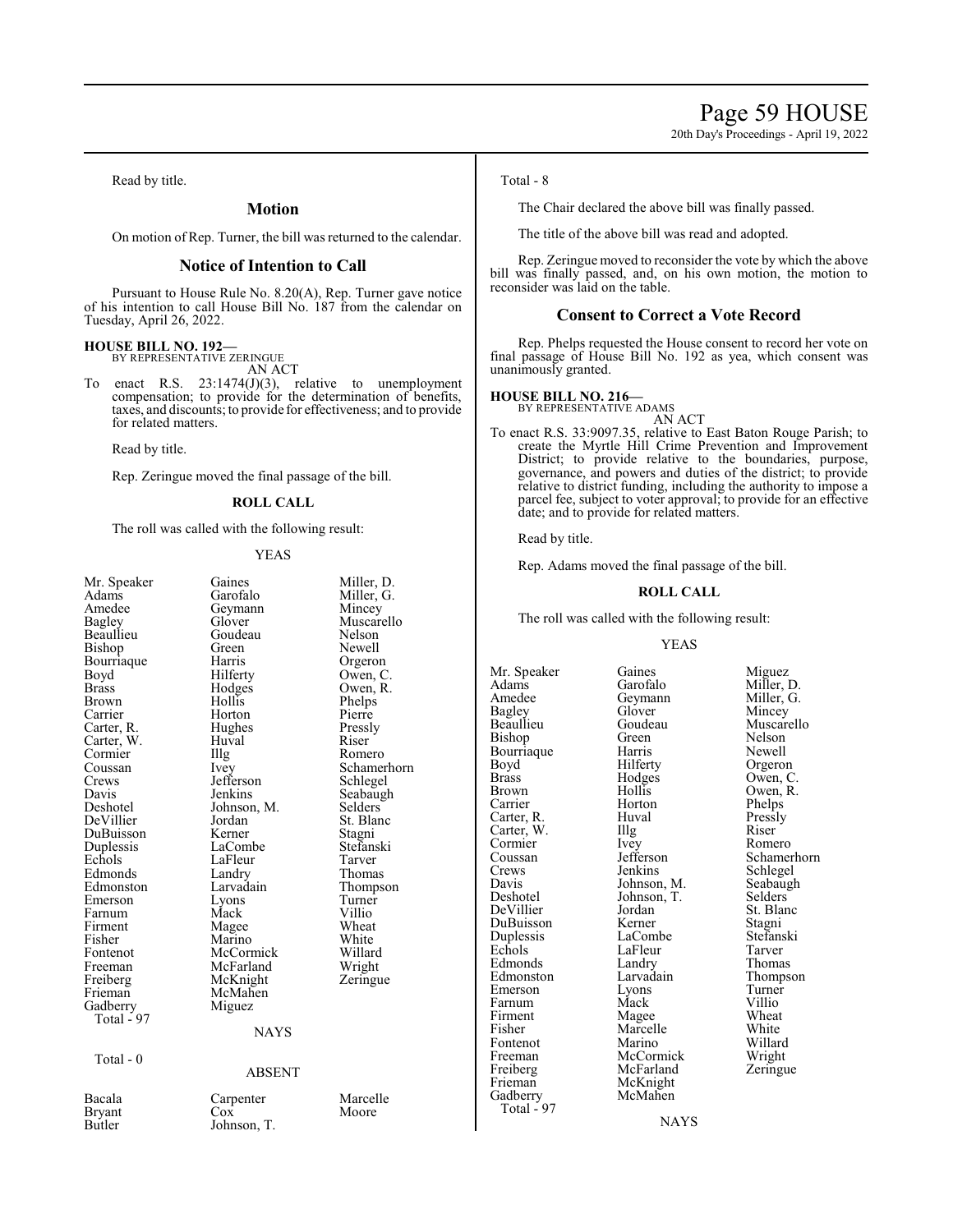Read by title.

## Motion

On motion of Rep. Turner, the bill was returned to the calendar.

## Notice of Intention to Call

Pursuant to House Rule No. 8.20(A), Rep. Turner gave notice of his intention to call House Bill No. 187 from the calendar on Tuesday, April 26, 2022.

**HOUSE BILL NO. 192—**
BY REPRESENTATIVE ZERINGUE
AN ACT

To enact R.S. 23:1474(J)(3), relative to unemployment compensation; to provide for the determination of benefits, taxes, and discounts; to provide for effectiveness; and to provide for related matters.

Read by title.

Rep. Zeringue moved the final passage of the bill.

**ROLL CALL**

The roll was called with the following result:

YEAS

| | | |
|---|---|---|
| Mr. Speaker | Gaines | Miller, D. |
| Adams | Garofalo | Miller, G. |
| Amedee | Geymann | Mincey |
| Bagley | Glover | Muscarello |
| Beaullieu | Goudeau | Nelson |
| Bishop | Green | Newell |
| Bourriaque | Harris | Orgeron |
| Boyd | Hilferty | Owen, C. |
| Brass | Hodges | Owen, R. |
| Brown | Hollis | Phelps |
| Carrier | Horton | Pierre |
| Carter, R. | Hughes | Pressly |
| Carter, W. | Huval | Riser |
| Cormier | Illg | Romero |
| Coussan | Ivey | Schamerhorn |
| Crews | Jefferson | Schlegel |
| Davis | Jenkins | Seabaugh |
| Deshotel | Johnson, M. | Selders |
| DeVillier | Jordan | St. Blanc |
| DuBuisson | Kerner | Stagni |
| Duplessis | LaCombe | Stefanski |
| Echols | LaFleur | Tarver |
| Edmonds | Landry | Thomas |
| Edmonston | Larvadain | Thompson |
| Emerson | Lyons | Turner |
| Farnum | Mack | Villio |
| Firment | Magee | Wheat |
| Fisher | Marino | White |
| Fontenot | McCormick | Willard |
| Freeman | McFarland | Wright |
| Freiberg | McKnight | Zeringue |
| Frieman | McMahen | |
| Gadberry | Miguez | |

Total - 97

NAYS

Total - 0

ABSENT

| | | |
|---|---|---|
| Bacala | Carpenter | Marcelle |
| Bryant | Cox | Moore |
| Butler | Johnson, T. | |

Total - 8

The Chair declared the above bill was finally passed.

The title of the above bill was read and adopted.

Rep. Zeringue moved to reconsider the vote by which the above bill was finally passed, and, on his own motion, the motion to reconsider was laid on the table.

## Consent to Correct a Vote Record

Rep. Phelps requested the House consent to record her vote on final passage of House Bill No. 192 as yea, which consent was unanimously granted.

**HOUSE BILL NO. 216—**
BY REPRESENTATIVE ADAMS
AN ACT

To enact R.S. 33:9097.35, relative to East Baton Rouge Parish; to create the Myrtle Hill Crime Prevention and Improvement District; to provide relative to the boundaries, purpose, governance, and powers and duties of the district; to provide relative to district funding, including the authority to impose a parcel fee, subject to voter approval; to provide for an effective date; and to provide for related matters.

Read by title.

Rep. Adams moved the final passage of the bill.

**ROLL CALL**

The roll was called with the following result:

YEAS

| | | |
|---|---|---|
| Mr. Speaker | Gaines | Miguez |
| Adams | Garofalo | Miller, D. |
| Amedee | Geymann | Miller, G. |
| Bagley | Glover | Mincey |
| Beaullieu | Goudeau | Muscarello |
| Bishop | Green | Nelson |
| Bourriaque | Harris | Newell |
| Boyd | Hilferty | Orgeron |
| Brass | Hodges | Owen, C. |
| Brown | Hollis | Owen, R. |
| Carrier | Horton | Phelps |
| Carter, R. | Huval | Pressly |
| Carter, W. | Illg | Riser |
| Cormier | Ivey | Romero |
| Coussan | Jefferson | Schamerhorn |
| Crews | Jenkins | Schlegel |
| Davis | Johnson, M. | Seabaugh |
| Deshotel | Johnson, T. | Selders |
| DeVillier | Jordan | St. Blanc |
| DuBuisson | Kerner | Stagni |
| Duplessis | LaCombe | Stefanski |
| Echols | LaFleur | Tarver |
| Edmonds | Landry | Thomas |
| Edmonston | Larvadain | Thompson |
| Emerson | Lyons | Turner |
| Farnum | Mack | Villio |
| Firment | Magee | Wheat |
| Fisher | Marcelle | White |
| Fontenot | Marino | Willard |
| Freeman | McCormick | Wright |
| Freiberg | McFarland | Zeringue |
| Frieman | McKnight | |
| Gadberry | McMahen | |

Total - 97

NAYS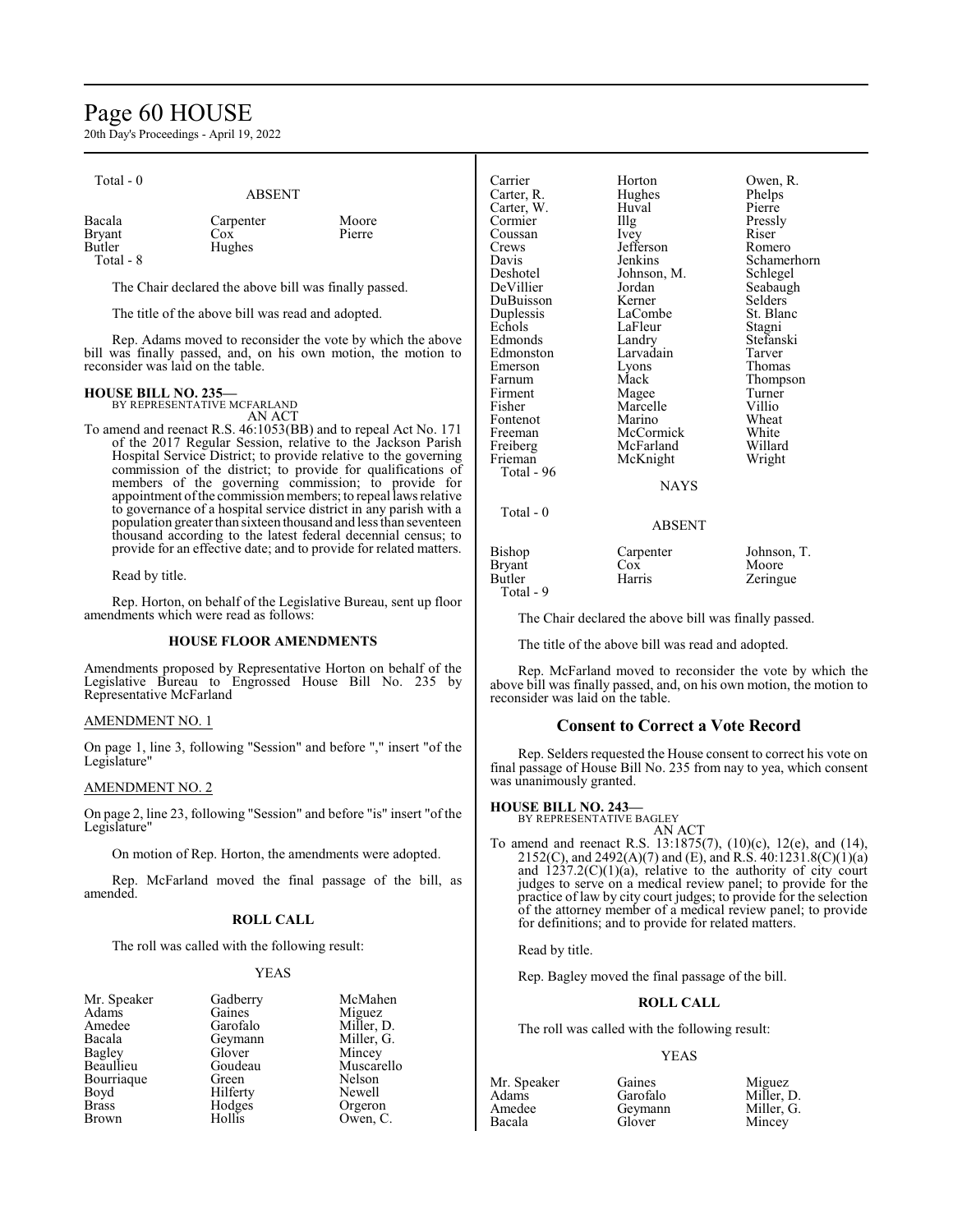Total - 0

ABSENT

| | | |
|---|---|---|
| Bacala | Carpenter | Moore |
| Bryant | Cox | Pierre |
| Butler | Hughes | |

Total - 8

The Chair declared the above bill was finally passed.

The title of the above bill was read and adopted.

Rep. Adams moved to reconsider the vote by which the above bill was finally passed, and, on his own motion, the motion to reconsider was laid on the table.

**HOUSE BILL NO. 235—**
BY REPRESENTATIVE MCFARLAND
AN ACT

To amend and reenact R.S. 46:1053(BB) and to repeal Act No. 171 of the 2017 Regular Session, relative to the Jackson Parish Hospital Service District; to provide relative to the governing commission of the district; to provide for qualifications of members of the governing commission; to provide for appointment of the commission members; to repeal laws relative to governance of a hospital service district in any parish with a population greater than sixteen thousand and less than seventeen thousand according to the latest federal decennial census; to provide for an effective date; and to provide for related matters.

Read by title.

Rep. Horton, on behalf of the Legislative Bureau, sent up floor amendments which were read as follows:

**HOUSE FLOOR AMENDMENTS**

Amendments proposed by Representative Horton on behalf of the Legislative Bureau to Engrossed House Bill No. 235 by Representative McFarland

AMENDMENT NO. 1

On page 1, line 3, following "Session" and before "," insert "of the Legislature"

AMENDMENT NO. 2

On page 2, line 23, following "Session" and before "is" insert "of the Legislature"

On motion of Rep. Horton, the amendments were adopted.

Rep. McFarland moved the final passage of the bill, as amended.

**ROLL CALL**

The roll was called with the following result:

YEAS

| | | |
|---|---|---|
| Mr. Speaker | Gadberry | McMahen |
| Adams | Gaines | Miguez |
| Amedee | Garofalo | Miller, D. |
| Bacala | Geymann | Miller, G. |
| Bagley | Glover | Mincey |
| Beaullieu | Goudeau | Muscarello |
| Bourriaque | Green | Nelson |
| Boyd | Hilferty | Newell |
| Brass | Hodges | Orgeron |
| Brown | Hollis | Owen, C. |
| Carrier | Horton | Owen, R. |
| Carter, R. | Hughes | Phelps |
| Carter, W. | Huval | Pierre |
| Cormier | Illg | Pressly |
| Coussan | Ivey | Riser |
| Crews | Jefferson | Romero |
| Davis | Jenkins | Schamerhorn |
| Deshotel | Johnson, M. | Schlegel |
| DeVillier | Jordan | Seabaugh |
| DuBuisson | Kerner | Selders |
| Duplessis | LaCombe | St. Blanc |
| Echols | LaFleur | Stagni |
| Edmonds | Landry | Stefanski |
| Edmonston | Larvadain | Tarver |
| Emerson | Lyons | Thomas |
| Farnum | Mack | Thompson |
| Firment | Magee | Turner |
| Fisher | Marcelle | Villio |
| Fontenot | Marino | Wheat |
| Freeman | McCormick | White |
| Freiberg | McFarland | Willard |
| Frieman | McKnight | Wright |

Total - 96

NAYS

Total - 0

ABSENT

| | | |
|---|---|---|
| Bishop | Carpenter | Johnson, T. |
| Bryant | Cox | Moore |
| Butler | Harris | Zeringue |

Total - 9

The Chair declared the above bill was finally passed.

The title of the above bill was read and adopted.

Rep. McFarland moved to reconsider the vote by which the above bill was finally passed, and, on his own motion, the motion to reconsider was laid on the table.

## Consent to Correct a Vote Record

Rep. Selders requested the House consent to correct his vote on final passage of House Bill No. 235 from nay to yea, which consent was unanimously granted.

**HOUSE BILL NO. 243—**
BY REPRESENTATIVE BAGLEY
AN ACT

To amend and reenact R.S. 13:1875(7), (10)(c), 12(e), and (14), 2152(C), and 2492(A)(7) and (E), and R.S. 40:1231.8(C)(1)(a) and 1237.2(C)(1)(a), relative to the authority of city court judges to serve on a medical review panel; to provide for the practice of law by city court judges; to provide for the selection of the attorney member of a medical review panel; to provide for definitions; and to provide for related matters.

Read by title.

Rep. Bagley moved the final passage of the bill.

**ROLL CALL**

The roll was called with the following result:

YEAS

| | | |
|---|---|---|
| Mr. Speaker | Gaines | Miguez |
| Adams | Garofalo | Miller, D. |
| Amedee | Geymann | Miller, G. |
| Bacala | Glover | Mincey |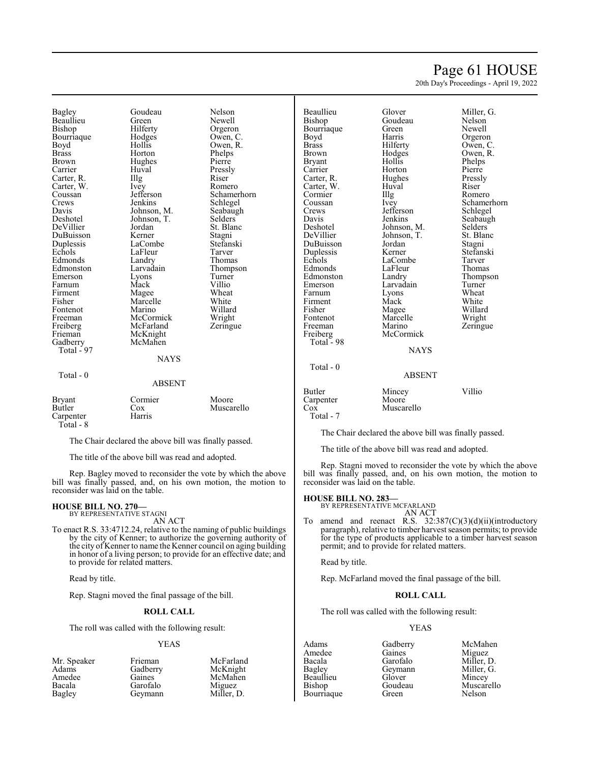| | | |
|---|---|---|
| Bagley | Goudeau | Nelson |
| Beaullieu | Green | Newell |
| Bishop | Hilferty | Orgeron |
| Bourriaque | Hodges | Owen, C. |
| Boyd | Hollis | Owen, R. |
| Brass | Horton | Phelps |
| Brown | Hughes | Pierre |
| Carrier | Huval | Pressly |
| Carter, R. | Illg | Riser |
| Carter, W. | Ivey | Romero |
| Coussan | Jefferson | Schamerhorn |
| Crews | Jenkins | Schlegel |
| Davis | Johnson, M. | Seabaugh |
| Deshotel | Johnson, T. | Selders |
| DeVillier | Jordan | St. Blanc |
| DuBuisson | Kerner | Stagni |
| Duplessis | LaCombe | Stefanski |
| Echols | LaFleur | Tarver |
| Edmonds | Landry | Thomas |
| Edmonston | Larvadain | Thompson |
| Emerson | Lyons | Turner |
| Farnum | Mack | Villio |
| Firment | Magee | Wheat |
| Fisher | Marcelle | White |
| Fontenot | Marino | Willard |
| Freeman | McCormick | Wright |
| Freiberg | McFarland | Zeringue |
| Frieman | McKnight | |
| Gadberry | McMahen | |
| Total - 97 | | |

NAYS

Total - 0

ABSENT

| | | |
|---|---|---|
| Bryant | Cormier | Moore |
| Butler | Cox | Muscarello |
| Carpenter | Harris | |
| Total - 8 | | |

The Chair declared the above bill was finally passed.

The title of the above bill was read and adopted.

Rep. Bagley moved to reconsider the vote by which the above bill was finally passed, and, on his own motion, the motion to reconsider was laid on the table.

**HOUSE BILL NO. 270—**
BY REPRESENTATIVE STAGNI
AN ACT

To enact R.S. 33:4712.24, relative to the naming of public buildings by the city of Kenner; to authorize the governing authority of the city of Kenner to name the Kenner council on aging building in honor of a living person; to provide for an effective date; and to provide for related matters.

Read by title.

Rep. Stagni moved the final passage of the bill.

**ROLL CALL**

The roll was called with the following result:

YEAS

| | | |
|---|---|---|
| Mr. Speaker | Frieman | McFarland |
| Adams | Gadberry | McKnight |
| Amedee | Gaines | McMahen |
| Bacala | Garofalo | Miguez |
| Bagley | Geymann | Miller, D. |
| Beaullieu | Glover | Miller, G. |
| Bishop | Goudeau | Nelson |
| Bourriaque | Green | Newell |
| Boyd | Harris | Orgeron |
| Brass | Hilferty | Owen, C. |
| Brown | Hodges | Owen, R. |
| Bryant | Hollis | Phelps |
| Carrier | Horton | Pierre |
| Carter, R. | Hughes | Pressly |
| Carter, W. | Huval | Riser |
| Cormier | Illg | Romero |
| Coussan | Ivey | Schamerhorn |
| Crews | Jefferson | Schlegel |
| Davis | Jenkins | Seabaugh |
| Deshotel | Johnson, M. | Selders |
| DeVillier | Johnson, T. | St. Blanc |
| DuBuisson | Jordan | Stagni |
| Duplessis | Kerner | Stefanski |
| Echols | LaCombe | Tarver |
| Edmonds | LaFleur | Thomas |
| Edmonston | Landry | Thompson |
| Emerson | Larvadain | Turner |
| Farnum | Lyons | Wheat |
| Firment | Mack | White |
| Fisher | Magee | Willard |
| Fontenot | Marcelle | Wright |
| Freeman | Marino | Zeringue |
| Freiberg | McCormick | |
| Total - 98 | | |

NAYS

Total - 0

ABSENT

| | | |
|---|---|---|
| Butler | Mincey | Villio |
| Carpenter | Moore | |
| Cox | Muscarello | |
| Total - 7 | | |

The Chair declared the above bill was finally passed.

The title of the above bill was read and adopted.

Rep. Stagni moved to reconsider the vote by which the above bill was finally passed, and, on his own motion, the motion to reconsider was laid on the table.

**HOUSE BILL NO. 283—**
BY REPRESENTATIVE MCFARLAND
AN ACT

To amend and reenact R.S. 32:387(C)(3)(d)(ii)(introductory paragraph), relative to timber harvest season permits; to provide for the type of products applicable to a timber harvest season permit; and to provide for related matters.

Read by title.

Rep. McFarland moved the final passage of the bill.

**ROLL CALL**

The roll was called with the following result:

YEAS

| | | |
|---|---|---|
| Adams | Gadberry | McMahen |
| Amedee | Gaines | Miguez |
| Bacala | Garofalo | Miller, D. |
| Bagley | Geymann | Miller, G. |
| Beaullieu | Glover | Mincey |
| Bishop | Goudeau | Muscarello |
| Bourriaque | Green | Nelson |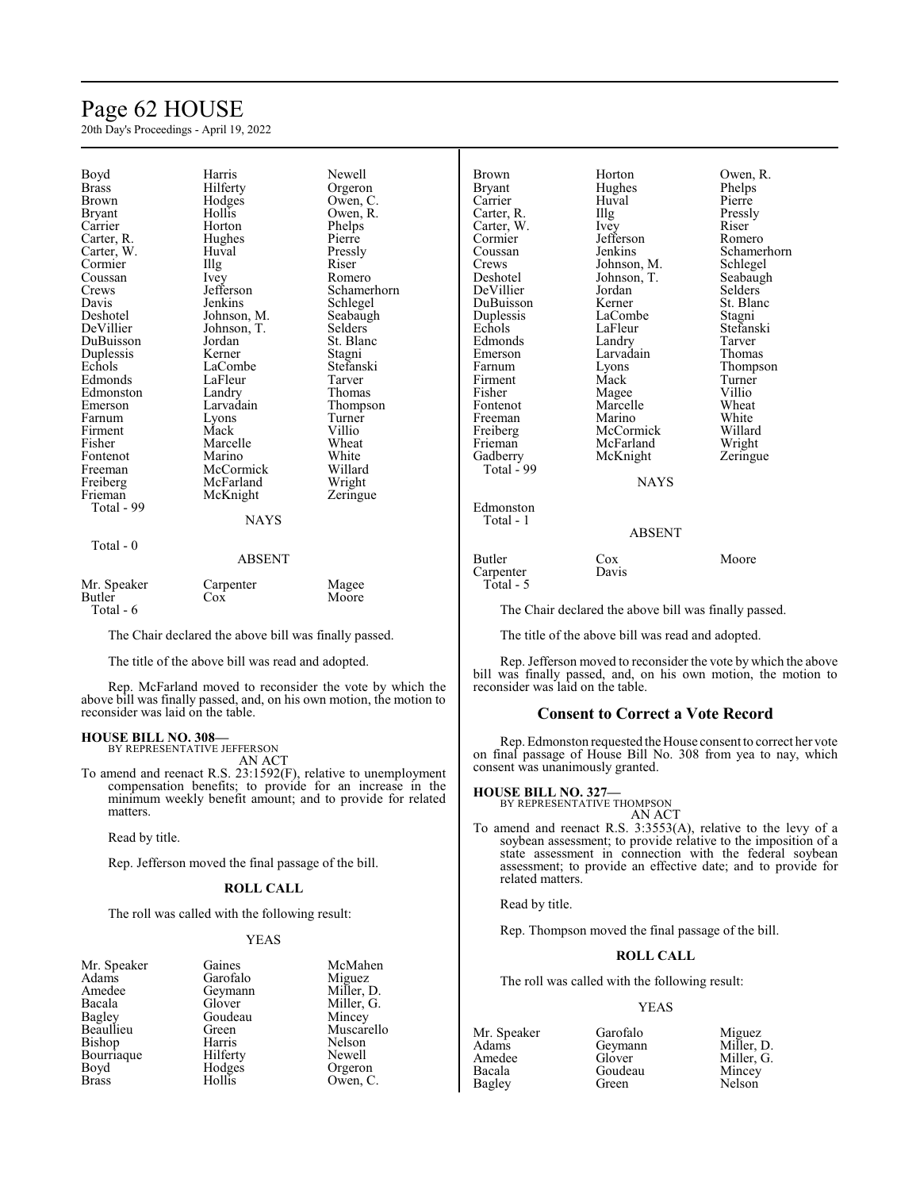| | | |
|---|---|---|
| Boyd | Harris | Newell |
| Brass | Hilferty | Orgeron |
| Brown | Hodges | Owen, C. |
| Bryant | Hollis | Owen, R. |
| Carrier | Horton | Phelps |
| Carter, R. | Hughes | Pierre |
| Carter, W. | Huval | Pressly |
| Cormier | Illg | Riser |
| Coussan | Ivey | Romero |
| Crews | Jefferson | Schamerhorn |
| Davis | Jenkins | Schlegel |
| Deshotel | Johnson, M. | Seabaugh |
| DeVillier | Johnson, T. | Selders |
| DuBuisson | Jordan | St. Blanc |
| Duplessis | Kerner | Stagni |
| Echols | LaCombe | Stefanski |
| Edmonds | LaFleur | Tarver |
| Edmonston | Landry | Thomas |
| Emerson | Larvadain | Thompson |
| Farnum | Lyons | Turner |
| Firment | Mack | Villio |
| Fisher | Marcelle | Wheat |
| Fontenot | Marino | White |
| Freeman | McCormick | Willard |
| Freiberg | McFarland | Wright |
| Frieman | McKnight | Zeringue |

Total - 99

NAYS

Total - 0

ABSENT

| | | |
|---|---|---|
| Mr. Speaker | Carpenter | Magee |
| Butler | Cox | Moore |

Total - 6

The Chair declared the above bill was finally passed.

The title of the above bill was read and adopted.

Rep. McFarland moved to reconsider the vote by which the above bill was finally passed, and, on his own motion, the motion to reconsider was laid on the table.

**HOUSE BILL NO. 308—**
BY REPRESENTATIVE JEFFERSON
AN ACT

To amend and reenact R.S. 23:1592(F), relative to unemployment compensation benefits; to provide for an increase in the minimum weekly benefit amount; and to provide for related matters.

Read by title.

Rep. Jefferson moved the final passage of the bill.

**ROLL CALL**

The roll was called with the following result:

YEAS

| | | |
|---|---|---|
| Mr. Speaker | Gaines | McMahen |
| Adams | Garofalo | Miguez |
| Amedee | Geymann | Miller, D. |
| Bacala | Glover | Miller, G. |
| Bagley | Goudeau | Mincey |
| Beaullieu | Green | Muscarello |
| Bishop | Harris | Nelson |
| Bourriaque | Hilferty | Newell |
| Boyd | Hodges | Orgeron |
| Brass | Hollis | Owen, C. |
| Brown | Horton | Owen, R. |
| Bryant | Hughes | Phelps |
| Carrier | Huval | Pierre |
| Carter, R. | Illg | Pressly |
| Carter, W. | Ivey | Riser |
| Cormier | Jefferson | Romero |
| Coussan | Jenkins | Schamerhorn |
| Crews | Johnson, M. | Schlegel |
| Deshotel | Johnson, T. | Seabaugh |
| DeVillier | Jordan | Selders |
| DuBuisson | Kerner | St. Blanc |
| Duplessis | LaCombe | Stagni |
| Echols | LaFleur | Stefanski |
| Edmonds | Landry | Tarver |
| Emerson | Larvadain | Thomas |
| Farnum | Lyons | Thompson |
| Firment | Mack | Turner |
| Fisher | Magee | Villio |
| Fontenot | Marcelle | Wheat |
| Freeman | Marino | White |
| Freiberg | McCormick | Willard |
| Frieman | McFarland | Wright |
| Gadberry | McKnight | Zeringue |

Total - 99

NAYS

Edmonston

Total - 1

ABSENT

| | | |
|---|---|---|
| Butler | Cox | Moore |
| Carpenter | Davis | |

Total - 5

The Chair declared the above bill was finally passed.

The title of the above bill was read and adopted.

Rep. Jefferson moved to reconsider the vote by which the above bill was finally passed, and, on his own motion, the motion to reconsider was laid on the table.

## Consent to Correct a Vote Record

Rep. Edmonston requested the House consent to correct her vote on final passage of House Bill No. 308 from yea to nay, which consent was unanimously granted.

**HOUSE BILL NO. 327—**
BY REPRESENTATIVE THOMPSON
AN ACT

To amend and reenact R.S. 3:3553(A), relative to the levy of a soybean assessment; to provide relative to the imposition of a state assessment in connection with the federal soybean assessment; to provide an effective date; and to provide for related matters.

Read by title.

Rep. Thompson moved the final passage of the bill.

**ROLL CALL**

The roll was called with the following result:

YEAS

| | | |
|---|---|---|
| Mr. Speaker | Garofalo | Miguez |
| Adams | Geymann | Miller, D. |
| Amedee | Glover | Miller, G. |
| Bacala | Goudeau | Mincey |
| Bagley | Green | Nelson |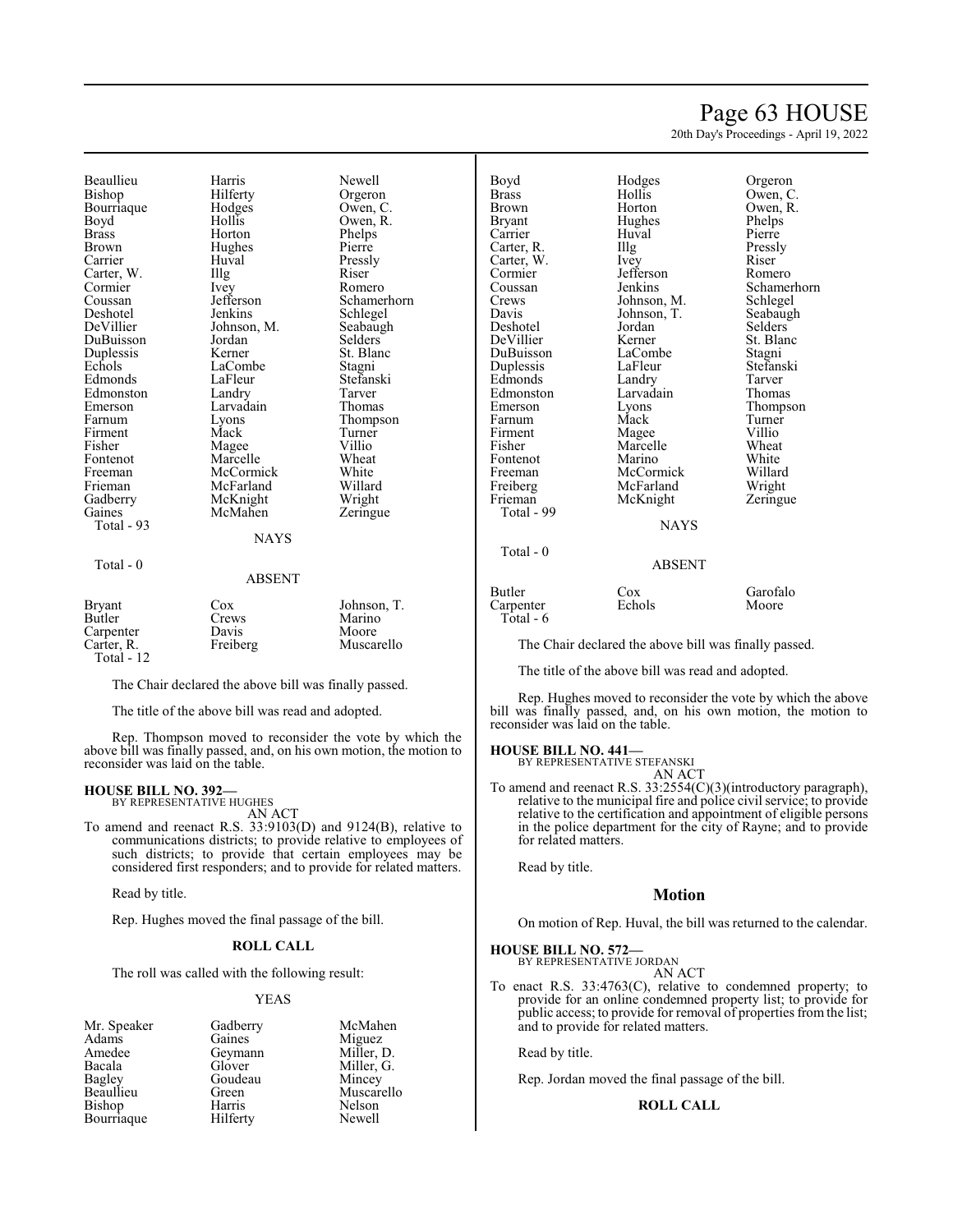| | | |
|---|---|---|
| Beaullieu | Harris | Newell |
| Bishop | Hilferty | Orgeron |
| Bourriaque | Hodges | Owen, C. |
| Boyd | Hollis | Owen, R. |
| Brass | Horton | Phelps |
| Brown | Hughes | Pierre |
| Carrier | Huval | Pressly |
| Carter, W. | Illg | Riser |
| Cormier | Ivey | Romero |
| Coussan | Jefferson | Schamerhorn |
| Deshotel | Jenkins | Schlegel |
| DeVillier | Johnson, M. | Seabaugh |
| DuBuisson | Jordan | Selders |
| Duplessis | Kerner | St. Blanc |
| Echols | LaCombe | Stagni |
| Edmonds | LaFleur | Stefanski |
| Edmonston | Landry | Tarver |
| Emerson | Larvadain | Thomas |
| Farnum | Lyons | Thompson |
| Firment | Mack | Turner |
| Fisher | Magee | Villio |
| Fontenot | Marcelle | Wheat |
| Freeman | McCormick | White |
| Frieman | McFarland | Willard |
| Gadberry | McKnight | Wright |
| Gaines | McMahen | Zeringue |
| Total - 93 | | |

NAYS

Total - 0

ABSENT

| | | |
|---|---|---|
| Bryant | Cox | Johnson, T. |
| Butler | Crews | Marino |
| Carpenter | Davis | Moore |
| Carter, R. | Freiberg | Muscarello |
| Total - 12 | | |

The Chair declared the above bill was finally passed.

The title of the above bill was read and adopted.

Rep. Thompson moved to reconsider the vote by which the above bill was finally passed, and, on his own motion, the motion to reconsider was laid on the table.

**HOUSE BILL NO. 392—**
BY REPRESENTATIVE HUGHES
AN ACT

To amend and reenact R.S. 33:9103(D) and 9124(B), relative to communications districts; to provide relative to employees of such districts; to provide that certain employees may be considered first responders; and to provide for related matters.

Read by title.

Rep. Hughes moved the final passage of the bill.

## ROLL CALL

The roll was called with the following result:

YEAS

| | | |
|---|---|---|
| Mr. Speaker | Gadberry | McMahen |
| Adams | Gaines | Miguez |
| Amedee | Geymann | Miller, D. |
| Bacala | Glover | Miller, G. |
| Bagley | Goudeau | Mincey |
| Beaullieu | Green | Muscarello |
| Bishop | Harris | Nelson |
| Bourriaque | Hilferty | Newell |
| Boyd | Hodges | Orgeron |
| Brass | Hollis | Owen, C. |
| Brown | Horton | Owen, R. |
| Bryant | Hughes | Phelps |
| Carrier | Huval | Pierre |
| Carter, R. | Illg | Pressly |
| Carter, W. | Ivey | Riser |
| Cormier | Jefferson | Romero |
| Coussan | Jenkins | Schamerhorn |
| Crews | Johnson, M. | Schlegel |
| Davis | Johnson, T. | Seabaugh |
| Deshotel | Jordan | Selders |
| DeVillier | Kerner | St. Blanc |
| DuBuisson | LaCombe | Stagni |
| Duplessis | LaFleur | Stefanski |
| Edmonds | Landry | Tarver |
| Edmonston | Larvadain | Thomas |
| Emerson | Lyons | Thompson |
| Farnum | Mack | Turner |
| Firment | Magee | Villio |
| Fisher | Marcelle | Wheat |
| Fontenot | Marino | White |
| Freeman | McCormick | Willard |
| Freiberg | McFarland | Wright |
| Frieman | McKnight | Zeringue |
| Total - 99 | | |

NAYS

Total - 0

ABSENT

| | | |
|---|---|---|
| Butler | Cox | Garofalo |
| Carpenter | Echols | Moore |
| Total - 6 | | |

The Chair declared the above bill was finally passed.

The title of the above bill was read and adopted.

Rep. Hughes moved to reconsider the vote by which the above bill was finally passed, and, on his own motion, the motion to reconsider was laid on the table.

**HOUSE BILL NO. 441—**
BY REPRESENTATIVE STEFANSKI
AN ACT

To amend and reenact R.S. 33:2554(C)(3)(introductory paragraph), relative to the municipal fire and police civil service; to provide relative to the certification and appointment of eligible persons in the police department for the city of Rayne; and to provide for related matters.

Read by title.

## Motion

On motion of Rep. Huval, the bill was returned to the calendar.

**HOUSE BILL NO. 572—**
BY REPRESENTATIVE JORDAN
AN ACT

To enact R.S. 33:4763(C), relative to condemned property; to provide for an online condemned property list; to provide for public access; to provide for removal of properties from the list; and to provide for related matters.

Read by title.

Rep. Jordan moved the final passage of the bill.

## ROLL CALL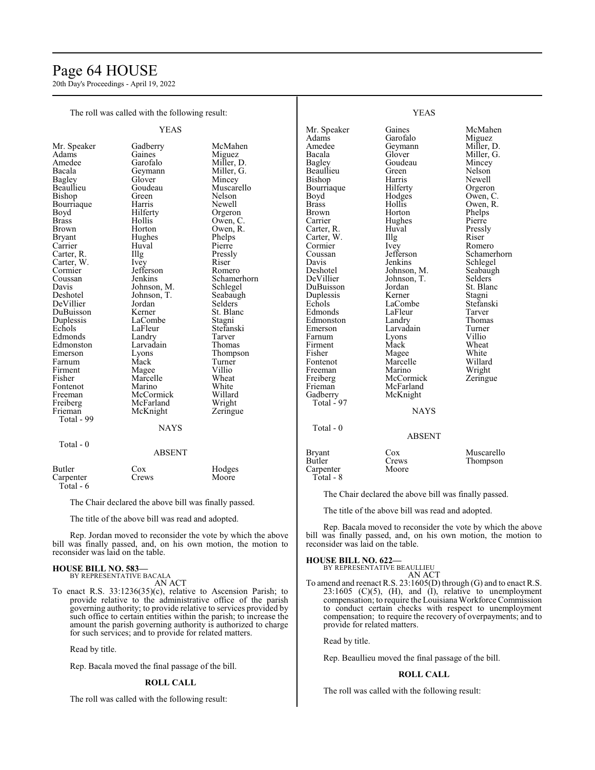The roll was called with the following result:

YEAS

| | | |
|---|---|---|
| Mr. Speaker | Gadberry | McMahen |
| Adams | Gaines | Miguez |
| Amedee | Garofalo | Miller, D. |
| Bacala | Geymann | Miller, G. |
| Bagley | Glover | Mincey |
| Beaullieu | Goudeau | Muscarello |
| Bishop | Green | Nelson |
| Bourriaque | Harris | Newell |
| Boyd | Hilferty | Orgeron |
| Brass | Hollis | Owen, C. |
| Brown | Horton | Owen, R. |
| Bryant | Hughes | Phelps |
| Carrier | Huval | Pierre |
| Carter, R. | Illg | Pressly |
| Carter, W. | Ivey | Riser |
| Cormier | Jefferson | Romero |
| Coussan | Jenkins | Schamerhorn |
| Davis | Johnson, M. | Schlegel |
| Deshotel | Johnson, T. | Seabaugh |
| DeVillier | Jordan | Selders |
| DuBuisson | Kerner | St. Blanc |
| Duplessis | LaCombe | Stagni |
| Echols | LaFleur | Stefanski |
| Edmonds | Landry | Tarver |
| Edmonston | Larvadain | Thomas |
| Emerson | Lyons | Thompson |
| Farnum | Mack | Turner |
| Firment | Magee | Villio |
| Fisher | Marcelle | Wheat |
| Fontenot | Marino | White |
| Freeman | McCormick | Willard |
| Freiberg | McFarland | Wright |
| Frieman | McKnight | Zeringue |

Total - 99

NAYS

Total - 0

ABSENT

| | | |
|---|---|---|
| Butler | Cox | Hodges |
| Carpenter | Crews | Moore |

Total - 6

The Chair declared the above bill was finally passed.

The title of the above bill was read and adopted.

Rep. Jordan moved to reconsider the vote by which the above bill was finally passed, and, on his own motion, the motion to reconsider was laid on the table.

**HOUSE BILL NO. 583—**
BY REPRESENTATIVE BACALA
AN ACT

To enact R.S. 33:1236(35)(c), relative to Ascension Parish; to provide relative to the administrative office of the parish governing authority; to provide relative to services provided by such office to certain entities within the parish; to increase the amount the parish governing authority is authorized to charge for such services; and to provide for related matters.

Read by title.

Rep. Bacala moved the final passage of the bill.

**ROLL CALL**

The roll was called with the following result:

YEAS

| | | |
|---|---|---|
| Mr. Speaker | Gaines | McMahen |
| Adams | Garofalo | Miguez |
| Amedee | Geymann | Miller, D. |
| Bacala | Glover | Miller, G. |
| Bagley | Goudeau | Mincey |
| Beaullieu | Green | Nelson |
| Bishop | Harris | Newell |
| Bourriaque | Hilferty | Orgeron |
| Boyd | Hodges | Owen, C. |
| Brass | Hollis | Owen, R. |
| Brown | Horton | Phelps |
| Carrier | Hughes | Pierre |
| Carter, R. | Huval | Pressly |
| Carter, W. | Illg | Riser |
| Cormier | Ivey | Romero |
| Coussan | Jefferson | Schamerhorn |
| Davis | Jenkins | Schlegel |
| Deshotel | Johnson, M. | Seabaugh |
| DeVillier | Johnson, T. | Selders |
| DuBuisson | Jordan | St. Blanc |
| Duplessis | Kerner | Stagni |
| Echols | LaCombe | Stefanski |
| Edmonds | LaFleur | Tarver |
| Edmonston | Landry | Thomas |
| Emerson | Larvadain | Turner |
| Farnum | Lyons | Villio |
| Firment | Mack | Wheat |
| Fisher | Magee | White |
| Fontenot | Marcelle | Willard |
| Freeman | Marino | Wright |
| Freiberg | McCormick | Zeringue |
| Frieman | McFarland | |
| Gadberry | McKnight | |

Total - 97

NAYS

Total - 0

ABSENT

| | | |
|---|---|---|
| Bryant | Cox | Muscarello |
| Butler | Crews | Thompson |
| Carpenter | Moore | |

Total - 8

The Chair declared the above bill was finally passed.

The title of the above bill was read and adopted.

Rep. Bacala moved to reconsider the vote by which the above bill was finally passed, and, on his own motion, the motion to reconsider was laid on the table.

**HOUSE BILL NO. 622—**
BY REPRESENTATIVE BEAULLIEU
AN ACT

To amend and reenact R.S. 23:1605(D) through (G) and to enact R.S. 23:1605 (C)(5), (H), and (I), relative to unemployment compensation; to require the Louisiana Workforce Commission to conduct certain checks with respect to unemployment compensation; to require the recovery of overpayments; and to provide for related matters.

Read by title.

Rep. Beaullieu moved the final passage of the bill.

**ROLL CALL**

The roll was called with the following result: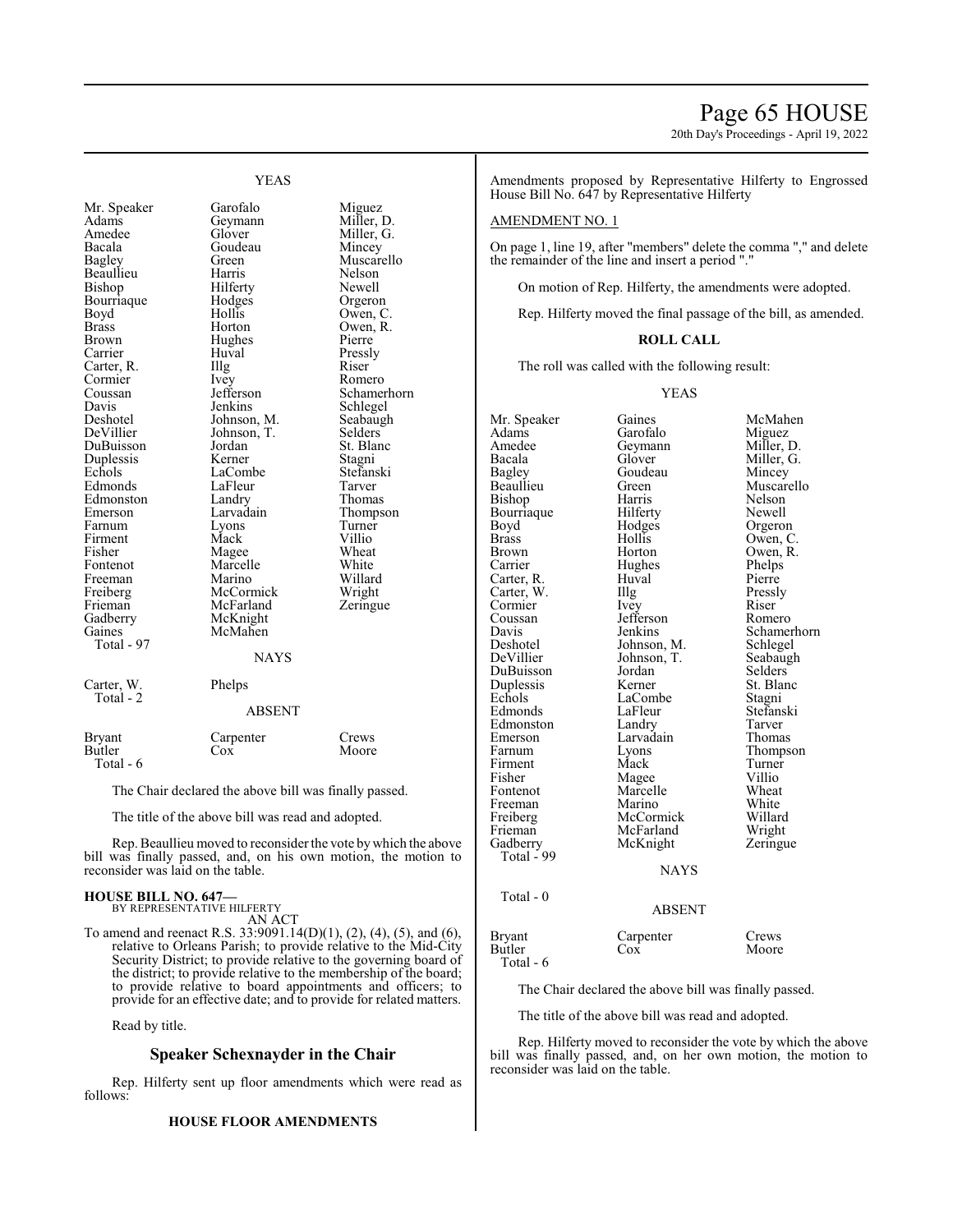YEAS

| | | |
|---|---|---|
| Mr. Speaker | Garofalo | Miguez |
| Adams | Geymann | Miller, D. |
| Amedee | Glover | Miller, G. |
| Bacala | Goudeau | Mincey |
| Bagley | Green | Muscarello |
| Beaullieu | Harris | Nelson |
| Bishop | Hilferty | Newell |
| Bourriaque | Hodges | Orgeron |
| Boyd | Hollis | Owen, C. |
| Brass | Horton | Owen, R. |
| Brown | Hughes | Pierre |
| Carrier | Huval | Pressly |
| Carter, R. | Illg | Riser |
| Cormier | Ivey | Romero |
| Coussan | Jefferson | Schamerhorn |
| Davis | Jenkins | Schlegel |
| Deshotel | Johnson, M. | Seabaugh |
| DeVillier | Johnson, T. | Selders |
| DuBuisson | Jordan | St. Blanc |
| Duplessis | Kerner | Stagni |
| Echols | LaCombe | Stefanski |
| Edmonds | LaFleur | Tarver |
| Edmonston | Landry | Thomas |
| Emerson | Larvadain | Thompson |
| Farnum | Lyons | Turner |
| Firment | Mack | Villio |
| Fisher | Magee | Wheat |
| Fontenot | Marcelle | White |
| Freeman | Marino | Willard |
| Freiberg | McCormick | Wright |
| Frieman | McFarland | Zeringue |
| Gadberry | McKnight | |
| Gaines | McMahen | |
| Total - 97 | | |

NAYS

| | |
|---|---|
| Carter, W. | Phelps |
| Total - 2 | |

ABSENT

| | | |
|---|---|---|
| Bryant | Carpenter | Crews |
| Butler | Cox | Moore |
| Total - 6 | | |

The Chair declared the above bill was finally passed.

The title of the above bill was read and adopted.

Rep. Beaullieu moved to reconsider the vote by which the above bill was finally passed, and, on his own motion, the motion to reconsider was laid on the table.

**HOUSE BILL NO. 647—**
BY REPRESENTATIVE HILFERTY
AN ACT

To amend and reenact R.S. 33:9091.14(D)(1), (2), (4), (5), and (6), relative to Orleans Parish; to provide relative to the Mid-City Security District; to provide relative to the governing board of the district; to provide relative to the membership of the board; to provide relative to board appointments and officers; to provide for an effective date; and to provide for related matters.

Read by title.

## Speaker Schexnayder in the Chair

Rep. Hilferty sent up floor amendments which were read as follows:

**HOUSE FLOOR AMENDMENTS**

Amendments proposed by Representative Hilferty to Engrossed House Bill No. 647 by Representative Hilferty

AMENDMENT NO. 1

On page 1, line 19, after "members" delete the comma "," and delete the remainder of the line and insert a period "."

On motion of Rep. Hilferty, the amendments were adopted.

Rep. Hilferty moved the final passage of the bill, as amended.

**ROLL CALL**

The roll was called with the following result:

YEAS

| | | |
|---|---|---|
| Mr. Speaker | Gaines | McMahen |
| Adams | Garofalo | Miguez |
| Amedee | Geymann | Miller, D. |
| Bacala | Glover | Miller, G. |
| Bagley | Goudeau | Mincey |
| Beaullieu | Green | Muscarello |
| Bishop | Harris | Nelson |
| Bourriaque | Hilferty | Newell |
| Boyd | Hodges | Orgeron |
| Brass | Hollis | Owen, C. |
| Brown | Horton | Owen, R. |
| Carrier | Hughes | Phelps |
| Carter, R. | Huval | Pierre |
| Carter, W. | Illg | Pressly |
| Cormier | Ivey | Riser |
| Coussan | Jefferson | Romero |
| Davis | Jenkins | Schamerhorn |
| Deshotel | Johnson, M. | Schlegel |
| DeVillier | Johnson, T. | Seabaugh |
| DuBuisson | Jordan | Selders |
| Duplessis | Kerner | St. Blanc |
| Echols | LaCombe | Stagni |
| Edmonds | LaFleur | Stefanski |
| Edmonston | Landry | Tarver |
| Emerson | Larvadain | Thomas |
| Farnum | Lyons | Thompson |
| Firment | Mack | Turner |
| Fisher | Magee | Villio |
| Fontenot | Marcelle | Wheat |
| Freeman | Marino | White |
| Freiberg | McCormick | Willard |
| Frieman | McFarland | Wright |
| Gadberry | McKnight | Zeringue |
| Total - 99 | | |

NAYS

Total - 0

ABSENT

| | | |
|---|---|---|
| Bryant | Carpenter | Crews |
| Butler | Cox | Moore |
| Total - 6 | | |

The Chair declared the above bill was finally passed.

The title of the above bill was read and adopted.

Rep. Hilferty moved to reconsider the vote by which the above bill was finally passed, and, on her own motion, the motion to reconsider was laid on the table.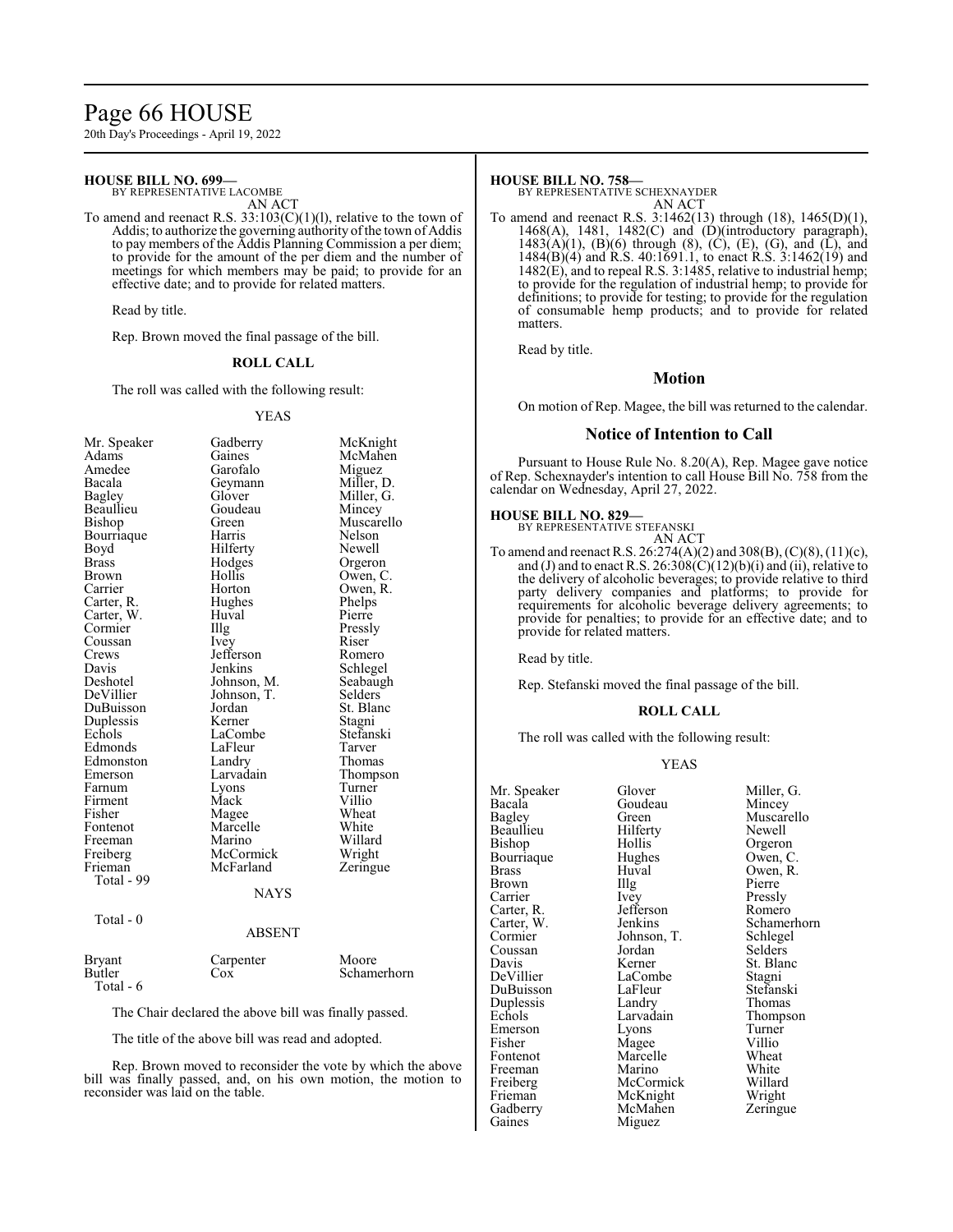**HOUSE BILL NO. 699—**
BY REPRESENTATIVE LACOMBE
AN ACT

To amend and reenact R.S. 33:103(C)(1)(l), relative to the town of Addis; to authorize the governing authority of the town of Addis to pay members of the Addis Planning Commission a per diem; to provide for the amount of the per diem and the number of meetings for which members may be paid; to provide for an effective date; and to provide for related matters.

Read by title.

Rep. Brown moved the final passage of the bill.

**ROLL CALL**

The roll was called with the following result:

YEAS

| | | |
|---|---|---|
| Mr. Speaker | Gadberry | McKnight |
| Adams | Gaines | McMahen |
| Amedee | Garofalo | Miguez |
| Bacala | Geymann | Miller, D. |
| Bagley | Glover | Miller, G. |
| Beaullieu | Goudeau | Mincey |
| Bishop | Green | Muscarello |
| Bourriaque | Harris | Nelson |
| Boyd | Hilferty | Newell |
| Brass | Hodges | Orgeron |
| Brown | Hollis | Owen, C. |
| Carrier | Horton | Owen, R. |
| Carter, R. | Hughes | Phelps |
| Carter, W. | Huval | Pierre |
| Cormier | Illg | Pressly |
| Coussan | Ivey | Riser |
| Crews | Jefferson | Romero |
| Davis | Jenkins | Schlegel |
| Deshotel | Johnson, M. | Seabaugh |
| DeVillier | Johnson, T. | Selders |
| DuBuisson | Jordan | St. Blanc |
| Duplessis | Kerner | Stagni |
| Echols | LaCombe | Stefanski |
| Edmonds | LaFleur | Tarver |
| Edmonston | Landry | Thomas |
| Emerson | Larvadain | Thompson |
| Farnum | Lyons | Turner |
| Firment | Mack | Villio |
| Fisher | Magee | Wheat |
| Fontenot | Marcelle | White |
| Freeman | Marino | Willard |
| Freiberg | McCormick | Wright |
| Frieman | McFarland | Zeringue |

Total - 99

NAYS

Total - 0

ABSENT

| | | |
|---|---|---|
| Bryant | Carpenter | Moore |
| Butler | Cox | Schamerhorn |

Total - 6

The Chair declared the above bill was finally passed.

The title of the above bill was read and adopted.

Rep. Brown moved to reconsider the vote by which the above bill was finally passed, and, on his own motion, the motion to reconsider was laid on the table.

**HOUSE BILL NO. 758—**
BY REPRESENTATIVE SCHEXNAYDER
AN ACT

To amend and reenact R.S. 3:1462(13) through (18), 1465(D)(1), 1468(A), 1481, 1482(C) and (D)(introductory paragraph), 1483(A)(1), (B)(6) through (8), (C), (E), (G), and (L), and 1484(B)(4) and R.S. 40:1691.1, to enact R.S. 3:1462(19) and 1482(E), and to repeal R.S. 3:1485, relative to industrial hemp; to provide for the regulation of industrial hemp; to provide for definitions; to provide for testing; to provide for the regulation of consumable hemp products; and to provide for related matters.

Read by title.

## Motion

On motion of Rep. Magee, the bill was returned to the calendar.

## Notice of Intention to Call

Pursuant to House Rule No. 8.20(A), Rep. Magee gave notice of Rep. Schexnayder's intention to call House Bill No. 758 from the calendar on Wednesday, April 27, 2022.

**HOUSE BILL NO. 829—**
BY REPRESENTATIVE STEFANSKI
AN ACT

To amend and reenact R.S. 26:274(A)(2) and 308(B), (C)(8), (11)(c), and (J) and to enact R.S. 26:308(C)(12)(b)(i) and (ii), relative to the delivery of alcoholic beverages; to provide relative to third party delivery companies and platforms; to provide for requirements for alcoholic beverage delivery agreements; to provide for penalties; to provide for an effective date; and to provide for related matters.

Read by title.

Rep. Stefanski moved the final passage of the bill.

**ROLL CALL**

The roll was called with the following result:

YEAS

| | | |
|---|---|---|
| Mr. Speaker | Glover | Miller, G. |
| Bacala | Goudeau | Mincey |
| Bagley | Green | Muscarello |
| Beaullieu | Hilferty | Newell |
| Bishop | Hollis | Orgeron |
| Bourriaque | Hughes | Owen, C. |
| Brass | Huval | Owen, R. |
| Brown | Illg | Pierre |
| Carrier | Ivey | Pressly |
| Carter, R. | Jefferson | Romero |
| Carter, W. | Jenkins | Schamerhorn |
| Cormier | Johnson, T. | Schlegel |
| Coussan | Jordan | Selders |
| Davis | Kerner | St. Blanc |
| DeVillier | LaCombe | Stagni |
| DuBuisson | LaFleur | Stefanski |
| Duplessis | Landry | Thomas |
| Echols | Larvadain | Thompson |
| Emerson | Lyons | Turner |
| Fisher | Magee | Villio |
| Fontenot | Marcelle | Wheat |
| Freeman | Marino | White |
| Freiberg | McCormick | Willard |
| Frieman | McKnight | Wright |
| Gadberry | McMahen | Zeringue |
| Gaines | Miguez | |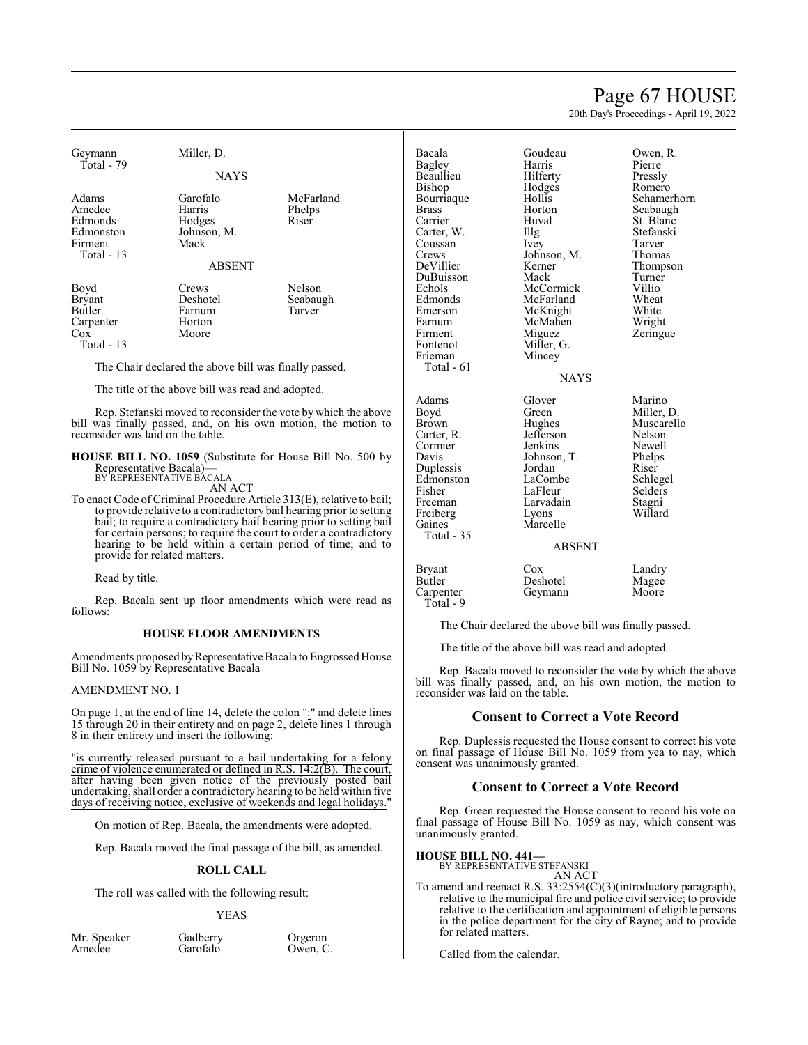| | | |
|---|---|---|
| Geymann | Miller, D. | |
| Total - 79 | | |

NAYS

| | | |
|---|---|---|
| Adams | Garofalo | McFarland |
| Amedee | Harris | Phelps |
| Edmonds | Hodges | Riser |
| Edmonston | Johnson, M. | |
| Firment | Mack | |
| Total - 13 | | |

ABSENT

| | | |
|---|---|---|
| Boyd | Crews | Nelson |
| Bryant | Deshotel | Seabaugh |
| Butler | Farnum | Tarver |
| Carpenter | Horton | |
| Cox | Moore | |
| Total - 13 | | |

The Chair declared the above bill was finally passed.

The title of the above bill was read and adopted.

Rep. Stefanski moved to reconsider the vote by which the above bill was finally passed, and, on his own motion, the motion to reconsider was laid on the table.

**HOUSE BILL NO. 1059** (Substitute for House Bill No. 500 by Representative Bacala)—
BY REPRESENTATIVE BACALA
AN ACT

To enact Code of Criminal Procedure Article 313(E), relative to bail; to provide relative to a contradictory bail hearing prior to setting bail; to require a contradictory bail hearing prior to setting bail for certain persons; to require the court to order a contradictory hearing to be held within a certain period of time; and to provide for related matters.

Read by title.

Rep. Bacala sent up floor amendments which were read as follows:

**HOUSE FLOOR AMENDMENTS**

Amendments proposed by Representative Bacala to Engrossed House Bill No. 1059 by Representative Bacala

AMENDMENT NO. 1

On page 1, at the end of line 14, delete the colon ":" and delete lines 15 through 20 in their entirety and on page 2, delete lines 1 through 8 in their entirety and insert the following:

"is currently released pursuant to a bail undertaking for a felony crime of violence enumerated or defined in R.S. 14:2(B). The court, after having been given notice of the previously posted bail undertaking, shall order a contradictory hearing to be held within five days of receiving notice, exclusive of weekends and legal holidays."

On motion of Rep. Bacala, the amendments were adopted.

Rep. Bacala moved the final passage of the bill, as amended.

**ROLL CALL**

The roll was called with the following result:

YEAS

| | | |
|---|---|---|
| Mr. Speaker | Gadberry | Orgeron |
| Amedee | Garofalo | Owen, C. |
| Bacala | Goudeau | Owen, R. |
| Bagley | Harris | Pierre |
| Beaullieu | Hilferty | Pressly |
| Bishop | Hodges | Romero |
| Bourriaque | Hollis | Schamerhorn |
| Brass | Horton | Seabaugh |
| Carrier | Huval | St. Blanc |
| Carter, W. | Illg | Stefanski |
| Coussan | Ivey | Tarver |
| Crews | Johnson, M. | Thomas |
| DeVillier | Kerner | Thompson |
| DuBuisson | Mack | Turner |
| Echols | McCormick | Villio |
| Edmonds | McFarland | Wheat |
| Emerson | McKnight | White |
| Farnum | McMahen | Wright |
| Firment | Miguez | Zeringue |
| Fontenot | Miller, G. | |
| Frieman | Mincey | |
| Total - 61 | | |

NAYS

| | | |
|---|---|---|
| Adams | Glover | Marino |
| Boyd | Green | Miller, D. |
| Brown | Hughes | Muscarello |
| Carter, R. | Jefferson | Nelson |
| Cormier | Jenkins | Newell |
| Davis | Johnson, T. | Phelps |
| Duplessis | Jordan | Riser |
| Edmonston | LaCombe | Schlegel |
| Fisher | LaFleur | Selders |
| Freeman | Larvadain | Stagni |
| Freiberg | Lyons | Willard |
| Gaines | Marcelle | |
| Total - 35 | | |

ABSENT

| | | |
|---|---|---|
| Bryant | Cox | Landry |
| Butler | Deshotel | Magee |
| Carpenter | Geymann | Moore |
| Total - 9 | | |

The Chair declared the above bill was finally passed.

The title of the above bill was read and adopted.

Rep. Bacala moved to reconsider the vote by which the above bill was finally passed, and, on his own motion, the motion to reconsider was laid on the table.

## Consent to Correct a Vote Record

Rep. Duplessis requested the House consent to correct his vote on final passage of House Bill No. 1059 from yea to nay, which consent was unanimously granted.

## Consent to Correct a Vote Record

Rep. Green requested the House consent to record his vote on final passage of House Bill No. 1059 as nay, which consent was unanimously granted.

**HOUSE BILL NO. 441—**
BY REPRESENTATIVE STEFANSKI
AN ACT

To amend and reenact R.S. 33:2554(C)(3)(introductory paragraph), relative to the municipal fire and police civil service; to provide relative to the certification and appointment of eligible persons in the police department for the city of Rayne; and to provide for related matters.

Called from the calendar.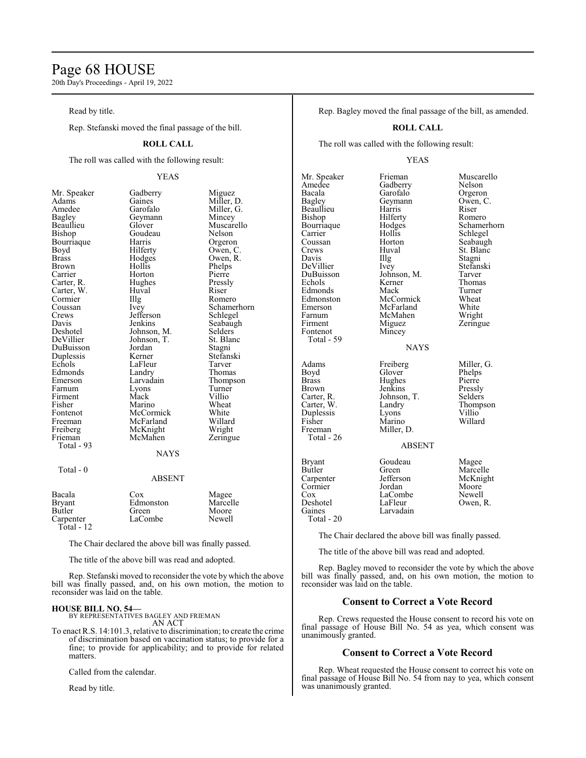Read by title.

Rep. Stefanski moved the final passage of the bill.

**ROLL CALL**

The roll was called with the following result:

YEAS

| | | |
|---|---|---|
| Mr. Speaker | Gadberry | Miguez |
| Adams | Gaines | Miller, D. |
| Amedee | Garofalo | Miller, G. |
| Bagley | Geymann | Mincey |
| Beaullieu | Glover | Muscarello |
| Bishop | Goudeau | Nelson |
| Bourriaque | Harris | Orgeron |
| Boyd | Hilferty | Owen, C. |
| Brass | Hodges | Owen, R. |
| Brown | Hollis | Phelps |
| Carrier | Horton | Pierre |
| Carter, R. | Hughes | Pressly |
| Carter, W. | Huval | Riser |
| Cormier | Illg | Romero |
| Coussan | Ivey | Schamerhorn |
| Crews | Jefferson | Schlegel |
| Davis | Jenkins | Seabaugh |
| Deshotel | Johnson, M. | Selders |
| DeVillier | Johnson, T. | St. Blanc |
| DuBuisson | Jordan | Stagni |
| Duplessis | Kerner | Stefanski |
| Echols | LaFleur | Tarver |
| Edmonds | Landry | Thomas |
| Emerson | Larvadain | Thompson |
| Farnum | Lyons | Turner |
| Firment | Mack | Villio |
| Fisher | Marino | Wheat |
| Fontenot | McCormick | White |
| Freeman | McFarland | Willard |
| Freiberg | McKnight | Wright |
| Frieman | McMahen | Zeringue |

Total - 93

NAYS

Total - 0

ABSENT

| | | |
|---|---|---|
| Bacala | Cox | Magee |
| Bryant | Edmonston | Marcelle |
| Butler | Green | Moore |
| Carpenter | LaCombe | Newell |

Total - 12

The Chair declared the above bill was finally passed.

The title of the above bill was read and adopted.

Rep. Stefanski moved to reconsider the vote by which the above bill was finally passed, and, on his own motion, the motion to reconsider was laid on the table.

**HOUSE BILL NO. 54—**
BY REPRESENTATIVES BAGLEY AND FRIEMAN
AN ACT

To enact R.S. 14:101.3, relative to discrimination; to create the crime of discrimination based on vaccination status; to provide for a fine; to provide for applicability; and to provide for related matters.

Called from the calendar.

Read by title.

Rep. Bagley moved the final passage of the bill, as amended.

**ROLL CALL**

The roll was called with the following result:

YEAS

| | | |
|---|---|---|
| Mr. Speaker | Frieman | Muscarello |
| Amedee | Gadberry | Nelson |
| Bacala | Garofalo | Orgeron |
| Bagley | Geymann | Owen, C. |
| Beaullieu | Harris | Riser |
| Bishop | Hilferty | Romero |
| Bourriaque | Hodges | Schamerhorn |
| Carrier | Hollis | Schlegel |
| Coussan | Horton | Seabaugh |
| Crews | Huval | St. Blanc |
| Davis | Illg | Stagni |
| DeVillier | Ivey | Stefanski |
| DuBuisson | Johnson, M. | Tarver |
| Echols | Kerner | Thomas |
| Edmonds | Mack | Turner |
| Edmonston | McCormick | Wheat |
| Emerson | McFarland | White |
| Farnum | McMahen | Wright |
| Firment | Miguez | Zeringue |
| Fontenot | Mincey | |

Total - 59

NAYS

| | | |
|---|---|---|
| Adams | Freiberg | Miller, G. |
| Boyd | Glover | Phelps |
| Brass | Hughes | Pierre |
| Brown | Jenkins | Pressly |
| Carter, R. | Johnson, T. | Selders |
| Carter, W. | Landry | Thompson |
| Duplessis | Lyons | Villio |
| Fisher | Marino | Willard |
| Freeman | Miller, D. | |

Total - 26

ABSENT

| | | |
|---|---|---|
| Bryant | Goudeau | Magee |
| Butler | Green | Marcelle |
| Carpenter | Jefferson | McKnight |
| Cormier | Jordan | Moore |
| Cox | LaCombe | Newell |
| Deshotel | LaFleur | Owen, R. |
| Gaines | Larvadain | |

Total - 20

The Chair declared the above bill was finally passed.

The title of the above bill was read and adopted.

Rep. Bagley moved to reconsider the vote by which the above bill was finally passed, and, on his own motion, the motion to reconsider was laid on the table.

## Consent to Correct a Vote Record

Rep. Crews requested the House consent to record his vote on final passage of House Bill No. 54 as yea, which consent was unanimously granted.

## Consent to Correct a Vote Record

Rep. Wheat requested the House consent to correct his vote on final passage of House Bill No. 54 from nay to yea, which consent was unanimously granted.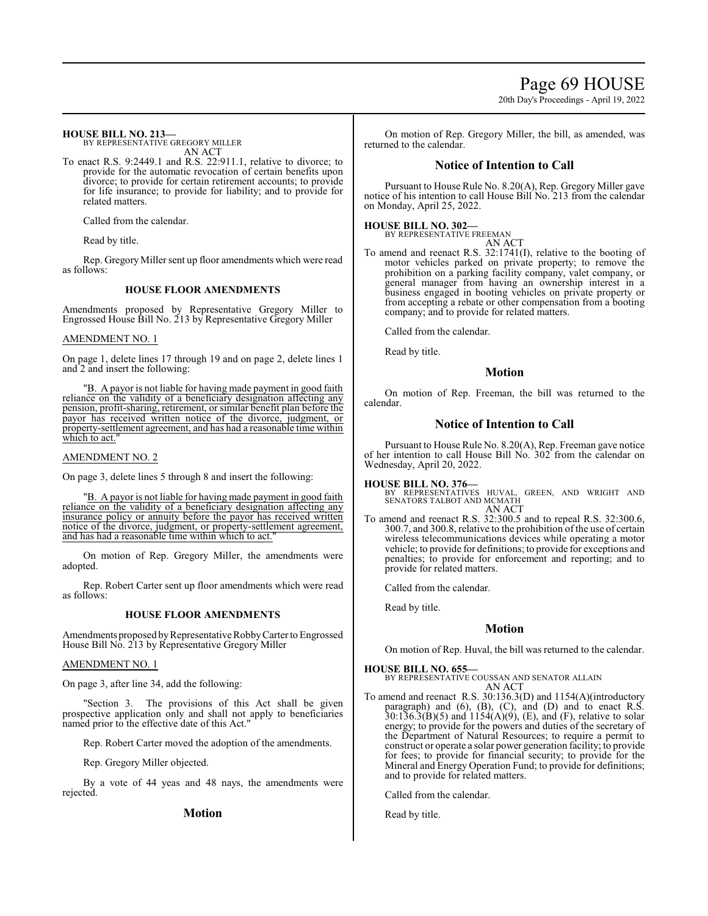**HOUSE BILL NO. 213—**
BY REPRESENTATIVE GREGORY MILLER
AN ACT

To enact R.S. 9:2449.1 and R.S. 22:911.1, relative to divorce; to provide for the automatic revocation of certain benefits upon divorce; to provide for certain retirement accounts; to provide for life insurance; to provide for liability; and to provide for related matters.

Called from the calendar.

Read by title.

Rep. Gregory Miller sent up floor amendments which were read as follows:

### HOUSE FLOOR AMENDMENTS

Amendments proposed by Representative Gregory Miller to Engrossed House Bill No. 213 by Representative Gregory Miller

AMENDMENT NO. 1

On page 1, delete lines 17 through 19 and on page 2, delete lines 1 and 2 and insert the following:

"B. A payor is not liable for having made payment in good faith reliance on the validity of a beneficiary designation affecting any pension, profit-sharing, retirement, or similar benefit plan before the payor has received written notice of the divorce, judgment, or property-settlement agreement, and has had a reasonable time within which to act."

AMENDMENT NO. 2

On page 3, delete lines 5 through 8 and insert the following:

"B. A payor is not liable for having made payment in good faith reliance on the validity of a beneficiary designation affecting any insurance policy or annuity before the payor has received written notice of the divorce, judgment, or property-settlement agreement, and has had a reasonable time within which to act."

On motion of Rep. Gregory Miller, the amendments were adopted.

Rep. Robert Carter sent up floor amendments which were read as follows:

### HOUSE FLOOR AMENDMENTS

Amendments proposed by Representative Robby Carter to Engrossed House Bill No. 213 by Representative Gregory Miller

AMENDMENT NO. 1

On page 3, after line 34, add the following:

"Section 3. The provisions of this Act shall be given prospective application only and shall not apply to beneficiaries named prior to the effective date of this Act."

Rep. Robert Carter moved the adoption of the amendments.

Rep. Gregory Miller objected.

By a vote of 44 yeas and 48 nays, the amendments were rejected.

## Motion

On motion of Rep. Gregory Miller, the bill, as amended, was returned to the calendar.

## Notice of Intention to Call

Pursuant to House Rule No. 8.20(A), Rep. Gregory Miller gave notice of his intention to call House Bill No. 213 from the calendar on Monday, April 25, 2022.

**HOUSE BILL NO. 302—**
BY REPRESENTATIVE FREEMAN
AN ACT

To amend and reenact R.S. 32:1741(I), relative to the booting of motor vehicles parked on private property; to remove the prohibition on a parking facility company, valet company, or general manager from having an ownership interest in a business engaged in booting vehicles on private property or from accepting a rebate or other compensation from a booting company; and to provide for related matters.

Called from the calendar.

Read by title.

## Motion

On motion of Rep. Freeman, the bill was returned to the calendar.

## Notice of Intention to Call

Pursuant to House Rule No. 8.20(A), Rep. Freeman gave notice of her intention to call House Bill No. 302 from the calendar on Wednesday, April 20, 2022.

**HOUSE BILL NO. 376—**
BY REPRESENTATIVES HUVAL, GREEN, AND WRIGHT AND SENATORS TALBOT AND MCMATH
AN ACT

To amend and reenact R.S. 32:300.5 and to repeal R.S. 32:300.6, 300.7, and 300.8, relative to the prohibition of the use of certain wireless telecommunications devices while operating a motor vehicle; to provide for definitions; to provide for exceptions and penalties; to provide for enforcement and reporting; and to provide for related matters.

Called from the calendar.

Read by title.

## Motion

On motion of Rep. Huval, the bill was returned to the calendar.

**HOUSE BILL NO. 655—**
BY REPRESENTATIVE COUSSAN AND SENATOR ALLAIN
AN ACT

To amend and reenact R.S. 30:136.3(D) and 1154(A)(introductory paragraph) and (6), (B), (C), and (D) and to enact R.S. 30:136.3(B)(5) and 1154(A)(9), (E), and (F), relative to solar energy; to provide for the powers and duties of the secretary of the Department of Natural Resources; to require a permit to construct or operate a solar power generation facility; to provide for fees; to provide for financial security; to provide for the Mineral and Energy Operation Fund; to provide for definitions; and to provide for related matters.

Called from the calendar.

Read by title.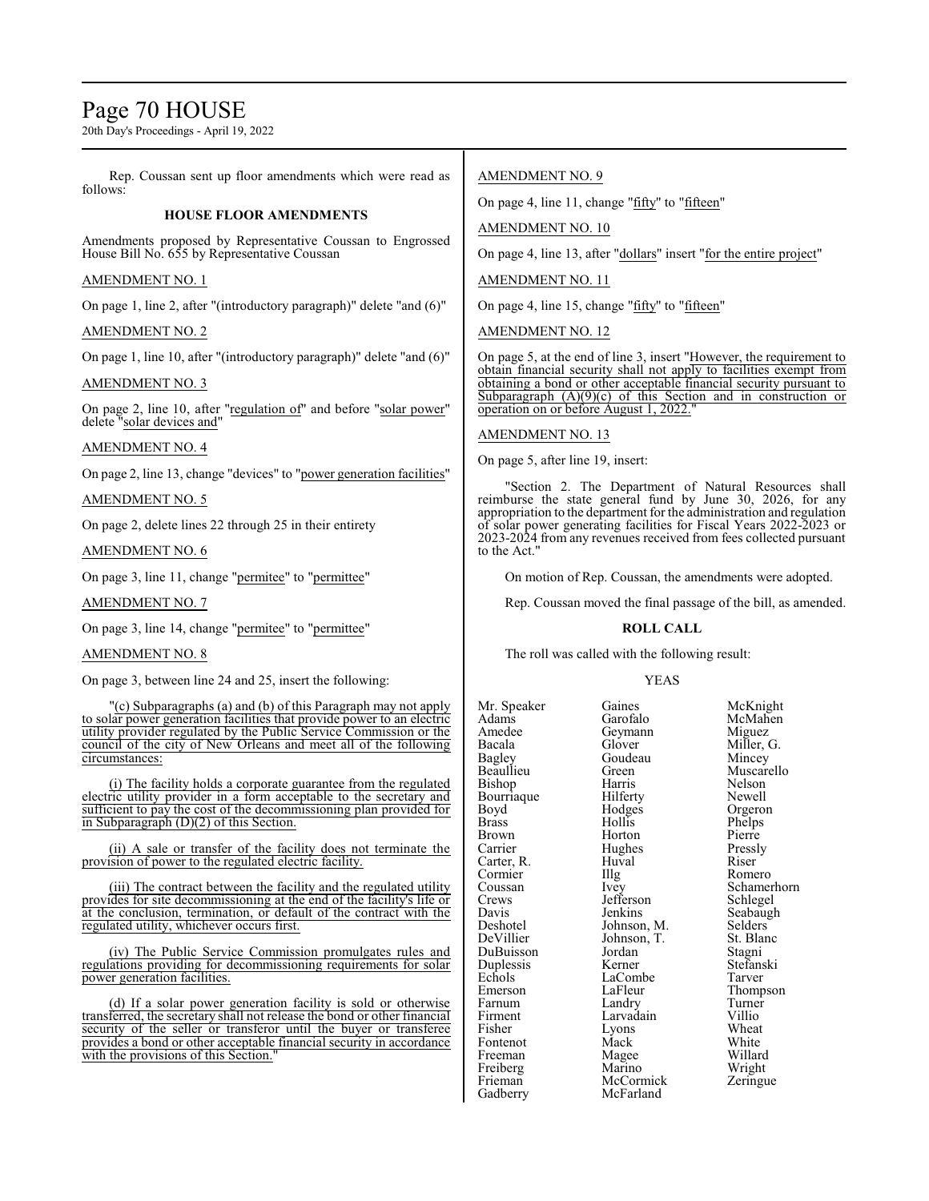Rep. Coussan sent up floor amendments which were read as follows:

**HOUSE FLOOR AMENDMENTS**

Amendments proposed by Representative Coussan to Engrossed House Bill No. 655 by Representative Coussan

AMENDMENT NO. 1

On page 1, line 2, after "(introductory paragraph)" delete "and (6)"

AMENDMENT NO. 2

On page 1, line 10, after "(introductory paragraph)" delete "and (6)"

AMENDMENT NO. 3

On page 2, line 10, after "regulation of" and before "solar power" delete "solar devices and"

AMENDMENT NO. 4

On page 2, line 13, change "devices" to "power generation facilities"

AMENDMENT NO. 5

On page 2, delete lines 22 through 25 in their entirety

AMENDMENT NO. 6

On page 3, line 11, change "permitee" to "permittee"

AMENDMENT NO. 7

On page 3, line 14, change "permitee" to "permittee"

AMENDMENT NO. 8

On page 3, between line 24 and 25, insert the following:

"(c) Subparagraphs (a) and (b) of this Paragraph may not apply to solar power generation facilities that provide power to an electric utility provider regulated by the Public Service Commission or the council of the city of New Orleans and meet all of the following circumstances:

(i) The facility holds a corporate guarantee from the regulated electric utility provider in a form acceptable to the secretary and sufficient to pay the cost of the decommissioning plan provided for in Subparagraph (D)(2) of this Section.

(ii) A sale or transfer of the facility does not terminate the provision of power to the regulated electric facility.

(iii) The contract between the facility and the regulated utility provides for site decommissioning at the end of the facility's life or at the conclusion, termination, or default of the contract with the regulated utility, whichever occurs first.

(iv) The Public Service Commission promulgates rules and regulations providing for decommissioning requirements for solar power generation facilities.

(d) If a solar power generation facility is sold or otherwise transferred, the secretary shall not release the bond or other financial security of the seller or transferor until the buyer or transferee provides a bond or other acceptable financial security in accordance with the provisions of this Section."

AMENDMENT NO. 9

On page 4, line 11, change "fifty" to "fifteen"

AMENDMENT NO. 10

On page 4, line 13, after "dollars" insert "for the entire project"

AMENDMENT NO. 11

On page 4, line 15, change "fifty" to "fifteen"

AMENDMENT NO. 12

On page 5, at the end of line 3, insert "However, the requirement to obtain financial security shall not apply to facilities exempt from obtaining a bond or other acceptable financial security pursuant to Subparagraph (A)(9)(c) of this Section and in construction or operation on or before August 1, 2022."

AMENDMENT NO. 13

On page 5, after line 19, insert:

"Section 2. The Department of Natural Resources shall reimburse the state general fund by June 30, 2026, for any appropriation to the department for the administration and regulation of solar power generating facilities for Fiscal Years 2022-2023 or 2023-2024 from any revenues received from fees collected pursuant to the Act."

On motion of Rep. Coussan, the amendments were adopted.

Rep. Coussan moved the final passage of the bill, as amended.

**ROLL CALL**

The roll was called with the following result:

YEAS

| | | |
|---|---|---|
| Mr. Speaker | Gaines | McKnight |
| Adams | Garofalo | McMahen |
| Amedee | Geymann | Miguez |
| Bacala | Glover | Miller, G. |
| Bagley | Goudeau | Mincey |
| Beaullieu | Green | Muscarello |
| Bishop | Harris | Nelson |
| Bourriaque | Hilferty | Newell |
| Boyd | Hodges | Orgeron |
| Brass | Hollis | Phelps |
| Brown | Horton | Pierre |
| Carrier | Hughes | Pressly |
| Carter, R. | Huval | Riser |
| Cormier | Illg | Romero |
| Coussan | Ivey | Schamerhorn |
| Crews | Jefferson | Schlegel |
| Davis | Jenkins | Seabaugh |
| Deshotel | Johnson, M. | Selders |
| DeVillier | Johnson, T. | St. Blanc |
| DuBuisson | Jordan | Stagni |
| Duplessis | Kerner | Stefanski |
| Echols | LaCombe | Tarver |
| Emerson | LaFleur | Thompson |
| Farnum | Landry | Turner |
| Firment | Larvadain | Villio |
| Fisher | Lyons | Wheat |
| Fontenot | Mack | White |
| Freeman | Magee | Willard |
| Freiberg | Marino | Wright |
| Frieman | McCormick | Zeringue |
| Gadberry | McFarland | |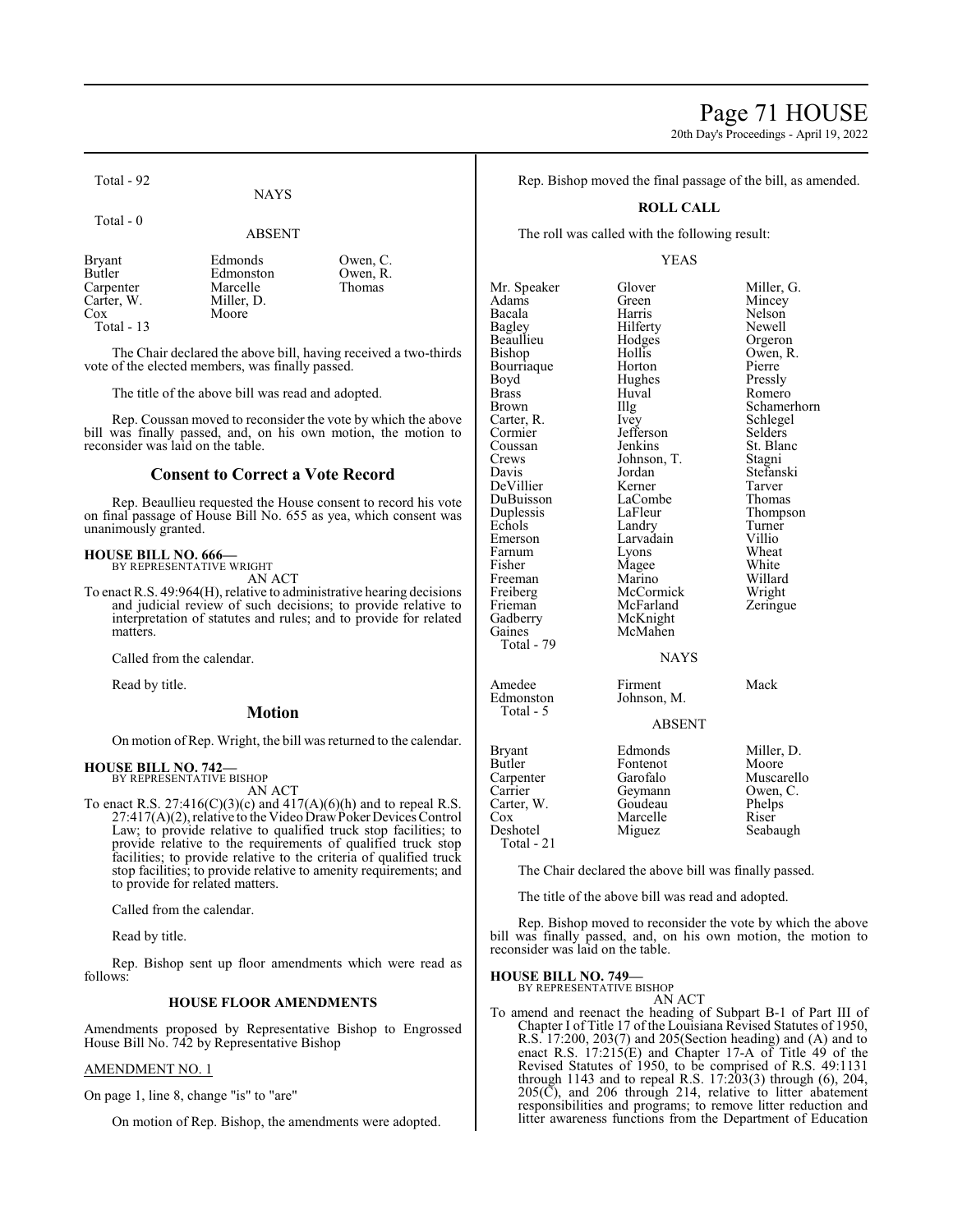Total - 92

NAYS

Total - 0

ABSENT

| | | |
|---|---|---|
| Bryant | Edmonds | Owen, C. |
| Butler | Edmonston | Owen, R. |
| Carpenter | Marcelle | Thomas |
| Carter, W. | Miller, D. | |
| Cox | Moore | |

Total - 13

The Chair declared the above bill, having received a two-thirds vote of the elected members, was finally passed.

The title of the above bill was read and adopted.

Rep. Coussan moved to reconsider the vote by which the above bill was finally passed, and, on his own motion, the motion to reconsider was laid on the table.

## Consent to Correct a Vote Record

Rep. Beaullieu requested the House consent to record his vote on final passage of House Bill No. 655 as yea, which consent was unanimously granted.

**HOUSE BILL NO. 666—**
BY REPRESENTATIVE WRIGHT

AN ACT

To enact R.S. 49:964(H), relative to administrative hearing decisions and judicial review of such decisions; to provide relative to interpretation of statutes and rules; and to provide for related matters.

Called from the calendar.

Read by title.

## Motion

On motion of Rep. Wright, the bill was returned to the calendar.

**HOUSE BILL NO. 742—**
BY REPRESENTATIVE BISHOP

AN ACT

To enact R.S. 27:416(C)(3)(c) and 417(A)(6)(h) and to repeal R.S. 27:417(A)(2), relative to the Video Draw Poker Devices Control Law; to provide relative to qualified truck stop facilities; to provide relative to the requirements of qualified truck stop facilities; to provide relative to the criteria of qualified truck stop facilities; to provide relative to amenity requirements; and to provide for related matters.

Called from the calendar.

Read by title.

Rep. Bishop sent up floor amendments which were read as follows:

### HOUSE FLOOR AMENDMENTS

Amendments proposed by Representative Bishop to Engrossed House Bill No. 742 by Representative Bishop

AMENDMENT NO. 1

On page 1, line 8, change "is" to "are"

On motion of Rep. Bishop, the amendments were adopted.

Rep. Bishop moved the final passage of the bill, as amended.

### ROLL CALL

The roll was called with the following result:

YEAS

| | | |
|---|---|---|
| Mr. Speaker | Glover | Miller, G. |
| Adams | Green | Mincey |
| Bacala | Harris | Nelson |
| Bagley | Hilferty | Newell |
| Beaullieu | Hodges | Orgeron |
| Bishop | Hollis | Owen, R. |
| Bourriaque | Horton | Pierre |
| Boyd | Hughes | Pressly |
| Brass | Huval | Romero |
| Brown | Illg | Schamerhorn |
| Carter, R. | Ivey | Schlegel |
| Cormier | Jefferson | Selders |
| Coussan | Jenkins | St. Blanc |
| Crews | Johnson, T. | Stagni |
| Davis | Jordan | Stefanski |
| DeVillier | Kerner | Tarver |
| DuBuisson | LaCombe | Thomas |
| Duplessis | LaFleur | Thompson |
| Echols | Landry | Turner |
| Emerson | Larvadain | Villio |
| Farnum | Lyons | Wheat |
| Fisher | Magee | White |
| Freeman | Marino | Willard |
| Freiberg | McCormick | Wright |
| Frieman | McFarland | Zeringue |
| Gadberry | McKnight | |
| Gaines | McMahen | |

Total - 79

NAYS

| | | |
|---|---|---|
| Amedee | Firment | Mack |
| Edmonston | Johnson, M. | |

Total - 5

ABSENT

| | | |
|---|---|---|
| Bryant | Edmonds | Miller, D. |
| Butler | Fontenot | Moore |
| Carpenter | Garofalo | Muscarello |
| Carrier | Geymann | Owen, C. |
| Carter, W. | Goudeau | Phelps |
| Cox | Marcelle | Riser |
| Deshotel | Miguez | Seabaugh |

Total - 21

The Chair declared the above bill was finally passed.

The title of the above bill was read and adopted.

Rep. Bishop moved to reconsider the vote by which the above bill was finally passed, and, on his own motion, the motion to reconsider was laid on the table.

**HOUSE BILL NO. 749—**
BY REPRESENTATIVE BISHOP

AN ACT

To amend and reenact the heading of Subpart B-1 of Part III of Chapter I of Title 17 of the Louisiana Revised Statutes of 1950, R.S. 17:200, 203(7) and 205(Section heading) and (A) and to enact R.S. 17:215(E) and Chapter 17-A of Title 49 of the Revised Statutes of 1950, to be comprised of R.S. 49:1131 through 1143 and to repeal R.S. 17:203(3) through (6), 204, 205(C), and 206 through 214, relative to litter abatement responsibilities and programs; to remove litter reduction and litter awareness functions from the Department of Education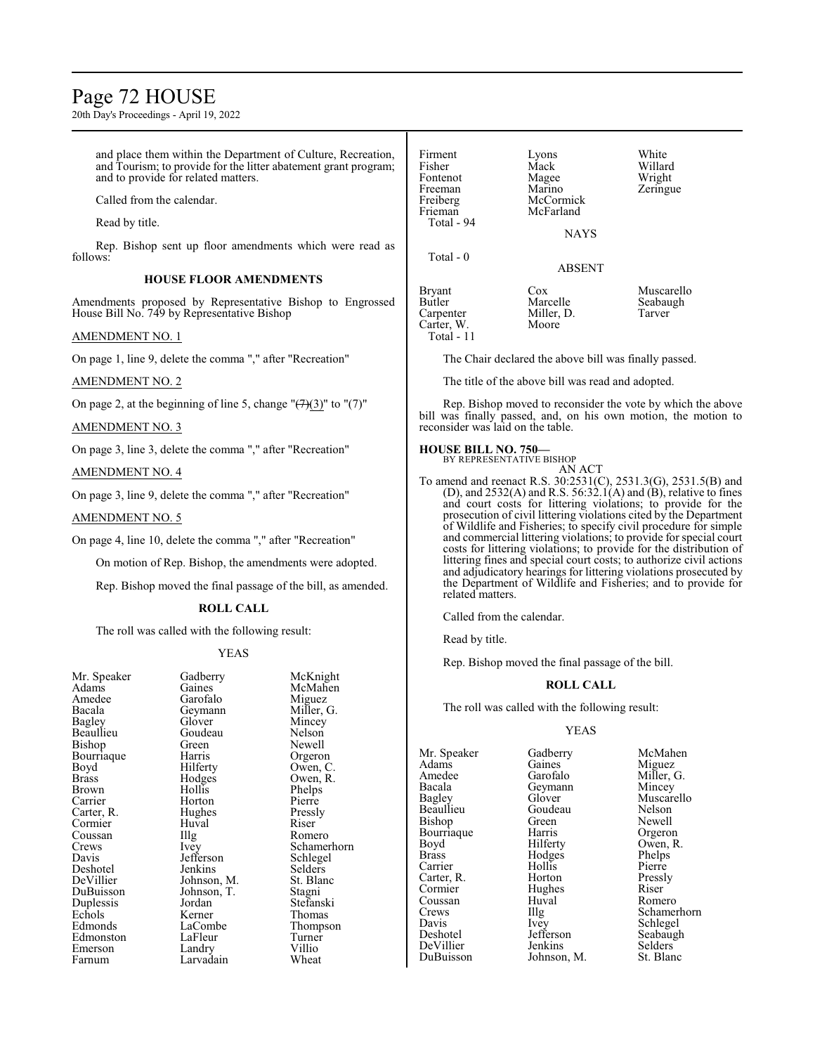and place them within the Department of Culture, Recreation, and Tourism; to provide for the litter abatement grant program; and to provide for related matters.

Called from the calendar.

Read by title.

Rep. Bishop sent up floor amendments which were read as follows:

**HOUSE FLOOR AMENDMENTS**

Amendments proposed by Representative Bishop to Engrossed House Bill No. 749 by Representative Bishop

AMENDMENT NO. 1

On page 1, line 9, delete the comma "," after "Recreation"

AMENDMENT NO. 2

On page 2, at the beginning of line 5, change "~~(7)~~(3)" to "(7)"

AMENDMENT NO. 3

On page 3, line 3, delete the comma "," after "Recreation"

AMENDMENT NO. 4

On page 3, line 9, delete the comma "," after "Recreation"

AMENDMENT NO. 5

On page 4, line 10, delete the comma "," after "Recreation"

On motion of Rep. Bishop, the amendments were adopted.

Rep. Bishop moved the final passage of the bill, as amended.

**ROLL CALL**

The roll was called with the following result:

YEAS

| | | |
|---|---|---|
| Mr. Speaker | Gadberry | McKnight |
| Adams | Gaines | McMahen |
| Amedee | Garofalo | Miguez |
| Bacala | Geymann | Miller, G. |
| Bagley | Glover | Mincey |
| Beaullieu | Goudeau | Nelson |
| Bishop | Green | Newell |
| Bourriaque | Harris | Orgeron |
| Boyd | Hilferty | Owen, C. |
| Brass | Hodges | Owen, R. |
| Brown | Hollis | Phelps |
| Carrier | Horton | Pierre |
| Carter, R. | Hughes | Pressly |
| Cormier | Huval | Riser |
| Coussan | Illg | Romero |
| Crews | Ivey | Schamerhorn |
| Davis | Jefferson | Schlegel |
| Deshotel | Jenkins | Selders |
| DeVillier | Johnson, M. | St. Blanc |
| DuBuisson | Johnson, T. | Stagni |
| Duplessis | Jordan | Stefanski |
| Echols | Kerner | Thomas |
| Edmonds | LaCombe | Thompson |
| Edmonston | LaFleur | Turner |
| Emerson | Landry | Villio |
| Farnum | Larvadain | Wheat |
| Firment | Lyons | White |
| Fisher | Mack | Willard |
| Fontenot | Magee | Wright |
| Freeman | Marino | Zeringue |
| Freiberg | McCormick | |
| Frieman | McFarland | |

Total - 94

NAYS

Total - 0

ABSENT

| | | |
|---|---|---|
| Bryant | Cox | Muscarello |
| Butler | Marcelle | Seabaugh |
| Carpenter | Miller, D. | Tarver |
| Carter, W. | Moore | |

Total - 11

The Chair declared the above bill was finally passed.

The title of the above bill was read and adopted.

Rep. Bishop moved to reconsider the vote by which the above bill was finally passed, and, on his own motion, the motion to reconsider was laid on the table.

**HOUSE BILL NO. 750—**
BY REPRESENTATIVE BISHOP

AN ACT

To amend and reenact R.S. 30:2531(C), 2531.3(G), 2531.5(B) and (D), and 2532(A) and R.S. 56:32.1(A) and (B), relative to fines and court costs for littering violations; to provide for the prosecution of civil littering violations cited by the Department of Wildlife and Fisheries; to specify civil procedure for simple and commercial littering violations; to provide for special court costs for littering violations; to provide for the distribution of littering fines and special court costs; to authorize civil actions and adjudicatory hearings for littering violations prosecuted by the Department of Wildlife and Fisheries; and to provide for related matters.

Called from the calendar.

Read by title.

Rep. Bishop moved the final passage of the bill.

**ROLL CALL**

The roll was called with the following result:

YEAS

| | | |
|---|---|---|
| Mr. Speaker | Gadberry | McMahen |
| Adams | Gaines | Miguez |
| Amedee | Garofalo | Miller, G. |
| Bacala | Geymann | Mincey |
| Bagley | Glover | Muscarello |
| Beaullieu | Goudeau | Nelson |
| Bishop | Green | Newell |
| Bourriaque | Harris | Orgeron |
| Boyd | Hilferty | Owen, R. |
| Brass | Hodges | Phelps |
| Carrier | Hollis | Pierre |
| Carter, R. | Horton | Pressly |
| Cormier | Hughes | Riser |
| Coussan | Huval | Romero |
| Crews | Illg | Schamerhorn |
| Davis | Ivey | Schlegel |
| Deshotel | Jefferson | Seabaugh |
| DeVillier | Jenkins | Selders |
| DuBuisson | Johnson, M. | St. Blanc |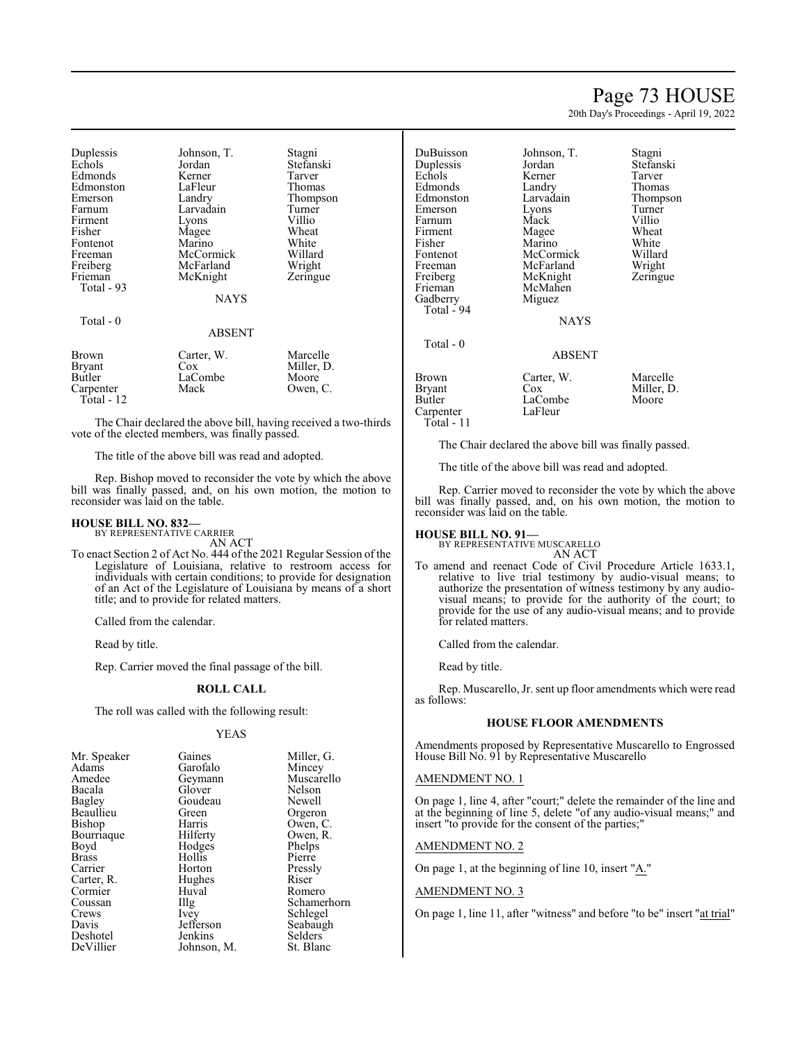| | | |
|---|---|---|
| Duplessis | Johnson, T. | Stagni |
| Echols | Jordan | Stefanski |
| Edmonds | Kerner | Tarver |
| Edmonston | LaFleur | Thomas |
| Emerson | Landry | Thompson |
| Farnum | Larvadain | Turner |
| Firment | Lyons | Villio |
| Fisher | Magee | Wheat |
| Fontenot | Marino | White |
| Freeman | McCormick | Willard |
| Freiberg | McFarland | Wright |
| Frieman | McKnight | Zeringue |
| Total - 93 | | |

NAYS

Total - 0

ABSENT

| | | |
|---|---|---|
| Brown | Carter, W. | Marcelle |
| Bryant | Cox | Miller, D. |
| Butler | LaCombe | Moore |
| Carpenter | Mack | Owen, C. |
| Total - 12 | | |

The Chair declared the above bill, having received a two-thirds vote of the elected members, was finally passed.

The title of the above bill was read and adopted.

Rep. Bishop moved to reconsider the vote by which the above bill was finally passed, and, on his own motion, the motion to reconsider was laid on the table.

**HOUSE BILL NO. 832—**
BY REPRESENTATIVE CARRIER
AN ACT

To enact Section 2 of Act No. 444 of the 2021 Regular Session of the Legislature of Louisiana, relative to restroom access for individuals with certain conditions; to provide for designation of an Act of the Legislature of Louisiana by means of a short title; and to provide for related matters.

Called from the calendar.

Read by title.

Rep. Carrier moved the final passage of the bill.

**ROLL CALL**

The roll was called with the following result:

YEAS

| | | |
|---|---|---|
| Mr. Speaker | Gaines | Miller, G. |
| Adams | Garofalo | Mincey |
| Amedee | Geymann | Muscarello |
| Bacala | Glover | Nelson |
| Bagley | Goudeau | Newell |
| Beaullieu | Green | Orgeron |
| Bishop | Harris | Owen, C. |
| Bourriaque | Hilferty | Owen, R. |
| Boyd | Hodges | Phelps |
| Brass | Hollis | Pierre |
| Carrier | Horton | Pressly |
| Carter, R. | Hughes | Riser |
| Cormier | Huval | Romero |
| Coussan | Illg | Schamerhorn |
| Crews | Ivey | Schlegel |
| Davis | Jefferson | Seabaugh |
| Deshotel | Jenkins | Selders |
| DeVillier | Johnson, M. | St. Blanc |
| DuBuisson | Johnson, T. | Stagni |
| Duplessis | Jordan | Stefanski |
| Echols | Kerner | Tarver |
| Edmonds | Landry | Thomas |
| Edmonston | Larvadain | Thompson |
| Emerson | Lyons | Turner |
| Farnum | Mack | Villio |
| Firment | Magee | Wheat |
| Fisher | Marino | White |
| Fontenot | McCormick | Willard |
| Freeman | McFarland | Wright |
| Freiberg | McKnight | Zeringue |
| Frieman | McMahen | |
| Gadberry | Miguez | |
| Total - 94 | | |

NAYS

Total - 0

ABSENT

| | | |
|---|---|---|
| Brown | Carter, W. | Marcelle |
| Bryant | Cox | Miller, D. |
| Butler | LaCombe | Moore |
| Carpenter | LaFleur | |
| Total - 11 | | |

The Chair declared the above bill was finally passed.

The title of the above bill was read and adopted.

Rep. Carrier moved to reconsider the vote by which the above bill was finally passed, and, on his own motion, the motion to reconsider was laid on the table.

**HOUSE BILL NO. 91—**
BY REPRESENTATIVE MUSCARELLO
AN ACT

To amend and reenact Code of Civil Procedure Article 1633.1, relative to live trial testimony by audio-visual means; to authorize the presentation of witness testimony by any audio-visual means; to provide for the authority of the court; to provide for the use of any audio-visual means; and to provide for related matters.

Called from the calendar.

Read by title.

Rep. Muscarello, Jr. sent up floor amendments which were read as follows:

**HOUSE FLOOR AMENDMENTS**

Amendments proposed by Representative Muscarello to Engrossed House Bill No. 91 by Representative Muscarello

AMENDMENT NO. 1

On page 1, line 4, after "court;" delete the remainder of the line and at the beginning of line 5, delete "of any audio-visual means;" and insert "to provide for the consent of the parties;"

AMENDMENT NO. 2

On page 1, at the beginning of line 10, insert "A."

AMENDMENT NO. 3

On page 1, line 11, after "witness" and before "to be" insert "at trial"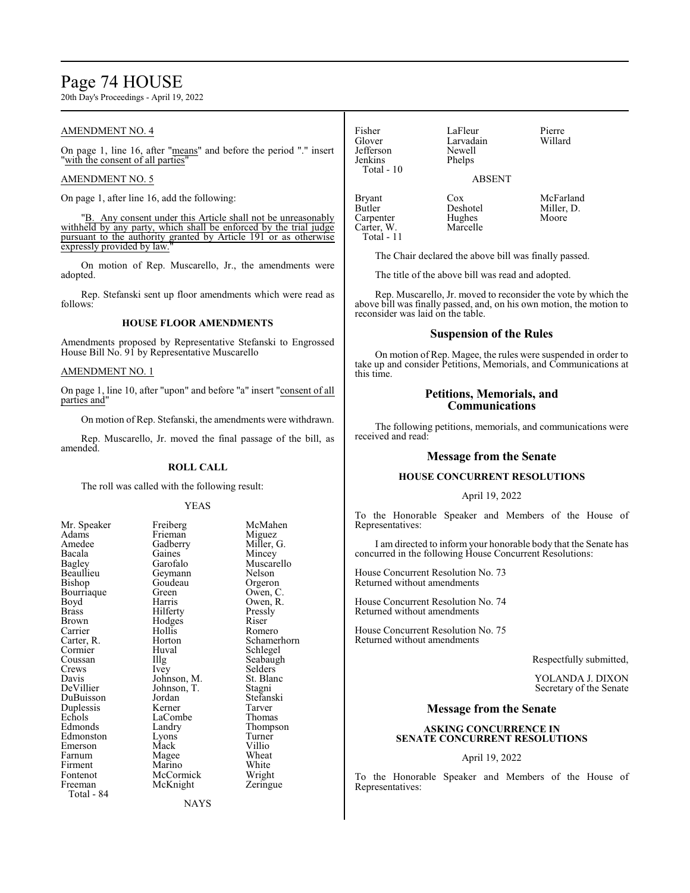AMENDMENT NO. 4

On page 1, line 16, after "means" and before the period "." insert "with the consent of all parties"

AMENDMENT NO. 5

On page 1, after line 16, add the following:

"B. Any consent under this Article shall not be unreasonably withheld by any party, which shall be enforced by the trial judge pursuant to the authority granted by Article 191 or as otherwise expressly provided by law."

On motion of Rep. Muscarello, Jr., the amendments were adopted.

Rep. Stefanski sent up floor amendments which were read as follows:

**HOUSE FLOOR AMENDMENTS**

Amendments proposed by Representative Stefanski to Engrossed House Bill No. 91 by Representative Muscarello

AMENDMENT NO. 1

On page 1, line 10, after "upon" and before "a" insert "consent of all parties and"

On motion of Rep. Stefanski, the amendments were withdrawn.

Rep. Muscarello, Jr. moved the final passage of the bill, as amended.

**ROLL CALL**

The roll was called with the following result:

YEAS

| | | |
|---|---|---|
| Mr. Speaker | Freiberg | McMahen |
| Adams | Frieman | Miguez |
| Amedee | Gadberry | Miller, G. |
| Bacala | Gaines | Mincey |
| Bagley | Garofalo | Muscarello |
| Beaullieu | Geymann | Nelson |
| Bishop | Goudeau | Orgeron |
| Bourriaque | Green | Owen, C. |
| Boyd | Harris | Owen, R. |
| Brass | Hilferty | Pressly |
| Brown | Hodges | Riser |
| Carrier | Hollis | Romero |
| Carter, R. | Horton | Schamerhorn |
| Cormier | Huval | Schlegel |
| Coussan | Illg | Seabaugh |
| Crews | Ivey | Selders |
| Davis | Johnson, M. | St. Blanc |
| DeVillier | Johnson, T. | Stagni |
| DuBuisson | Jordan | Stefanski |
| Duplessis | Kerner | Tarver |
| Echols | LaCombe | Thomas |
| Edmonds | Landry | Thompson |
| Edmonston | Lyons | Turner |
| Emerson | Mack | Villio |
| Farnum | Magee | Wheat |
| Firment | Marino | White |
| Fontenot | McCormick | Wright |
| Freeman | McKnight | Zeringue |

Total - 84

NAYS

| | | |
|---|---|---|
| Fisher | LaFleur | Pierre |
| Glover | Larvadain | Willard |
| Jefferson | Newell | |
| Jenkins | Phelps | |

Total - 10

ABSENT

| | | |
|---|---|---|
| Bryant | Cox | McFarland |
| Butler | Deshotel | Miller, D. |
| Carpenter | Hughes | Moore |
| Carter, W. | Marcelle | |

Total - 11

The Chair declared the above bill was finally passed.

The title of the above bill was read and adopted.

Rep. Muscarello, Jr. moved to reconsider the vote by which the above bill was finally passed, and, on his own motion, the motion to reconsider was laid on the table.

## Suspension of the Rules

On motion of Rep. Magee, the rules were suspended in order to take up and consider Petitions, Memorials, and Communications at this time.

## Petitions, Memorials, and Communications

The following petitions, memorials, and communications were received and read:

## Message from the Senate

### HOUSE CONCURRENT RESOLUTIONS

April 19, 2022

To the Honorable Speaker and Members of the House of Representatives:

I am directed to inform your honorable body that the Senate has concurred in the following House Concurrent Resolutions:

House Concurrent Resolution No. 73
Returned without amendments

House Concurrent Resolution No. 74
Returned without amendments

House Concurrent Resolution No. 75
Returned without amendments

Respectfully submitted,

YOLANDA J. DIXON
Secretary of the Senate

## Message from the Senate

### ASKING CONCURRENCE IN SENATE CONCURRENT RESOLUTIONS

April 19, 2022

To the Honorable Speaker and Members of the House of Representatives: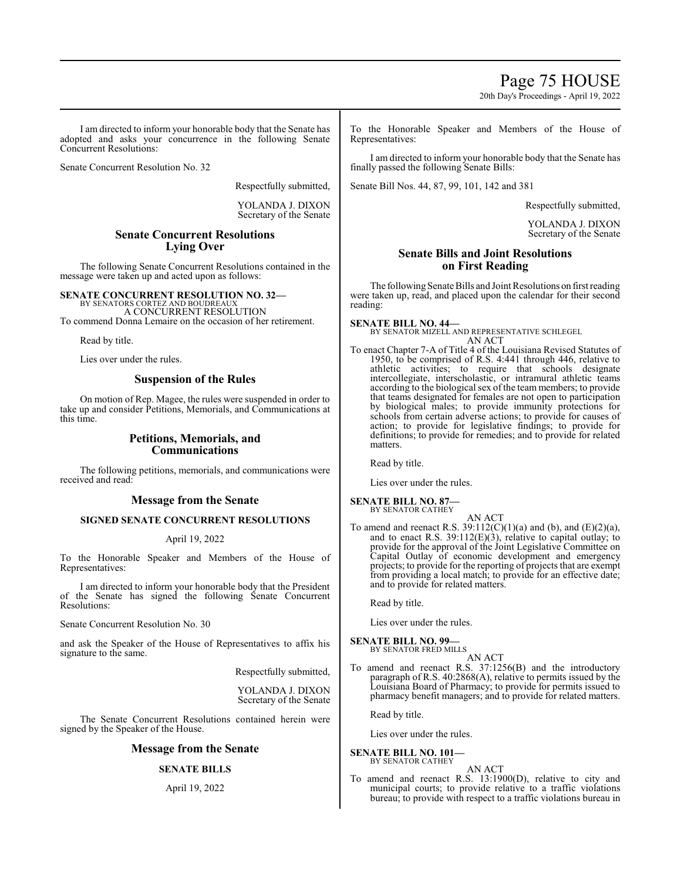I am directed to inform your honorable body that the Senate has adopted and asks your concurrence in the following Senate Concurrent Resolutions:

Senate Concurrent Resolution No. 32

Respectfully submitted,

YOLANDA J. DIXON
Secretary of the Senate

## Senate Concurrent Resolutions Lying Over

The following Senate Concurrent Resolutions contained in the message were taken up and acted upon as follows:

**SENATE CONCURRENT RESOLUTION NO. 32—**
BY SENATORS CORTEZ AND BOUDREAUX
A CONCURRENT RESOLUTION
To commend Donna Lemaire on the occasion of her retirement.

Read by title.

Lies over under the rules.

## Suspension of the Rules

On motion of Rep. Magee, the rules were suspended in order to take up and consider Petitions, Memorials, and Communications at this time.

## Petitions, Memorials, and Communications

The following petitions, memorials, and communications were received and read:

## Message from the Senate

### SIGNED SENATE CONCURRENT RESOLUTIONS

April 19, 2022

To the Honorable Speaker and Members of the House of Representatives:

I am directed to inform your honorable body that the President of the Senate has signed the following Senate Concurrent Resolutions:

Senate Concurrent Resolution No. 30

and ask the Speaker of the House of Representatives to affix his signature to the same.

Respectfully submitted,

YOLANDA J. DIXON
Secretary of the Senate

The Senate Concurrent Resolutions contained herein were signed by the Speaker of the House.

## Message from the Senate

### SENATE BILLS

April 19, 2022

To the Honorable Speaker and Members of the House of Representatives:

I am directed to inform your honorable body that the Senate has finally passed the following Senate Bills:

Senate Bill Nos. 44, 87, 99, 101, 142 and 381

Respectfully submitted,

YOLANDA J. DIXON
Secretary of the Senate

## Senate Bills and Joint Resolutions on First Reading

The following Senate Bills and Joint Resolutions on first reading were taken up, read, and placed upon the calendar for their second reading:

**SENATE BILL NO. 44—**
BY SENATOR MIZELL AND REPRESENTATIVE SCHLEGEL
AN ACT
To enact Chapter 7-A of Title 4 of the Louisiana Revised Statutes of 1950, to be comprised of R.S. 4:441 through 446, relative to athletic activities; to require that schools designate intercollegiate, interscholastic, or intramural athletic teams according to the biological sex of the team members; to provide that teams designated for females are not open to participation by biological males; to provide immunity protections for schools from certain adverse actions; to provide for causes of action; to provide for legislative findings; to provide for definitions; to provide for remedies; and to provide for related matters.

Read by title.

Lies over under the rules.

**SENATE BILL NO. 87—**
BY SENATOR CATHEY
AN ACT
To amend and reenact R.S. 39:112(C)(1)(a) and (b), and (E)(2)(a), and to enact R.S. 39:112(E)(3), relative to capital outlay; to provide for the approval of the Joint Legislative Committee on Capital Outlay of economic development and emergency projects; to provide for the reporting of projects that are exempt from providing a local match; to provide for an effective date; and to provide for related matters.

Read by title.

Lies over under the rules.

**SENATE BILL NO. 99—**
BY SENATOR FRED MILLS
AN ACT
To amend and reenact R.S. 37:1256(B) and the introductory paragraph of R.S. 40:2868(A), relative to permits issued by the Louisiana Board of Pharmacy; to provide for permits issued to pharmacy benefit managers; and to provide for related matters.

Read by title.

Lies over under the rules.

**SENATE BILL NO. 101—**
BY SENATOR CATHEY
AN ACT
To amend and reenact R.S. 13:1900(D), relative to city and municipal courts; to provide relative to a traffic violations bureau; to provide with respect to a traffic violations bureau in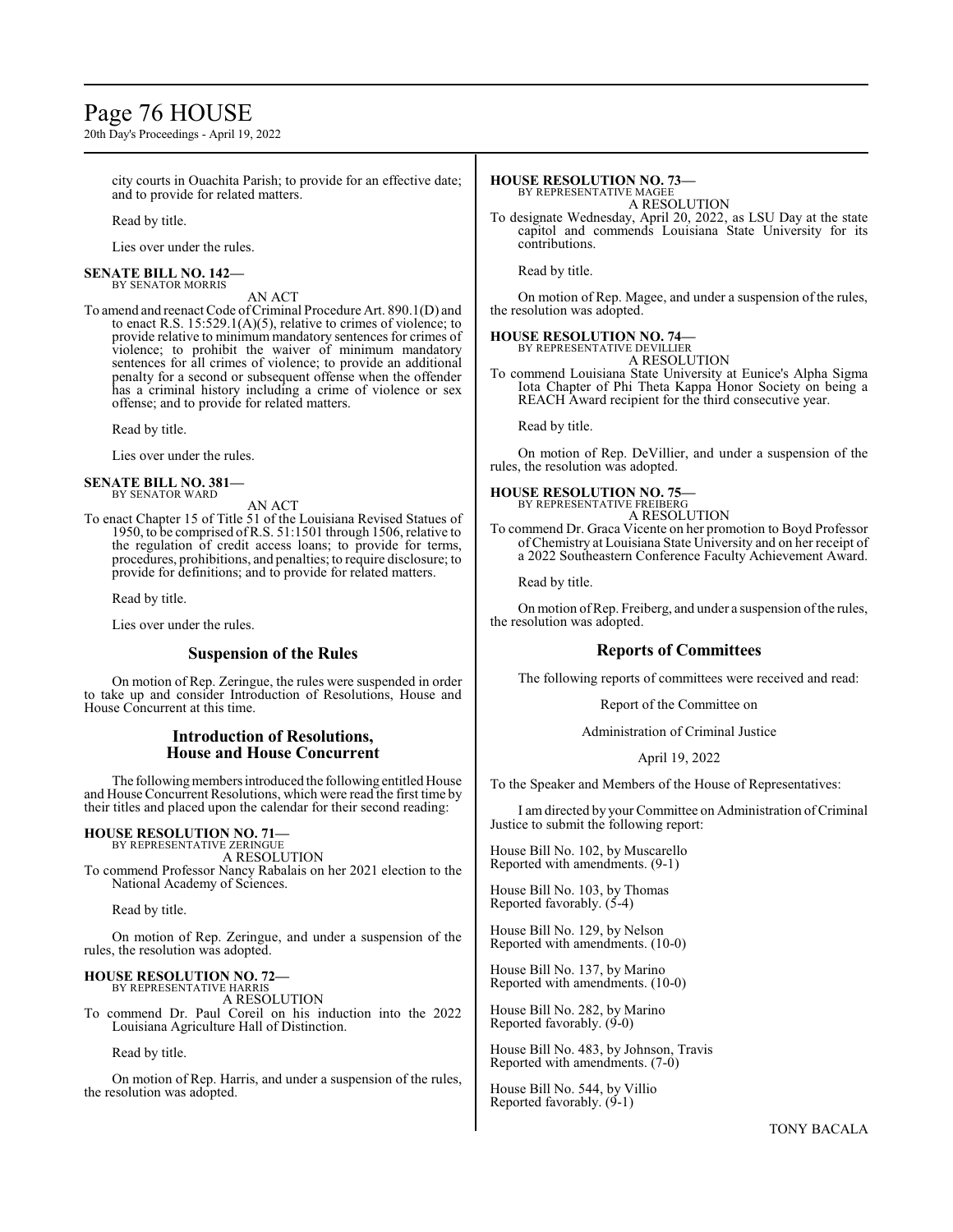city courts in Ouachita Parish; to provide for an effective date; and to provide for related matters.

Read by title.

Lies over under the rules.

**SENATE BILL NO. 142—**
BY SENATOR MORRIS

AN ACT

To amend and reenact Code of Criminal Procedure Art. 890.1(D) and to enact R.S. 15:529.1(A)(5), relative to crimes of violence; to provide relative to minimum mandatory sentences for crimes of violence; to prohibit the waiver of minimum mandatory sentences for all crimes of violence; to provide an additional penalty for a second or subsequent offense when the offender has a criminal history including a crime of violence or sex offense; and to provide for related matters.

Read by title.

Lies over under the rules.

**SENATE BILL NO. 381—**
BY SENATOR WARD

AN ACT

To enact Chapter 15 of Title 51 of the Louisiana Revised Statues of 1950, to be comprised of R.S. 51:1501 through 1506, relative to the regulation of credit access loans; to provide for terms, procedures, prohibitions, and penalties; to require disclosure; to provide for definitions; and to provide for related matters.

Read by title.

Lies over under the rules.

## Suspension of the Rules

On motion of Rep. Zeringue, the rules were suspended in order to take up and consider Introduction of Resolutions, House and House Concurrent at this time.

## Introduction of Resolutions, House and House Concurrent

The following members introduced the following entitled House and House Concurrent Resolutions, which were read the first time by their titles and placed upon the calendar for their second reading:

**HOUSE RESOLUTION NO. 71—**
BY REPRESENTATIVE ZERINGUE

A RESOLUTION

To commend Professor Nancy Rabalais on her 2021 election to the National Academy of Sciences.

Read by title.

On motion of Rep. Zeringue, and under a suspension of the rules, the resolution was adopted.

**HOUSE RESOLUTION NO. 72—**
BY REPRESENTATIVE HARRIS

A RESOLUTION

To commend Dr. Paul Coreil on his induction into the 2022 Louisiana Agriculture Hall of Distinction.

Read by title.

On motion of Rep. Harris, and under a suspension of the rules, the resolution was adopted.

**HOUSE RESOLUTION NO. 73—**
BY REPRESENTATIVE MAGEE

A RESOLUTION

To designate Wednesday, April 20, 2022, as LSU Day at the state capitol and commends Louisiana State University for its contributions.

Read by title.

On motion of Rep. Magee, and under a suspension of the rules, the resolution was adopted.

**HOUSE RESOLUTION NO. 74—**
BY REPRESENTATIVE DEVILLIER

A RESOLUTION

To commend Louisiana State University at Eunice's Alpha Sigma Iota Chapter of Phi Theta Kappa Honor Society on being a REACH Award recipient for the third consecutive year.

Read by title.

On motion of Rep. DeVillier, and under a suspension of the rules, the resolution was adopted.

**HOUSE RESOLUTION NO. 75—**
BY REPRESENTATIVE FREIBERG

A RESOLUTION

To commend Dr. Graca Vicente on her promotion to Boyd Professor of Chemistry at Louisiana State University and on her receipt of a 2022 Southeastern Conference Faculty Achievement Award.

Read by title.

On motion of Rep. Freiberg, and under a suspension of the rules, the resolution was adopted.

## Reports of Committees

The following reports of committees were received and read:

Report of the Committee on

Administration of Criminal Justice

April 19, 2022

To the Speaker and Members of the House of Representatives:

I am directed by your Committee on Administration of Criminal Justice to submit the following report:

House Bill No. 102, by Muscarello
Reported with amendments. (9-1)

House Bill No. 103, by Thomas
Reported favorably. (5-4)

House Bill No. 129, by Nelson
Reported with amendments. (10-0)

House Bill No. 137, by Marino
Reported with amendments. (10-0)

House Bill No. 282, by Marino
Reported favorably. (9-0)

House Bill No. 483, by Johnson, Travis
Reported with amendments. (7-0)

House Bill No. 544, by Villio
Reported favorably. (9-1)

TONY BACALA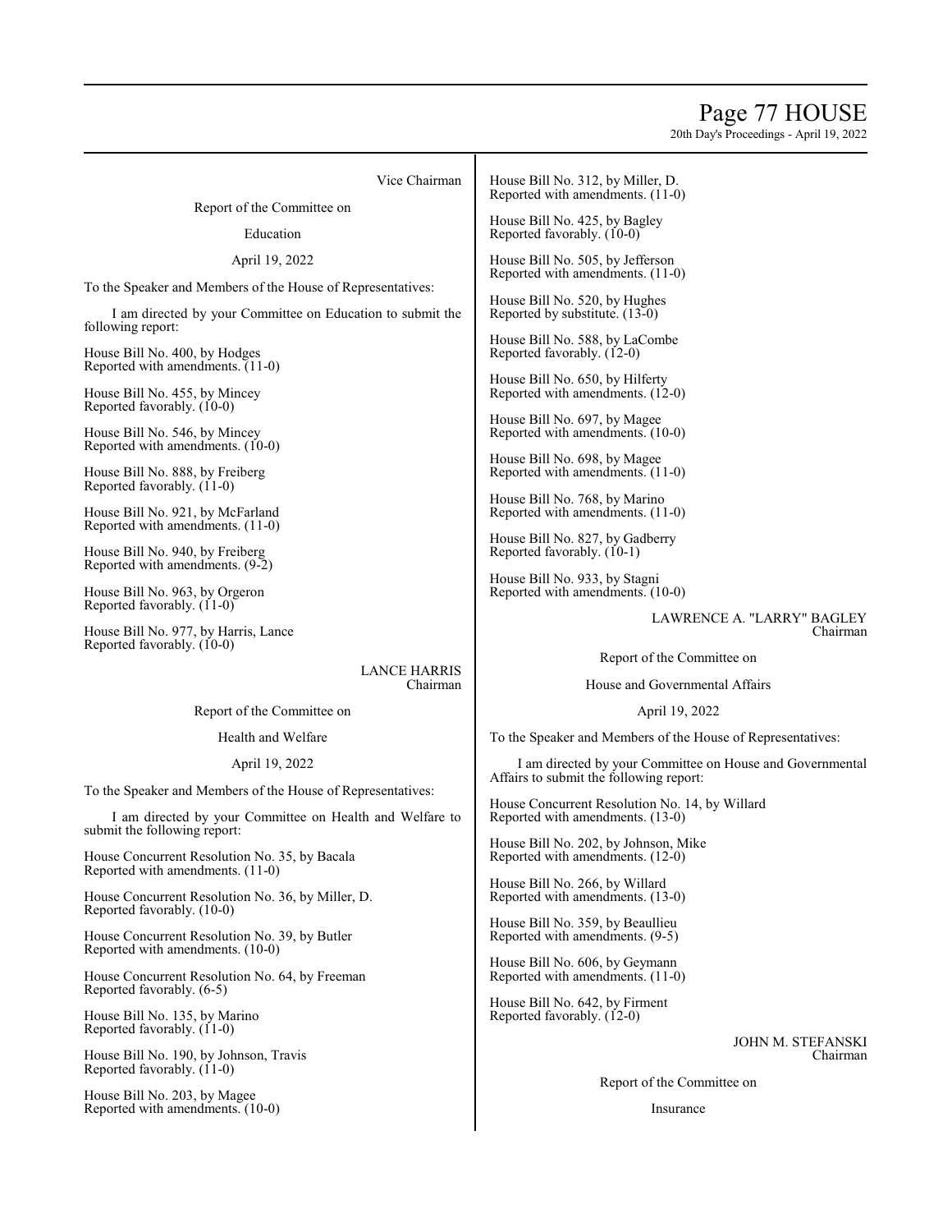Vice Chairman

Report of the Committee on

Education

April 19, 2022

To the Speaker and Members of the House of Representatives:

I am directed by your Committee on Education to submit the following report:

House Bill No. 400, by Hodges
Reported with amendments. (11-0)

House Bill No. 455, by Mincey
Reported favorably. (10-0)

House Bill No. 546, by Mincey
Reported with amendments. (10-0)

House Bill No. 888, by Freiberg
Reported favorably. (11-0)

House Bill No. 921, by McFarland
Reported with amendments. (11-0)

House Bill No. 940, by Freiberg
Reported with amendments. (9-2)

House Bill No. 963, by Orgeron
Reported favorably. (11-0)

House Bill No. 977, by Harris, Lance
Reported favorably. (10-0)

LANCE HARRIS
Chairman

Report of the Committee on

Health and Welfare

April 19, 2022

To the Speaker and Members of the House of Representatives:

I am directed by your Committee on Health and Welfare to submit the following report:

House Concurrent Resolution No. 35, by Bacala
Reported with amendments. (11-0)

House Concurrent Resolution No. 36, by Miller, D.
Reported favorably. (10-0)

House Concurrent Resolution No. 39, by Butler
Reported with amendments. (10-0)

House Concurrent Resolution No. 64, by Freeman
Reported favorably. (6-5)

House Bill No. 135, by Marino
Reported favorably. (11-0)

House Bill No. 190, by Johnson, Travis
Reported favorably. (11-0)

House Bill No. 203, by Magee
Reported with amendments. (10-0)

House Bill No. 312, by Miller, D.
Reported with amendments. (11-0)

House Bill No. 425, by Bagley
Reported favorably. (10-0)

House Bill No. 505, by Jefferson
Reported with amendments. (11-0)

House Bill No. 520, by Hughes
Reported by substitute. (13-0)

House Bill No. 588, by LaCombe
Reported favorably. (12-0)

House Bill No. 650, by Hilferty
Reported with amendments. (12-0)

House Bill No. 697, by Magee
Reported with amendments. (10-0)

House Bill No. 698, by Magee
Reported with amendments. (11-0)

House Bill No. 768, by Marino
Reported with amendments. (11-0)

House Bill No. 827, by Gadberry
Reported favorably. (10-1)

House Bill No. 933, by Stagni
Reported with amendments. (10-0)

LAWRENCE A. "LARRY" BAGLEY
Chairman

Report of the Committee on

House and Governmental Affairs

April 19, 2022

To the Speaker and Members of the House of Representatives:

I am directed by your Committee on House and Governmental Affairs to submit the following report:

House Concurrent Resolution No. 14, by Willard
Reported with amendments. (13-0)

House Bill No. 202, by Johnson, Mike
Reported with amendments. (12-0)

House Bill No. 266, by Willard
Reported with amendments. (13-0)

House Bill No. 359, by Beaullieu
Reported with amendments. (9-5)

House Bill No. 606, by Geymann
Reported with amendments. (11-0)

House Bill No. 642, by Firment
Reported favorably. (12-0)

JOHN M. STEFANSKI
Chairman

Report of the Committee on

Insurance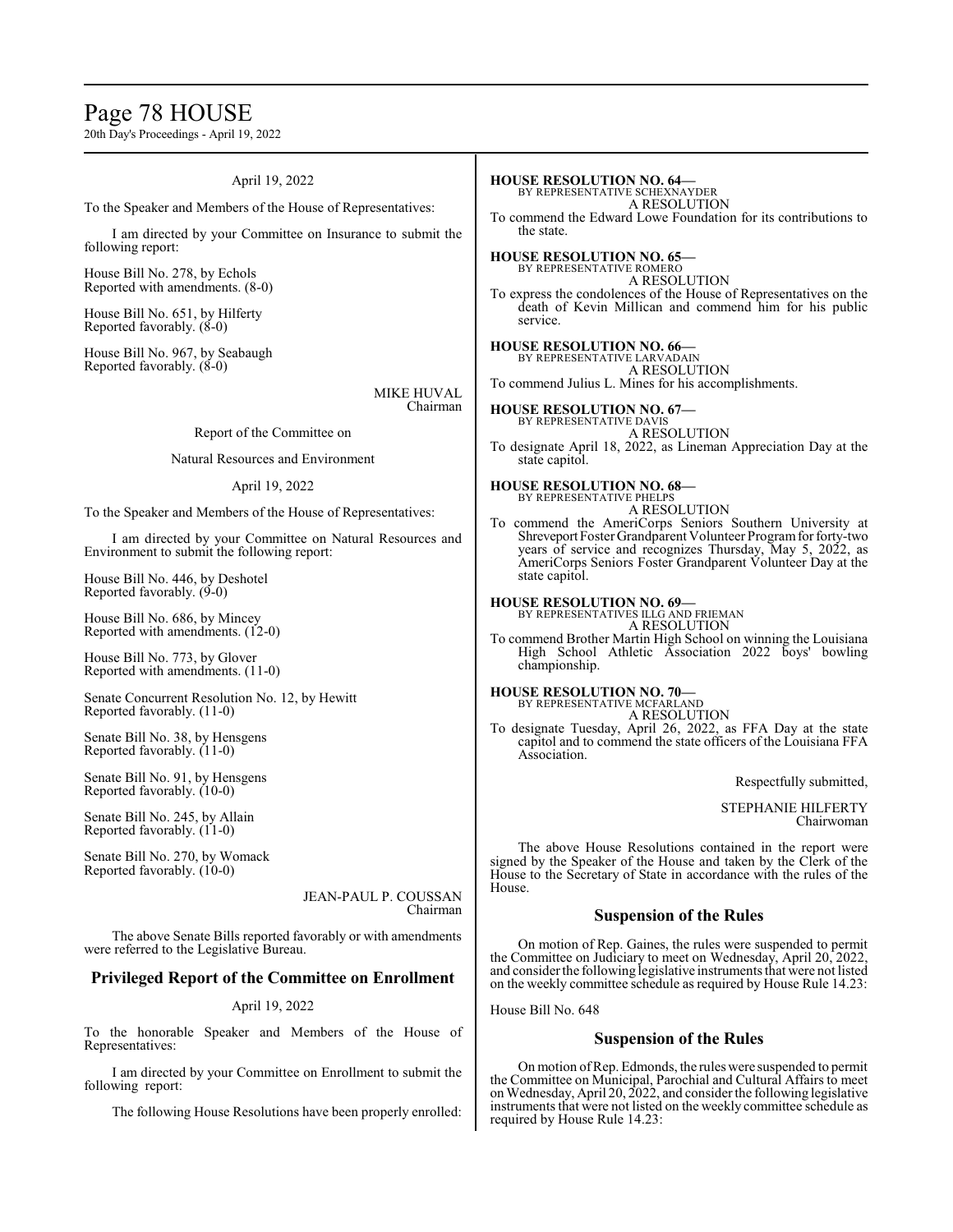April 19, 2022

To the Speaker and Members of the House of Representatives:

I am directed by your Committee on Insurance to submit the following report:

House Bill No. 278, by Echols
Reported with amendments. (8-0)

House Bill No. 651, by Hilferty
Reported favorably. (8-0)

House Bill No. 967, by Seabaugh
Reported favorably. (8-0)

MIKE HUVAL
Chairman

Report of the Committee on

Natural Resources and Environment

April 19, 2022

To the Speaker and Members of the House of Representatives:

I am directed by your Committee on Natural Resources and Environment to submit the following report:

House Bill No. 446, by Deshotel
Reported favorably. (9-0)

House Bill No. 686, by Mincey
Reported with amendments. (12-0)

House Bill No. 773, by Glover
Reported with amendments. (11-0)

Senate Concurrent Resolution No. 12, by Hewitt
Reported favorably. (11-0)

Senate Bill No. 38, by Hensgens
Reported favorably. (11-0)

Senate Bill No. 91, by Hensgens
Reported favorably. (10-0)

Senate Bill No. 245, by Allain
Reported favorably. (11-0)

Senate Bill No. 270, by Womack
Reported favorably. (10-0)

JEAN-PAUL P. COUSSAN
Chairman

The above Senate Bills reported favorably or with amendments were referred to the Legislative Bureau.

## Privileged Report of the Committee on Enrollment

April 19, 2022

To the honorable Speaker and Members of the House of Representatives:

I am directed by your Committee on Enrollment to submit the following report:

The following House Resolutions have been properly enrolled:

**HOUSE RESOLUTION NO. 64—**
BY REPRESENTATIVE SCHEXNAYDER
A RESOLUTION
To commend the Edward Lowe Foundation for its contributions to the state.

**HOUSE RESOLUTION NO. 65—**
BY REPRESENTATIVE ROMERO
A RESOLUTION
To express the condolences of the House of Representatives on the death of Kevin Millican and commend him for his public service.

**HOUSE RESOLUTION NO. 66—**
BY REPRESENTATIVE LARVADAIN
A RESOLUTION
To commend Julius L. Mines for his accomplishments.

**HOUSE RESOLUTION NO. 67—**
BY REPRESENTATIVE DAVIS
A RESOLUTION
To designate April 18, 2022, as Lineman Appreciation Day at the state capitol.

**HOUSE RESOLUTION NO. 68—**
BY REPRESENTATIVE PHELPS
A RESOLUTION
To commend the AmeriCorps Seniors Southern University at Shreveport Foster Grandparent Volunteer Program for forty-two years of service and recognizes Thursday, May 5, 2022, as AmeriCorps Seniors Foster Grandparent Volunteer Day at the state capitol.

**HOUSE RESOLUTION NO. 69—**
BY REPRESENTATIVES ILLG AND FRIEMAN
A RESOLUTION
To commend Brother Martin High School on winning the Louisiana High School Athletic Association 2022 boys' bowling championship.

**HOUSE RESOLUTION NO. 70—**
BY REPRESENTATIVE MCFARLAND
A RESOLUTION
To designate Tuesday, April 26, 2022, as FFA Day at the state capitol and to commend the state officers of the Louisiana FFA Association.

Respectfully submitted,

STEPHANIE HILFERTY
Chairwoman

The above House Resolutions contained in the report were signed by the Speaker of the House and taken by the Clerk of the House to the Secretary of State in accordance with the rules of the House.

## Suspension of the Rules

On motion of Rep. Gaines, the rules were suspended to permit the Committee on Judiciary to meet on Wednesday, April 20, 2022, and consider the following legislative instruments that were not listed on the weekly committee schedule as required by House Rule 14.23:

House Bill No. 648

## Suspension of the Rules

On motion of Rep. Edmonds, the rules were suspended to permit the Committee on Municipal, Parochial and Cultural Affairs to meet on Wednesday, April 20, 2022, and consider the following legislative instruments that were not listed on the weekly committee schedule as required by House Rule 14.23: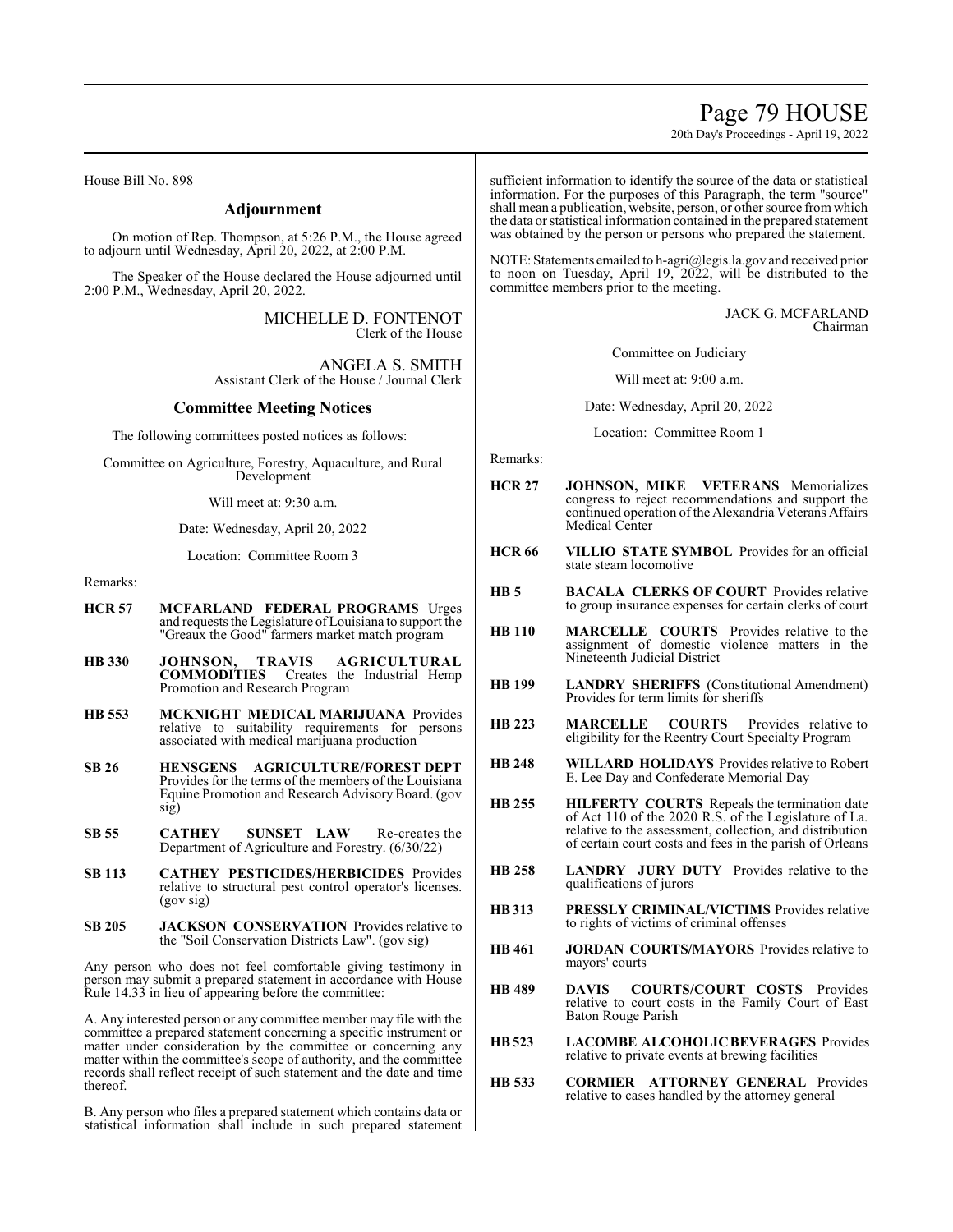House Bill No. 898

## Adjournment

On motion of Rep. Thompson, at 5:26 P.M., the House agreed to adjourn until Wednesday, April 20, 2022, at 2:00 P.M.

The Speaker of the House declared the House adjourned until 2:00 P.M., Wednesday, April 20, 2022.

MICHELLE D. FONTENOT
Clerk of the House

ANGELA S. SMITH
Assistant Clerk of the House / Journal Clerk

## Committee Meeting Notices

The following committees posted notices as follows:

Committee on Agriculture, Forestry, Aquaculture, and Rural Development

Will meet at: 9:30 a.m.

Date: Wednesday, April 20, 2022

Location: Committee Room 3

Remarks:

**HCR 57** **MCFARLAND FEDERAL PROGRAMS** Urges and requests the Legislature of Louisiana to support the "Greaux the Good" farmers market match program

**HB 330** **JOHNSON, TRAVIS AGRICULTURAL COMMODITIES** Creates the Industrial Hemp Promotion and Research Program

**HB 553** **MCKNIGHT MEDICAL MARIJUANA** Provides relative to suitability requirements for persons associated with medical marijuana production

**SB 26** **HENSGENS AGRICULTURE/FOREST DEPT** Provides for the terms of the members of the Louisiana Equine Promotion and Research Advisory Board. (gov sig)

**SB 55** **CATHEY SUNSET LAW** Re-creates the Department of Agriculture and Forestry. (6/30/22)

**SB 113** **CATHEY PESTICIDES/HERBICIDES** Provides relative to structural pest control operator's licenses. (gov sig)

**SB 205** **JACKSON CONSERVATION** Provides relative to the "Soil Conservation Districts Law". (gov sig)

Any person who does not feel comfortable giving testimony in person may submit a prepared statement in accordance with House Rule 14.33 in lieu of appearing before the committee:

A. Any interested person or any committee member may file with the committee a prepared statement concerning a specific instrument or matter under consideration by the committee or concerning any matter within the committee's scope of authority, and the committee records shall reflect receipt of such statement and the date and time thereof.

B. Any person who files a prepared statement which contains data or statistical information shall include in such prepared statement sufficient information to identify the source of the data or statistical information. For the purposes of this Paragraph, the term "source" shall mean a publication, website, person, or other source from which the data or statistical information contained in the prepared statement was obtained by the person or persons who prepared the statement.

NOTE: Statements emailed to h-agri@legis.la.gov and received prior to noon on Tuesday, April 19, 2022, will be distributed to the committee members prior to the meeting.

JACK G. MCFARLAND
Chairman

Committee on Judiciary

Will meet at: 9:00 a.m.

Date: Wednesday, April 20, 2022

Location: Committee Room 1

Remarks:

**HCR 27** **JOHNSON, MIKE VETERANS** Memorializes congress to reject recommendations and support the continued operation of the Alexandria Veterans Affairs Medical Center

**HCR 66** **VILLIO STATE SYMBOL** Provides for an official state steam locomotive

**HB 5** **BACALA CLERKS OF COURT** Provides relative to group insurance expenses for certain clerks of court

**HB 110** **MARCELLE COURTS** Provides relative to the assignment of domestic violence matters in the Nineteenth Judicial District

**HB 199** **LANDRY SHERIFFS** (Constitutional Amendment) Provides for term limits for sheriffs

**HB 223** **MARCELLE COURTS** Provides relative to eligibility for the Reentry Court Specialty Program

**HB 248** **WILLARD HOLIDAYS** Provides relative to Robert E. Lee Day and Confederate Memorial Day

**HB 255** **HILFERTY COURTS** Repeals the termination date of Act 110 of the 2020 R.S. of the Legislature of La. relative to the assessment, collection, and distribution of certain court costs and fees in the parish of Orleans

**HB 258** **LANDRY JURY DUTY** Provides relative to the qualifications of jurors

**HB 313** **PRESSLY CRIMINAL/VICTIMS** Provides relative to rights of victims of criminal offenses

**HB 461** **JORDAN COURTS/MAYORS** Provides relative to mayors' courts

**HB 489** **DAVIS COURTS/COURT COSTS** Provides relative to court costs in the Family Court of East Baton Rouge Parish

**HB 523** **LACOMBE ALCOHOLIC BEVERAGES** Provides relative to private events at brewing facilities

**HB 533** **CORMIER ATTORNEY GENERAL** Provides relative to cases handled by the attorney general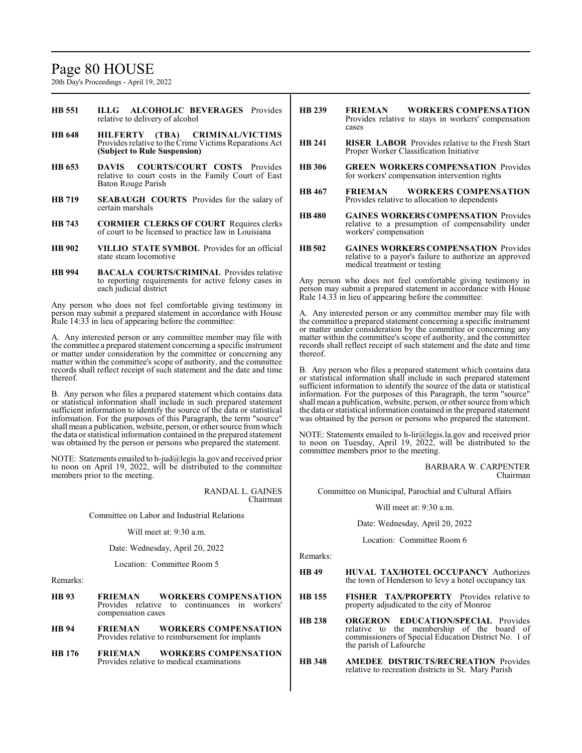**HB 551** **ILLG ALCOHOLIC BEVERAGES** Provides relative to delivery of alcohol

**HB 648** **HILFERTY (TBA) CRIMINAL/VICTIMS** Provides relative to the Crime Victims Reparations Act **(Subject to Rule Suspension)**

**HB 653** **DAVIS COURTS/COURT COSTS** Provides relative to court costs in the Family Court of East Baton Rouge Parish

**HB 719** **SEABAUGH COURTS** Provides for the salary of certain marshals

**HB 743** **CORMIER CLERKS OF COURT** Requires clerks of court to be licensed to practice law in Louisiana

**HB 902** **VILLIO STATE SYMBOL** Provides for an official state steam locomotive

**HB 994** **BACALA COURTS/CRIMINAL** Provides relative to reporting requirements for active felony cases in each judicial district

Any person who does not feel comfortable giving testimony in person may submit a prepared statement in accordance with House Rule 14:33 in lieu of appearing before the committee:

A. Any interested person or any committee member may file with the committee a prepared statement concerning a specific instrument or matter under consideration by the committee or concerning any matter within the committee's scope of authority, and the committee records shall reflect receipt of such statement and the date and time thereof.

B. Any person who files a prepared statement which contains data or statistical information shall include in such prepared statement sufficient information to identify the source of the data or statistical information. For the purposes of this Paragraph, the term "source" shall mean a publication, website, person, or other source from which the data or statistical information contained in the prepared statement was obtained by the person or persons who prepared the statement.

NOTE: Statements emailed to h-jud@legis.la.gov and received prior to noon on April 19, 2022, will be distributed to the committee members prior to the meeting.

RANDAL L. GAINES
Chairman

Committee on Labor and Industrial Relations

Will meet at: 9:30 a.m.

Date: Wednesday, April 20, 2022

Location: Committee Room 5

Remarks:

**HB 93** **FRIEMAN WORKERS COMPENSATION** Provides relative to continuances in workers' compensation cases

**HB 94** **FRIEMAN WORKERS COMPENSATION** Provides relative to reimbursement for implants

**HB 176** **FRIEMAN WORKERS COMPENSATION** Provides relative to medical examinations

**HB 239** **FRIEMAN WORKERS COMPENSATION** Provides relative to stays in workers' compensation cases

**HB 241** **RISER LABOR** Provides relative to the Fresh Start Proper Worker Classification Initiative

**HB 306** **GREEN WORKERS COMPENSATION** Provides for workers' compensation intervention rights

**HB 467** **FRIEMAN WORKERS COMPENSATION** Provides relative to allocation to dependents

**HB 480** **GAINES WORKERS COMPENSATION** Provides relative to a presumption of compensability under workers' compensation

**HB 502** **GAINES WORKERS COMPENSATION** Provides relative to a payor's failure to authorize an approved medical treatment or testing

Any person who does not feel comfortable giving testimony in person may submit a prepared statement in accordance with House Rule 14.33 in lieu of appearing before the committee:

A. Any interested person or any committee member may file with the committee a prepared statement concerning a specific instrument or matter under consideration by the committee or concerning any matter within the committee's scope of authority, and the committee records shall reflect receipt of such statement and the date and time thereof.

B. Any person who files a prepared statement which contains data or statistical information shall include in such prepared statement sufficient information to identify the source of the data or statistical information. For the purposes of this Paragraph, the term "source" shall mean a publication, website, person, or other source from which the data or statistical information contained in the prepared statement was obtained by the person or persons who prepared the statement.

NOTE: Statements emailed to h-lir@legis.la.gov and received prior to noon on Tuesday, April 19, 2022, will be distributed to the committee members prior to the meeting.

BARBARA W. CARPENTER
Chairman

Committee on Municipal, Parochial and Cultural Affairs

Will meet at: 9:30 a.m.

Date: Wednesday, April 20, 2022

Location: Committee Room 6

Remarks:

**HB 49** **HUVAL TAX/HOTEL OCCUPANCY** Authorizes the town of Henderson to levy a hotel occupancy tax

**HB 155** **FISHER TAX/PROPERTY** Provides relative to property adjudicated to the city of Monroe

**HB 238** **ORGERON EDUCATION/SPECIAL** Provides relative to the membership of the board of commissioners of Special Education District No. 1 of the parish of Lafourche

**HB 348** **AMEDEE DISTRICTS/RECREATION** Provides relative to recreation districts in St. Mary Parish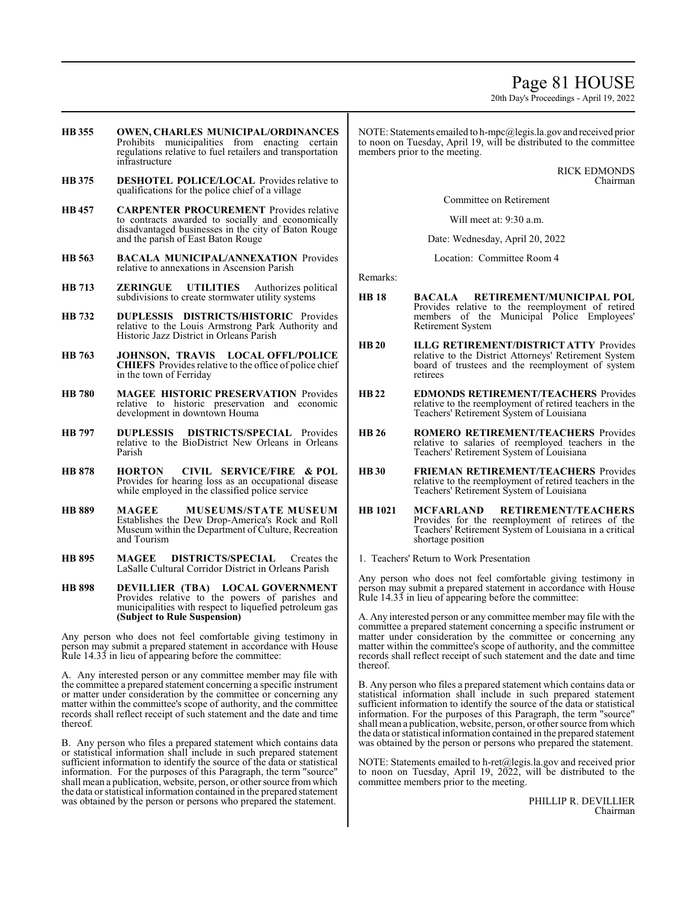**HB 355** **OWEN, CHARLES MUNICIPAL/ORDINANCES** Prohibits municipalities from enacting certain regulations relative to fuel retailers and transportation infrastructure

**HB 375** **DESHOTEL POLICE/LOCAL** Provides relative to qualifications for the police chief of a village

**HB 457** **CARPENTER PROCUREMENT** Provides relative to contracts awarded to socially and economically disadvantaged businesses in the city of Baton Rouge and the parish of East Baton Rouge

**HB 563** **BACALA MUNICIPAL/ANNEXATION** Provides relative to annexations in Ascension Parish

**HB 713** **ZERINGUE UTILITIES** Authorizes political subdivisions to create stormwater utility systems

**HB 732** **DUPLESSIS DISTRICTS/HISTORIC** Provides relative to the Louis Armstrong Park Authority and Historic Jazz District in Orleans Parish

**HB 763** **JOHNSON, TRAVIS LOCAL OFFL/POLICE CHIEFS** Provides relative to the office of police chief in the town of Ferriday

**HB 780** **MAGEE HISTORIC PRESERVATION** Provides relative to historic preservation and economic development in downtown Houma

**HB 797** **DUPLESSIS DISTRICTS/SPECIAL** Provides relative to the BioDistrict New Orleans in Orleans Parish

**HB 878** **HORTON CIVIL SERVICE/FIRE & POL** Provides for hearing loss as an occupational disease while employed in the classified police service

**HB 889** **MAGEE MUSEUMS/STATE MUSEUM** Establishes the Dew Drop-America's Rock and Roll Museum within the Department of Culture, Recreation and Tourism

**HB 895** **MAGEE DISTRICTS/SPECIAL** Creates the LaSalle Cultural Corridor District in Orleans Parish

**HB 898** **DEVILLIER (TBA) LOCAL GOVERNMENT** Provides relative to the powers of parishes and municipalities with respect to liquefied petroleum gas **(Subject to Rule Suspension)**

Any person who does not feel comfortable giving testimony in person may submit a prepared statement in accordance with House Rule 14.33 in lieu of appearing before the committee:

A. Any interested person or any committee member may file with the committee a prepared statement concerning a specific instrument or matter under consideration by the committee or concerning any matter within the committee's scope of authority, and the committee records shall reflect receipt of such statement and the date and time thereof.

B. Any person who files a prepared statement which contains data or statistical information shall include in such prepared statement sufficient information to identify the source of the data or statistical information. For the purposes of this Paragraph, the term "source" shall mean a publication, website, person, or other source from which the data or statistical information contained in the prepared statement was obtained by the person or persons who prepared the statement.

NOTE: Statements emailed to h-mpc@legis.la.gov and received prior to noon on Tuesday, April 19, will be distributed to the committee members prior to the meeting.

RICK EDMONDS
Chairman

Committee on Retirement

Will meet at: 9:30 a.m.

Date: Wednesday, April 20, 2022

Location: Committee Room 4

Remarks:

**HB 18** **BACALA RETIREMENT/MUNICIPAL POL** Provides relative to the reemployment of retired members of the Municipal Police Employees' Retirement System

**HB 20** **ILLG RETIREMENT/DISTRICT ATTY** Provides relative to the District Attorneys' Retirement System board of trustees and the reemployment of system retirees

**HB 22** **EDMONDS RETIREMENT/TEACHERS** Provides relative to the reemployment of retired teachers in the Teachers' Retirement System of Louisiana

**HB 26** **ROMERO RETIREMENT/TEACHERS** Provides relative to salaries of reemployed teachers in the Teachers' Retirement System of Louisiana

**HB 30** **FRIEMAN RETIREMENT/TEACHERS** Provides relative to the reemployment of retired teachers in the Teachers' Retirement System of Louisiana

**HB 1021** **MCFARLAND RETIREMENT/TEACHERS** Provides for the reemployment of retirees of the Teachers' Retirement System of Louisiana in a critical shortage position

1. Teachers' Return to Work Presentation

Any person who does not feel comfortable giving testimony in person may submit a prepared statement in accordance with House Rule 14.33 in lieu of appearing before the committee:

A. Any interested person or any committee member may file with the committee a prepared statement concerning a specific instrument or matter under consideration by the committee or concerning any matter within the committee's scope of authority, and the committee records shall reflect receipt of such statement and the date and time thereof.

B. Any person who files a prepared statement which contains data or statistical information shall include in such prepared statement sufficient information to identify the source of the data or statistical information. For the purposes of this Paragraph, the term "source" shall mean a publication, website, person, or other source from which the data or statistical information contained in the prepared statement was obtained by the person or persons who prepared the statement.

NOTE: Statements emailed to h-ret@legis.la.gov and received prior to noon on Tuesday, April 19, 2022, will be distributed to the committee members prior to the meeting.

PHILLIP R. DEVILLIER
Chairman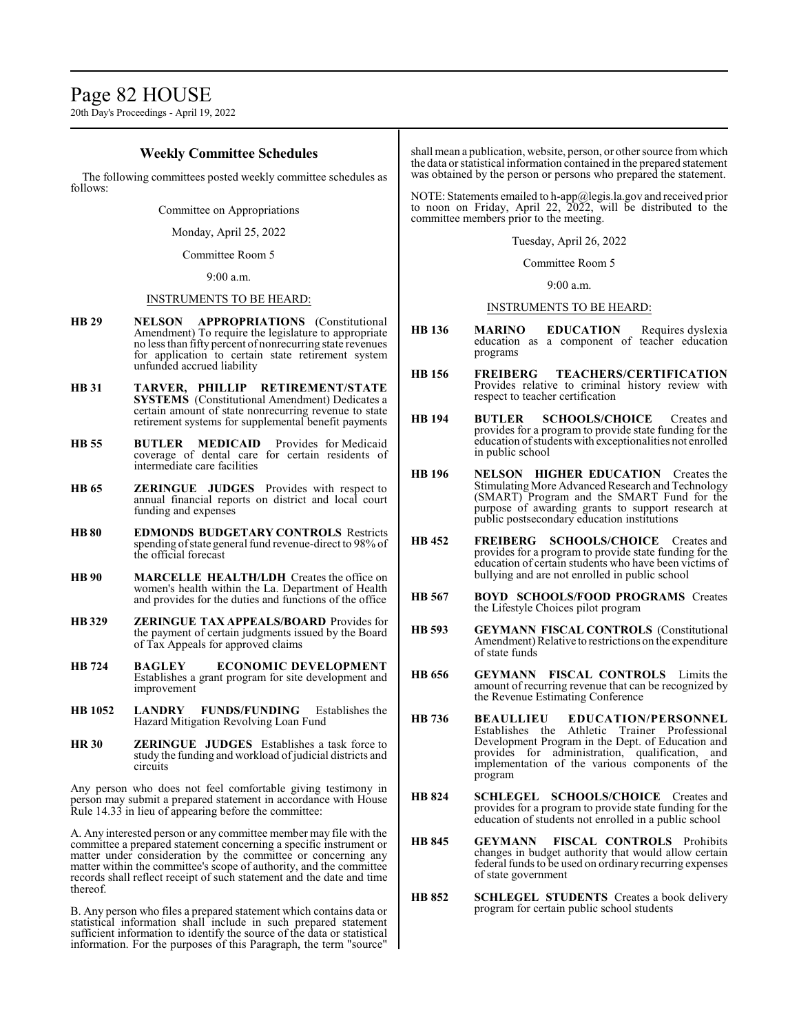## Weekly Committee Schedules

The following committees posted weekly committee schedules as follows:

Committee on Appropriations

Monday, April 25, 2022

Committee Room 5

9:00 a.m.

INSTRUMENTS TO BE HEARD:

**HB 29** **NELSON APPROPRIATIONS** (Constitutional Amendment) To require the legislature to appropriate no less than fifty percent of nonrecurring state revenues for application to certain state retirement system unfunded accrued liability

**HB 31** **TARVER, PHILLIP RETIREMENT/STATE SYSTEMS** (Constitutional Amendment) Dedicates a certain amount of state nonrecurring revenue to state retirement systems for supplemental benefit payments

**HB 55** **BUTLER MEDICAID** Provides for Medicaid coverage of dental care for certain residents of intermediate care facilities

**HB 65** **ZERINGUE JUDGES** Provides with respect to annual financial reports on district and local court funding and expenses

**HB 80** **EDMONDS BUDGETARY CONTROLS** Restricts spending of state general fund revenue-direct to 98% of the official forecast

**HB 90** **MARCELLE HEALTH/LDH** Creates the office on women's health within the La. Department of Health and provides for the duties and functions of the office

**HB 329** **ZERINGUE TAX APPEALS/BOARD** Provides for the payment of certain judgments issued by the Board of Tax Appeals for approved claims

**HB 724** **BAGLEY ECONOMIC DEVELOPMENT** Establishes a grant program for site development and improvement

**HB 1052** **LANDRY FUNDS/FUNDING** Establishes the Hazard Mitigation Revolving Loan Fund

**HR 30** **ZERINGUE JUDGES** Establishes a task force to study the funding and workload of judicial districts and circuits

Any person who does not feel comfortable giving testimony in person may submit a prepared statement in accordance with House Rule 14.33 in lieu of appearing before the committee:

A. Any interested person or any committee member may file with the committee a prepared statement concerning a specific instrument or matter under consideration by the committee or concerning any matter within the committee's scope of authority, and the committee records shall reflect receipt of such statement and the date and time thereof.

B. Any person who files a prepared statement which contains data or statistical information shall include in such prepared statement sufficient information to identify the source of the data or statistical information. For the purposes of this Paragraph, the term "source" shall mean a publication, website, person, or other source from which the data or statistical information contained in the prepared statement was obtained by the person or persons who prepared the statement.

NOTE: Statements emailed to h-app@legis.la.gov and received prior to noon on Friday, April 22, 2022, will be distributed to the committee members prior to the meeting.

Tuesday, April 26, 2022

Committee Room 5

9:00 a.m.

INSTRUMENTS TO BE HEARD:

**HB 136** **MARINO EDUCATION** Requires dyslexia education as a component of teacher education programs

**HB 156** **FREIBERG TEACHERS/CERTIFICATION** Provides relative to criminal history review with respect to teacher certification

**HB 194** **BUTLER SCHOOLS/CHOICE** Creates and provides for a program to provide state funding for the education of students with exceptionalities not enrolled in public school

**HB 196** **NELSON HIGHER EDUCATION** Creates the Stimulating More Advanced Research and Technology (SMART) Program and the SMART Fund for the purpose of awarding grants to support research at public postsecondary education institutions

**HB 452** **FREIBERG SCHOOLS/CHOICE** Creates and provides for a program to provide state funding for the education of certain students who have been victims of bullying and are not enrolled in public school

**HB 567** **BOYD SCHOOLS/FOOD PROGRAMS** Creates the Lifestyle Choices pilot program

**HB 593** **GEYMANN FISCAL CONTROLS** (Constitutional Amendment) Relative to restrictions on the expenditure of state funds

**HB 656** **GEYMANN FISCAL CONTROLS** Limits the amount of recurring revenue that can be recognized by the Revenue Estimating Conference

**HB 736** **BEAULLIEU EDUCATION/PERSONNEL** Establishes the Athletic Trainer Professional Development Program in the Dept. of Education and provides for administration, qualification, and implementation of the various components of the program

**HB 824** **SCHLEGEL SCHOOLS/CHOICE** Creates and provides for a program to provide state funding for the education of students not enrolled in a public school

**HB 845** **GEYMANN FISCAL CONTROLS** Prohibits changes in budget authority that would allow certain federal funds to be used on ordinary recurring expenses of state government

**HB 852** **SCHLEGEL STUDENTS** Creates a book delivery program for certain public school students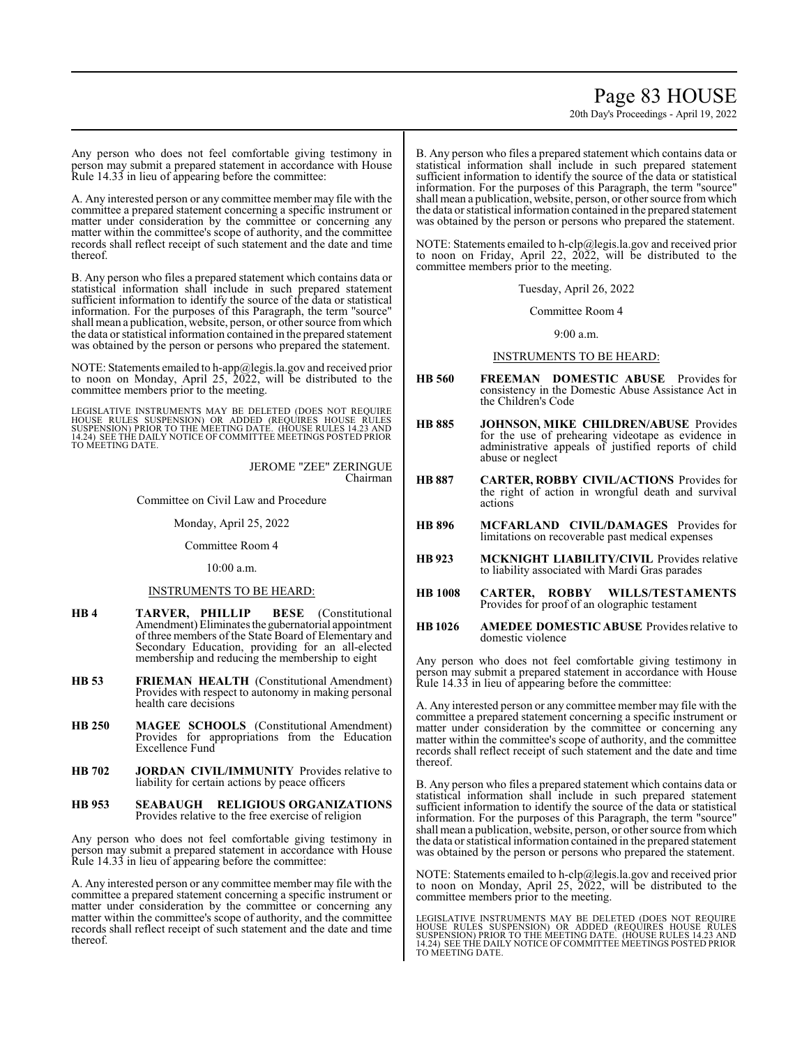Any person who does not feel comfortable giving testimony in person may submit a prepared statement in accordance with House Rule 14.33 in lieu of appearing before the committee:

A. Any interested person or any committee member may file with the committee a prepared statement concerning a specific instrument or matter under consideration by the committee or concerning any matter within the committee's scope of authority, and the committee records shall reflect receipt of such statement and the date and time thereof.

B. Any person who files a prepared statement which contains data or statistical information shall include in such prepared statement sufficient information to identify the source of the data or statistical information. For the purposes of this Paragraph, the term "source" shall mean a publication, website, person, or other source from which the data or statistical information contained in the prepared statement was obtained by the person or persons who prepared the statement.

NOTE: Statements emailed to h-app@legis.la.gov and received prior to noon on Monday, April 25, 2022, will be distributed to the committee members prior to the meeting.

LEGISLATIVE INSTRUMENTS MAY BE DELETED (DOES NOT REQUIRE HOUSE RULES SUSPENSION) OR ADDED (REQUIRES HOUSE RULES SUSPENSION) PRIOR TO THE MEETING DATE. (HOUSE RULES 14.23 AND 14.24) SEE THE DAILY NOTICE OF COMMITTEE MEETINGS POSTED PRIOR TO MEETING DATE.

JEROME "ZEE" ZERINGUE
Chairman

Committee on Civil Law and Procedure

Monday, April 25, 2022

Committee Room 4

10:00 a.m.

INSTRUMENTS TO BE HEARD:

**HB 4** **TARVER, PHILLIP BESE** (Constitutional Amendment) Eliminates the gubernatorial appointment of three members of the State Board of Elementary and Secondary Education, providing for an all-elected membership and reducing the membership to eight

**HB 53** **FRIEMAN HEALTH** (Constitutional Amendment) Provides with respect to autonomy in making personal health care decisions

**HB 250** **MAGEE SCHOOLS** (Constitutional Amendment) Provides for appropriations from the Education Excellence Fund

**HB 702** **JORDAN CIVIL/IMMUNITY** Provides relative to liability for certain actions by peace officers

**HB 953** **SEABAUGH RELIGIOUS ORGANIZATIONS** Provides relative to the free exercise of religion

Any person who does not feel comfortable giving testimony in person may submit a prepared statement in accordance with House Rule 14.33 in lieu of appearing before the committee:

A. Any interested person or any committee member may file with the committee a prepared statement concerning a specific instrument or matter under consideration by the committee or concerning any matter within the committee's scope of authority, and the committee records shall reflect receipt of such statement and the date and time thereof.

B. Any person who files a prepared statement which contains data or statistical information shall include in such prepared statement sufficient information to identify the source of the data or statistical information. For the purposes of this Paragraph, the term "source" shall mean a publication, website, person, or other source from which the data or statistical information contained in the prepared statement was obtained by the person or persons who prepared the statement.

NOTE: Statements emailed to h-clp@legis.la.gov and received prior to noon on Friday, April 22, 2022, will be distributed to the committee members prior to the meeting.

Tuesday, April 26, 2022

Committee Room 4

9:00 a.m.

INSTRUMENTS TO BE HEARD:

**HB 560** **FREEMAN DOMESTIC ABUSE** Provides for consistency in the Domestic Abuse Assistance Act in the Children's Code

**HB 885** **JOHNSON, MIKE CHILDREN/ABUSE** Provides for the use of prehearing videotape as evidence in administrative appeals of justified reports of child abuse or neglect

**HB 887** **CARTER, ROBBY CIVIL/ACTIONS** Provides for the right of action in wrongful death and survival actions

**HB 896** **MCFARLAND CIVIL/DAMAGES** Provides for limitations on recoverable past medical expenses

**HB 923** **MCKNIGHT LIABILITY/CIVIL** Provides relative to liability associated with Mardi Gras parades

**HB 1008** **CARTER, ROBBY WILLS/TESTAMENTS** Provides for proof of an olographic testament

**HB 1026** **AMEDEE DOMESTIC ABUSE** Provides relative to domestic violence

Any person who does not feel comfortable giving testimony in person may submit a prepared statement in accordance with House Rule 14.33 in lieu of appearing before the committee:

A. Any interested person or any committee member may file with the committee a prepared statement concerning a specific instrument or matter under consideration by the committee or concerning any matter within the committee's scope of authority, and the committee records shall reflect receipt of such statement and the date and time thereof.

B. Any person who files a prepared statement which contains data or statistical information shall include in such prepared statement sufficient information to identify the source of the data or statistical information. For the purposes of this Paragraph, the term "source" shall mean a publication, website, person, or other source from which the data or statistical information contained in the prepared statement was obtained by the person or persons who prepared the statement.

NOTE: Statements emailed to h-clp@legis.la.gov and received prior to noon on Monday, April 25, 2022, will be distributed to the committee members prior to the meeting.

LEGISLATIVE INSTRUMENTS MAY BE DELETED (DOES NOT REQUIRE HOUSE RULES SUSPENSION) OR ADDED (REQUIRES HOUSE RULES SUSPENSION) PRIOR TO THE MEETING DATE. (HOUSE RULES 14.23 AND 14.24) SEE THE DAILY NOTICE OF COMMITTEE MEETINGS POSTED PRIOR TO MEETING DATE.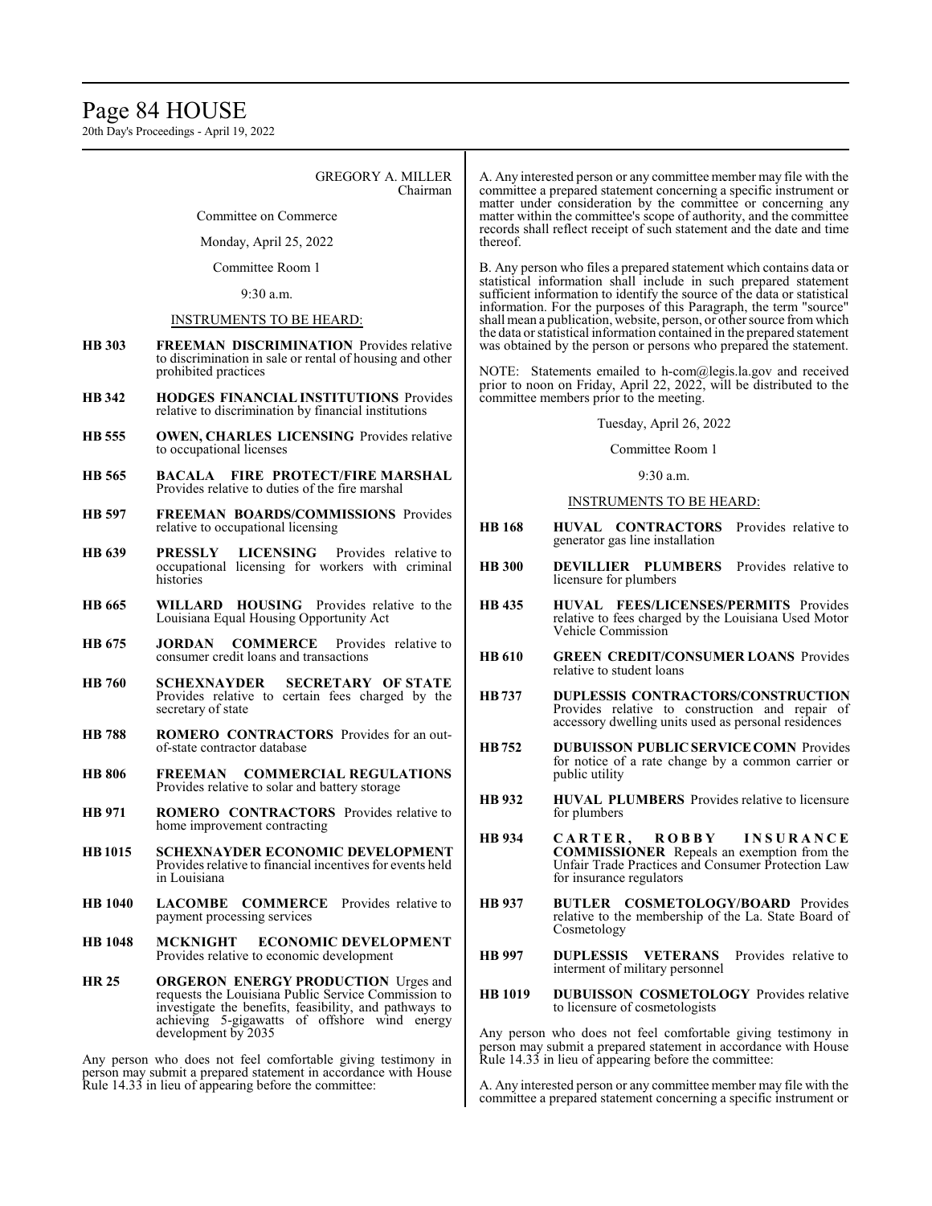GREGORY A. MILLER
Chairman

Committee on Commerce

Monday, April 25, 2022

Committee Room 1

9:30 a.m.

INSTRUMENTS TO BE HEARD:

| | |
|---|---|
| **HB 303** | **FREEMAN DISCRIMINATION** Provides relative to discrimination in sale or rental of housing and other prohibited practices |
| **HB 342** | **HODGES FINANCIAL INSTITUTIONS** Provides relative to discrimination by financial institutions |
| **HB 555** | **OWEN, CHARLES LICENSING** Provides relative to occupational licenses |
| **HB 565** | **BACALA FIRE PROTECT/FIRE MARSHAL** Provides relative to duties of the fire marshal |
| **HB 597** | **FREEMAN BOARDS/COMMISSIONS** Provides relative to occupational licensing |
| **HB 639** | **PRESSLY LICENSING** Provides relative to occupational licensing for workers with criminal histories |
| **HB 665** | **WILLARD HOUSING** Provides relative to the Louisiana Equal Housing Opportunity Act |
| **HB 675** | **JORDAN COMMERCE** Provides relative to consumer credit loans and transactions |
| **HB 760** | **SCHEXNAYDER SECRETARY OF STATE** Provides relative to certain fees charged by the secretary of state |
| **HB 788** | **ROMERO CONTRACTORS** Provides for an out-of-state contractor database |
| **HB 806** | **FREEMAN COMMERCIAL REGULATIONS** Provides relative to solar and battery storage |
| **HB 971** | **ROMERO CONTRACTORS** Provides relative to home improvement contracting |
| **HB 1015** | **SCHEXNAYDER ECONOMIC DEVELOPMENT** Provides relative to financial incentives for events held in Louisiana |
| **HB 1040** | **LACOMBE COMMERCE** Provides relative to payment processing services |
| **HB 1048** | **MCKNIGHT ECONOMIC DEVELOPMENT** Provides relative to economic development |
| **HR 25** | **ORGERON ENERGY PRODUCTION** Urges and requests the Louisiana Public Service Commission to investigate the benefits, feasibility, and pathways to achieving 5-gigawatts of offshore wind energy development by 2035 |

Any person who does not feel comfortable giving testimony in person may submit a prepared statement in accordance with House Rule 14.33 in lieu of appearing before the committee:

A. Any interested person or any committee member may file with the committee a prepared statement concerning a specific instrument or matter under consideration by the committee or concerning any matter within the committee's scope of authority, and the committee records shall reflect receipt of such statement and the date and time thereof.

B. Any person who files a prepared statement which contains data or statistical information shall include in such prepared statement sufficient information to identify the source of the data or statistical information. For the purposes of this Paragraph, the term "source" shall mean a publication, website, person, or other source from which the data or statistical information contained in the prepared statement was obtained by the person or persons who prepared the statement.

NOTE: Statements emailed to h-com@legis.la.gov and received prior to noon on Friday, April 22, 2022, will be distributed to the committee members prior to the meeting.

Tuesday, April 26, 2022

Committee Room 1

9:30 a.m.

INSTRUMENTS TO BE HEARD:

| | |
|---|---|
| **HB 168** | **HUVAL CONTRACTORS** Provides relative to generator gas line installation |
| **HB 300** | **DEVILLIER PLUMBERS** Provides relative to licensure for plumbers |
| **HB 435** | **HUVAL FEES/LICENSES/PERMITS** Provides relative to fees charged by the Louisiana Used Motor Vehicle Commission |
| **HB 610** | **GREEN CREDIT/CONSUMER LOANS** Provides relative to student loans |
| **HB 737** | **DUPLESSIS CONTRACTORS/CONSTRUCTION** Provides relative to construction and repair of accessory dwelling units used as personal residences |
| **HB 752** | **DUBUISSON PUBLIC SERVICE COMN** Provides for notice of a rate change by a common carrier or public utility |
| **HB 932** | **HUVAL PLUMBERS** Provides relative to licensure for plumbers |
| **HB 934** | **CARTER, ROBBY INSURANCE COMMISSIONER** Repeals an exemption from the Unfair Trade Practices and Consumer Protection Law for insurance regulators |
| **HB 937** | **BUTLER COSMETOLOGY/BOARD** Provides relative to the membership of the La. State Board of Cosmetology |
| **HB 997** | **DUPLESSIS VETERANS** Provides relative to interment of military personnel |
| **HB 1019** | **DUBUISSON COSMETOLOGY** Provides relative to licensure of cosmetologists |

Any person who does not feel comfortable giving testimony in person may submit a prepared statement in accordance with House Rule 14.33 in lieu of appearing before the committee:

A. Any interested person or any committee member may file with the committee a prepared statement concerning a specific instrument or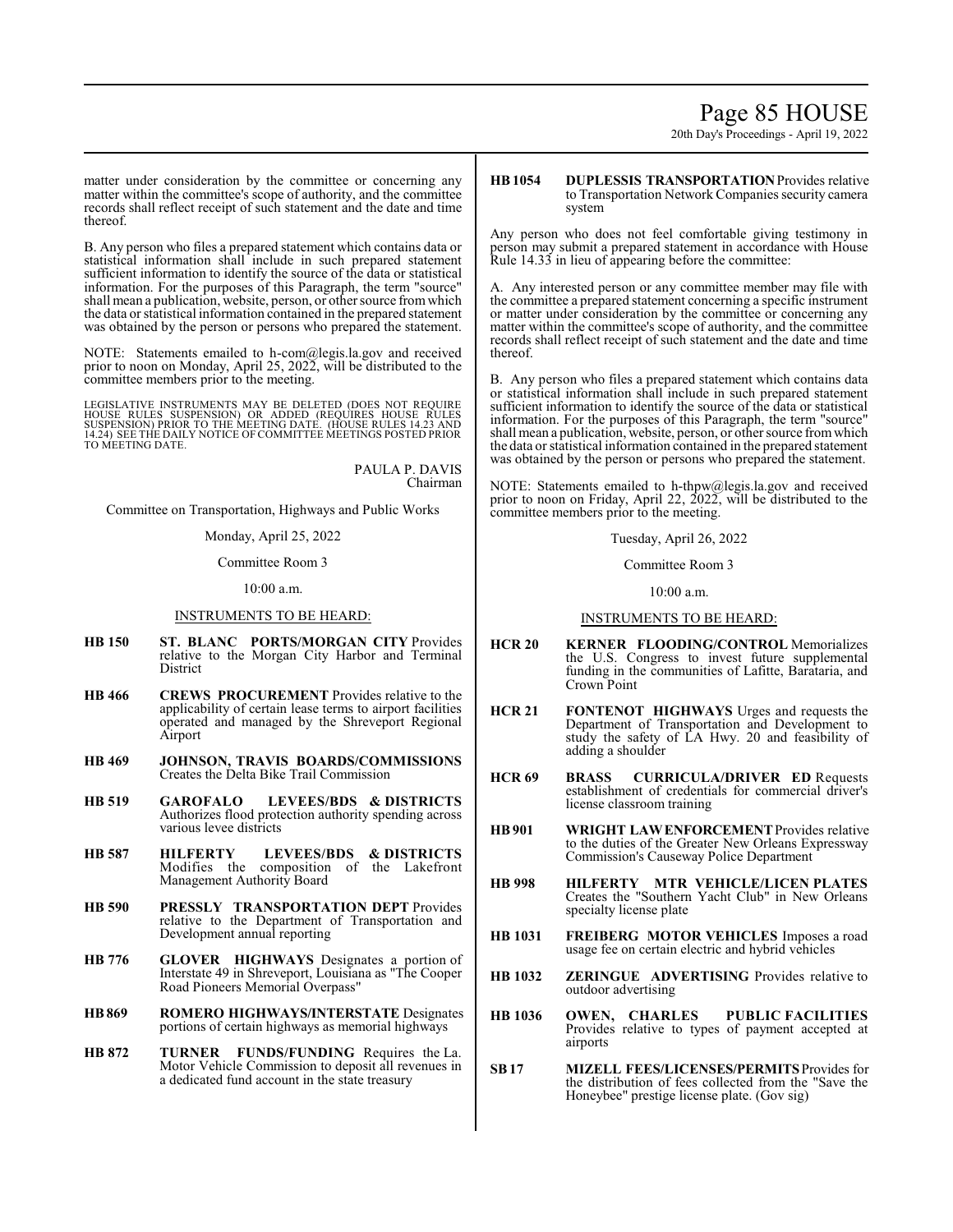matter under consideration by the committee or concerning any matter within the committee's scope of authority, and the committee records shall reflect receipt of such statement and the date and time thereof.

B. Any person who files a prepared statement which contains data or statistical information shall include in such prepared statement sufficient information to identify the source of the data or statistical information. For the purposes of this Paragraph, the term "source" shall mean a publication, website, person, or other source from which the data or statistical information contained in the prepared statement was obtained by the person or persons who prepared the statement.

NOTE: Statements emailed to h-com@legis.la.gov and received prior to noon on Monday, April 25, 2022, will be distributed to the committee members prior to the meeting.

LEGISLATIVE INSTRUMENTS MAY BE DELETED (DOES NOT REQUIRE HOUSE RULES SUSPENSION) OR ADDED (REQUIRES HOUSE RULES SUSPENSION) PRIOR TO THE MEETING DATE. (HOUSE RULES 14.23 AND 14.24) SEE THE DAILY NOTICE OF COMMITTEE MEETINGS POSTED PRIOR TO MEETING DATE.

PAULA P. DAVIS
Chairman

Committee on Transportation, Highways and Public Works

Monday, April 25, 2022

Committee Room 3

10:00 a.m.

INSTRUMENTS TO BE HEARD:

**HB 150** **ST. BLANC PORTS/MORGAN CITY** Provides relative to the Morgan City Harbor and Terminal District

**HB 466** **CREWS PROCUREMENT** Provides relative to the applicability of certain lease terms to airport facilities operated and managed by the Shreveport Regional Airport

**HB 469** **JOHNSON, TRAVIS BOARDS/COMMISSIONS** Creates the Delta Bike Trail Commission

**HB 519** **GAROFALO LEVEES/BDS & DISTRICTS** Authorizes flood protection authority spending across various levee districts

**HB 587** **HILFERTY LEVEES/BDS & DISTRICTS** Modifies the composition of the Lakefront Management Authority Board

**HB 590** **PRESSLY TRANSPORTATION DEPT** Provides relative to the Department of Transportation and Development annual reporting

**HB 776** **GLOVER HIGHWAYS** Designates a portion of Interstate 49 in Shreveport, Louisiana as "The Cooper Road Pioneers Memorial Overpass"

**HB 869** **ROMERO HIGHWAYS/INTERSTATE** Designates portions of certain highways as memorial highways

**HB 872** **TURNER FUNDS/FUNDING** Requires the La. Motor Vehicle Commission to deposit all revenues in a dedicated fund account in the state treasury

**HB 1054** **DUPLESSIS TRANSPORTATION** Provides relative to Transportation Network Companies security camera system

Any person who does not feel comfortable giving testimony in person may submit a prepared statement in accordance with House Rule 14.33 in lieu of appearing before the committee:

A. Any interested person or any committee member may file with the committee a prepared statement concerning a specific instrument or matter under consideration by the committee or concerning any matter within the committee's scope of authority, and the committee records shall reflect receipt of such statement and the date and time thereof.

B. Any person who files a prepared statement which contains data or statistical information shall include in such prepared statement sufficient information to identify the source of the data or statistical information. For the purposes of this Paragraph, the term "source" shall mean a publication, website, person, or other source from which the data or statistical information contained in the prepared statement was obtained by the person or persons who prepared the statement.

NOTE: Statements emailed to h-thpw@legis.la.gov and received prior to noon on Friday, April 22, 2022, will be distributed to the committee members prior to the meeting.

Tuesday, April 26, 2022

Committee Room 3

10:00 a.m.

INSTRUMENTS TO BE HEARD:

**HCR 20** **KERNER FLOODING/CONTROL** Memorializes the U.S. Congress to invest future supplemental funding in the communities of Lafitte, Barataria, and Crown Point

**HCR 21** **FONTENOT HIGHWAYS** Urges and requests the Department of Transportation and Development to study the safety of LA Hwy. 20 and feasibility of adding a shoulder

**HCR 69** **BRASS CURRICULA/DRIVER ED** Requests establishment of credentials for commercial driver's license classroom training

**HB 901** **WRIGHT LAW ENFORCEMENT** Provides relative to the duties of the Greater New Orleans Expressway Commission's Causeway Police Department

**HB 998** **HILFERTY MTR VEHICLE/LICEN PLATES** Creates the "Southern Yacht Club" in New Orleans specialty license plate

**HB 1031** **FREIBERG MOTOR VEHICLES** Imposes a road usage fee on certain electric and hybrid vehicles

**HB 1032** **ZERINGUE ADVERTISING** Provides relative to outdoor advertising

**HB 1036** **OWEN, CHARLES PUBLIC FACILITIES** Provides relative to types of payment accepted at airports

**SB 17** **MIZELL FEES/LICENSES/PERMITS** Provides for the distribution of fees collected from the "Save the Honeybee" prestige license plate. (Gov sig)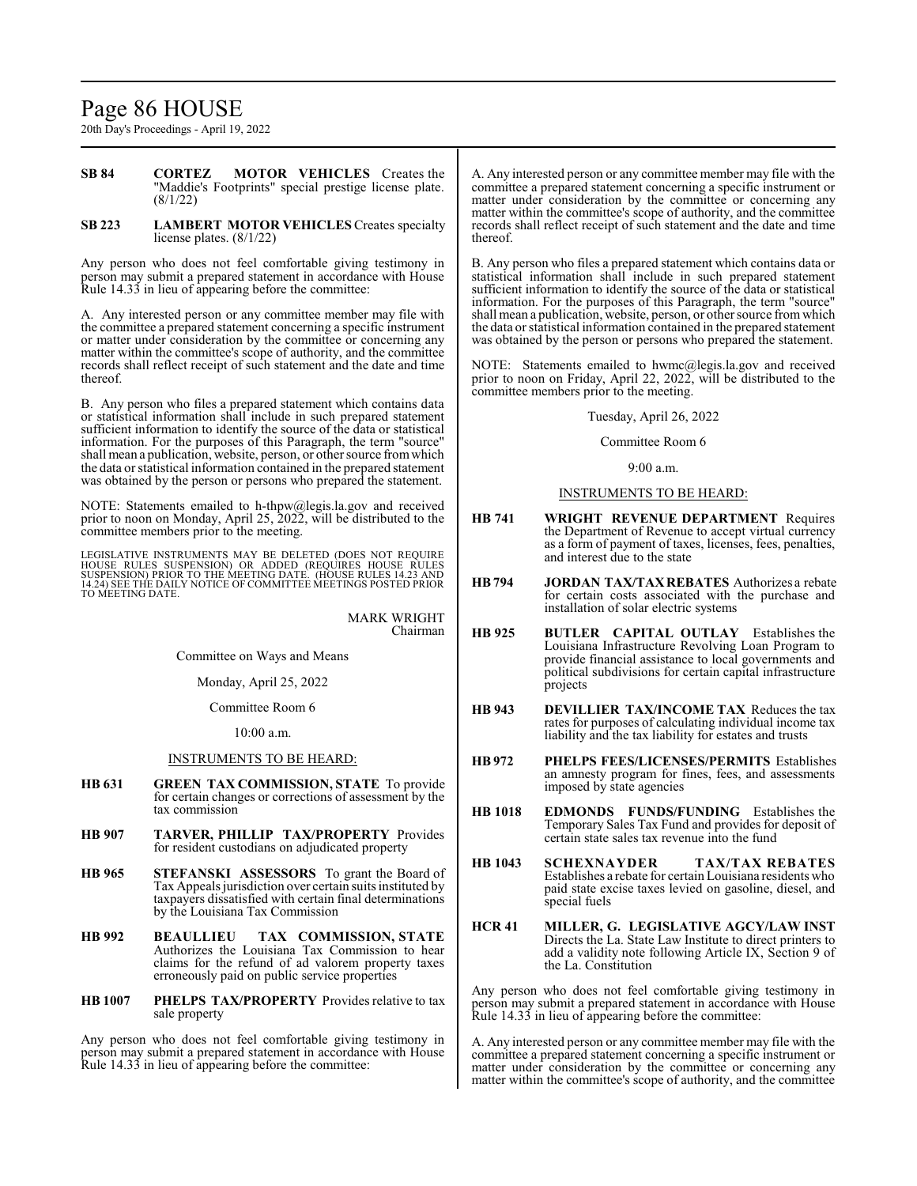**SB 84** **CORTEZ MOTOR VEHICLES** Creates the "Maddie's Footprints" special prestige license plate. (8/1/22)

**SB 223** **LAMBERT MOTOR VEHICLES** Creates specialty license plates. (8/1/22)

Any person who does not feel comfortable giving testimony in person may submit a prepared statement in accordance with House Rule 14.33 in lieu of appearing before the committee:

A. Any interested person or any committee member may file with the committee a prepared statement concerning a specific instrument or matter under consideration by the committee or concerning any matter within the committee's scope of authority, and the committee records shall reflect receipt of such statement and the date and time thereof.

B. Any person who files a prepared statement which contains data or statistical information shall include in such prepared statement sufficient information to identify the source of the data or statistical information. For the purposes of this Paragraph, the term "source" shall mean a publication, website, person, or other source from which the data or statistical information contained in the prepared statement was obtained by the person or persons who prepared the statement.

NOTE: Statements emailed to h-thpw@legis.la.gov and received prior to noon on Monday, April 25, 2022, will be distributed to the committee members prior to the meeting.

LEGISLATIVE INSTRUMENTS MAY BE DELETED (DOES NOT REQUIRE HOUSE RULES SUSPENSION) OR ADDED (REQUIRES HOUSE RULES SUSPENSION) PRIOR TO THE MEETING DATE. (HOUSE RULES 14.23 AND 14.24) SEE THE DAILY NOTICE OF COMMITTEE MEETINGS POSTED PRIOR TO MEETING DATE.

MARK WRIGHT
Chairman

Committee on Ways and Means

Monday, April 25, 2022

Committee Room 6

10:00 a.m.

INSTRUMENTS TO BE HEARD:

**HB 631** **GREEN TAX COMMISSION, STATE** To provide for certain changes or corrections of assessment by the tax commission

**HB 907** **TARVER, PHILLIP TAX/PROPERTY** Provides for resident custodians on adjudicated property

**HB 965** **STEFANSKI ASSESSORS** To grant the Board of Tax Appeals jurisdiction over certain suits instituted by taxpayers dissatisfied with certain final determinations by the Louisiana Tax Commission

**HB 992** **BEAULLIEU TAX COMMISSION, STATE** Authorizes the Louisiana Tax Commission to hear claims for the refund of ad valorem property taxes erroneously paid on public service properties

**HB 1007** **PHELPS TAX/PROPERTY** Provides relative to tax sale property

Any person who does not feel comfortable giving testimony in person may submit a prepared statement in accordance with House Rule 14.33 in lieu of appearing before the committee:

A. Any interested person or any committee member may file with the committee a prepared statement concerning a specific instrument or matter under consideration by the committee or concerning any matter within the committee's scope of authority, and the committee records shall reflect receipt of such statement and the date and time thereof.

B. Any person who files a prepared statement which contains data or statistical information shall include in such prepared statement sufficient information to identify the source of the data or statistical information. For the purposes of this Paragraph, the term "source" shall mean a publication, website, person, or other source from which the data or statistical information contained in the prepared statement was obtained by the person or persons who prepared the statement.

NOTE: Statements emailed to hwmc@legis.la.gov and received prior to noon on Friday, April 22, 2022, will be distributed to the committee members prior to the meeting.

Tuesday, April 26, 2022

Committee Room 6

9:00 a.m.

INSTRUMENTS TO BE HEARD:

**HB 741** **WRIGHT REVENUE DEPARTMENT** Requires the Department of Revenue to accept virtual currency as a form of payment of taxes, licenses, fees, penalties, and interest due to the state

**HB 794** **JORDAN TAX/TAX REBATES** Authorizes a rebate for certain costs associated with the purchase and installation of solar electric systems

**HB 925** **BUTLER CAPITAL OUTLAY** Establishes the Louisiana Infrastructure Revolving Loan Program to provide financial assistance to local governments and political subdivisions for certain capital infrastructure projects

**HB 943** **DEVILLIER TAX/INCOME TAX** Reduces the tax rates for purposes of calculating individual income tax liability and the tax liability for estates and trusts

**HB 972** **PHELPS FEES/LICENSES/PERMITS** Establishes an amnesty program for fines, fees, and assessments imposed by state agencies

**HB 1018** **EDMONDS FUNDS/FUNDING** Establishes the Temporary Sales Tax Fund and provides for deposit of certain state sales tax revenue into the fund

**HB 1043** **SCHEXNAYDER TAX/TAX REBATES** Establishes a rebate for certain Louisiana residents who paid state excise taxes levied on gasoline, diesel, and special fuels

**HCR 41** **MILLER, G. LEGISLATIVE AGCY/LAW INST** Directs the La. State Law Institute to direct printers to add a validity note following Article IX, Section 9 of the La. Constitution

Any person who does not feel comfortable giving testimony in person may submit a prepared statement in accordance with House Rule 14.33 in lieu of appearing before the committee:

A. Any interested person or any committee member may file with the committee a prepared statement concerning a specific instrument or matter under consideration by the committee or concerning any matter within the committee's scope of authority, and the committee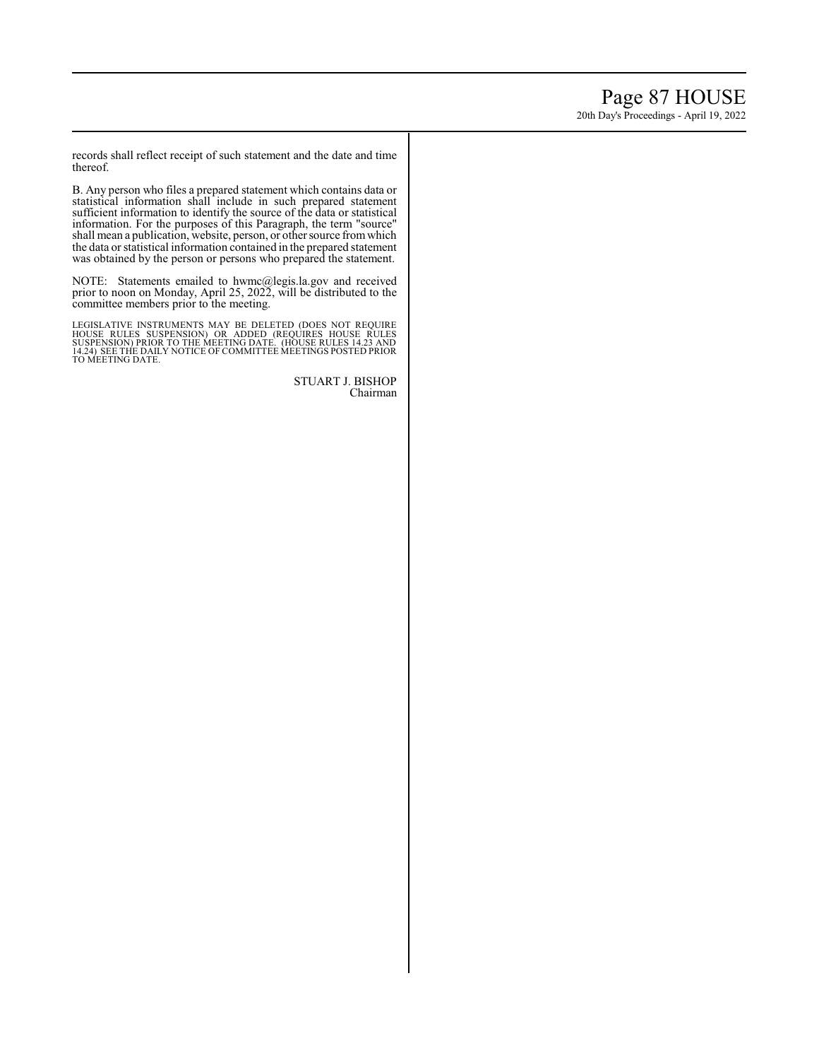records shall reflect receipt of such statement and the date and time thereof.

B. Any person who files a prepared statement which contains data or statistical information shall include in such prepared statement sufficient information to identify the source of the data or statistical information. For the purposes of this Paragraph, the term "source" shall mean a publication, website, person, or other source from which the data or statistical information contained in the prepared statement was obtained by the person or persons who prepared the statement.

NOTE: Statements emailed to hwmc@legis.la.gov and received prior to noon on Monday, April 25, 2022, will be distributed to the committee members prior to the meeting.

LEGISLATIVE INSTRUMENTS MAY BE DELETED (DOES NOT REQUIRE HOUSE RULES SUSPENSION) OR ADDED (REQUIRES HOUSE RULES SUSPENSION) PRIOR TO THE MEETING DATE. (HOUSE RULES 14.23 AND 14.24) SEE THE DAILY NOTICE OF COMMITTEE MEETINGS POSTED PRIOR TO MEETING DATE.

STUART J. BISHOP
Chairman